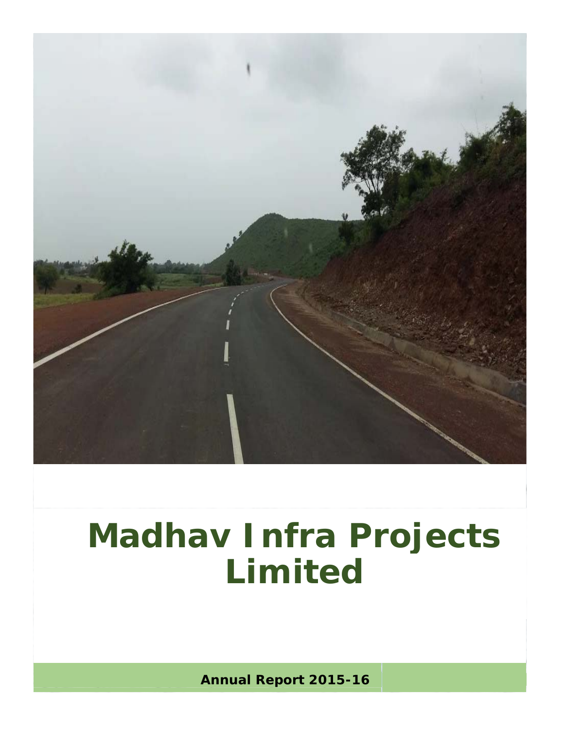# Madhav Infra Projects Limited

**Annual Report 2015-16**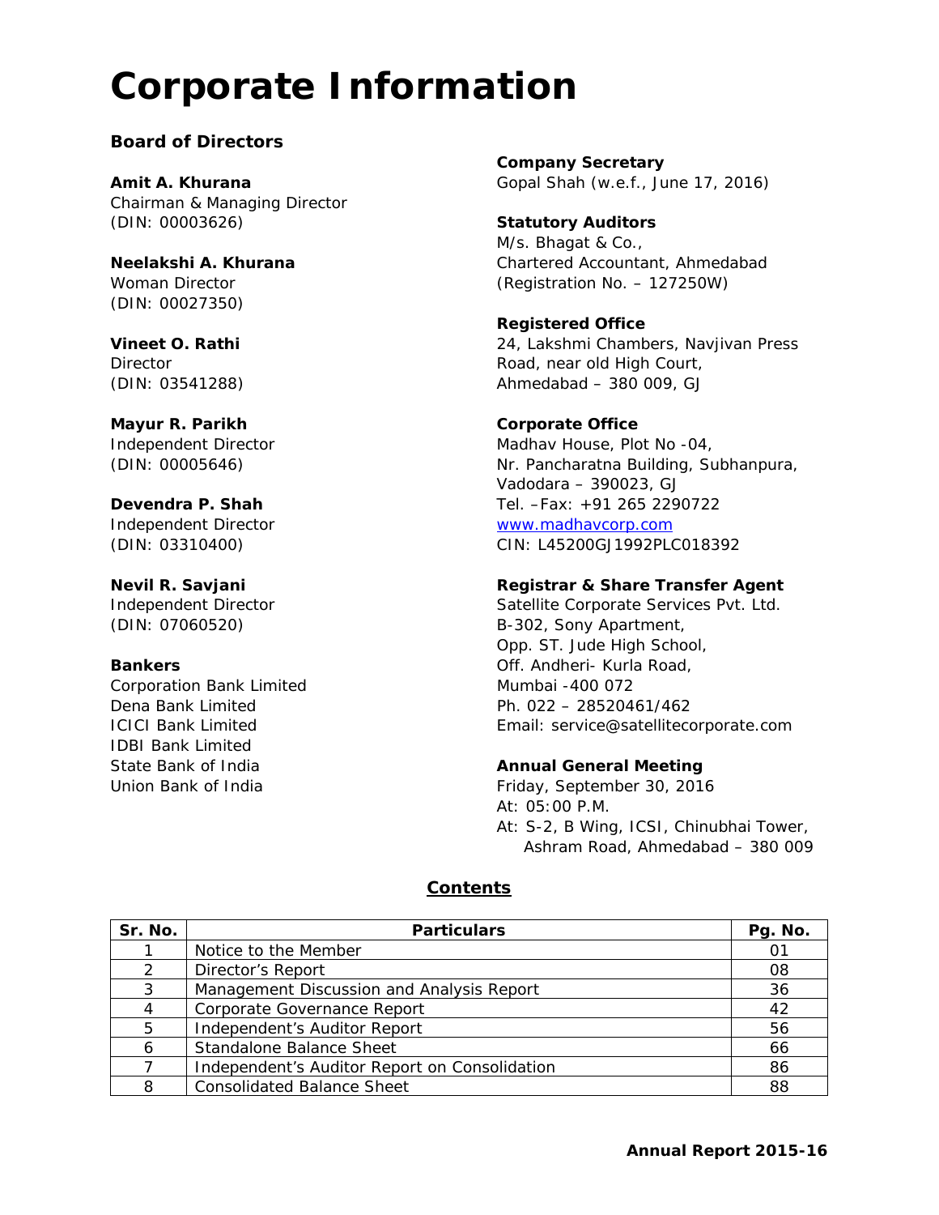# Corporate Information

## Board of Directors

**Amit A. Khurana**
Chairman & Managing Director
(DIN: 00003626)

**Neelakshi A. Khurana**
Woman Director
(DIN: 00027350)

**Vineet O. Rathi**
Director
(DIN: 03541288)

**Mayur R. Parikh**
Independent Director
(DIN: 00005646)

**Devendra P. Shah**
Independent Director
(DIN: 03310400)

**Nevil R. Savjani**
Independent Director
(DIN: 07060520)

**Bankers**
Corporation Bank Limited
Dena Bank Limited
ICICI Bank Limited
IDBI Bank Limited
State Bank of India
Union Bank of India

**Company Secretary**
Gopal Shah (w.e.f., June 17, 2016)

**Statutory Auditors**
M/s. Bhagat & Co.,
Chartered Accountant, Ahmedabad
(Registration No. – 127250W)

**Registered Office**
24, Lakshmi Chambers, Navjivan Press Road, near old High Court,
Ahmedabad – 380 009, GJ

**Corporate Office**
Madhav House, Plot No -04,
Nr. Pancharatna Building, Subhanpura,
Vadodara – 390023, GJ
Tel. –Fax: +91 265 2290722
www.madhavcorp.com
CIN: L45200GJ1992PLC018392

**Registrar & Share Transfer Agent**
Satellite Corporate Services Pvt. Ltd.
B-302, Sony Apartment,
Opp. ST. Jude High School,
Off. Andheri- Kurla Road,
Mumbai -400 072
Ph. 022 – 28520461/462
Email: service@satellitecorporate.com

**Annual General Meeting**
Friday, September 30, 2016
At: 05:00 P.M.
At: S-2, B Wing, ICSI, Chinubhai Tower, Ashram Road, Ahmedabad – 380 009

## Contents

| Sr. No. | Particulars | Pg. No. |
|---|---|---|
| 1 | Notice to the Member | 01 |
| 2 | Director's Report | 08 |
| 3 | Management Discussion and Analysis Report | 36 |
| 4 | Corporate Governance Report | 42 |
| 5 | Independent's Auditor Report | 56 |
| 6 | Standalone Balance Sheet | 66 |
| 7 | Independent's Auditor Report on Consolidation | 86 |
| 8 | Consolidated Balance Sheet | 88 |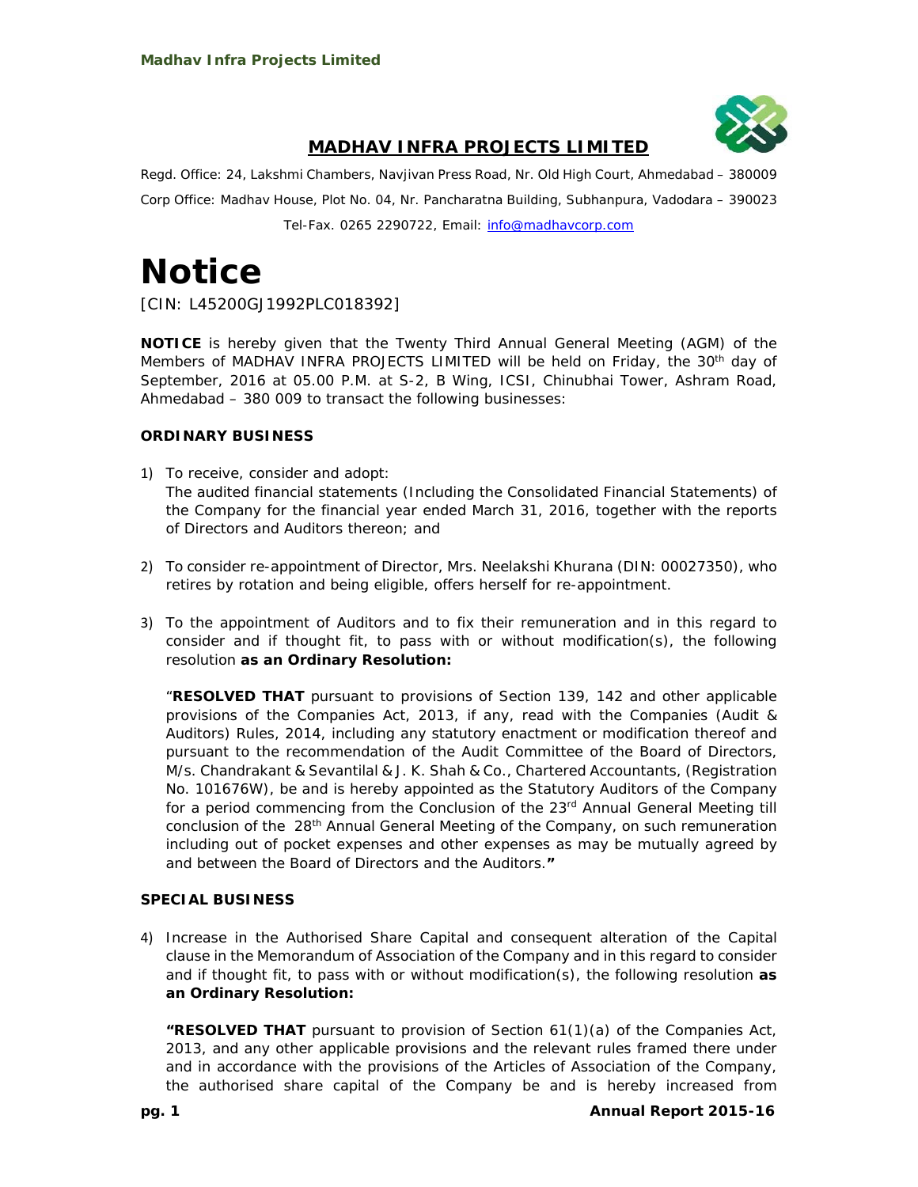## MADHAV INFRA PROJECTS LIMITED

Regd. Office: 24, Lakshmi Chambers, Navjivan Press Road, Nr. Old High Court, Ahmedabad – 380009

Corp Office: Madhav House, Plot No. 04, Nr. Pancharatna Building, Subhanpura, Vadodara – 390023

Tel-Fax. 0265 2290722, Email: info@madhavcorp.com

# Notice

[CIN: L45200GJ1992PLC018392]

**NOTICE** is hereby given that the Twenty Third Annual General Meeting (AGM) of the Members of MADHAV INFRA PROJECTS LIMITED will be held on Friday, the 30th day of September, 2016 at 05.00 P.M. at S-2, B Wing, ICSI, Chinubhai Tower, Ashram Road, Ahmedabad – 380 009 to transact the following businesses:

### ORDINARY BUSINESS

1) To receive, consider and adopt:
   The audited financial statements (Including the Consolidated Financial Statements) of the Company for the financial year ended March 31, 2016, together with the reports of Directors and Auditors thereon; and

2) To consider re-appointment of Director, Mrs. Neelakshi Khurana (DIN: 00027350), who retires by rotation and being eligible, offers herself for re-appointment.

3) To the appointment of Auditors and to fix their remuneration and in this regard to consider and if thought fit, to pass with or without modification(s), the following resolution **as an Ordinary Resolution:**

   "**RESOLVED THAT** pursuant to provisions of Section 139, 142 and other applicable provisions of the Companies Act, 2013, if any, read with the Companies (Audit & Auditors) Rules, 2014, including any statutory enactment or modification thereof and pursuant to the recommendation of the Audit Committee of the Board of Directors, M/s. Chandrakant & Sevantilal & J. K. Shah & Co., Chartered Accountants, (Registration No. 101676W), be and is hereby appointed as the Statutory Auditors of the Company for a period commencing from the Conclusion of the 23rd Annual General Meeting till conclusion of the 28th Annual General Meeting of the Company, on such remuneration including out of pocket expenses and other expenses as may be mutually agreed by and between the Board of Directors and the Auditors.**"**

### SPECIAL BUSINESS

4) Increase in the Authorised Share Capital and consequent alteration of the Capital clause in the Memorandum of Association of the Company and in this regard to consider and if thought fit, to pass with or without modification(s), the following resolution **as an Ordinary Resolution:**

   **"RESOLVED THAT** pursuant to provision of Section 61(1)(a) of the Companies Act, 2013, and any other applicable provisions and the relevant rules framed there under and in accordance with the provisions of the Articles of Association of the Company, the authorised share capital of the Company be and is hereby increased from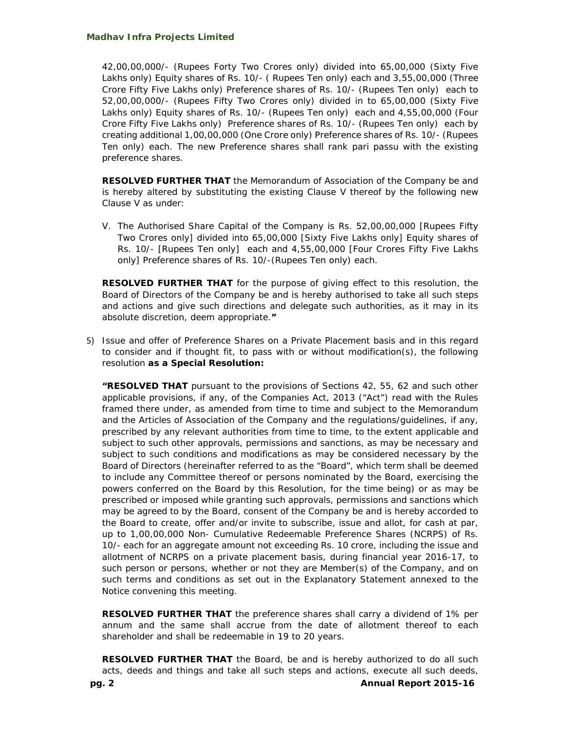42,00,00,000/- (Rupees Forty Two Crores only) divided into 65,00,000 (Sixty Five Lakhs only) Equity shares of Rs. 10/- ( Rupees Ten only) each and 3,55,00,000 (Three Crore Fifty Five Lakhs only) Preference shares of Rs. 10/- (Rupees Ten only) each to 52,00,00,000/- (Rupees Fifty Two Crores only) divided in to 65,00,000 (Sixty Five Lakhs only) Equity shares of Rs. 10/- (Rupees Ten only) each and 4,55,00,000 (Four Crore Fifty Five Lakhs only) Preference shares of Rs. 10/- (Rupees Ten only) each by creating additional 1,00,00,000 (One Crore only) Preference shares of Rs. 10/- (Rupees Ten only) each. The new Preference shares shall rank pari passu with the existing preference shares.

**RESOLVED FURTHER THAT** the Memorandum of Association of the Company be and is hereby altered by substituting the existing Clause V thereof by the following new Clause V as under:

V. The Authorised Share Capital of the Company is Rs. 52,00,00,000 [Rupees Fifty Two Crores only] divided into 65,00,000 [Sixty Five Lakhs only] Equity shares of Rs. 10/- [Rupees Ten only] each and 4,55,00,000 [Four Crores Fifty Five Lakhs only] Preference shares of Rs. 10/-(Rupees Ten only) each.

**RESOLVED FURTHER THAT** for the purpose of giving effect to this resolution, the Board of Directors of the Company be and is hereby authorised to take all such steps and actions and give such directions and delegate such authorities, as it may in its absolute discretion, deem appropriate.**"**

5) Issue and offer of Preference Shares on a Private Placement basis and in this regard to consider and if thought fit, to pass with or without modification(s), the following resolution **as a Special Resolution:**

**"RESOLVED THAT** pursuant to the provisions of Sections 42, 55, 62 and such other applicable provisions, if any, of the Companies Act, 2013 ("Act") read with the Rules framed there under, as amended from time to time and subject to the Memorandum and the Articles of Association of the Company and the regulations/guidelines, if any, prescribed by any relevant authorities from time to time, to the extent applicable and subject to such other approvals, permissions and sanctions, as may be necessary and subject to such conditions and modifications as may be considered necessary by the Board of Directors (hereinafter referred to as the "Board", which term shall be deemed to include any Committee thereof or persons nominated by the Board, exercising the powers conferred on the Board by this Resolution, for the time being) or as may be prescribed or imposed while granting such approvals, permissions and sanctions which may be agreed to by the Board, consent of the Company be and is hereby accorded to the Board to create, offer and/or invite to subscribe, issue and allot, for cash at par, up to 1,00,00,000 Non- Cumulative Redeemable Preference Shares (NCRPS) of Rs. 10/- each for an aggregate amount not exceeding Rs. 10 crore, including the issue and allotment of NCRPS on a private placement basis, during financial year 2016-17, to such person or persons, whether or not they are Member(s) of the Company, and on such terms and conditions as set out in the Explanatory Statement annexed to the Notice convening this meeting.

**RESOLVED FURTHER THAT** the preference shares shall carry a dividend of 1% per annum and the same shall accrue from the date of allotment thereof to each shareholder and shall be redeemable in 19 to 20 years.

**RESOLVED FURTHER THAT** the Board, be and is hereby authorized to do all such acts, deeds and things and take all such steps and actions, execute all such deeds,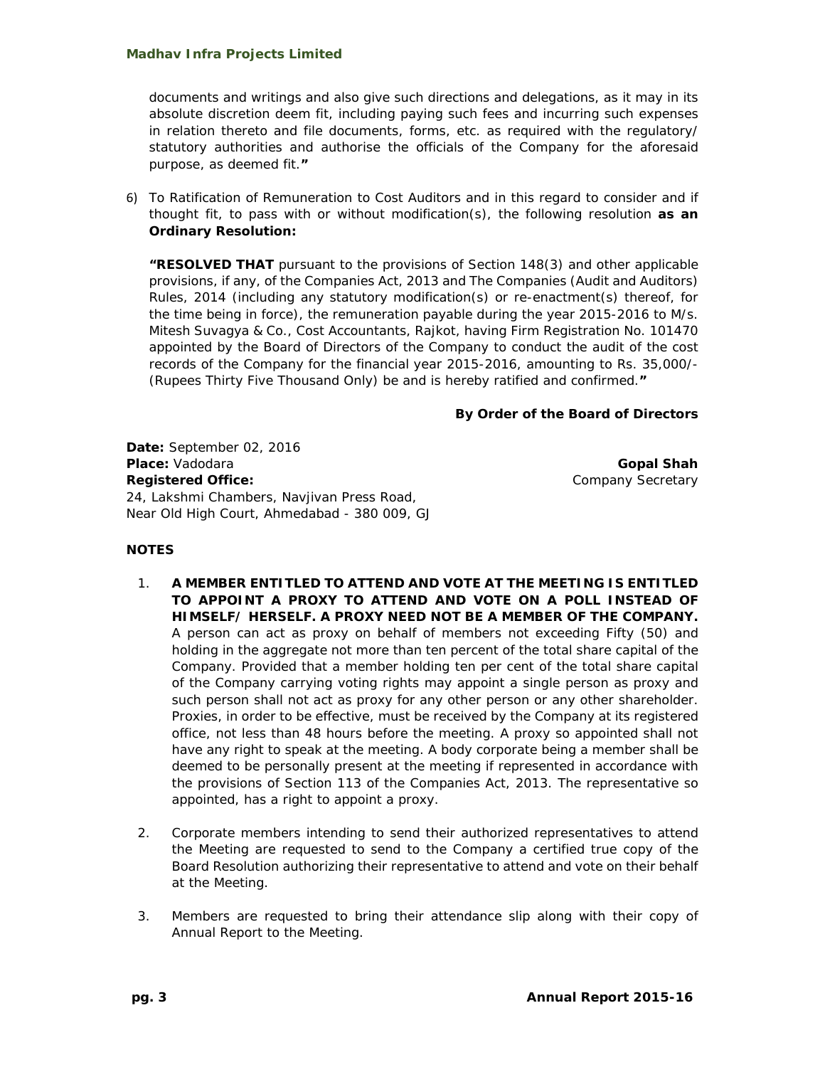documents and writings and also give such directions and delegations, as it may in its absolute discretion deem fit, including paying such fees and incurring such expenses in relation thereto and file documents, forms, etc. as required with the regulatory/ statutory authorities and authorise the officials of the Company for the aforesaid purpose, as deemed fit.**"**

6) To Ratification of Remuneration to Cost Auditors and in this regard to consider and if thought fit, to pass with or without modification(s), the following resolution **as an Ordinary Resolution:**

**"RESOLVED THAT** pursuant to the provisions of Section 148(3) and other applicable provisions, if any, of the Companies Act, 2013 and The Companies (Audit and Auditors) Rules, 2014 (including any statutory modification(s) or re-enactment(s) thereof, for the time being in force), the remuneration payable during the year 2015-2016 to M/s. Mitesh Suvagya & Co., Cost Accountants, Rajkot, having Firm Registration No. 101470 appointed by the Board of Directors of the Company to conduct the audit of the cost records of the Company for the financial year 2015-2016, amounting to Rs. 35,000/- (Rupees Thirty Five Thousand Only) be and is hereby ratified and confirmed.**"**

**By Order of the Board of Directors**

**Date:** September 02, 2016
**Place:** Vadodara
**Registered Office:**
24, Lakshmi Chambers, Navjivan Press Road,
Near Old High Court, Ahmedabad - 380 009, GJ

**Gopal Shah**
Company Secretary

**NOTES**

1. **A MEMBER ENTITLED TO ATTEND AND VOTE AT THE MEETING IS ENTITLED TO APPOINT A PROXY TO ATTEND AND VOTE ON A POLL INSTEAD OF HIMSELF/ HERSELF. A PROXY NEED NOT BE A MEMBER OF THE COMPANY.** A person can act as proxy on behalf of members not exceeding Fifty (50) and holding in the aggregate not more than ten percent of the total share capital of the Company. Provided that a member holding ten per cent of the total share capital of the Company carrying voting rights may appoint a single person as proxy and such person shall not act as proxy for any other person or any other shareholder. Proxies, in order to be effective, must be received by the Company at its registered office, not less than 48 hours before the meeting. A proxy so appointed shall not have any right to speak at the meeting. A body corporate being a member shall be deemed to be personally present at the meeting if represented in accordance with the provisions of Section 113 of the Companies Act, 2013. The representative so appointed, has a right to appoint a proxy.

2. Corporate members intending to send their authorized representatives to attend the Meeting are requested to send to the Company a certified true copy of the Board Resolution authorizing their representative to attend and vote on their behalf at the Meeting.

3. Members are requested to bring their attendance slip along with their copy of Annual Report to the Meeting.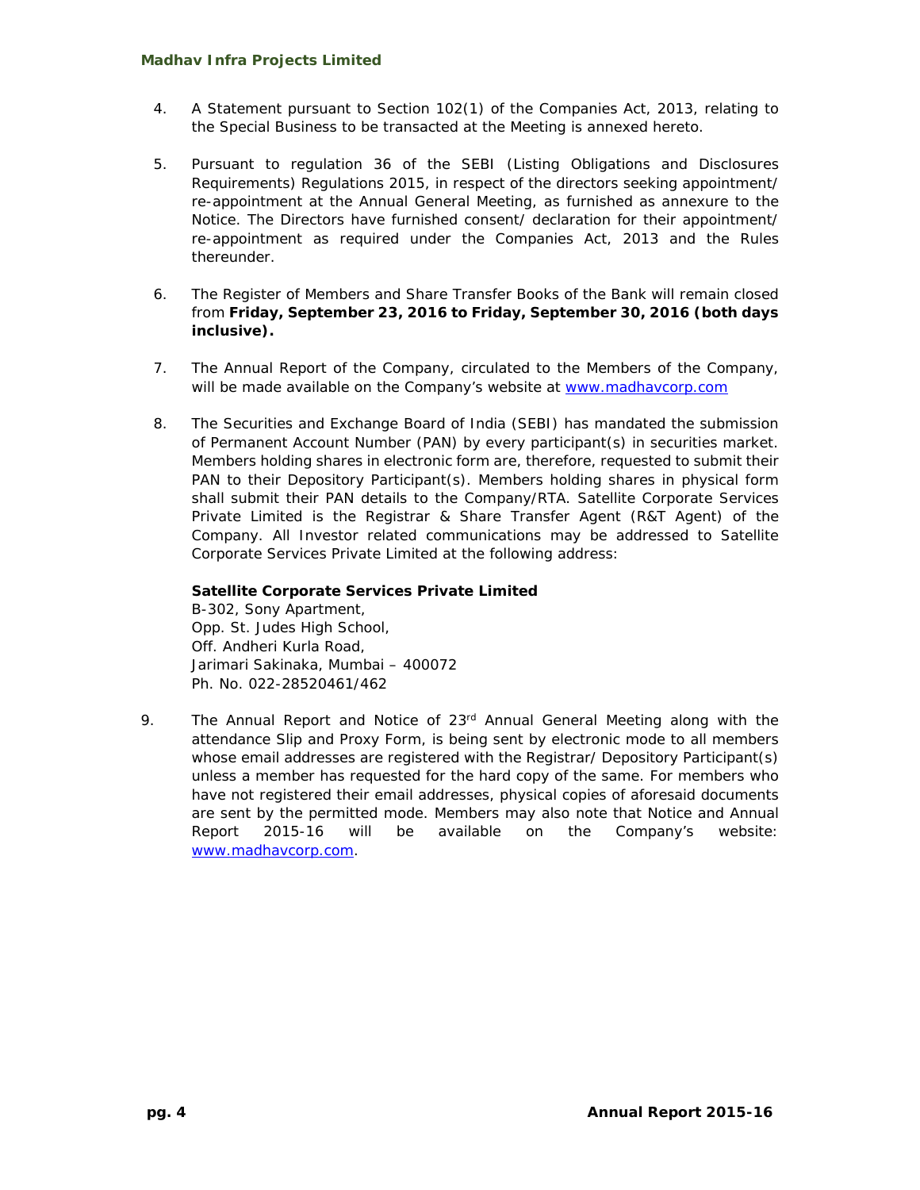4. A Statement pursuant to Section 102(1) of the Companies Act, 2013, relating to the Special Business to be transacted at the Meeting is annexed hereto.

5. Pursuant to regulation 36 of the SEBI (Listing Obligations and Disclosures Requirements) Regulations 2015, in respect of the directors seeking appointment/ re-appointment at the Annual General Meeting, as furnished as annexure to the Notice. The Directors have furnished consent/ declaration for their appointment/ re-appointment as required under the Companies Act, 2013 and the Rules thereunder.

6. The Register of Members and Share Transfer Books of the Bank will remain closed from **Friday, September 23, 2016 to Friday, September 30, 2016 (both days inclusive).**

7. The Annual Report of the Company, circulated to the Members of the Company, will be made available on the Company's website at www.madhavcorp.com

8. The Securities and Exchange Board of India (SEBI) has mandated the submission of Permanent Account Number (PAN) by every participant(s) in securities market. Members holding shares in electronic form are, therefore, requested to submit their PAN to their Depository Participant(s). Members holding shares in physical form shall submit their PAN details to the Company/RTA. Satellite Corporate Services Private Limited is the Registrar & Share Transfer Agent (R&T Agent) of the Company. All Investor related communications may be addressed to Satellite Corporate Services Private Limited at the following address:

   **Satellite Corporate Services Private Limited**
   B-302, Sony Apartment,
   Opp. St. Judes High School,
   Off. Andheri Kurla Road,
   Jarimari Sakinaka, Mumbai – 400072
   Ph. No. 022-28520461/462

9. The Annual Report and Notice of 23rd Annual General Meeting along with the attendance Slip and Proxy Form, is being sent by electronic mode to all members whose email addresses are registered with the Registrar/ Depository Participant(s) unless a member has requested for the hard copy of the same. For members who have not registered their email addresses, physical copies of aforesaid documents are sent by the permitted mode. Members may also note that Notice and Annual Report 2015-16 will be available on the Company's website: www.madhavcorp.com.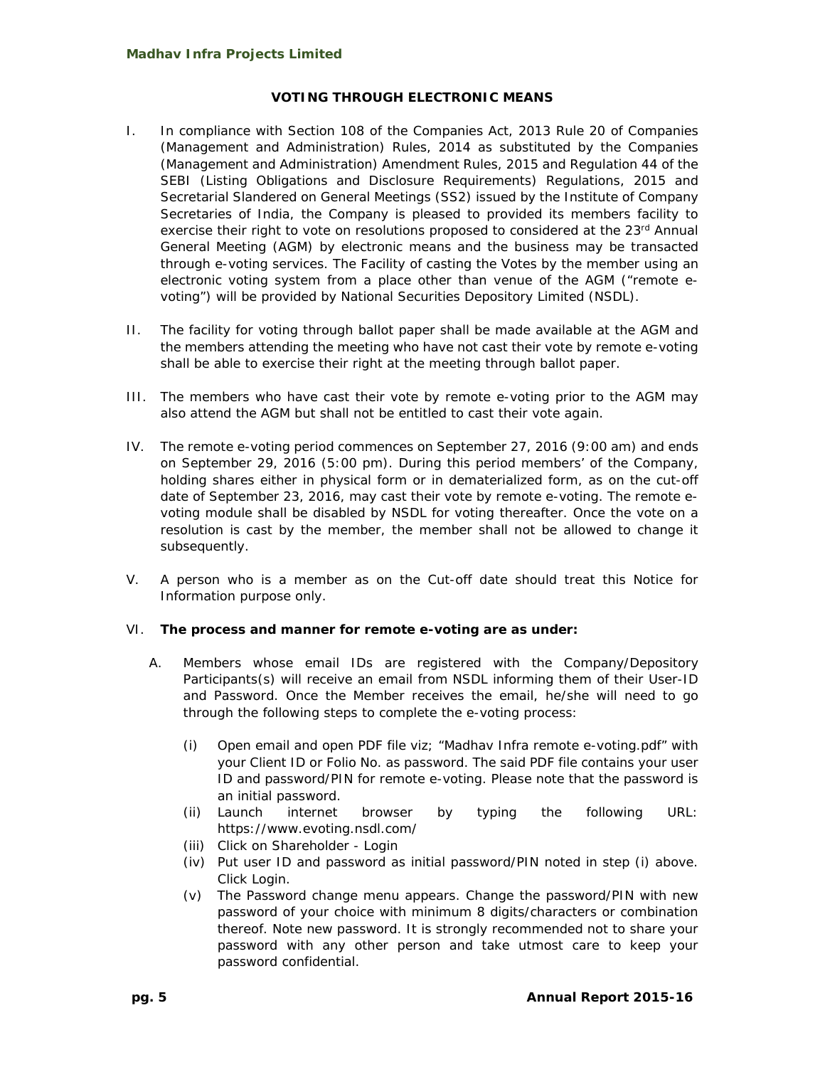## VOTING THROUGH ELECTRONIC MEANS

I. In compliance with Section 108 of the Companies Act, 2013 Rule 20 of Companies (Management and Administration) Rules, 2014 as substituted by the Companies (Management and Administration) Amendment Rules, 2015 and Regulation 44 of the SEBI (Listing Obligations and Disclosure Requirements) Regulations, 2015 and Secretarial Slandered on General Meetings (SS2) issued by the Institute of Company Secretaries of India, the Company is pleased to provided its members facility to exercise their right to vote on resolutions proposed to considered at the 23rd Annual General Meeting (AGM) by electronic means and the business may be transacted through e-voting services. The Facility of casting the Votes by the member using an electronic voting system from a place other than venue of the AGM ("remote e-voting") will be provided by National Securities Depository Limited (NSDL).

II. The facility for voting through ballot paper shall be made available at the AGM and the members attending the meeting who have not cast their vote by remote e-voting shall be able to exercise their right at the meeting through ballot paper.

III. The members who have cast their vote by remote e-voting prior to the AGM may also attend the AGM but shall not be entitled to cast their vote again.

IV. The remote e-voting period commences on September 27, 2016 (9:00 am) and ends on September 29, 2016 (5:00 pm). During this period members' of the Company, holding shares either in physical form or in dematerialized form, as on the cut-off date of September 23, 2016, may cast their vote by remote e-voting. The remote e-voting module shall be disabled by NSDL for voting thereafter. Once the vote on a resolution is cast by the member, the member shall not be allowed to change it subsequently.

V. A person who is a member as on the Cut-off date should treat this Notice for Information purpose only.

VI. **The process and manner for remote e-voting are as under:**

A. Members whose email IDs are registered with the Company/Depository Participants(s) will receive an email from NSDL informing them of their User-ID and Password. Once the Member receives the email, he/she will need to go through the following steps to complete the e-voting process:

(i) Open email and open PDF file viz; "Madhav Infra remote e-voting.pdf" with your Client ID or Folio No. as password. The said PDF file contains your user ID and password/PIN for remote e-voting. Please note that the password is an initial password.

(ii) Launch internet browser by typing the following URL: https://www.evoting.nsdl.com/

(iii) Click on Shareholder - Login

(iv) Put user ID and password as initial password/PIN noted in step (i) above. Click Login.

(v) The Password change menu appears. Change the password/PIN with new password of your choice with minimum 8 digits/characters or combination thereof. Note new password. It is strongly recommended not to share your password with any other person and take utmost care to keep your password confidential.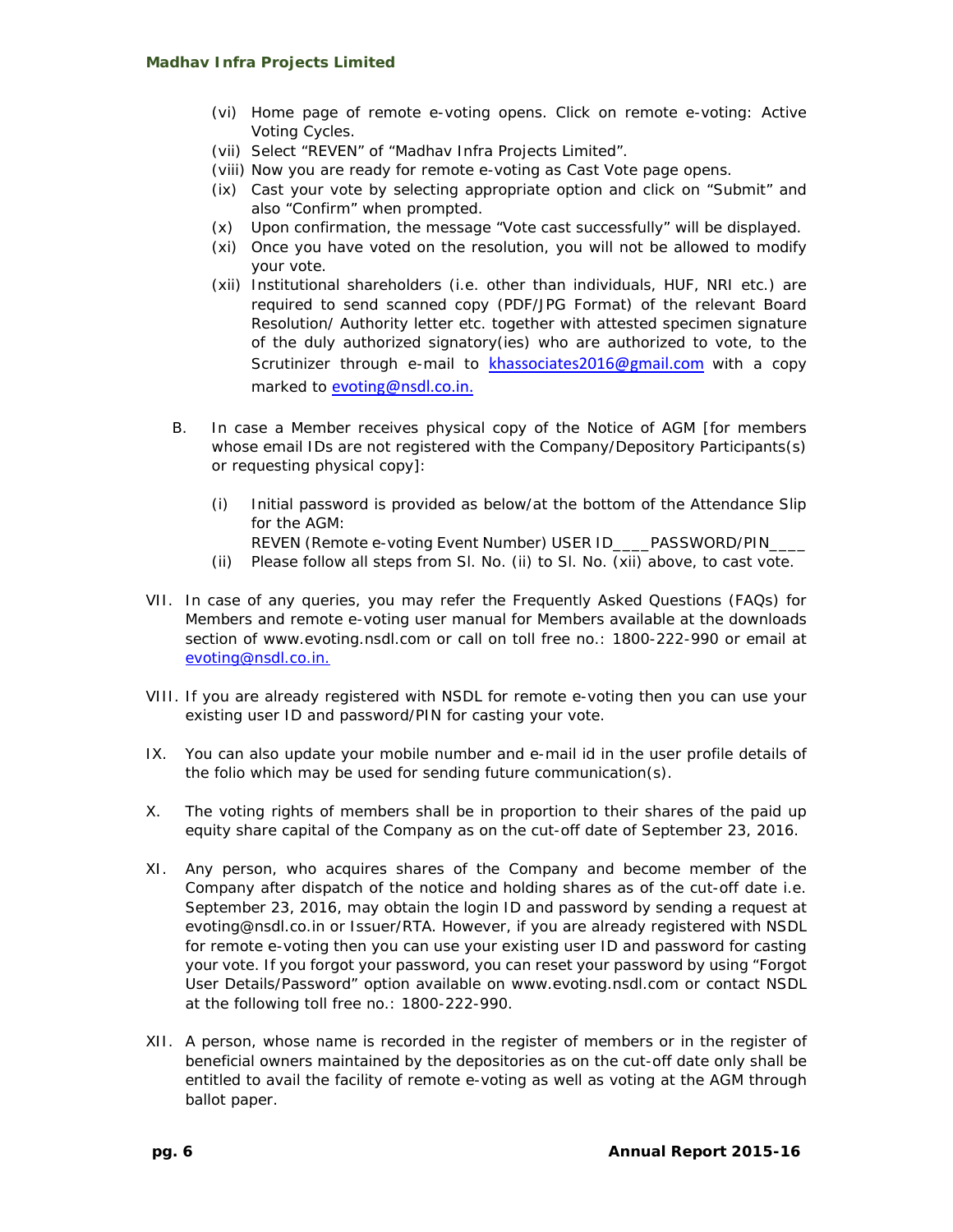(vi) Home page of remote e-voting opens. Click on remote e-voting: Active Voting Cycles.

(vii) Select "REVEN" of "Madhav Infra Projects Limited".

(viii) Now you are ready for remote e-voting as Cast Vote page opens.

(ix) Cast your vote by selecting appropriate option and click on "Submit" and also "Confirm" when prompted.

(x) Upon confirmation, the message "Vote cast successfully" will be displayed.

(xi) Once you have voted on the resolution, you will not be allowed to modify your vote.

(xii) Institutional shareholders (i.e. other than individuals, HUF, NRI etc.) are required to send scanned copy (PDF/JPG Format) of the relevant Board Resolution/ Authority letter etc. together with attested specimen signature of the duly authorized signatory(ies) who are authorized to vote, to the Scrutinizer through e-mail to khassociates2016@gmail.com with a copy marked to evoting@nsdl.co.in.

B. In case a Member receives physical copy of the Notice of AGM [for members whose email IDs are not registered with the Company/Depository Participants(s) or requesting physical copy]:

(i) Initial password is provided as below/at the bottom of the Attendance Slip for the AGM:
REVEN (Remote e-voting Event Number) USER ID____PASSWORD/PIN____

(ii) Please follow all steps from Sl. No. (ii) to Sl. No. (xii) above, to cast vote.

VII. In case of any queries, you may refer the Frequently Asked Questions (FAQs) for Members and remote e-voting user manual for Members available at the downloads section of www.evoting.nsdl.com or call on toll free no.: 1800-222-990 or email at evoting@nsdl.co.in.

VIII. If you are already registered with NSDL for remote e-voting then you can use your existing user ID and password/PIN for casting your vote.

IX. You can also update your mobile number and e-mail id in the user profile details of the folio which may be used for sending future communication(s).

X. The voting rights of members shall be in proportion to their shares of the paid up equity share capital of the Company as on the cut-off date of September 23, 2016.

XI. Any person, who acquires shares of the Company and become member of the Company after dispatch of the notice and holding shares as of the cut-off date i.e. September 23, 2016, may obtain the login ID and password by sending a request at evoting@nsdl.co.in or Issuer/RTA. However, if you are already registered with NSDL for remote e-voting then you can use your existing user ID and password for casting your vote. If you forgot your password, you can reset your password by using "Forgot User Details/Password" option available on www.evoting.nsdl.com or contact NSDL at the following toll free no.: 1800-222-990.

XII. A person, whose name is recorded in the register of members or in the register of beneficial owners maintained by the depositories as on the cut-off date only shall be entitled to avail the facility of remote e-voting as well as voting at the AGM through ballot paper.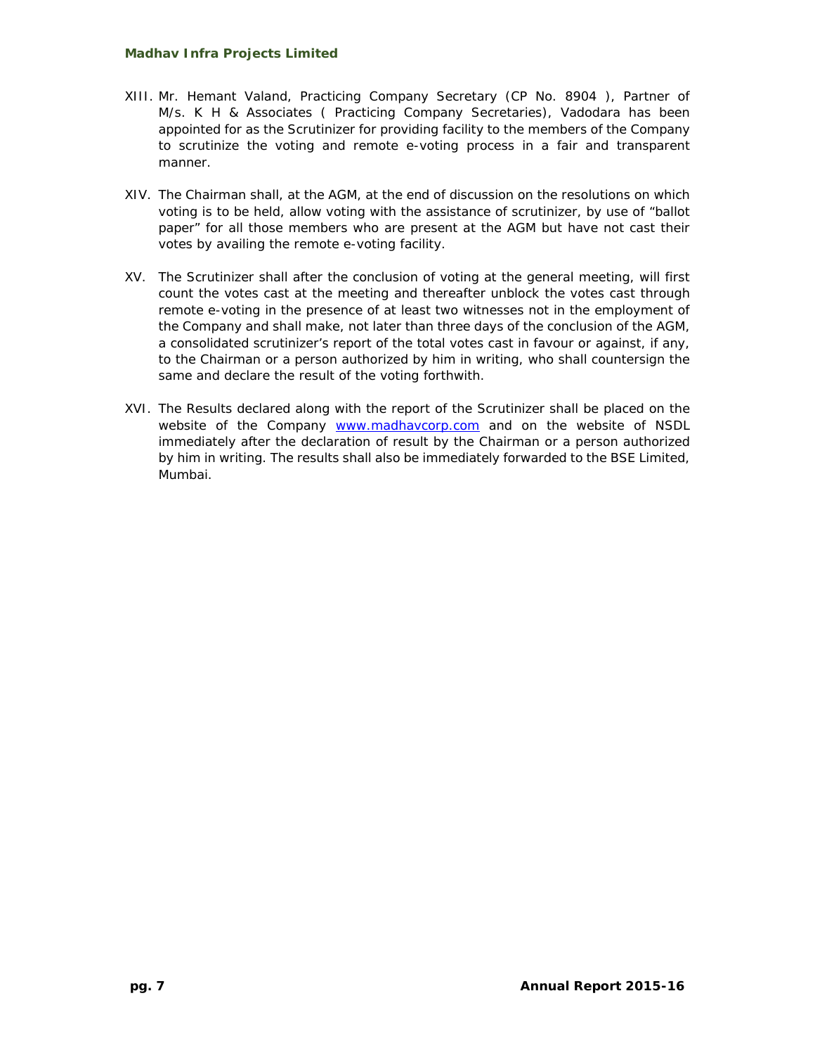XIII. Mr. Hemant Valand, Practicing Company Secretary (CP No. 8904 ), Partner of M/s. K H & Associates ( Practicing Company Secretaries), Vadodara has been appointed for as the Scrutinizer for providing facility to the members of the Company to scrutinize the voting and remote e-voting process in a fair and transparent manner.

XIV. The Chairman shall, at the AGM, at the end of discussion on the resolutions on which voting is to be held, allow voting with the assistance of scrutinizer, by use of "ballot paper" for all those members who are present at the AGM but have not cast their votes by availing the remote e-voting facility.

XV. The Scrutinizer shall after the conclusion of voting at the general meeting, will first count the votes cast at the meeting and thereafter unblock the votes cast through remote e-voting in the presence of at least two witnesses not in the employment of the Company and shall make, not later than three days of the conclusion of the AGM, a consolidated scrutinizer's report of the total votes cast in favour or against, if any, to the Chairman or a person authorized by him in writing, who shall countersign the same and declare the result of the voting forthwith.

XVI. The Results declared along with the report of the Scrutinizer shall be placed on the website of the Company www.madhavcorp.com and on the website of NSDL immediately after the declaration of result by the Chairman or a person authorized by him in writing. The results shall also be immediately forwarded to the BSE Limited, Mumbai.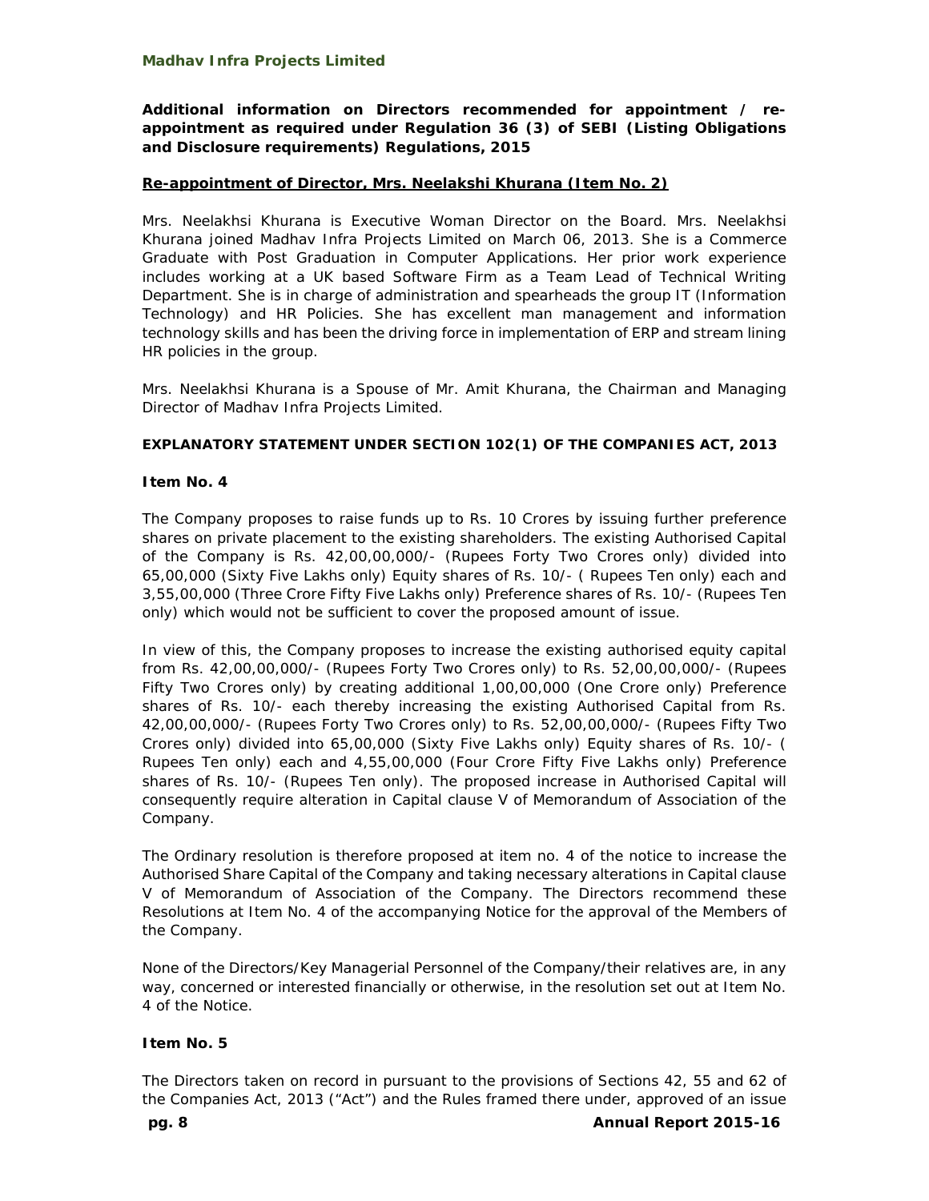**Additional information on Directors recommended for appointment / re-appointment as required under Regulation 36 (3) of SEBI (Listing Obligations and Disclosure requirements) Regulations, 2015**

**Re-appointment of Director, Mrs. Neelakshi Khurana (Item No. 2)**

Mrs. Neelakhsi Khurana is Executive Woman Director on the Board. Mrs. Neelakhsi Khurana joined Madhav Infra Projects Limited on March 06, 2013. She is a Commerce Graduate with Post Graduation in Computer Applications. Her prior work experience includes working at a UK based Software Firm as a Team Lead of Technical Writing Department. She is in charge of administration and spearheads the group IT (Information Technology) and HR Policies. She has excellent man management and information technology skills and has been the driving force in implementation of ERP and stream lining HR policies in the group.

Mrs. Neelakhsi Khurana is a Spouse of Mr. Amit Khurana, the Chairman and Managing Director of Madhav Infra Projects Limited.

**EXPLANATORY STATEMENT UNDER SECTION 102(1) OF THE COMPANIES ACT, 2013**

**Item No. 4**

The Company proposes to raise funds up to Rs. 10 Crores by issuing further preference shares on private placement to the existing shareholders. The existing Authorised Capital of the Company is Rs. 42,00,00,000/- (Rupees Forty Two Crores only) divided into 65,00,000 (Sixty Five Lakhs only) Equity shares of Rs. 10/- ( Rupees Ten only) each and 3,55,00,000 (Three Crore Fifty Five Lakhs only) Preference shares of Rs. 10/- (Rupees Ten only) which would not be sufficient to cover the proposed amount of issue.

In view of this, the Company proposes to increase the existing authorised equity capital from Rs. 42,00,00,000/- (Rupees Forty Two Crores only) to Rs. 52,00,00,000/- (Rupees Fifty Two Crores only) by creating additional 1,00,00,000 (One Crore only) Preference shares of Rs. 10/- each thereby increasing the existing Authorised Capital from Rs. 42,00,00,000/- (Rupees Forty Two Crores only) to Rs. 52,00,00,000/- (Rupees Fifty Two Crores only) divided into 65,00,000 (Sixty Five Lakhs only) Equity shares of Rs. 10/- ( Rupees Ten only) each and 4,55,00,000 (Four Crore Fifty Five Lakhs only) Preference shares of Rs. 10/- (Rupees Ten only). The proposed increase in Authorised Capital will consequently require alteration in Capital clause V of Memorandum of Association of the Company.

The Ordinary resolution is therefore proposed at item no. 4 of the notice to increase the Authorised Share Capital of the Company and taking necessary alterations in Capital clause V of Memorandum of Association of the Company. The Directors recommend these Resolutions at Item No. 4 of the accompanying Notice for the approval of the Members of the Company.

None of the Directors/Key Managerial Personnel of the Company/their relatives are, in any way, concerned or interested financially or otherwise, in the resolution set out at Item No. 4 of the Notice.

**Item No. 5**

The Directors taken on record in pursuant to the provisions of Sections 42, 55 and 62 of the Companies Act, 2013 ("Act") and the Rules framed there under, approved of an issue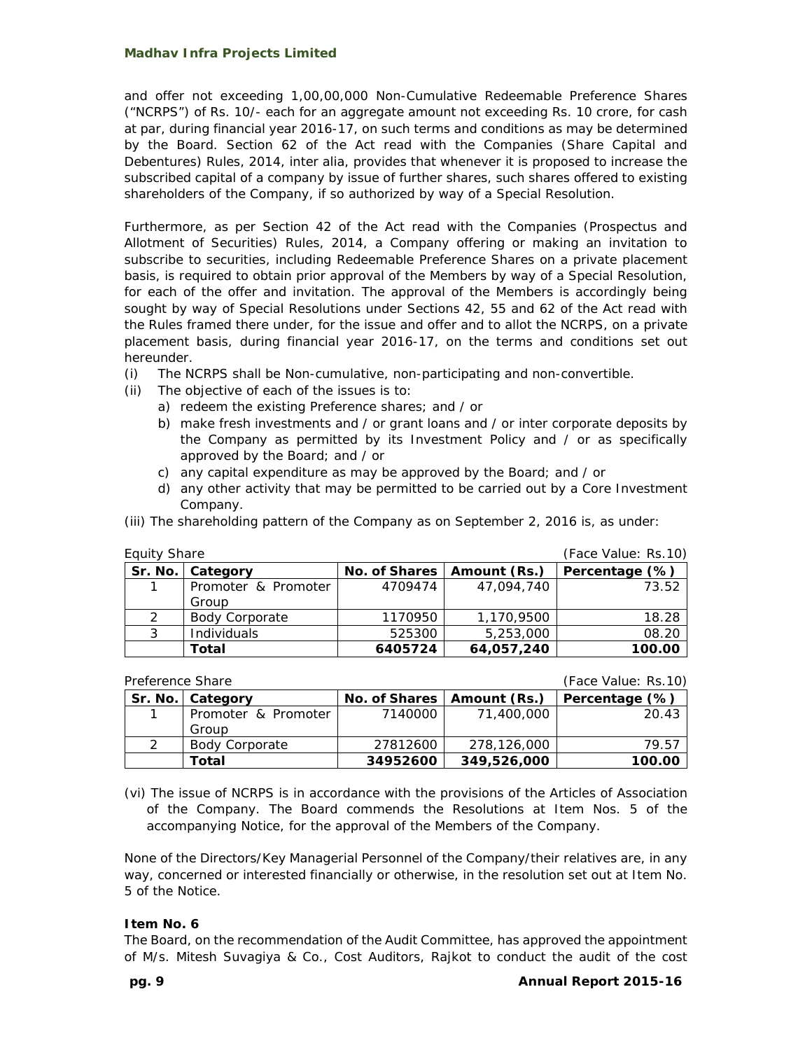and offer not exceeding 1,00,00,000 Non-Cumulative Redeemable Preference Shares ("NCRPS") of Rs. 10/- each for an aggregate amount not exceeding Rs. 10 crore, for cash at par, during financial year 2016-17, on such terms and conditions as may be determined by the Board. Section 62 of the Act read with the Companies (Share Capital and Debentures) Rules, 2014, inter alia, provides that whenever it is proposed to increase the subscribed capital of a company by issue of further shares, such shares offered to existing shareholders of the Company, if so authorized by way of a Special Resolution.

Furthermore, as per Section 42 of the Act read with the Companies (Prospectus and Allotment of Securities) Rules, 2014, a Company offering or making an invitation to subscribe to securities, including Redeemable Preference Shares on a private placement basis, is required to obtain prior approval of the Members by way of a Special Resolution, for each of the offer and invitation. The approval of the Members is accordingly being sought by way of Special Resolutions under Sections 42, 55 and 62 of the Act read with the Rules framed there under, for the issue and offer and to allot the NCRPS, on a private placement basis, during financial year 2016-17, on the terms and conditions set out hereunder.

(i) The NCRPS shall be Non-cumulative, non-participating and non-convertible.

(ii) The objective of each of the issues is to:
  a) redeem the existing Preference shares; and / or
  b) make fresh investments and / or grant loans and / or inter corporate deposits by the Company as permitted by its Investment Policy and / or as specifically approved by the Board; and / or
  c) any capital expenditure as may be approved by the Board; and / or
  d) any other activity that may be permitted to be carried out by a Core Investment Company.

(iii) The shareholding pattern of the Company as on September 2, 2016 is, as under:

Equity Share (Face Value: Rs.10)

| Sr. No. | Category | No. of Shares | Amount (Rs.) | Percentage (%) |
|---|---|---|---|---|
| 1 | Promoter & Promoter Group | 4709474 | 47,094,740 | 73.52 |
| 2 | Body Corporate | 1170950 | 1,170,9500 | 18.28 |
| 3 | Individuals | 525300 | 5,253,000 | 08.20 |
| | **Total** | **6405724** | **64,057,240** | **100.00** |

Preference Share (Face Value: Rs.10)

| Sr. No. | Category | No. of Shares | Amount (Rs.) | Percentage (%) |
|---|---|---|---|---|
| 1 | Promoter & Promoter Group | 7140000 | 71,400,000 | 20.43 |
| 2 | Body Corporate | 27812600 | 278,126,000 | 79.57 |
| | **Total** | **34952600** | **349,526,000** | **100.00** |

(vi) The issue of NCRPS is in accordance with the provisions of the Articles of Association of the Company. The Board commends the Resolutions at Item Nos. 5 of the accompanying Notice, for the approval of the Members of the Company.

None of the Directors/Key Managerial Personnel of the Company/their relatives are, in any way, concerned or interested financially or otherwise, in the resolution set out at Item No. 5 of the Notice.

**Item No. 6**

The Board, on the recommendation of the Audit Committee, has approved the appointment of M/s. Mitesh Suvagiya & Co., Cost Auditors, Rajkot to conduct the audit of the cost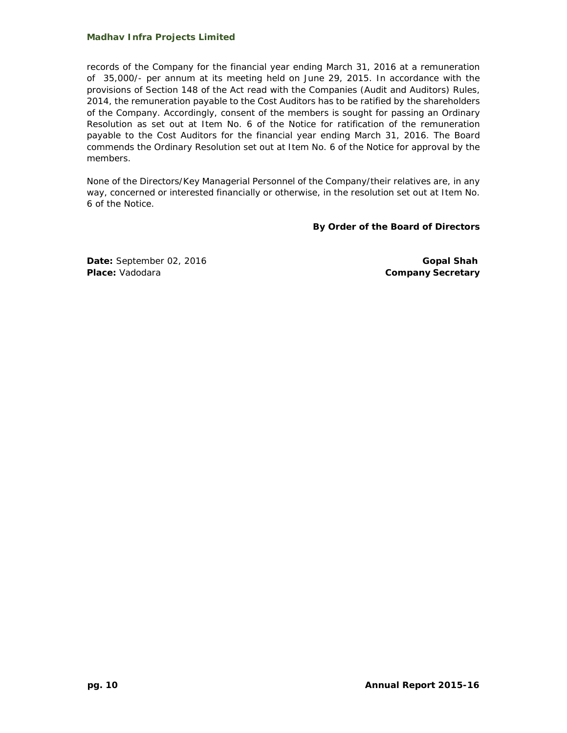records of the Company for the financial year ending March 31, 2016 at a remuneration of  35,000/- per annum at its meeting held on June 29, 2015. In accordance with the provisions of Section 148 of the Act read with the Companies (Audit and Auditors) Rules, 2014, the remuneration payable to the Cost Auditors has to be ratified by the shareholders of the Company. Accordingly, consent of the members is sought for passing an Ordinary Resolution as set out at Item No. 6 of the Notice for ratification of the remuneration payable to the Cost Auditors for the financial year ending March 31, 2016. The Board commends the Ordinary Resolution set out at Item No. 6 of the Notice for approval by the members.

None of the Directors/Key Managerial Personnel of the Company/their relatives are, in any way, concerned or interested financially or otherwise, in the resolution set out at Item No. 6 of the Notice.

**By Order of the Board of Directors**

**Date:** September 02, 2016
**Place:** Vadodara

**Gopal Shah**
**Company Secretary**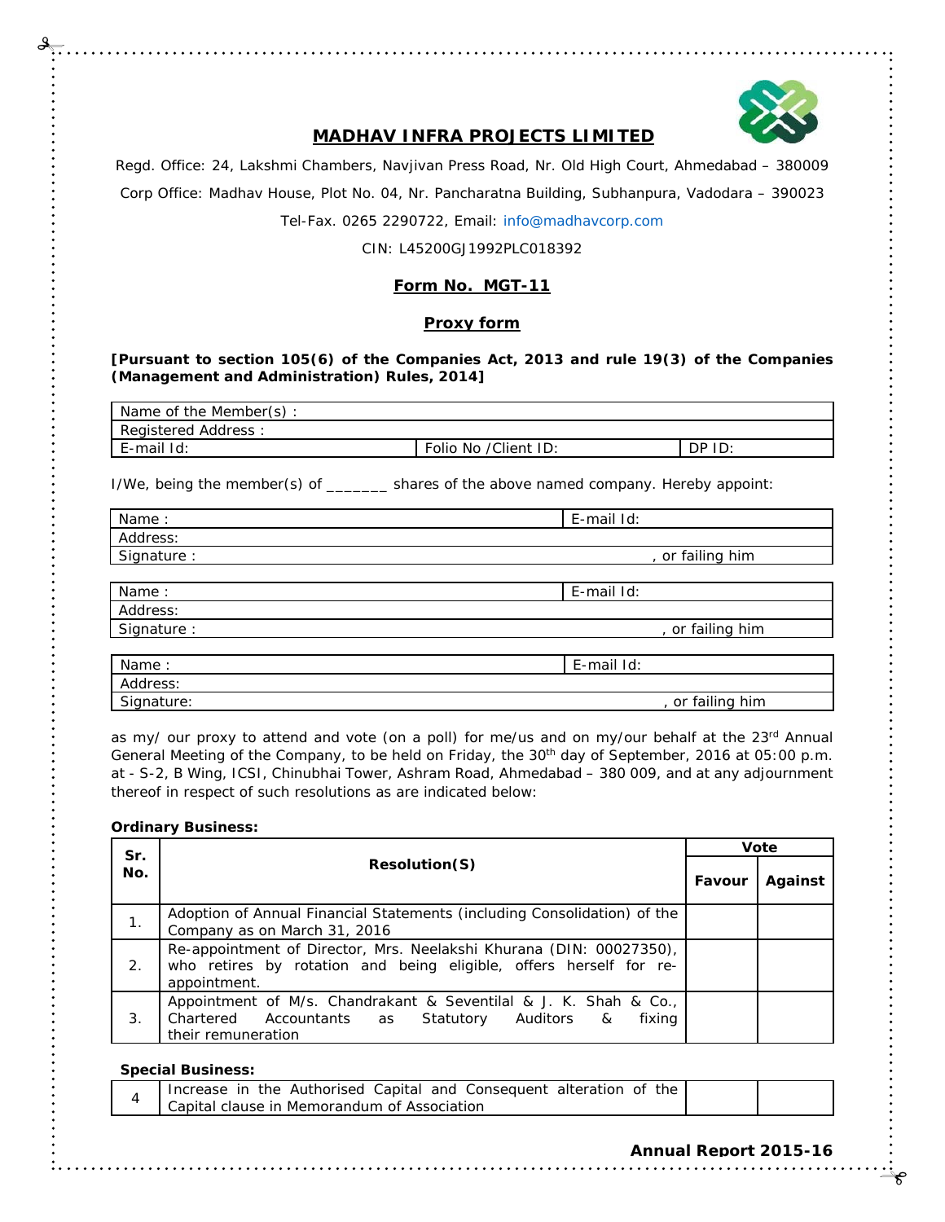# MADHAV INFRA PROJECTS LIMITED

Regd. Office: 24, Lakshmi Chambers, Navjivan Press Road, Nr. Old High Court, Ahmedabad – 380009

Corp Office: Madhav House, Plot No. 04, Nr. Pancharatna Building, Subhanpura, Vadodara – 390023

Tel-Fax. 0265 2290722, Email: info@madhavcorp.com

CIN: L45200GJ1992PLC018392

## Form No. MGT-11

## Proxy form

**[Pursuant to section 105(6) of the Companies Act, 2013 and rule 19(3) of the Companies (Management and Administration) Rules, 2014]**

| Name of the Member(s) : | | |
|---|---|---|
| Registered Address : | | |
| E-mail Id: | Folio No /Client ID: | DP ID: |

I/We, being the member(s) of _______ shares of the above named company. Hereby appoint:

| Name : | E-mail Id: |
|---|---|
| Address: | |
| Signature : | , or failing him |

| Name : | E-mail Id: |
|---|---|
| Address: | |
| Signature : | , or failing him |

| Name : | E-mail Id: |
|---|---|
| Address: | |
| Signature: | , or failing him |

as my/ our proxy to attend and vote (on a poll) for me/us and on my/our behalf at the 23rd Annual General Meeting of the Company, to be held on Friday, the 30th day of September, 2016 at 05:00 p.m. at - S-2, B Wing, ICSI, Chinubhai Tower, Ashram Road, Ahmedabad – 380 009, and at any adjournment thereof in respect of such resolutions as are indicated below:

**Ordinary Business:**

| Sr. No. | Resolution(S) | Vote | |
|---|---|---|---|
| | | Favour | Against |
| 1. | Adoption of Annual Financial Statements (including Consolidation) of the Company as on March 31, 2016 | | |
| 2. | Re-appointment of Director, Mrs. Neelakshi Khurana (DIN: 00027350), who retires by rotation and being eligible, offers herself for re-appointment. | | |
| 3. | Appointment of M/s. Chandrakant & Seventilal & J. K. Shah & Co., Chartered Accountants as Statutory Auditors & fixing their remuneration | | |

**Special Business:**

| | | | |
|---|---|---|---|
| 4 | Increase in the Authorised Capital and Consequent alteration of the Capital clause in Memorandum of Association | | |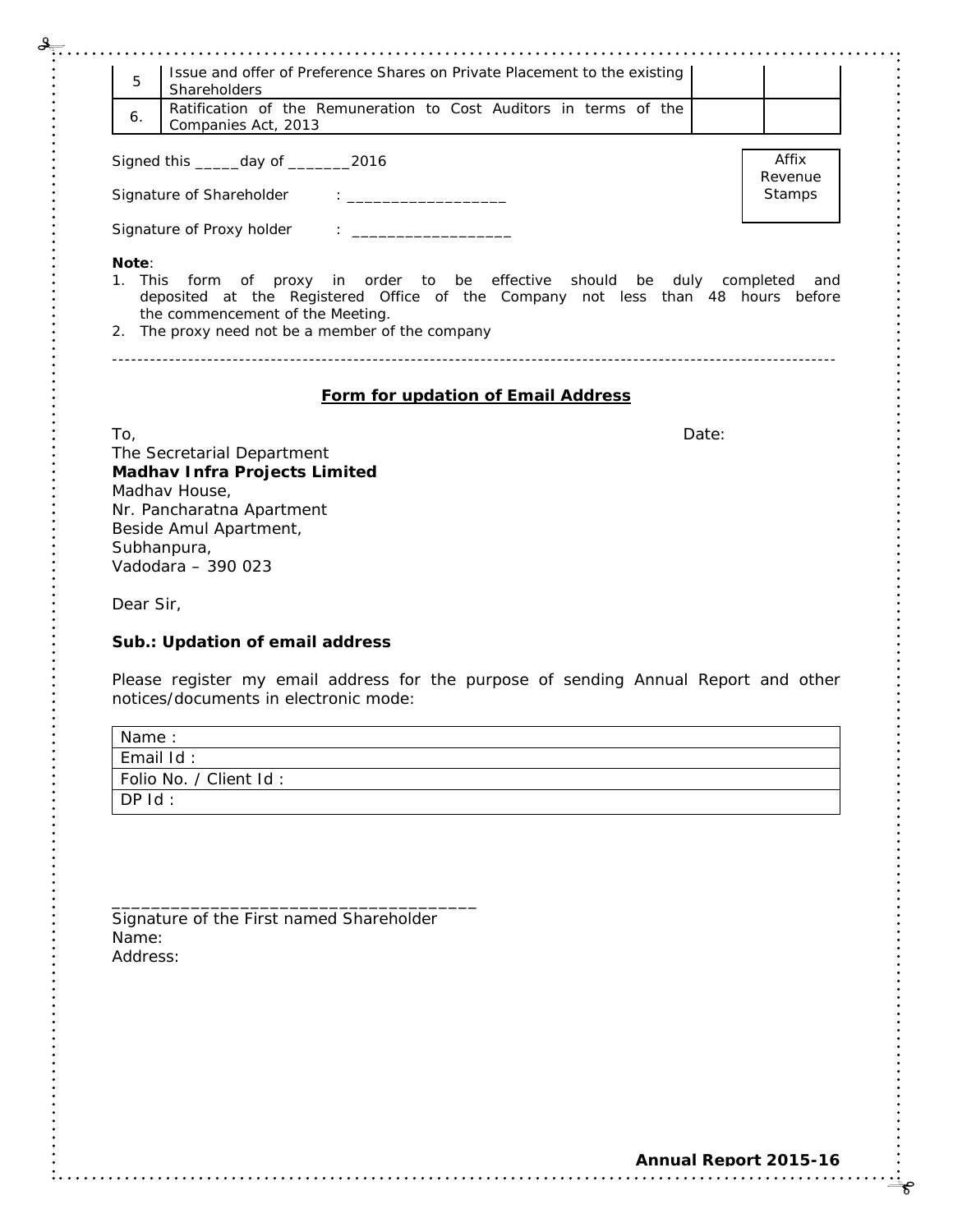| 5 | Issue and offer of Preference Shares on Private Placement to the existing Shareholders | | |
|---|---|---|---|
| 6. | Ratification of the Remuneration to Cost Auditors in terms of the Companies Act, 2013 | | |

Signed this _____day of _______2016

Signature of Shareholder : __________________

Signature of Proxy holder : __________________

Affix Revenue Stamps

**Note**:

1. This form of proxy in order to be effective should be duly completed and deposited at the Registered Office of the Company not less than 48 hours before the commencement of the Meeting.
2. The proxy need not be a member of the company

---

## Form for updation of Email Address

To,

Date:

The Secretarial Department
**Madhav Infra Projects Limited**
Madhav House,
Nr. Pancharatna Apartment
Beside Amul Apartment,
Subhanpura,
Vadodara – 390 023

Dear Sir,

**Sub.: Updation of email address**

Please register my email address for the purpose of sending Annual Report and other notices/documents in electronic mode:

| Name : |
|---|
| Email Id : |
| Folio No. / Client Id : |
| DP Id : |

_____________________________________
Signature of the First named Shareholder
Name:
Address: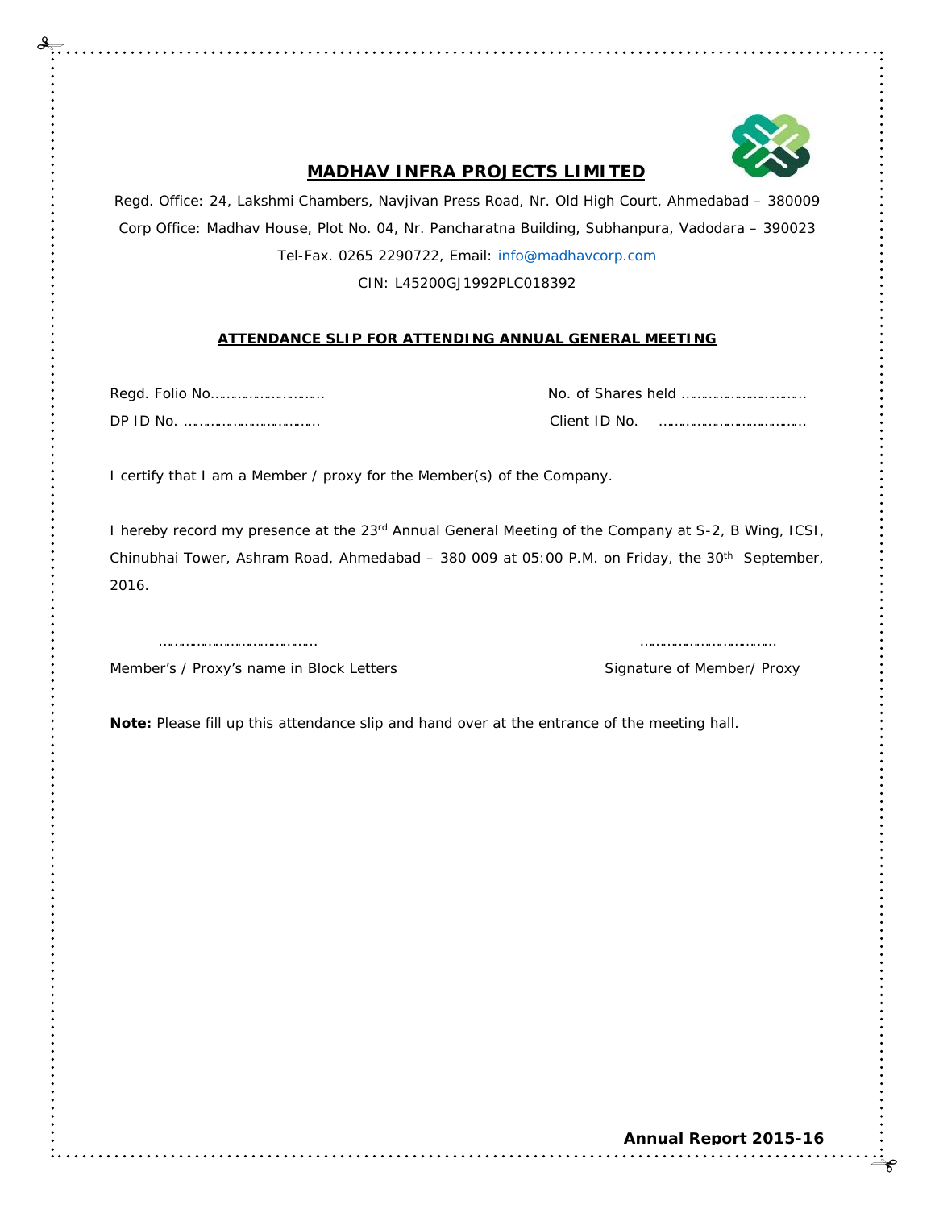## MADHAV INFRA PROJECTS LIMITED

Regd. Office: 24, Lakshmi Chambers, Navjivan Press Road, Nr. Old High Court, Ahmedabad – 380009

Corp Office: Madhav House, Plot No. 04, Nr. Pancharatna Building, Subhanpura, Vadodara – 390023

Tel-Fax. 0265 2290722, Email: info@madhavcorp.com

CIN: L45200GJ1992PLC018392

### ATTENDANCE SLIP FOR ATTENDING ANNUAL GENERAL MEETING

Regd. Folio No……………………… No. of Shares held …………………………

DP ID No. …………………………… Client ID No. ……………………………

I certify that I am a Member / proxy for the Member(s) of the Company.

I hereby record my presence at the 23rd Annual General Meeting of the Company at S-2, B Wing, ICSI, Chinubhai Tower, Ashram Road, Ahmedabad – 380 009 at 05:00 P.M. on Friday, the 30th September, 2016.

………………………………… ……………………………

Member's / Proxy's name in Block Letters Signature of Member/ Proxy

**Note:** Please fill up this attendance slip and hand over at the entrance of the meeting hall.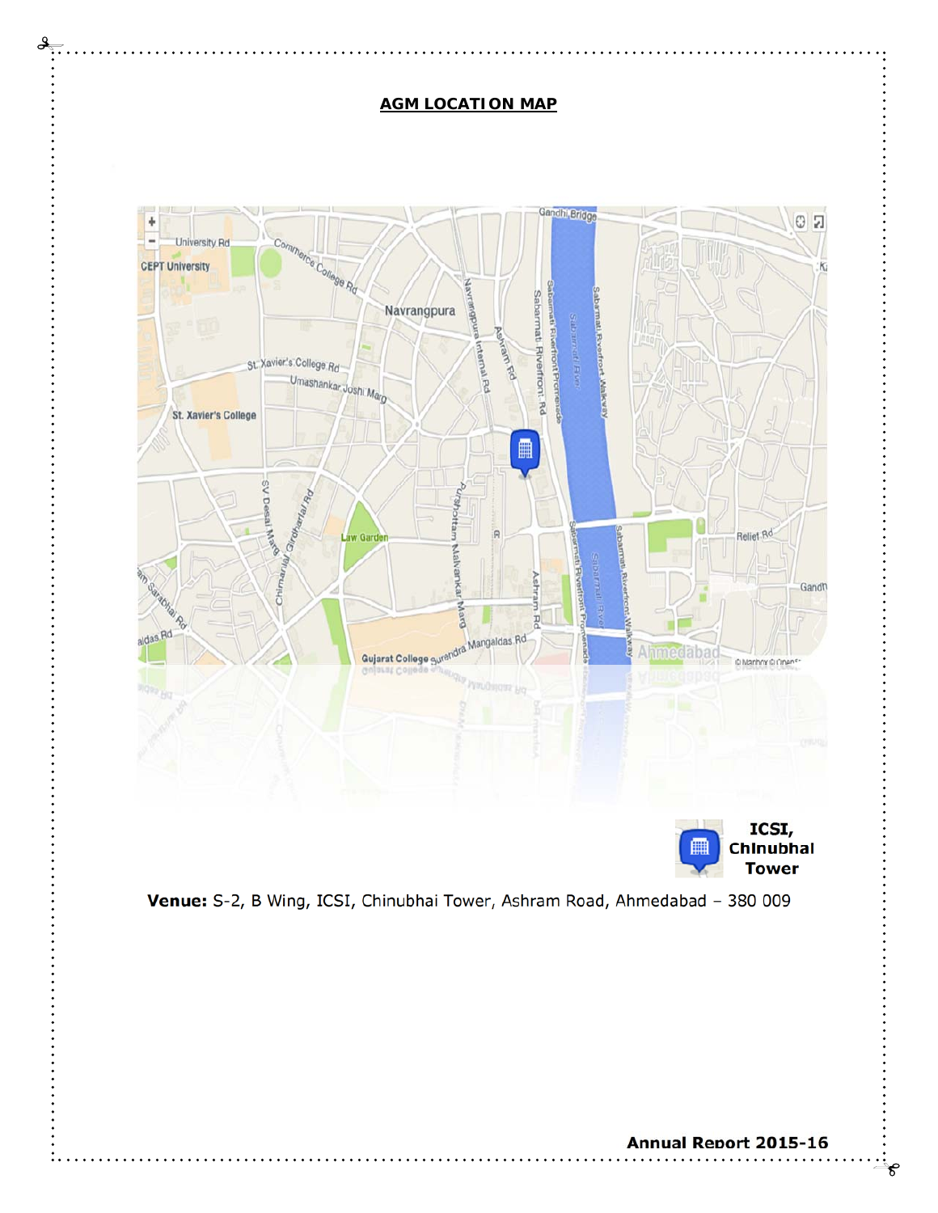## AGM LOCATION MAP

**Venue:** S-2, B Wing, ICSI, Chinubhai Tower, Ashram Road, Ahmedabad – 380 009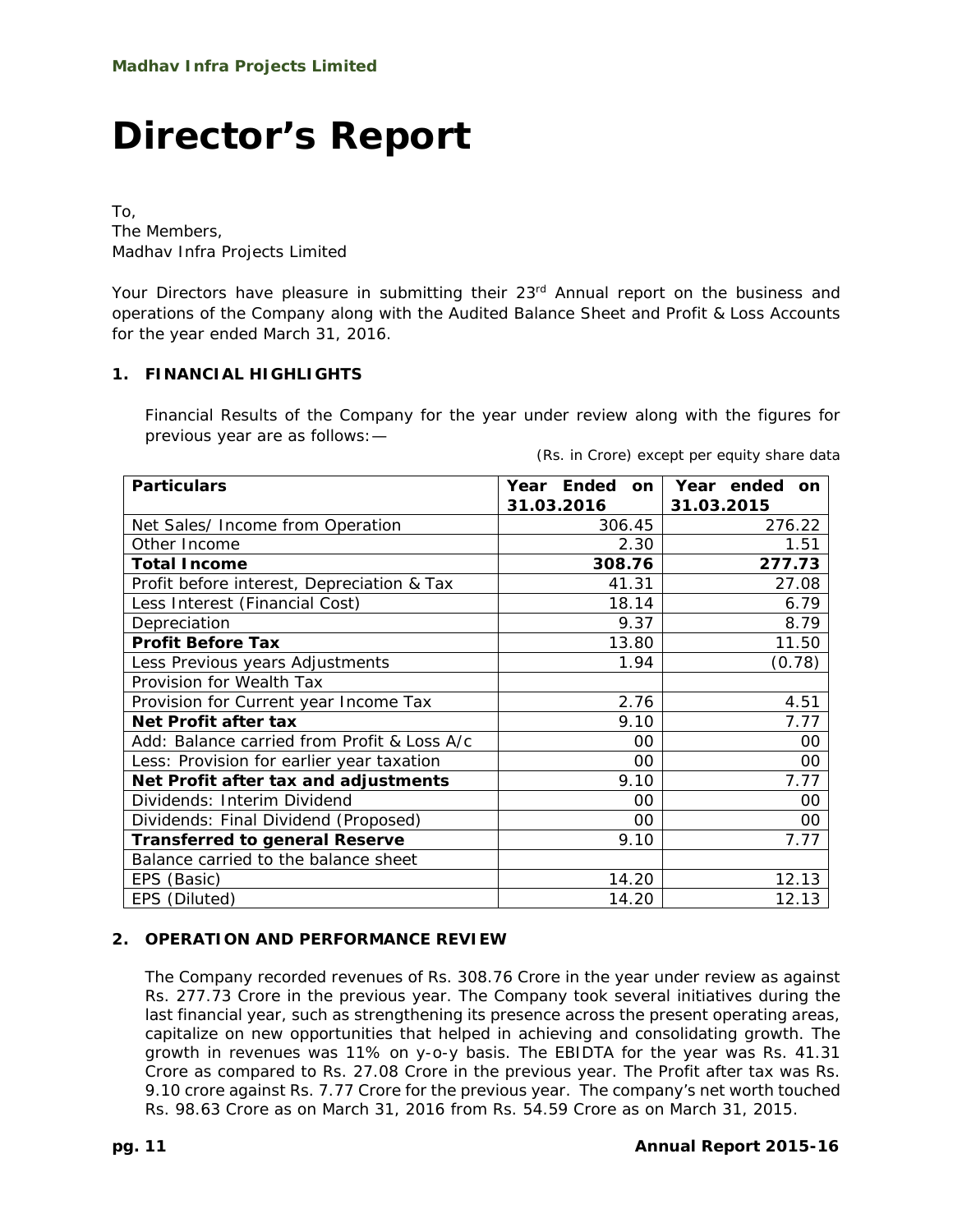**Madhav Infra Projects Limited**

# Director's Report

To,
The Members,
Madhav Infra Projects Limited

Your Directors have pleasure in submitting their 23rd Annual report on the business and operations of the Company along with the Audited Balance Sheet and Profit & Loss Accounts for the year ended March 31, 2016.

## 1. FINANCIAL HIGHLIGHTS

Financial Results of the Company for the year under review along with the figures for previous year are as follows:—

*(Rs. in Crore) except per equity share data*

| Particulars | Year Ended on 31.03.2016 | Year ended on 31.03.2015 |
|---|---|---|
| Net Sales/ Income from Operation | 306.45 | 276.22 |
| Other Income | 2.30 | 1.51 |
| **Total Income** | **308.76** | **277.73** |
| Profit before interest, Depreciation & Tax | 41.31 | 27.08 |
| Less Interest (Financial Cost) | 18.14 | 6.79 |
| Depreciation | 9.37 | 8.79 |
| **Profit Before Tax** | 13.80 | 11.50 |
| Less Previous years Adjustments | 1.94 | (0.78) |
| Provision for Wealth Tax | | |
| Provision for Current year Income Tax | 2.76 | 4.51 |
| **Net Profit after tax** | 9.10 | 7.77 |
| Add: Balance carried from Profit & Loss A/c | 00 | 00 |
| Less: Provision for earlier year taxation | 00 | 00 |
| **Net Profit after tax and adjustments** | 9.10 | 7.77 |
| Dividends: Interim Dividend | 00 | 00 |
| Dividends: Final Dividend (Proposed) | 00 | 00 |
| **Transferred to general Reserve** | 9.10 | 7.77 |
| Balance carried to the balance sheet | | |
| EPS (Basic) | 14.20 | 12.13 |
| EPS (Diluted) | 14.20 | 12.13 |

## 2. OPERATION AND PERFORMANCE REVIEW

The Company recorded revenues of Rs. 308.76 Crore in the year under review as against Rs. 277.73 Crore in the previous year. The Company took several initiatives during the last financial year, such as strengthening its presence across the present operating areas, capitalize on new opportunities that helped in achieving and consolidating growth. The growth in revenues was 11% on y-o-y basis. The EBIDTA for the year was Rs. 41.31 Crore as compared to Rs. 27.08 Crore in the previous year. The Profit after tax was Rs. 9.10 crore against Rs. 7.77 Crore for the previous year. The company's net worth touched Rs. 98.63 Crore as on March 31, 2016 from Rs. 54.59 Crore as on March 31, 2015.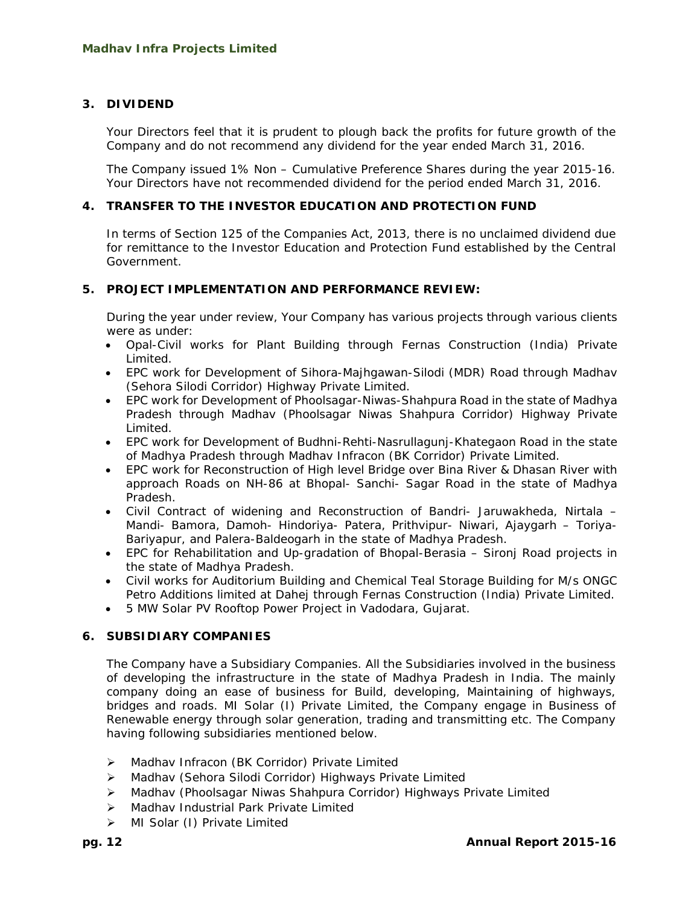## 3. DIVIDEND

Your Directors feel that it is prudent to plough back the profits for future growth of the Company and do not recommend any dividend for the year ended March 31, 2016.

The Company issued 1% Non – Cumulative Preference Shares during the year 2015-16. Your Directors have not recommended dividend for the period ended March 31, 2016.

## 4. TRANSFER TO THE INVESTOR EDUCATION AND PROTECTION FUND

In terms of Section 125 of the Companies Act, 2013, there is no unclaimed dividend due for remittance to the Investor Education and Protection Fund established by the Central Government.

## 5. PROJECT IMPLEMENTATION AND PERFORMANCE REVIEW:

During the year under review, Your Company has various projects through various clients were as under:

- Opal-Civil works for Plant Building through Fernas Construction (India) Private Limited.
- EPC work for Development of Sihora-Majhgawan-Silodi (MDR) Road through Madhav (Sehora Silodi Corridor) Highway Private Limited.
- EPC work for Development of Phoolsagar-Niwas-Shahpura Road in the state of Madhya Pradesh through Madhav (Phoolsagar Niwas Shahpura Corridor) Highway Private Limited.
- EPC work for Development of Budhni-Rehti-Nasrullagunj-Khategaon Road in the state of Madhya Pradesh through Madhav Infracon (BK Corridor) Private Limited.
- EPC work for Reconstruction of High level Bridge over Bina River & Dhasan River with approach Roads on NH-86 at Bhopal- Sanchi- Sagar Road in the state of Madhya Pradesh.
- Civil Contract of widening and Reconstruction of Bandri- Jaruwakheda, Nirtala – Mandi- Bamora, Damoh- Hindoriya- Patera, Prithvipur- Niwari, Ajaygarh – Toriya-Bariyapur, and Palera-Baldeogarh in the state of Madhya Pradesh.
- EPC for Rehabilitation and Up-gradation of Bhopal-Berasia – Sironj Road projects in the state of Madhya Pradesh.
- Civil works for Auditorium Building and Chemical Teal Storage Building for M/s ONGC Petro Additions limited at Dahej through Fernas Construction (India) Private Limited.
- 5 MW Solar PV Rooftop Power Project in Vadodara, Gujarat.

## 6. SUBSIDIARY COMPANIES

The Company have a Subsidiary Companies. All the Subsidiaries involved in the business of developing the infrastructure in the state of Madhya Pradesh in India. The mainly company doing an ease of business for Build, developing, Maintaining of highways, bridges and roads. MI Solar (I) Private Limited, the Company engage in Business of Renewable energy through solar generation, trading and transmitting etc. The Company having following subsidiaries mentioned below.

- Madhav Infracon (BK Corridor) Private Limited
- Madhav (Sehora Silodi Corridor) Highways Private Limited
- Madhav (Phoolsagar Niwas Shahpura Corridor) Highways Private Limited
- Madhav Industrial Park Private Limited
- MI Solar (I) Private Limited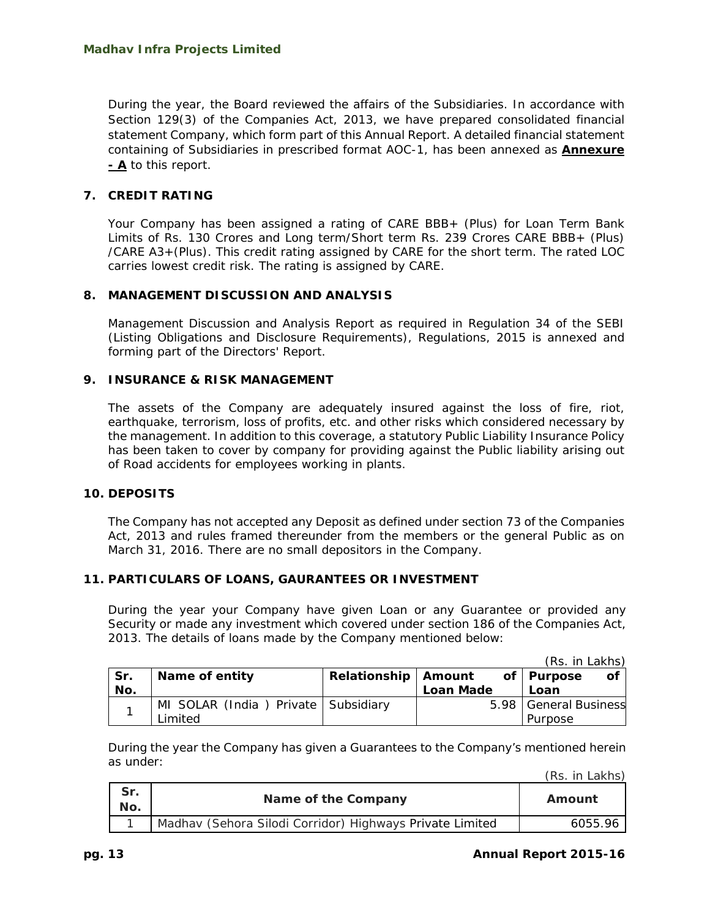During the year, the Board reviewed the affairs of the Subsidiaries. In accordance with Section 129(3) of the Companies Act, 2013, we have prepared consolidated financial statement Company, which form part of this Annual Report. A detailed financial statement containing of Subsidiaries in prescribed format AOC-1, has been annexed as **Annexure - A** to this report.

## 7. CREDIT RATING

Your Company has been assigned a rating of CARE BBB+ (Plus) for Loan Term Bank Limits of Rs. 130 Crores and Long term/Short term Rs. 239 Crores CARE BBB+ (Plus) /CARE A3+(Plus). This credit rating assigned by CARE for the short term. The rated LOC carries lowest credit risk. The rating is assigned by CARE.

## 8. MANAGEMENT DISCUSSION AND ANALYSIS

Management Discussion and Analysis Report as required in Regulation 34 of the SEBI (Listing Obligations and Disclosure Requirements), Regulations, 2015 is annexed and forming part of the Directors' Report.

## 9. INSURANCE & RISK MANAGEMENT

The assets of the Company are adequately insured against the loss of fire, riot, earthquake, terrorism, loss of profits, etc. and other risks which considered necessary by the management. In addition to this coverage, a statutory Public Liability Insurance Policy has been taken to cover by company for providing against the Public liability arising out of Road accidents for employees working in plants.

## 10. DEPOSITS

The Company has not accepted any Deposit as defined under section 73 of the Companies Act, 2013 and rules framed thereunder from the members or the general Public as on March 31, 2016. There are no small depositors in the Company.

## 11. PARTICULARS OF LOANS, GAURANTEES OR INVESTMENT

During the year your Company have given Loan or any Guarantee or provided any Security or made any investment which covered under section 186 of the Companies Act, 2013. The details of loans made by the Company mentioned below:

(Rs. in Lakhs)

| Sr. No. | Name of entity | Relationship | Amount of Loan Made | Purpose of Loan |
|---|---|---|---|---|
| 1 | MI SOLAR (India ) Private Limited | Subsidiary | 5.98 | General Business Purpose |

During the year the Company has given a Guarantees to the Company's mentioned herein as under:

(Rs. in Lakhs)

| Sr. No. | Name of the Company | Amount |
|---|---|---|
| 1 | Madhav (Sehora Silodi Corridor) Highways Private Limited | 6055.96 |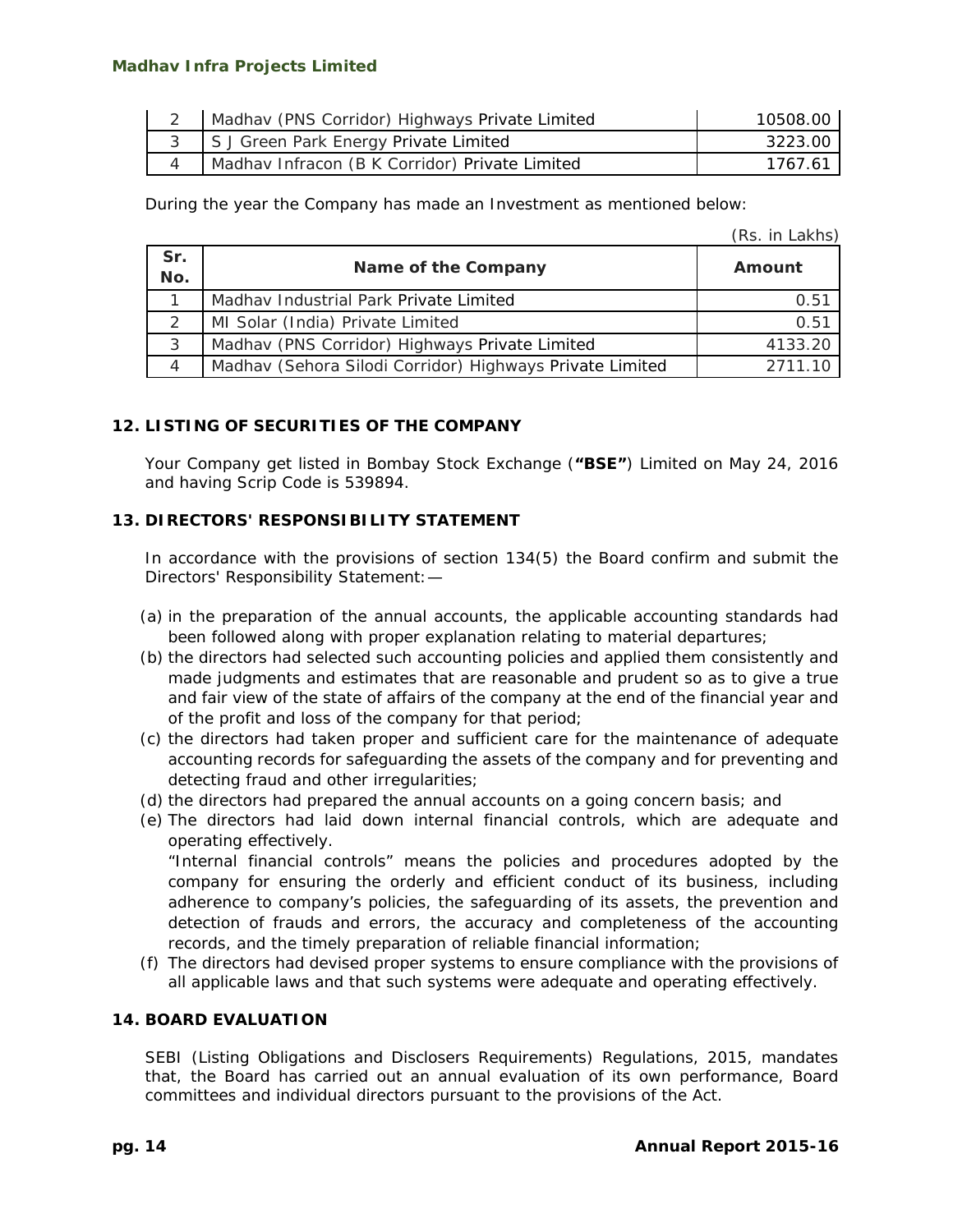| 2 | Madhav (PNS Corridor) Highways Private Limited | 10508.00 |
|---|---|---|
| 3 | S J Green Park Energy Private Limited | 3223.00 |
| 4 | Madhav Infracon (B K Corridor) Private Limited | 1767.61 |

During the year the Company has made an Investment as mentioned below:

(Rs. in Lakhs)

| Sr. No. | Name of the Company | Amount |
|---|---|---|
| 1 | Madhav Industrial Park Private Limited | 0.51 |
| 2 | MI Solar (India) Private Limited | 0.51 |
| 3 | Madhav (PNS Corridor) Highways Private Limited | 4133.20 |
| 4 | Madhav (Sehora Silodi Corridor) Highways Private Limited | 2711.10 |

## 12. LISTING OF SECURITIES OF THE COMPANY

Your Company get listed in Bombay Stock Exchange (**"BSE"**) Limited on May 24, 2016 and having Scrip Code is 539894.

## 13. DIRECTORS' RESPONSIBILITY STATEMENT

In accordance with the provisions of section 134(5) the Board confirm and submit the Directors' Responsibility Statement:—

(a) in the preparation of the annual accounts, the applicable accounting standards had been followed along with proper explanation relating to material departures;

(b) the directors had selected such accounting policies and applied them consistently and made judgments and estimates that are reasonable and prudent so as to give a true and fair view of the state of affairs of the company at the end of the financial year and of the profit and loss of the company for that period;

(c) the directors had taken proper and sufficient care for the maintenance of adequate accounting records for safeguarding the assets of the company and for preventing and detecting fraud and other irregularities;

(d) the directors had prepared the annual accounts on a going concern basis; and

(e) The directors had laid down internal financial controls, which are adequate and operating effectively.
"Internal financial controls" means the policies and procedures adopted by the company for ensuring the orderly and efficient conduct of its business, including adherence to company's policies, the safeguarding of its assets, the prevention and detection of frauds and errors, the accuracy and completeness of the accounting records, and the timely preparation of reliable financial information;

(f) The directors had devised proper systems to ensure compliance with the provisions of all applicable laws and that such systems were adequate and operating effectively.

## 14. BOARD EVALUATION

SEBI (Listing Obligations and Disclosers Requirements) Regulations, 2015, mandates that, the Board has carried out an annual evaluation of its own performance, Board committees and individual directors pursuant to the provisions of the Act.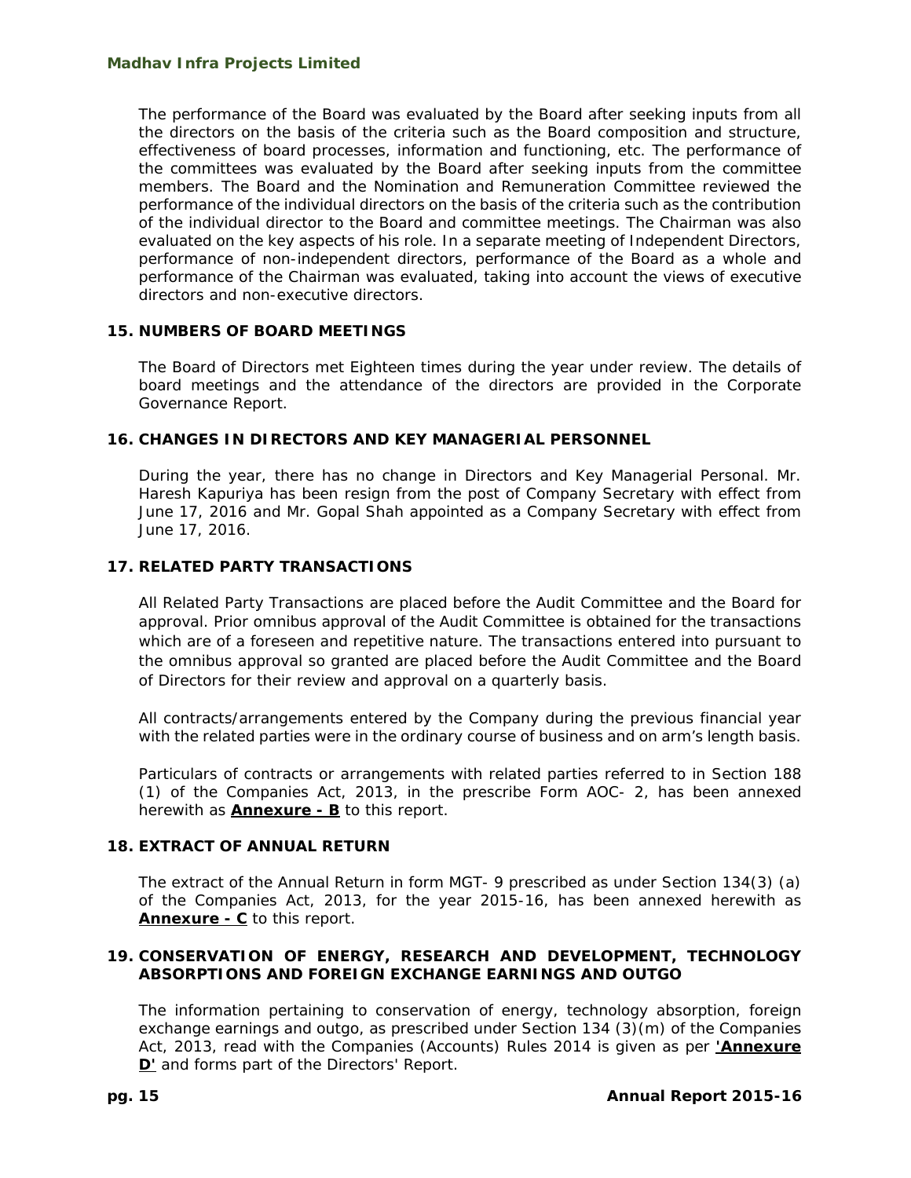The performance of the Board was evaluated by the Board after seeking inputs from all the directors on the basis of the criteria such as the Board composition and structure, effectiveness of board processes, information and functioning, etc. The performance of the committees was evaluated by the Board after seeking inputs from the committee members. The Board and the Nomination and Remuneration Committee reviewed the performance of the individual directors on the basis of the criteria such as the contribution of the individual director to the Board and committee meetings. The Chairman was also evaluated on the key aspects of his role. In a separate meeting of Independent Directors, performance of non-independent directors, performance of the Board as a whole and performance of the Chairman was evaluated, taking into account the views of executive directors and non-executive directors.

## 15. NUMBERS OF BOARD MEETINGS

The Board of Directors met Eighteen times during the year under review. The details of board meetings and the attendance of the directors are provided in the Corporate Governance Report.

## 16. CHANGES IN DIRECTORS AND KEY MANAGERIAL PERSONNEL

During the year, there has no change in Directors and Key Managerial Personal. Mr. Haresh Kapuriya has been resign from the post of Company Secretary with effect from June 17, 2016 and Mr. Gopal Shah appointed as a Company Secretary with effect from June 17, 2016.

## 17. RELATED PARTY TRANSACTIONS

All Related Party Transactions are placed before the Audit Committee and the Board for approval. Prior omnibus approval of the Audit Committee is obtained for the transactions which are of a foreseen and repetitive nature. The transactions entered into pursuant to the omnibus approval so granted are placed before the Audit Committee and the Board of Directors for their review and approval on a quarterly basis.

All contracts/arrangements entered by the Company during the previous financial year with the related parties were in the ordinary course of business and on arm's length basis.

Particulars of contracts or arrangements with related parties referred to in Section 188 (1) of the Companies Act, 2013, in the prescribe Form AOC- 2, has been annexed herewith as **Annexure - B** to this report.

## 18. EXTRACT OF ANNUAL RETURN

The extract of the Annual Return in form MGT- 9 prescribed as under Section 134(3) (a) of the Companies Act, 2013, for the year 2015-16, has been annexed herewith as **Annexure - C** to this report.

## 19. CONSERVATION OF ENERGY, RESEARCH AND DEVELOPMENT, TECHNOLOGY ABSORPTIONS AND FOREIGN EXCHANGE EARNINGS AND OUTGO

The information pertaining to conservation of energy, technology absorption, foreign exchange earnings and outgo, as prescribed under Section 134 (3)(m) of the Companies Act, 2013, read with the Companies (Accounts) Rules 2014 is given as per **'Annexure D'** and forms part of the Directors' Report.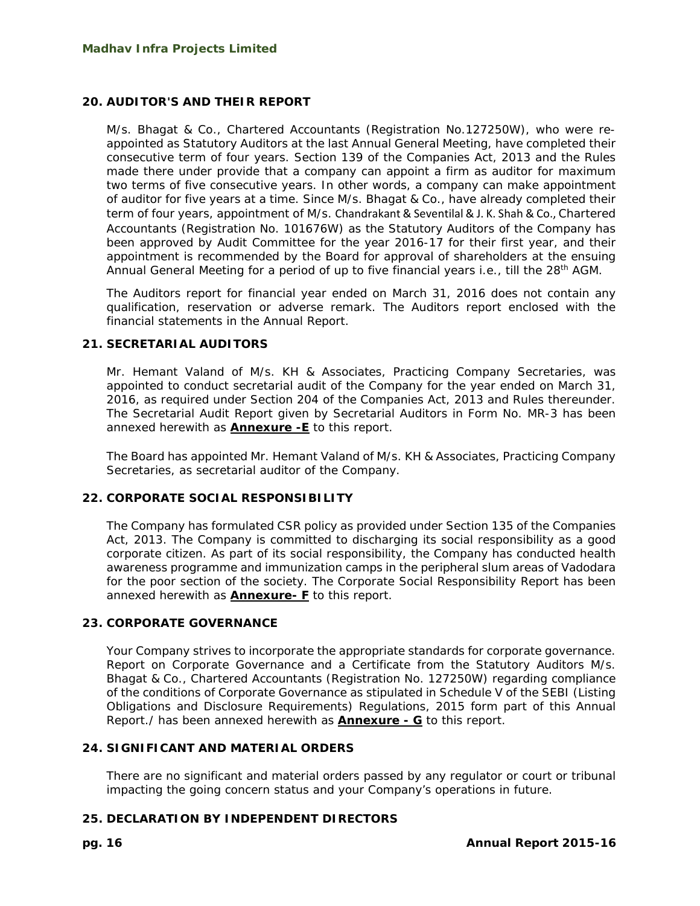## 20. AUDITOR'S AND THEIR REPORT

M/s. Bhagat & Co., Chartered Accountants (Registration No.127250W), who were re-appointed as Statutory Auditors at the last Annual General Meeting, have completed their consecutive term of four years. Section 139 of the Companies Act, 2013 and the Rules made there under provide that a company can appoint a firm as auditor for maximum two terms of five consecutive years. In other words, a company can make appointment of auditor for five years at a time. Since M/s. Bhagat & Co., have already completed their term of four years, appointment of M/s. Chandrakant & Seventilal & J. K. Shah & Co., Chartered Accountants (Registration No. 101676W) as the Statutory Auditors of the Company has been approved by Audit Committee for the year 2016-17 for their first year, and their appointment is recommended by the Board for approval of shareholders at the ensuing Annual General Meeting for a period of up to five financial years i.e., till the 28th AGM.

The Auditors report for financial year ended on March 31, 2016 does not contain any qualification, reservation or adverse remark. The Auditors report enclosed with the financial statements in the Annual Report.

## 21. SECRETARIAL AUDITORS

Mr. Hemant Valand of M/s. KH & Associates, Practicing Company Secretaries, was appointed to conduct secretarial audit of the Company for the year ended on March 31, 2016, as required under Section 204 of the Companies Act, 2013 and Rules thereunder. The Secretarial Audit Report given by Secretarial Auditors in Form No. MR-3 has been annexed herewith as **Annexure -E** to this report.

The Board has appointed Mr. Hemant Valand of M/s. KH & Associates, Practicing Company Secretaries, as secretarial auditor of the Company.

## 22. CORPORATE SOCIAL RESPONSIBILITY

The Company has formulated CSR policy as provided under Section 135 of the Companies Act, 2013. The Company is committed to discharging its social responsibility as a good corporate citizen. As part of its social responsibility, the Company has conducted health awareness programme and immunization camps in the peripheral slum areas of Vadodara for the poor section of the society. The Corporate Social Responsibility Report has been annexed herewith as **Annexure- F** to this report.

## 23. CORPORATE GOVERNANCE

Your Company strives to incorporate the appropriate standards for corporate governance. Report on Corporate Governance and a Certificate from the Statutory Auditors M/s. Bhagat & Co., Chartered Accountants (Registration No. 127250W) regarding compliance of the conditions of Corporate Governance as stipulated in Schedule V of the SEBI (Listing Obligations and Disclosure Requirements) Regulations, 2015 form part of this Annual Report./ has been annexed herewith as **Annexure - G** to this report.

## 24. SIGNIFICANT AND MATERIAL ORDERS

There are no significant and material orders passed by any regulator or court or tribunal impacting the going concern status and your Company's operations in future.

## 25. DECLARATION BY INDEPENDENT DIRECTORS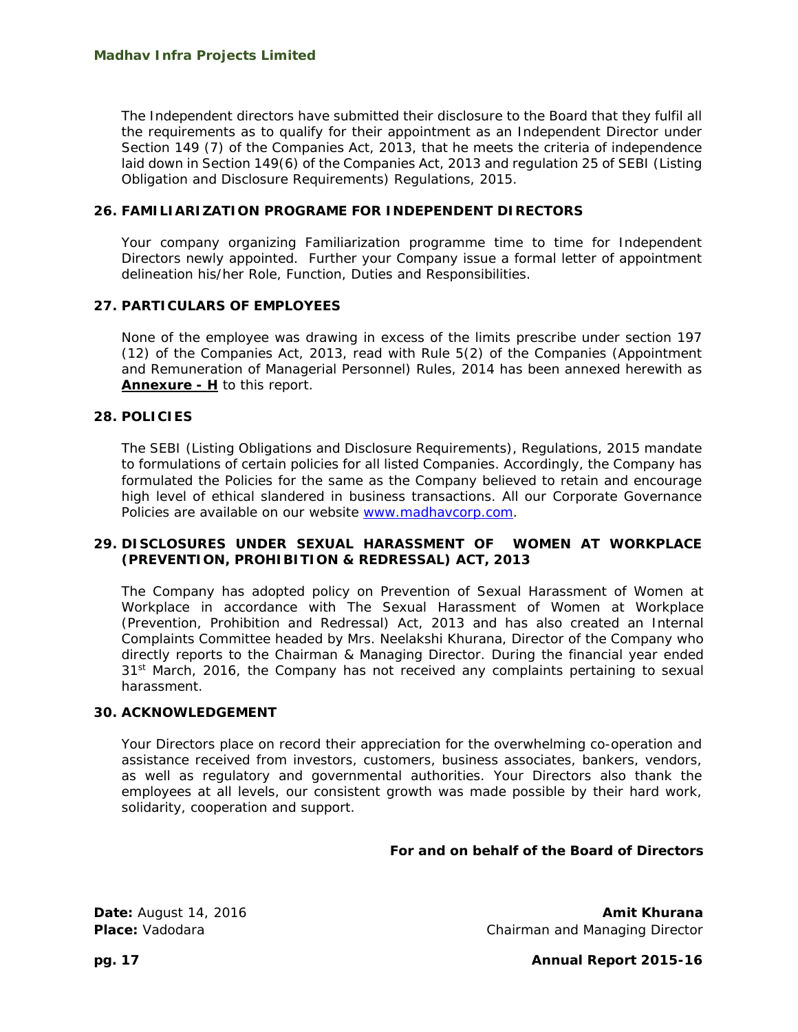The Independent directors have submitted their disclosure to the Board that they fulfil all the requirements as to qualify for their appointment as an Independent Director under Section 149 (7) of the Companies Act, 2013, that he meets the criteria of independence laid down in Section 149(6) of the Companies Act, 2013 and regulation 25 of SEBI (Listing Obligation and Disclosure Requirements) Regulations, 2015.

## 26. FAMILIARIZATION PROGRAME FOR INDEPENDENT DIRECTORS

Your company organizing Familiarization programme time to time for Independent Directors newly appointed. Further your Company issue a formal letter of appointment delineation his/her Role, Function, Duties and Responsibilities.

## 27. PARTICULARS OF EMPLOYEES

None of the employee was drawing in excess of the limits prescribe under section 197 (12) of the Companies Act, 2013, read with Rule 5(2) of the Companies (Appointment and Remuneration of Managerial Personnel) Rules, 2014 has been annexed herewith as **Annexure - H** to this report.

## 28. POLICIES

The SEBI (Listing Obligations and Disclosure Requirements), Regulations, 2015 mandate to formulations of certain policies for all listed Companies. Accordingly, the Company has formulated the Policies for the same as the Company believed to retain and encourage high level of ethical slandered in business transactions. All our Corporate Governance Policies are available on our website www.madhavcorp.com.

## 29. DISCLOSURES UNDER SEXUAL HARASSMENT OF WOMEN AT WORKPLACE (PREVENTION, PROHIBITION & REDRESSAL) ACT, 2013

The Company has adopted policy on Prevention of Sexual Harassment of Women at Workplace in accordance with The Sexual Harassment of Women at Workplace (Prevention, Prohibition and Redressal) Act, 2013 and has also created an Internal Complaints Committee headed by Mrs. Neelakshi Khurana, Director of the Company who directly reports to the Chairman & Managing Director. During the financial year ended 31st March, 2016, the Company has not received any complaints pertaining to sexual harassment.

## 30. ACKNOWLEDGEMENT

Your Directors place on record their appreciation for the overwhelming co-operation and assistance received from investors, customers, business associates, bankers, vendors, as well as regulatory and governmental authorities. Your Directors also thank the employees at all levels, our consistent growth was made possible by their hard work, solidarity, cooperation and support.

**For and on behalf of the Board of Directors**

**Date:** August 14, 2016
**Place:** Vadodara

**Amit Khurana**
Chairman and Managing Director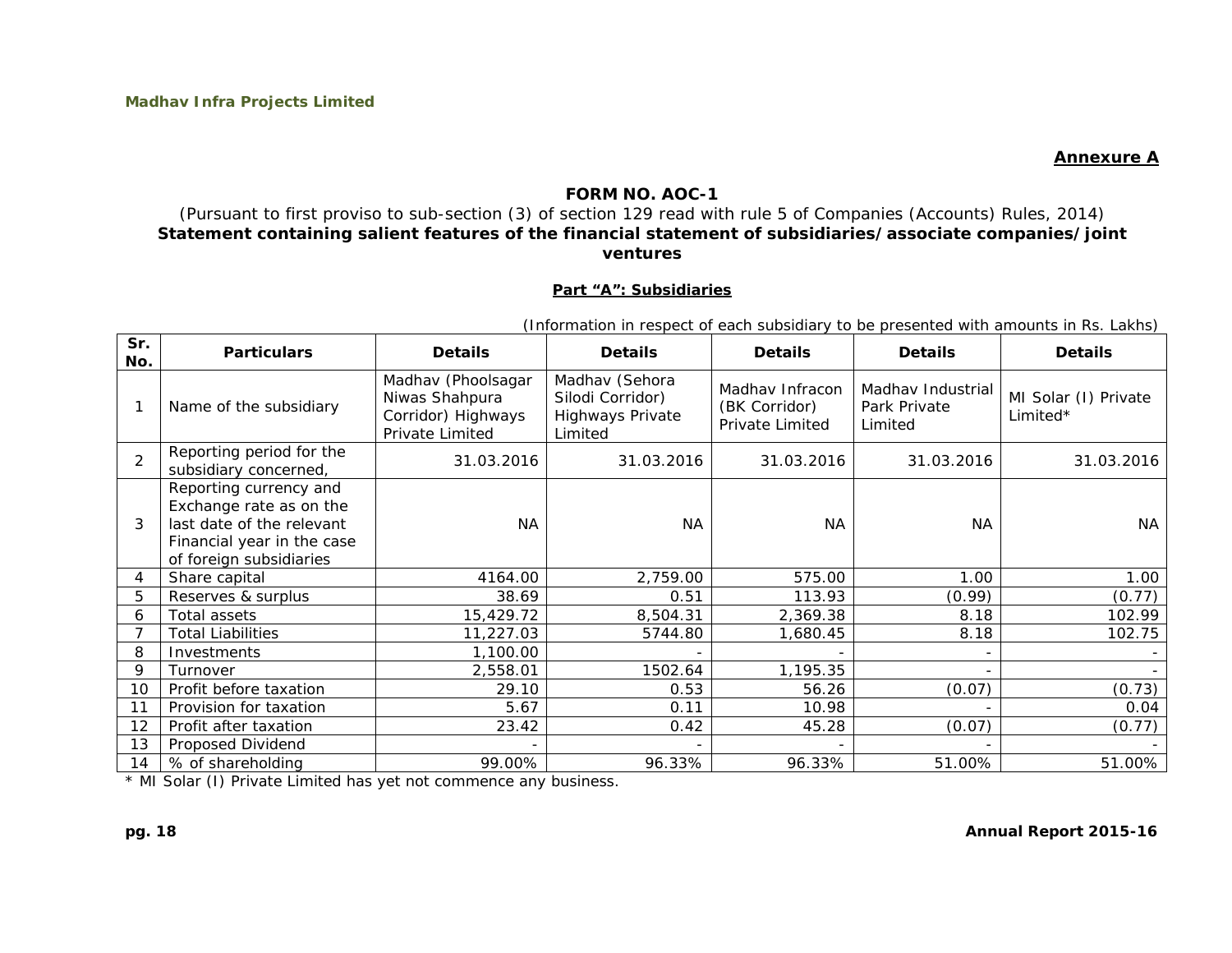**Annexure A**

## FORM NO. AOC-1

(Pursuant to first proviso to sub-section (3) of section 129 read with rule 5 of Companies (Accounts) Rules, 2014)

**Statement containing salient features of the financial statement of subsidiaries/associate companies/joint ventures**

### Part "A": Subsidiaries

(Information in respect of each subsidiary to be presented with amounts in Rs. Lakhs)

| Sr. No. | Particulars | Details | Details | Details | Details | Details |
|---|---|---|---|---|---|---|
| 1 | Name of the subsidiary | Madhav (Phoolsagar Niwas Shahpura Corridor) Highways Private Limited | Madhav (Sehora Silodi Corridor) Highways Private Limited | Madhav Infracon (BK Corridor) Private Limited | Madhav Industrial Park Private Limited | MI Solar (I) Private Limited* |
| 2 | Reporting period for the subsidiary concerned, | 31.03.2016 | 31.03.2016 | 31.03.2016 | 31.03.2016 | 31.03.2016 |
| 3 | Reporting currency and Exchange rate as on the last date of the relevant Financial year in the case of foreign subsidiaries | NA | NA | NA | NA | NA |
| 4 | Share capital | 4164.00 | 2,759.00 | 575.00 | 1.00 | 1.00 |
| 5 | Reserves & surplus | 38.69 | 0.51 | 113.93 | (0.99) | (0.77) |
| 6 | Total assets | 15,429.72 | 8,504.31 | 2,369.38 | 8.18 | 102.99 |
| 7 | Total Liabilities | 11,227.03 | 5744.80 | 1,680.45 | 8.18 | 102.75 |
| 8 | Investments | 1,100.00 | - | - | - | - |
| 9 | Turnover | 2,558.01 | 1502.64 | 1,195.35 | - | - |
| 10 | Profit before taxation | 29.10 | 0.53 | 56.26 | (0.07) | (0.73) |
| 11 | Provision for taxation | 5.67 | 0.11 | 10.98 | - | 0.04 |
| 12 | Profit after taxation | 23.42 | 0.42 | 45.28 | (0.07) | (0.77) |
| 13 | Proposed Dividend | - | - | - | - | - |
| 14 | % of shareholding | 99.00% | 96.33% | 96.33% | 51.00% | 51.00% |

* MI Solar (I) Private Limited has yet not commence any business.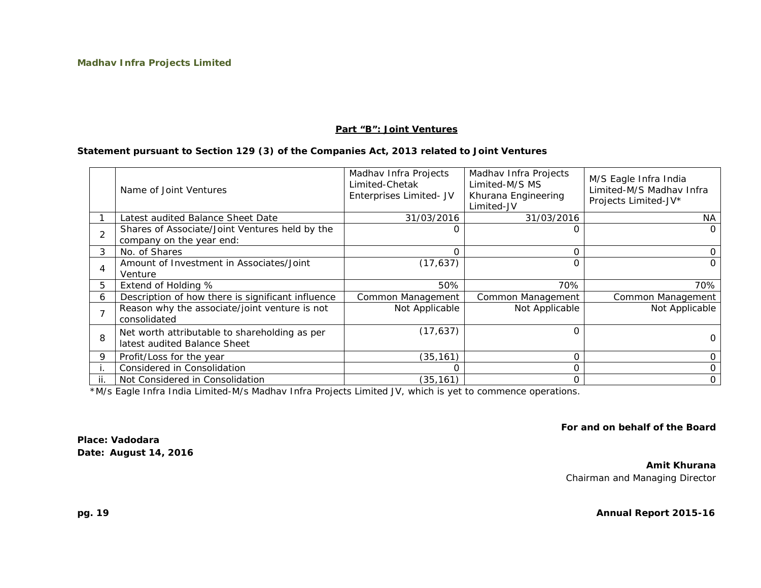## Part "B": Joint Ventures

**Statement pursuant to Section 129 (3) of the Companies Act, 2013 related to Joint Ventures**

| | Name of Joint Ventures | Madhav Infra Projects Limited-Chetak Enterprises Limited- JV | Madhav Infra Projects Limited-M/S MS Khurana Engineering Limited-JV | M/S Eagle Infra India Limited-M/S Madhav Infra Projects Limited-JV* |
|---|---|---|---|---|
| 1 | Latest audited Balance Sheet Date | 31/03/2016 | 31/03/2016 | NA |
| 2 | Shares of Associate/Joint Ventures held by the company on the year end: | 0 | 0 | 0 |
| 3 | No. of Shares | 0 | 0 | 0 |
| 4 | Amount of Investment in Associates/Joint Venture | (17,637) | 0 | 0 |
| 5 | Extend of Holding % | 50% | 70% | 70% |
| 6 | Description of how there is significant influence | Common Management | Common Management | Common Management |
| 7 | Reason why the associate/joint venture is not consolidated | Not Applicable | Not Applicable | Not Applicable |
| 8 | Net worth attributable to shareholding as per latest audited Balance Sheet | (17,637) | 0 | 0 |
| 9 | Profit/Loss for the year | (35,161) | 0 | 0 |
| i. | Considered in Consolidation | 0 | 0 | 0 |
| ii. | Not Considered in Consolidation | (35,161) | 0 | 0 |

*M/s Eagle Infra India Limited-M/s Madhav Infra Projects Limited JV, which is yet to commence operations.

**For and on behalf of the Board**

**Place: Vadodara**
**Date: August 14, 2016**

**Amit Khurana**
Chairman and Managing Director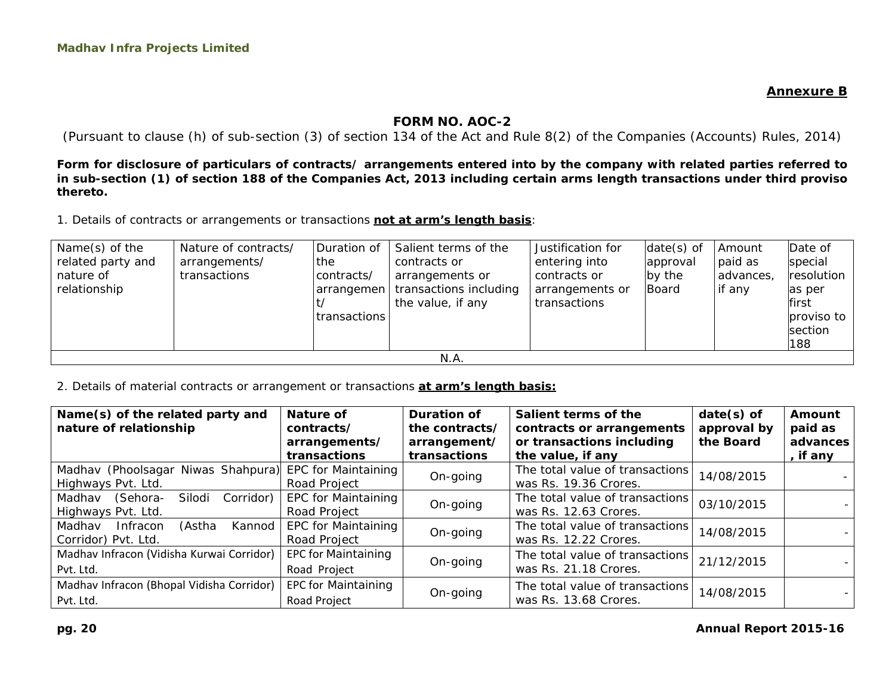**Annexure B**

## FORM NO. AOC-2

(Pursuant to clause (h) of sub-section (3) of section 134 of the Act and Rule 8(2) of the Companies (Accounts) Rules, 2014)

**Form for disclosure of particulars of contracts/ arrangements entered into by the company with related parties referred to in sub-section (1) of section 188 of the Companies Act, 2013 including certain arms length transactions under third proviso thereto.**

1. Details of contracts or arrangements or transactions **not at arm's length basis**:

| Name(s) of the related party and nature of relationship | Nature of contracts/ arrangements/ transactions | Duration of the contracts/ arrangement/ transactions | Salient terms of the contracts or arrangements or transactions including the value, if any | Justification for entering into contracts or arrangements or transactions | date(s) of approval by the Board | Amount paid as advances, if any | Date of special resolution as per first proviso to section 188 |
|---|---|---|---|---|---|---|---|
| N.A. | | | | | | | |

2. Details of material contracts or arrangement or transactions **at arm's length basis:**

| Name(s) of the related party and nature of relationship | Nature of contracts/ arrangements/ transactions | Duration of the contracts/ arrangement/ transactions | Salient terms of the contracts or arrangements or transactions including the value, if any | date(s) of approval by the Board | Amount paid as advances, if any |
|---|---|---|---|---|---|
| Madhav (Phoolsagar Niwas Shahpura) Highways Pvt. Ltd. | EPC for Maintaining Road Project | On-going | The total value of transactions was Rs. 19.36 Crores. | 14/08/2015 | - |
| Madhav (Sehora- Silodi Corridor) Highways Pvt. Ltd. | EPC for Maintaining Road Project | On-going | The total value of transactions was Rs. 12.63 Crores. | 03/10/2015 | - |
| Madhav Infracon (Astha Kannod Corridor) Pvt. Ltd. | EPC for Maintaining Road Project | On-going | The total value of transactions was Rs. 12.22 Crores. | 14/08/2015 | - |
| Madhav Infracon (Vidisha Kurwai Corridor) Pvt. Ltd. | EPC for Maintaining Road Project | On-going | The total value of transactions was Rs. 21.18 Crores. | 21/12/2015 | - |
| Madhav Infracon (Bhopal Vidisha Corridor) Pvt. Ltd. | EPC for Maintaining Road Project | On-going | The total value of transactions was Rs. 13.68 Crores. | 14/08/2015 | - |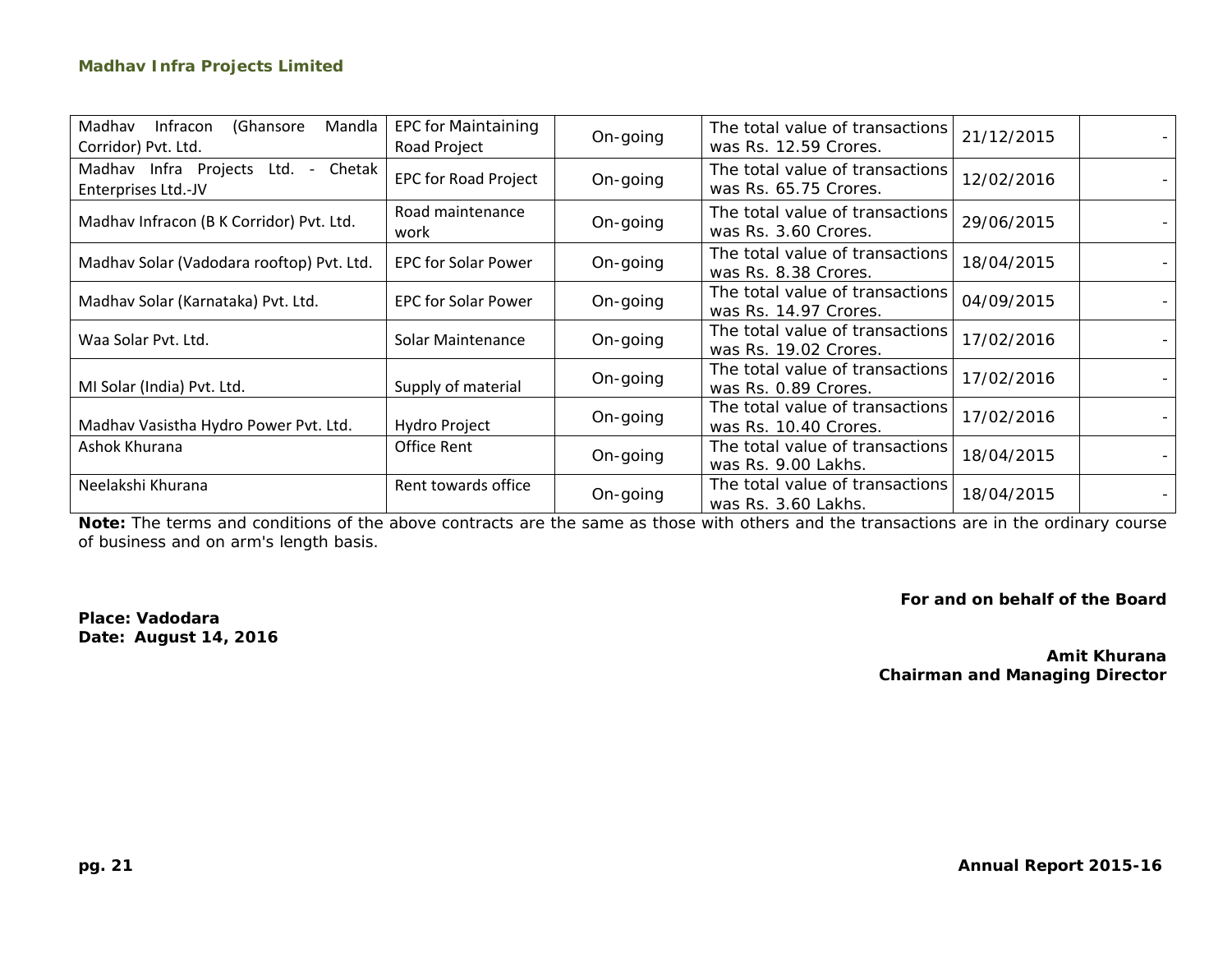| | | | | | |
|---|---|---|---|---|---|
| Madhav Infracon (Ghansore Mandla Corridor) Pvt. Ltd. | EPC for Maintaining Road Project | On-going | The total value of transactions was Rs. 12.59 Crores. | 21/12/2015 | - |
| Madhav Infra Projects Ltd. - Chetak Enterprises Ltd.-JV | EPC for Road Project | On-going | The total value of transactions was Rs. 65.75 Crores. | 12/02/2016 | - |
| Madhav Infracon (B K Corridor) Pvt. Ltd. | Road maintenance work | On-going | The total value of transactions was Rs. 3.60 Crores. | 29/06/2015 | - |
| Madhav Solar (Vadodara rooftop) Pvt. Ltd. | EPC for Solar Power | On-going | The total value of transactions was Rs. 8.38 Crores. | 18/04/2015 | - |
| Madhav Solar (Karnataka) Pvt. Ltd. | EPC for Solar Power | On-going | The total value of transactions was Rs. 14.97 Crores. | 04/09/2015 | - |
| Waa Solar Pvt. Ltd. | Solar Maintenance | On-going | The total value of transactions was Rs. 19.02 Crores. | 17/02/2016 | - |
| MI Solar (India) Pvt. Ltd. | Supply of material | On-going | The total value of transactions was Rs. 0.89 Crores. | 17/02/2016 | - |
| Madhav Vasistha Hydro Power Pvt. Ltd. | Hydro Project | On-going | The total value of transactions was Rs. 10.40 Crores. | 17/02/2016 | - |
| Ashok Khurana | Office Rent | On-going | The total value of transactions was Rs. 9.00 Lakhs. | 18/04/2015 | - |
| Neelakshi Khurana | Rent towards office | On-going | The total value of transactions was Rs. 3.60 Lakhs. | 18/04/2015 | - |

**Note:** The terms and conditions of the above contracts are the same as those with others and the transactions are in the ordinary course of business and on arm's length basis.

**For and on behalf of the Board**

**Place: Vadodara**
**Date: August 14, 2016**

**Amit Khurana**
**Chairman and Managing Director**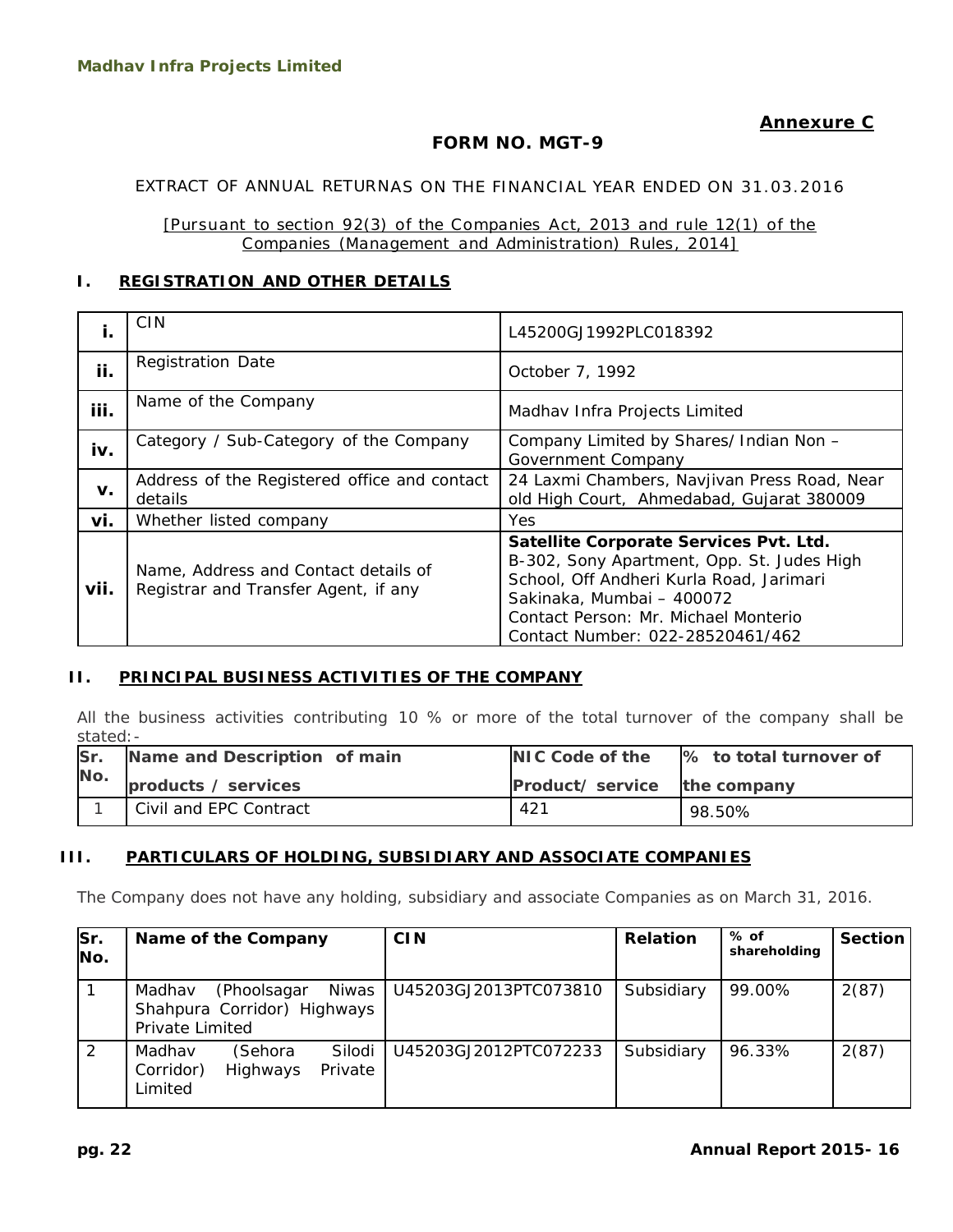**Annexure C**

## FORM NO. MGT-9

EXTRACT OF ANNUAL RETURNAS ON THE FINANCIAL YEAR ENDED ON 31.03.2016

[Pursuant to section 92(3) of the Companies Act, 2013 and rule 12(1) of the Companies (Management and Administration) Rules, 2014]

### I. REGISTRATION AND OTHER DETAILS

| | | |
|---|---|---|
| i. | CIN | L45200GJ1992PLC018392 |
| ii. | Registration Date | October 7, 1992 |
| iii. | Name of the Company | Madhav Infra Projects Limited |
| iv. | Category / Sub-Category of the Company | Company Limited by Shares/ Indian Non – Government Company |
| v. | Address of the Registered office and contact details | 24 Laxmi Chambers, Navjivan Press Road, Near old High Court, Ahmedabad, Gujarat 380009 |
| vi. | Whether listed company | Yes |
| vii. | Name, Address and Contact details of Registrar and Transfer Agent, if any | **Satellite Corporate Services Pvt. Ltd.** B-302, Sony Apartment, Opp. St. Judes High School, Off Andheri Kurla Road, Jarimari Sakinaka, Mumbai – 400072 Contact Person: Mr. Michael Monterio Contact Number: 022-28520461/462 |

### II. PRINCIPAL BUSINESS ACTIVITIES OF THE COMPANY

All the business activities contributing 10 % or more of the total turnover of the company shall be stated:-

| Sr. No. | Name and Description of main products / services | NIC Code of the Product/ service | % to total turnover of the company |
|---|---|---|---|
| 1 | Civil and EPC Contract | 421 | 98.50% |

### III. PARTICULARS OF HOLDING, SUBSIDIARY AND ASSOCIATE COMPANIES

The Company does not have any holding, subsidiary and associate Companies as on March 31, 2016.

| Sr. No. | Name of the Company | CIN | Relation | % of shareholding | Section |
|---|---|---|---|---|---|
| 1 | Madhav (Phoolsagar Niwas Shahpura Corridor) Highways Private Limited | U45203GJ2013PTC073810 | Subsidiary | 99.00% | 2(87) |
| 2 | Madhav (Sehora Silodi Corridor) Highways Private Limited | U45203GJ2012PTC072233 | Subsidiary | 96.33% | 2(87) |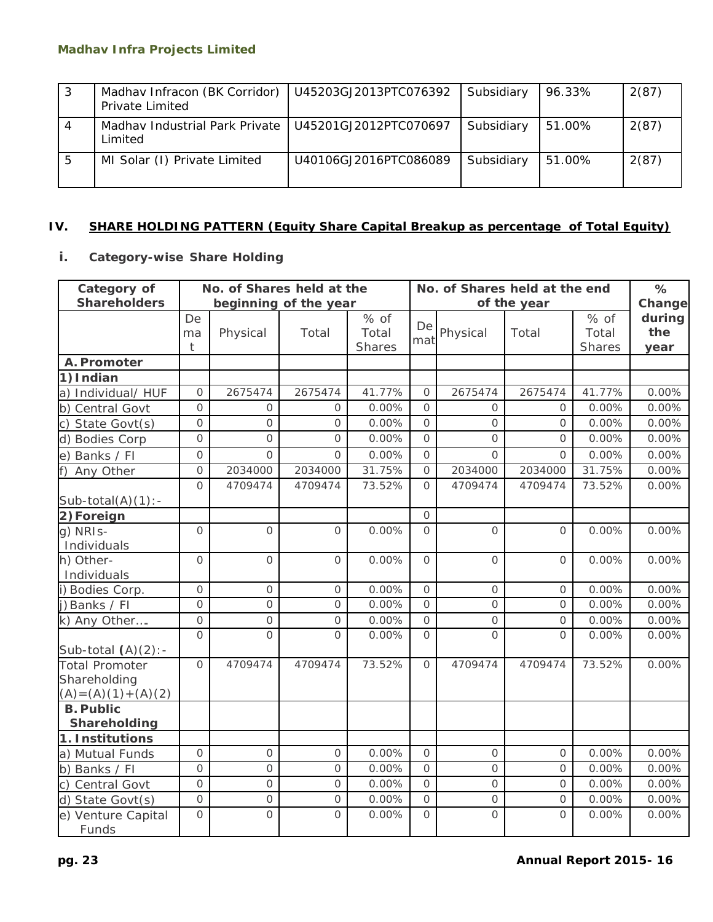| 3 | Madhav Infracon (BK Corridor) Private Limited | U45203GJ2013PTC076392 | Subsidiary | 96.33% | 2(87) |
|---|---|---|---|---|---|
| 4 | Madhav Industrial Park Private Limited | U45201GJ2012PTC070697 | Subsidiary | 51.00% | 2(87) |
| 5 | MI Solar (I) Private Limited | U40106GJ2016PTC086089 | Subsidiary | 51.00% | 2(87) |

## IV. SHARE HOLDING PATTERN (Equity Share Capital Breakup as percentage of Total Equity)

### i. Category-wise Share Holding

| Category of Shareholders | No. of Shares held at the beginning of the year | | | | No. of Shares held at the end of the year | | | | % Change during the year |
|---|---|---|---|---|---|---|---|---|---|
| | Demat | Physical | Total | % of Total Shares | Demat | Physical | Total | % of Total Shares | |
| **A. Promoter** | | | | | | | | | |
| **1) Indian** | | | | | | | | | |
| a) Individual/ HUF | 0 | 2675474 | 2675474 | 41.77% | 0 | 2675474 | 2675474 | 41.77% | 0.00% |
| b) Central Govt | 0 | 0 | 0 | 0.00% | 0 | 0 | 0 | 0.00% | 0.00% |
| c) State Govt(s) | 0 | 0 | 0 | 0.00% | 0 | 0 | 0 | 0.00% | 0.00% |
| d) Bodies Corp | 0 | 0 | 0 | 0.00% | 0 | 0 | 0 | 0.00% | 0.00% |
| e) Banks / FI | 0 | 0 | 0 | 0.00% | 0 | 0 | 0 | 0.00% | 0.00% |
| f) Any Other | 0 | 2034000 | 2034000 | 31.75% | 0 | 2034000 | 2034000 | 31.75% | 0.00% |
| Sub-total(A)(1):- | 0 | 4709474 | 4709474 | 73.52% | 0 | 4709474 | 4709474 | 73.52% | 0.00% |
| **2) Foreign** | | | | | 0 | | | | |
| g) NRIs-Individuals | 0 | 0 | 0 | 0.00% | 0 | 0 | 0 | 0.00% | 0.00% |
| h) Other-Individuals | 0 | 0 | 0 | 0.00% | 0 | 0 | 0 | 0.00% | 0.00% |
| i) Bodies Corp. | 0 | 0 | 0 | 0.00% | 0 | 0 | 0 | 0.00% | 0.00% |
| j) Banks / FI | 0 | 0 | 0 | 0.00% | 0 | 0 | 0 | 0.00% | 0.00% |
| k) Any Other…. | 0 | 0 | 0 | 0.00% | 0 | 0 | 0 | 0.00% | 0.00% |
| Sub-total (A)(2):- | 0 | 0 | 0 | 0.00% | 0 | 0 | 0 | 0.00% | 0.00% |
| Total Promoter Shareholding (A)=(A)(1)+(A)(2) | 0 | 4709474 | 4709474 | 73.52% | 0 | 4709474 | 4709474 | 73.52% | 0.00% |
| **B. Public Shareholding** | | | | | | | | | |
| **1. Institutions** | | | | | | | | | |
| a) Mutual Funds | 0 | 0 | 0 | 0.00% | 0 | 0 | 0 | 0.00% | 0.00% |
| b) Banks / FI | 0 | 0 | 0 | 0.00% | 0 | 0 | 0 | 0.00% | 0.00% |
| c) Central Govt | 0 | 0 | 0 | 0.00% | 0 | 0 | 0 | 0.00% | 0.00% |
| d) State Govt(s) | 0 | 0 | 0 | 0.00% | 0 | 0 | 0 | 0.00% | 0.00% |
| e) Venture Capital Funds | 0 | 0 | 0 | 0.00% | 0 | 0 | 0 | 0.00% | 0.00% |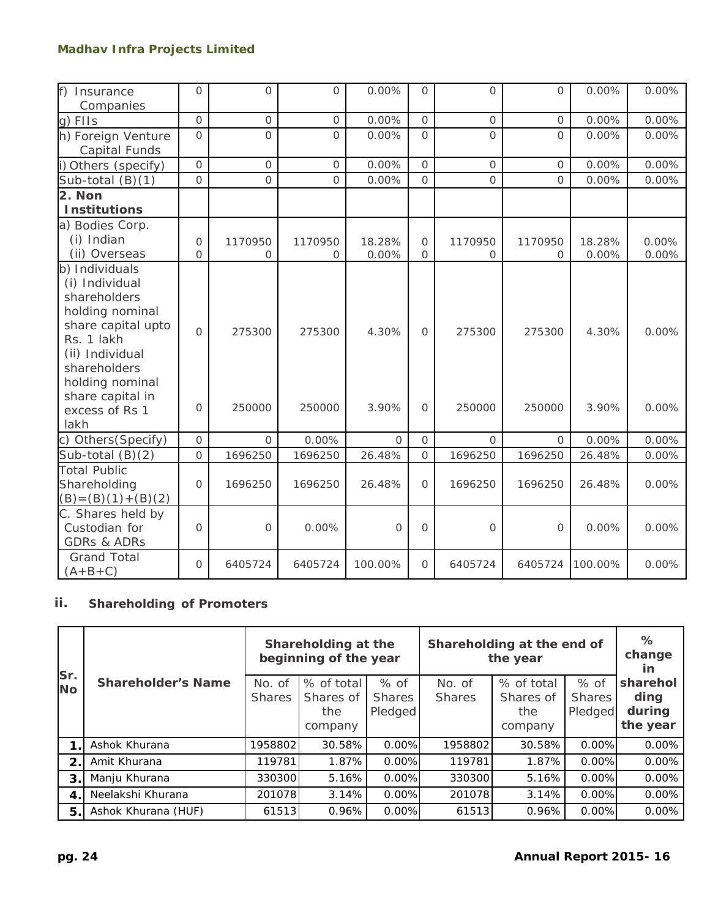| f) Insurance Companies | 0 | 0 | 0 | 0.00% | 0 | 0 | 0 | 0.00% | 0.00% |
|---|---|---|---|---|---|---|---|---|---|
| g) FIIs | 0 | 0 | 0 | 0.00% | 0 | 0 | 0 | 0.00% | 0.00% |
| h) Foreign Venture Capital Funds | 0 | 0 | 0 | 0.00% | 0 | 0 | 0 | 0.00% | 0.00% |
| i) Others (specify) | 0 | 0 | 0 | 0.00% | 0 | 0 | 0 | 0.00% | 0.00% |
| Sub-total (B)(1) | 0 | 0 | 0 | 0.00% | 0 | 0 | 0 | 0.00% | 0.00% |
| **2. Non Institutions** | | | | | | | | | |
| a) Bodies Corp. | | | | | | | | | |
| (i) Indian | 0 | 1170950 | 1170950 | 18.28% | 0 | 1170950 | 1170950 | 18.28% | 0.00% |
| (ii) Overseas | 0 | 0 | 0 | 0.00% | 0 | 0 | 0 | 0.00% | 0.00% |
| b) Individuals | | | | | | | | | |
| (i) Individual shareholders holding nominal share capital upto Rs. 1 lakh | 0 | 275300 | 275300 | 4.30% | 0 | 275300 | 275300 | 4.30% | 0.00% |
| (ii) Individual shareholders holding nominal share capital in excess of Rs 1 lakh | 0 | 250000 | 250000 | 3.90% | 0 | 250000 | 250000 | 3.90% | 0.00% |
| c) Others(Specify) | 0 | 0 | 0.00% | 0 | 0 | 0 | 0 | 0.00% | 0.00% |
| Sub-total (B)(2) | 0 | 1696250 | 1696250 | 26.48% | 0 | 1696250 | 1696250 | 26.48% | 0.00% |
| Total Public Shareholding (B)=(B)(1)+(B)(2) | 0 | 1696250 | 1696250 | 26.48% | 0 | 1696250 | 1696250 | 26.48% | 0.00% |
| C. Shares held by Custodian for GDRs & ADRs | 0 | 0 | 0.00% | 0 | 0 | 0 | 0 | 0.00% | 0.00% |
| Grand Total (A+B+C) | 0 | 6405724 | 6405724 | 100.00% | 0 | 6405724 | 6405724 | 100.00% | 0.00% |

## ii. Shareholding of Promoters

| Sr. No | Shareholder's Name | Shareholding at the beginning of the year | | | Shareholding at the end of the year | | | % change in shareholding during the year |
|---|---|---|---|---|---|---|---|---|
| | | No. of Shares | % of total Shares of the company | % of Shares Pledged | No. of Shares | % of total Shares of the company | % of Shares Pledged | |
| 1. | Ashok Khurana | 1958802 | 30.58% | 0.00% | 1958802 | 30.58% | 0.00% | 0.00% |
| 2. | Amit Khurana | 119781 | 1.87% | 0.00% | 119781 | 1.87% | 0.00% | 0.00% |
| 3. | Manju Khurana | 330300 | 5.16% | 0.00% | 330300 | 5.16% | 0.00% | 0.00% |
| 4. | Neelakshi Khurana | 201078 | 3.14% | 0.00% | 201078 | 3.14% | 0.00% | 0.00% |
| 5. | Ashok Khurana (HUF) | 61513 | 0.96% | 0.00% | 61513 | 0.96% | 0.00% | 0.00% |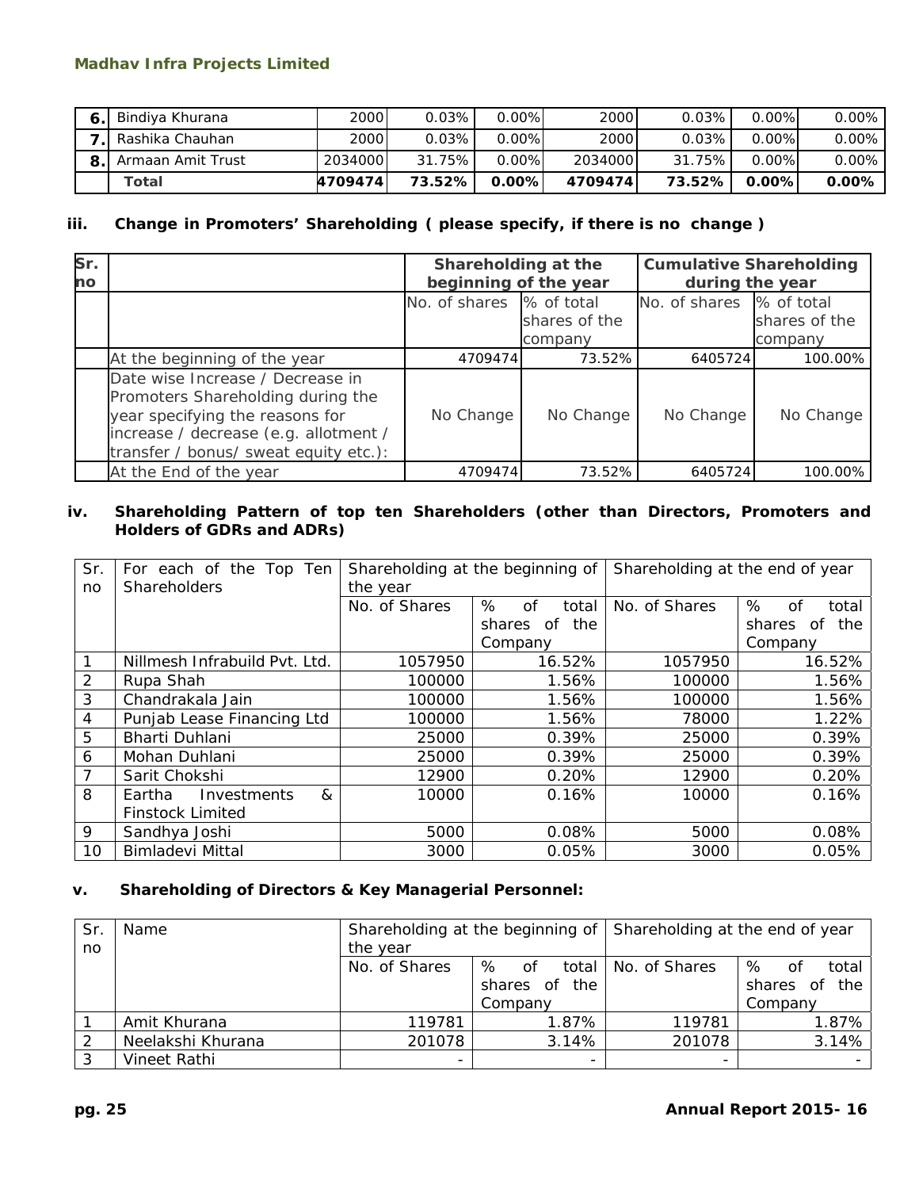| 6. | Bindiya Khurana | 2000 | 0.03% | 0.00% | 2000 | 0.03% | 0.00% | 0.00% |
|---|---|---|---|---|---|---|---|---|
| 7. | Rashika Chauhan | 2000 | 0.03% | 0.00% | 2000 | 0.03% | 0.00% | 0.00% |
| 8. | Armaan Amit Trust | 2034000 | 31.75% | 0.00% | 2034000 | 31.75% | 0.00% | 0.00% |
| | **Total** | **4709474** | **73.52%** | **0.00%** | **4709474** | **73.52%** | **0.00%** | **0.00%** |

### iii. Change in Promoters' Shareholding ( please specify, if there is no change )

| Sr. no | | Shareholding at the beginning of the year | | Cumulative Shareholding during the year | |
|---|---|---|---|---|---|
| | | No. of shares | % of total shares of the company | No. of shares | % of total shares of the company |
| | At the beginning of the year | 4709474 | 73.52% | 6405724 | 100.00% |
| | Date wise Increase / Decrease in Promoters Shareholding during the year specifying the reasons for increase / decrease (e.g. allotment / transfer / bonus/ sweat equity etc.): | No Change | No Change | No Change | No Change |
| | At the End of the year | 4709474 | 73.52% | 6405724 | 100.00% |

### iv. Shareholding Pattern of top ten Shareholders (other than Directors, Promoters and Holders of GDRs and ADRs)

| Sr. no | For each of the Top Ten Shareholders | Shareholding at the beginning of the year | | Shareholding at the end of year | |
|---|---|---|---|---|---|
| | | No. of Shares | % of total shares of the Company | No. of Shares | % of total shares of the Company |
| 1 | Nillmesh Infrabuild Pvt. Ltd. | 1057950 | 16.52% | 1057950 | 16.52% |
| 2 | Rupa Shah | 100000 | 1.56% | 100000 | 1.56% |
| 3 | Chandrakala Jain | 100000 | 1.56% | 100000 | 1.56% |
| 4 | Punjab Lease Financing Ltd | 100000 | 1.56% | 78000 | 1.22% |
| 5 | Bharti Duhlani | 25000 | 0.39% | 25000 | 0.39% |
| 6 | Mohan Duhlani | 25000 | 0.39% | 25000 | 0.39% |
| 7 | Sarit Chokshi | 12900 | 0.20% | 12900 | 0.20% |
| 8 | Eartha Investments & Finstock Limited | 10000 | 0.16% | 10000 | 0.16% |
| 9 | Sandhya Joshi | 5000 | 0.08% | 5000 | 0.08% |
| 10 | Bimladevi Mittal | 3000 | 0.05% | 3000 | 0.05% |

### v. Shareholding of Directors & Key Managerial Personnel:

| Sr. no | Name | Shareholding at the beginning of the year | | Shareholding at the end of year | |
|---|---|---|---|---|---|
| | | No. of Shares | % of total shares of the Company | No. of Shares | % of total shares of the Company |
| 1 | Amit Khurana | 119781 | 1.87% | 119781 | 1.87% |
| 2 | Neelakshi Khurana | 201078 | 3.14% | 201078 | 3.14% |
| 3 | Vineet Rathi | - | - | - | - |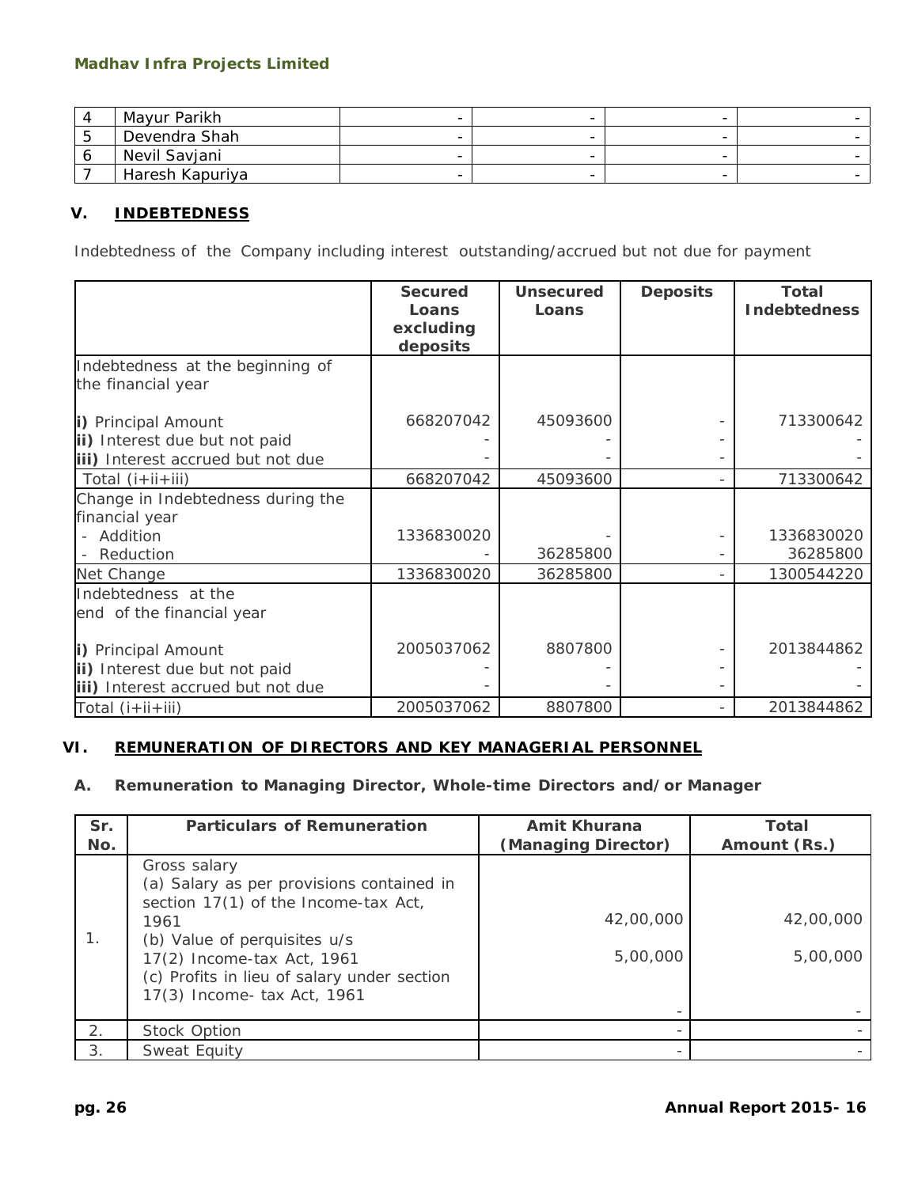| 4 | Mayur Parikh | - | - | - | - |
|---|---|---|---|---|---|
| 5 | Devendra Shah | - | - | - | - |
| 6 | Nevil Savjani | - | - | - | - |
| 7 | Haresh Kapuriya | - | - | - | - |

## V. INDEBTEDNESS

Indebtedness of the Company including interest outstanding/accrued but not due for payment

| | Secured Loans excluding deposits | Unsecured Loans | Deposits | Total Indebtedness |
|---|---|---|---|---|
| Indebtedness at the beginning of the financial year | | | | |
| **i)** Principal Amount | 668207042 | 45093600 | - | 713300642 |
| **ii)** Interest due but not paid | - | - | - | - |
| **iii)** Interest accrued but not due | - | - | - | - |
| Total (i+ii+iii) | 668207042 | 45093600 | - | 713300642 |
| Change in Indebtedness during the financial year | | | | |
| - Addition | 1336830020 | - | - | 1336830020 |
| - Reduction | - | 36285800 | - | 36285800 |
| Net Change | 1336830020 | 36285800 | - | 1300544220 |
| Indebtedness at the end of the financial year | | | | |
| **i)** Principal Amount | 2005037062 | 8807800 | - | 2013844862 |
| **ii)** Interest due but not paid | - | - | - | - |
| **iii)** Interest accrued but not due | - | - | - | - |
| Total (i+ii+iii) | 2005037062 | 8807800 | - | 2013844862 |

## VI. REMUNERATION OF DIRECTORS AND KEY MANAGERIAL PERSONNEL

### A. Remuneration to Managing Director, Whole-time Directors and/or Manager

| Sr. No. | Particulars of Remuneration | Amit Khurana (Managing Director) | Total Amount (Rs.) |
|---|---|---|---|
| 1. | Gross salary<br>(a) Salary as per provisions contained in section 17(1) of the Income-tax Act, 1961<br>(b) Value of perquisites u/s 17(2) Income-tax Act, 1961<br>(c) Profits in lieu of salary under section 17(3) Income- tax Act, 1961 | 42,00,000<br>5,00,000<br>- | 42,00,000<br>5,00,000<br>- |
| 2. | Stock Option | - | - |
| 3. | Sweat Equity | - | - |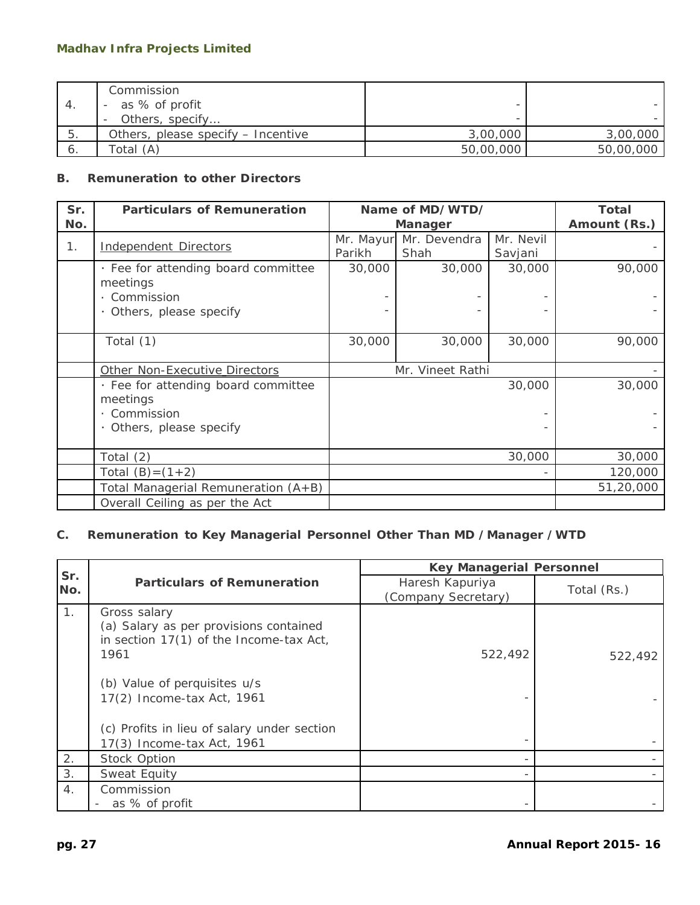| | | | |
|---|---|---|---|
| 4. | Commission<br>- as % of profit<br>- Others, specify… | -<br>- | -<br>- |
| 5. | Others, please specify – Incentive | 3,00,000 | 3,00,000 |
| 6. | Total (A) | 50,00,000 | 50,00,000 |

**B. Remuneration to other Directors**

| Sr. No. | Particulars of Remuneration | Name of MD/WTD/ Manager | | | Total Amount (Rs.) |
|---|---|---|---|---|---|
| 1. | Independent Directors | Mr. Mayur Parikh | Mr. Devendra Shah | Mr. Nevil Savjani | - |
| | · Fee for attending board committee meetings<br>· Commission<br>· Others, please specify | 30,000<br>-<br>- | 30,000<br>-<br>- | 30,000<br>-<br>- | 90,000<br>-<br>- |
| | Total (1) | 30,000 | 30,000 | 30,000 | 90,000 |
| | Other Non-Executive Directors | Mr. Vineet Rathi | | | - |
| | · Fee for attending board committee meetings<br>· Commission<br>· Others, please specify | | | 30,000<br>-<br>- | 30,000<br>-<br>- |
| | Total (2) | | | 30,000 | 30,000 |
| | Total (B)=(1+2) | | | - | 120,000 |
| | Total Managerial Remuneration (A+B) | | | | 51,20,000 |
| | Overall Ceiling as per the Act | | | | |

**C. Remuneration to Key Managerial Personnel Other Than MD / Manager / WTD**

| Sr. No. | Particulars of Remuneration | Key Managerial Personnel | |
|---|---|---|---|
| | | Haresh Kapuriya (Company Secretary) | Total (Rs.) |
| 1. | Gross salary<br>(a) Salary as per provisions contained in section 17(1) of the Income-tax Act, 1961<br>(b) Value of perquisites u/s 17(2) Income-tax Act, 1961<br>(c) Profits in lieu of salary under section 17(3) Income-tax Act, 1961 | 522,492<br>-<br>- | 522,492<br>-<br>- |
| 2. | Stock Option | - | - |
| 3. | Sweat Equity | - | - |
| 4. | Commission<br>- as % of profit | - | - |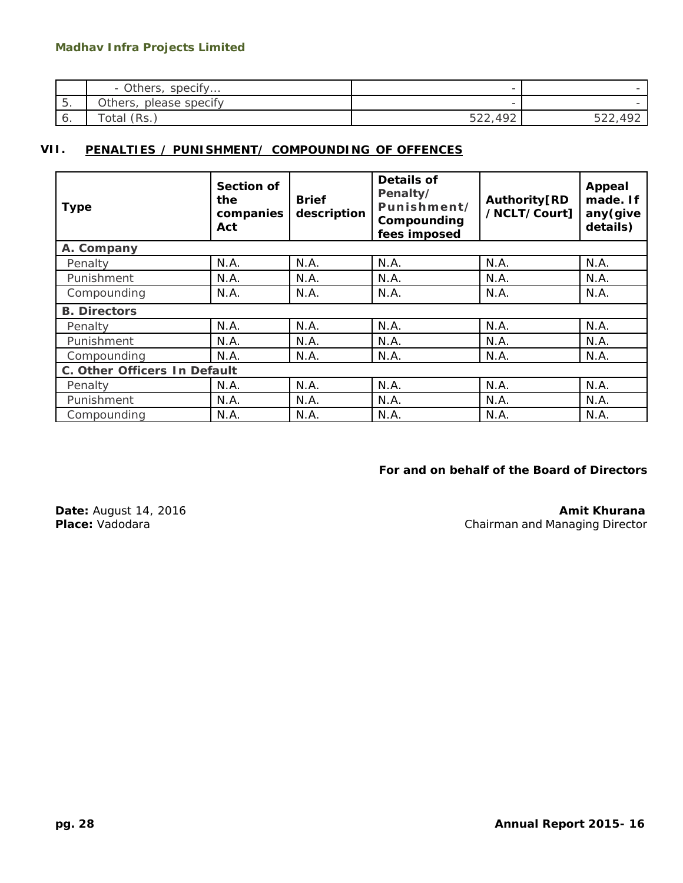| | - Others, specify... | - | - |
|---|---|---|---|
| 5. | Others, please specify | - | - |
| 6. | Total (Rs.) | 522,492 | 522,492 |

## VII. PENALTIES / PUNISHMENT/ COMPOUNDING OF OFFENCES

| Type | Section of the companies Act | Brief description | Details of Penalty/ Punishment/ Compounding fees imposed | Authority[RD /NCLT/Court] | Appeal made. If any(give details) |
|---|---|---|---|---|---|
| **A. Company** | | | | | |
| Penalty | N.A. | N.A. | N.A. | N.A. | N.A. |
| Punishment | N.A. | N.A. | N.A. | N.A. | N.A. |
| Compounding | N.A. | N.A. | N.A. | N.A. | N.A. |
| **B. Directors** | | | | | |
| Penalty | N.A. | N.A. | N.A. | N.A. | N.A. |
| Punishment | N.A. | N.A. | N.A. | N.A. | N.A. |
| Compounding | N.A. | N.A. | N.A. | N.A. | N.A. |
| **C. Other Officers In Default** | | | | | |
| Penalty | N.A. | N.A. | N.A. | N.A. | N.A. |
| Punishment | N.A. | N.A. | N.A. | N.A. | N.A. |
| Compounding | N.A. | N.A. | N.A. | N.A. | N.A. |

**For and on behalf of the Board of Directors**

**Date:** August 14, 2016
**Place:** Vadodara

**Amit Khurana**
Chairman and Managing Director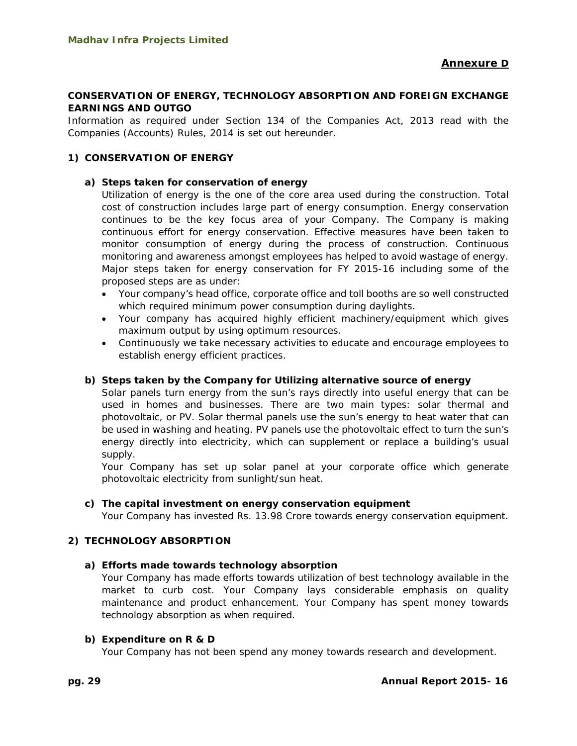**Annexure D**

## CONSERVATION OF ENERGY, TECHNOLOGY ABSORPTION AND FOREIGN EXCHANGE EARNINGS AND OUTGO

Information as required under Section 134 of the Companies Act, 2013 read with the Companies (Accounts) Rules, 2014 is set out hereunder.

### 1) CONSERVATION OF ENERGY

#### a) Steps taken for conservation of energy

Utilization of energy is the one of the core area used during the construction. Total cost of construction includes large part of energy consumption. Energy conservation continues to be the key focus area of your Company. The Company is making continuous effort for energy conservation. Effective measures have been taken to monitor consumption of energy during the process of construction. Continuous monitoring and awareness amongst employees has helped to avoid wastage of energy. Major steps taken for energy conservation for FY 2015-16 including some of the proposed steps are as under:

- Your company's head office, corporate office and toll booths are so well constructed which required minimum power consumption during daylights.
- Your company has acquired highly efficient machinery/equipment which gives maximum output by using optimum resources.
- Continuously we take necessary activities to educate and encourage employees to establish energy efficient practices.

#### b) Steps taken by the Company for Utilizing alternative source of energy

Solar panels turn energy from the sun's rays directly into useful energy that can be used in homes and businesses. There are two main types: solar thermal and photovoltaic, or PV. Solar thermal panels use the sun's energy to heat water that can be used in washing and heating. PV panels use the photovoltaic effect to turn the sun's energy directly into electricity, which can supplement or replace a building's usual supply.

Your Company has set up solar panel at your corporate office which generate photovoltaic electricity from sunlight/sun heat.

#### c) The capital investment on energy conservation equipment

Your Company has invested Rs. 13.98 Crore towards energy conservation equipment.

### 2) TECHNOLOGY ABSORPTION

#### a) Efforts made towards technology absorption

Your Company has made efforts towards utilization of best technology available in the market to curb cost. Your Company lays considerable emphasis on quality maintenance and product enhancement. Your Company has spent money towards technology absorption as when required.

#### b) Expenditure on R & D

Your Company has not been spend any money towards research and development.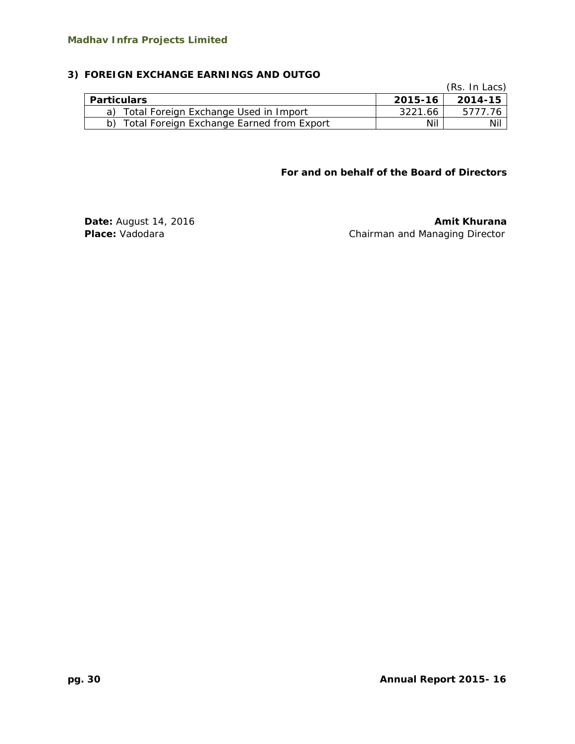### 3) FOREIGN EXCHANGE EARNINGS AND OUTGO

(Rs. In Lacs)

| Particulars | 2015-16 | 2014-15 |
|---|---|---|
| a) Total Foreign Exchange Used in Import | 3221.66 | 5777.76 |
| b) Total Foreign Exchange Earned from Export | Nil | Nil |

**For and on behalf of the Board of Directors**

**Date:** August 14, 2016
**Place:** Vadodara

**Amit Khurana**
Chairman and Managing Director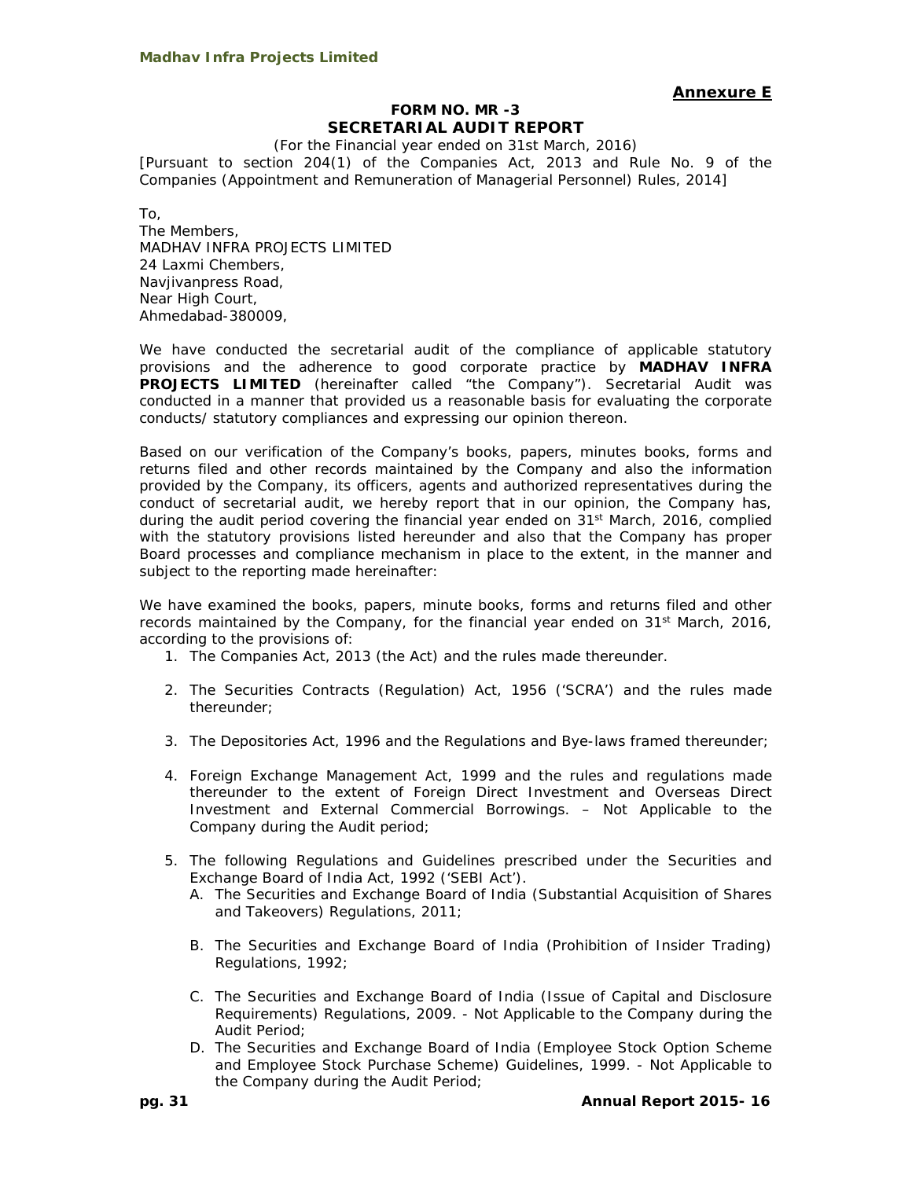**Annexure E**

**FORM NO. MR -3**
**SECRETARIAL AUDIT REPORT**

(For the Financial year ended on 31st March, 2016)

[Pursuant to section 204(1) of the Companies Act, 2013 and Rule No. 9 of the Companies (Appointment and Remuneration of Managerial Personnel) Rules, 2014]

To,
The Members,
MADHAV INFRA PROJECTS LIMITED
24 Laxmi Chembers,
Navjivanpress Road,
Near High Court,
Ahmedabad-380009,

We have conducted the secretarial audit of the compliance of applicable statutory provisions and the adherence to good corporate practice by **MADHAV INFRA PROJECTS LIMITED** (hereinafter called "the Company"). Secretarial Audit was conducted in a manner that provided us a reasonable basis for evaluating the corporate conducts/ statutory compliances and expressing our opinion thereon.

Based on our verification of the Company's books, papers, minutes books, forms and returns filed and other records maintained by the Company and also the information provided by the Company, its officers, agents and authorized representatives during the conduct of secretarial audit, we hereby report that in our opinion, the Company has, during the audit period covering the financial year ended on 31st March, 2016, complied with the statutory provisions listed hereunder and also that the Company has proper Board processes and compliance mechanism in place to the extent, in the manner and subject to the reporting made hereinafter:

We have examined the books, papers, minute books, forms and returns filed and other records maintained by the Company, for the financial year ended on 31st March, 2016, according to the provisions of:

1. The Companies Act, 2013 (the Act) and the rules made thereunder.
2. The Securities Contracts (Regulation) Act, 1956 ('SCRA') and the rules made thereunder;
3. The Depositories Act, 1996 and the Regulations and Bye-laws framed thereunder;
4. Foreign Exchange Management Act, 1999 and the rules and regulations made thereunder to the extent of Foreign Direct Investment and Overseas Direct Investment and External Commercial Borrowings. – Not Applicable to the Company during the Audit period;
5. The following Regulations and Guidelines prescribed under the Securities and Exchange Board of India Act, 1992 ('SEBI Act').
   A. The Securities and Exchange Board of India (Substantial Acquisition of Shares and Takeovers) Regulations, 2011;
   B. The Securities and Exchange Board of India (Prohibition of Insider Trading) Regulations, 1992;
   C. The Securities and Exchange Board of India (Issue of Capital and Disclosure Requirements) Regulations, 2009. - Not Applicable to the Company during the Audit Period;
   D. The Securities and Exchange Board of India (Employee Stock Option Scheme and Employee Stock Purchase Scheme) Guidelines, 1999. - Not Applicable to the Company during the Audit Period;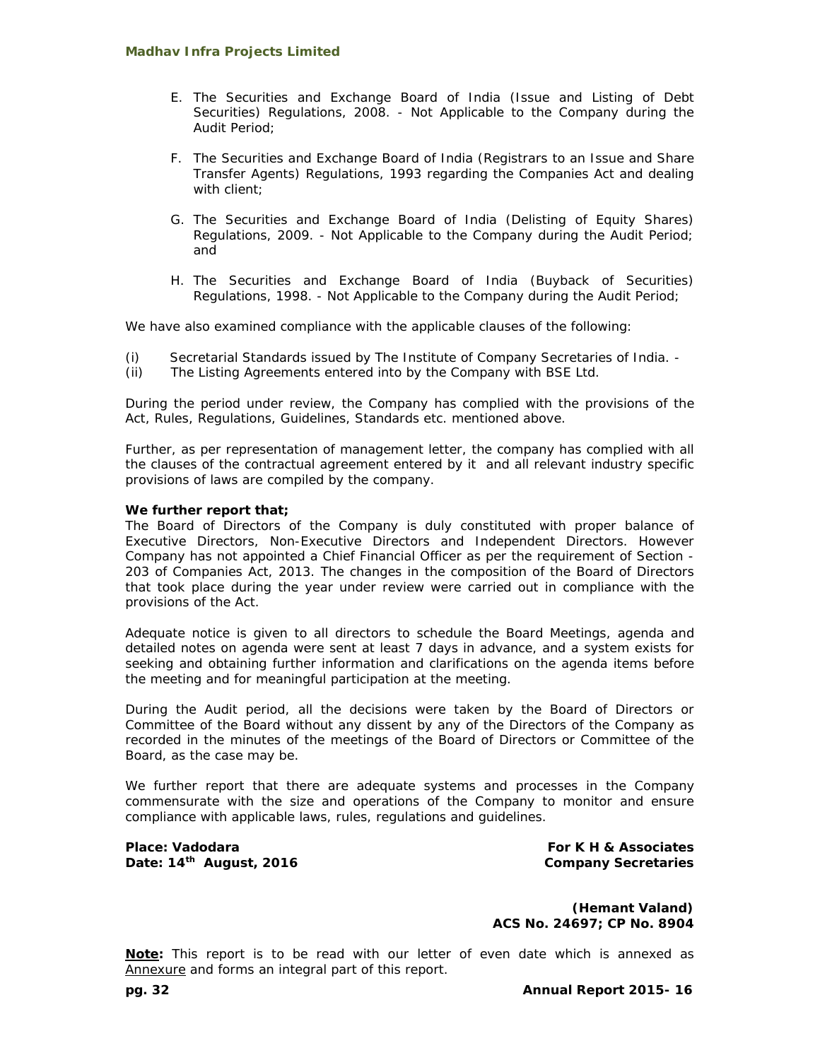E. The Securities and Exchange Board of India (Issue and Listing of Debt Securities) Regulations, 2008. - Not Applicable to the Company during the Audit Period;

F. The Securities and Exchange Board of India (Registrars to an Issue and Share Transfer Agents) Regulations, 1993 regarding the Companies Act and dealing with client;

G. The Securities and Exchange Board of India (Delisting of Equity Shares) Regulations, 2009. - Not Applicable to the Company during the Audit Period; and

H. The Securities and Exchange Board of India (Buyback of Securities) Regulations, 1998. - Not Applicable to the Company during the Audit Period;

We have also examined compliance with the applicable clauses of the following:

(i) Secretarial Standards issued by The Institute of Company Secretaries of India. -
(ii) The Listing Agreements entered into by the Company with BSE Ltd.

During the period under review, the Company has complied with the provisions of the Act, Rules, Regulations, Guidelines, Standards etc. mentioned above.

Further, as per representation of management letter, the company has complied with all the clauses of the contractual agreement entered by it and all relevant industry specific provisions of laws are compiled by the company.

**We further report that;**
The Board of Directors of the Company is duly constituted with proper balance of Executive Directors, Non-Executive Directors and Independent Directors. However Company has not appointed a Chief Financial Officer as per the requirement of Section - 203 of Companies Act, 2013. The changes in the composition of the Board of Directors that took place during the year under review were carried out in compliance with the provisions of the Act.

Adequate notice is given to all directors to schedule the Board Meetings, agenda and detailed notes on agenda were sent at least 7 days in advance, and a system exists for seeking and obtaining further information and clarifications on the agenda items before the meeting and for meaningful participation at the meeting.

During the Audit period, all the decisions were taken by the Board of Directors or Committee of the Board without any dissent by any of the Directors of the Company as recorded in the minutes of the meetings of the Board of Directors or Committee of the Board, as the case may be.

We further report that there are adequate systems and processes in the Company commensurate with the size and operations of the Company to monitor and ensure compliance with applicable laws, rules, regulations and guidelines.

**Place: Vadodara**
**Date: 14th August, 2016**

**For K H & Associates**
**Company Secretaries**

**(Hemant Valand)**
**ACS No. 24697; CP No. 8904**

**Note:** This report is to be read with our letter of even date which is annexed as Annexure and forms an integral part of this report.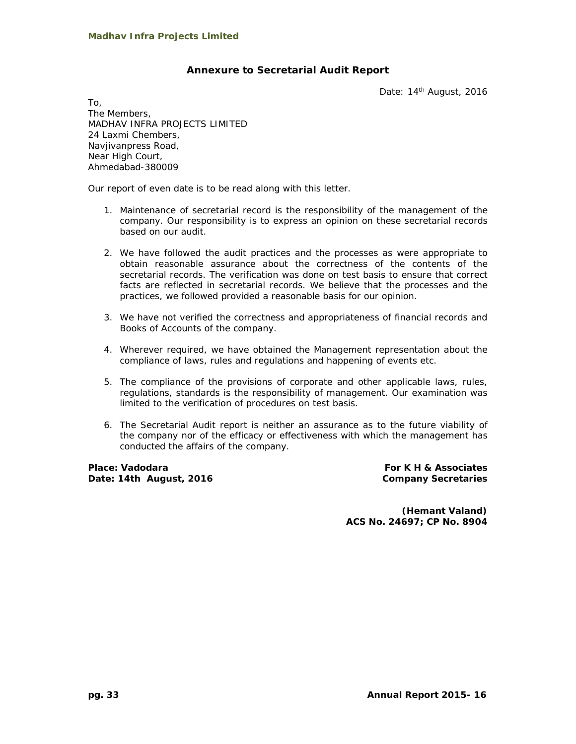## Annexure to Secretarial Audit Report

Date: 14th August, 2016

To,
The Members,
MADHAV INFRA PROJECTS LIMITED
24 Laxmi Chembers,
Navjivanpress Road,
Near High Court,
Ahmedabad-380009

Our report of even date is to be read along with this letter.

1. Maintenance of secretarial record is the responsibility of the management of the company. Our responsibility is to express an opinion on these secretarial records based on our audit.

2. We have followed the audit practices and the processes as were appropriate to obtain reasonable assurance about the correctness of the contents of the secretarial records. The verification was done on test basis to ensure that correct facts are reflected in secretarial records. We believe that the processes and the practices, we followed provided a reasonable basis for our opinion.

3. We have not verified the correctness and appropriateness of financial records and Books of Accounts of the company.

4. Wherever required, we have obtained the Management representation about the compliance of laws, rules and regulations and happening of events etc.

5. The compliance of the provisions of corporate and other applicable laws, rules, regulations, standards is the responsibility of management. Our examination was limited to the verification of procedures on test basis.

6. The Secretarial Audit report is neither an assurance as to the future viability of the company nor of the efficacy or effectiveness with which the management has conducted the affairs of the company.

**Place: Vadodara**
**Date: 14th August, 2016**

**For K H & Associates**
**Company Secretaries**

**(Hemant Valand)**
**ACS No. 24697; CP No. 8904**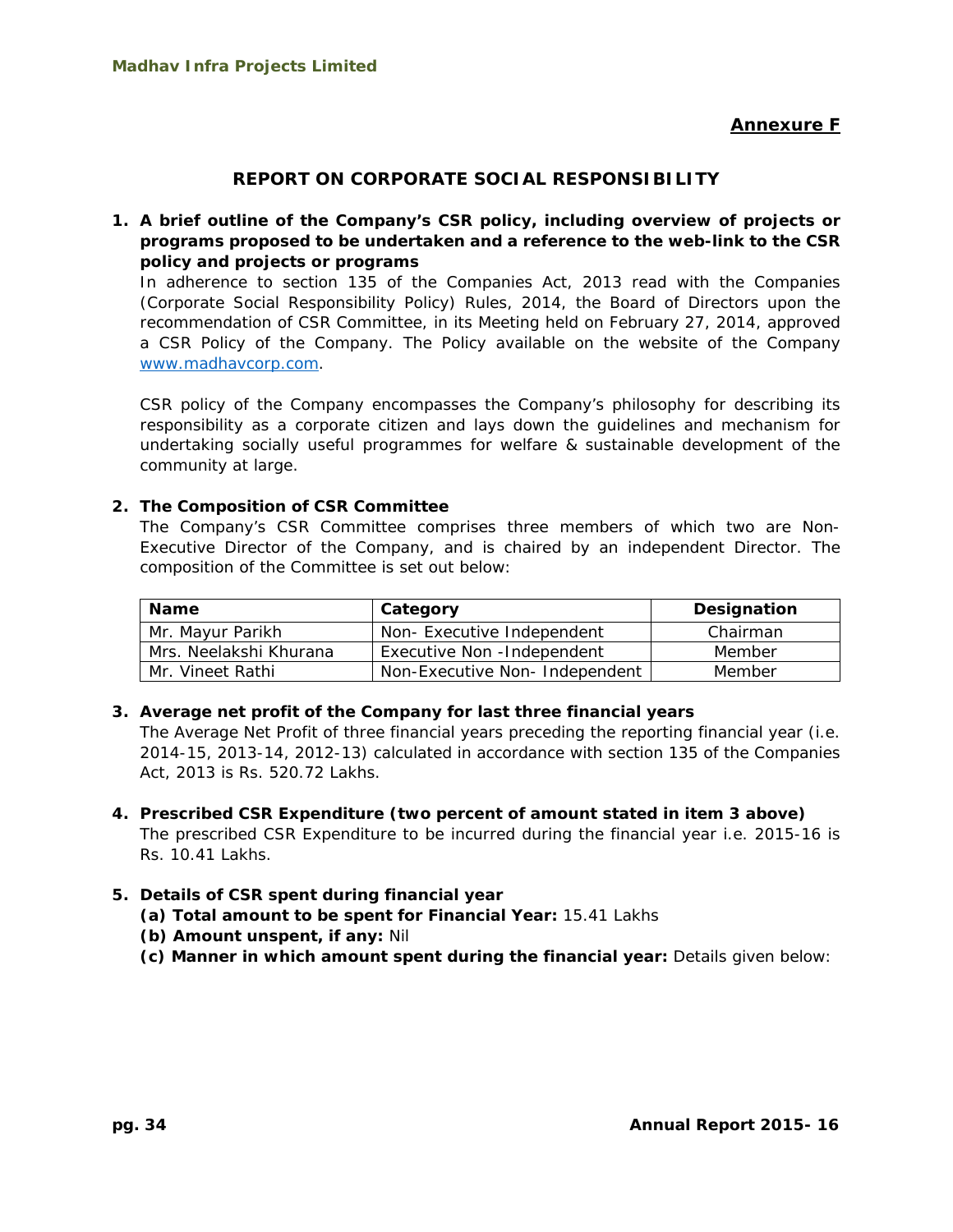**Annexure F**

## REPORT ON CORPORATE SOCIAL RESPONSIBILITY

**1. A brief outline of the Company's CSR policy, including overview of projects or programs proposed to be undertaken and a reference to the web-link to the CSR policy and projects or programs**

In adherence to section 135 of the Companies Act, 2013 read with the Companies (Corporate Social Responsibility Policy) Rules, 2014, the Board of Directors upon the recommendation of CSR Committee, in its Meeting held on February 27, 2014, approved a CSR Policy of the Company. The Policy available on the website of the Company www.madhavcorp.com.

CSR policy of the Company encompasses the Company's philosophy for describing its responsibility as a corporate citizen and lays down the guidelines and mechanism for undertaking socially useful programmes for welfare & sustainable development of the community at large.

**2. The Composition of CSR Committee**

The Company's CSR Committee comprises three members of which two are Non-Executive Director of the Company, and is chaired by an independent Director. The composition of the Committee is set out below:

| Name | Category | Designation |
|---|---|---|
| Mr. Mayur Parikh | Non- Executive Independent | Chairman |
| Mrs. Neelakshi Khurana | Executive Non -Independent | Member |
| Mr. Vineet Rathi | Non-Executive Non- Independent | Member |

**3. Average net profit of the Company for last three financial years**

The Average Net Profit of three financial years preceding the reporting financial year (i.e. 2014-15, 2013-14, 2012-13) calculated in accordance with section 135 of the Companies Act, 2013 is Rs. 520.72 Lakhs.

**4. Prescribed CSR Expenditure (two percent of amount stated in item 3 above)**

The prescribed CSR Expenditure to be incurred during the financial year i.e. 2015-16 is Rs. 10.41 Lakhs.

**5. Details of CSR spent during financial year**

**(a) Total amount to be spent for Financial Year:** 15.41 Lakhs

**(b) Amount unspent, if any:** Nil

**(c) Manner in which amount spent during the financial year:** Details given below: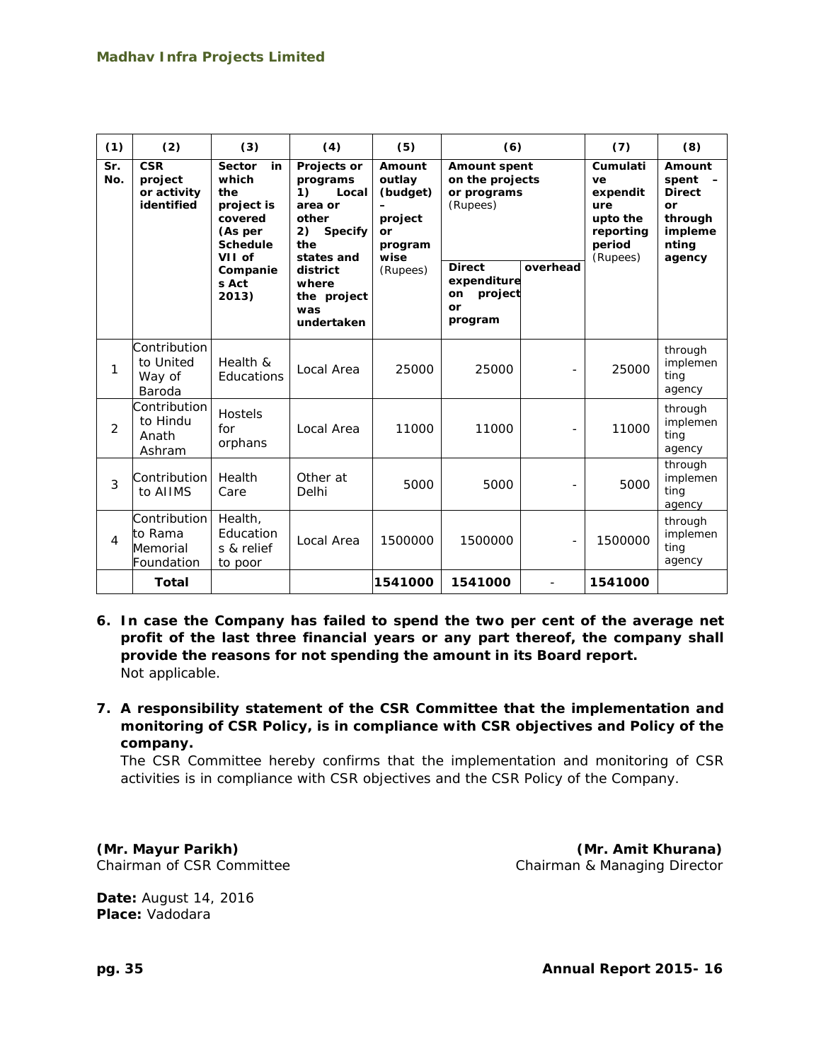| (1) | (2) | (3) | (4) | (5) | (6) | | (7) | (8) |
|---|---|---|---|---|---|---|---|---|
| **Sr. No.** | **CSR project or activity identified** | **Sector in which the project is covered (As per Schedule VII of Companies Act 2013)** | **Projects or programs 1) Local area or other 2) Specify the states and district where the project was undertaken** | **Amount outlay (budget) – project or program wise** (Rupees) | **Amount spent on the projects or programs** (Rupees) | | **Cumulative expenditure upto the reporting period** (Rupees) | **Amount spent – Direct or through implementing agency** |
| | | | | | **Direct expenditure on project or program** | **overhead** | | |
| 1 | Contribution to United Way of Baroda | Health & Educations | Local Area | 25000 | 25000 | - | 25000 | through implementing agency |
| 2 | Contribution to Hindu Anath Ashram | Hostels for orphans | Local Area | 11000 | 11000 | - | 11000 | through implementing agency |
| 3 | Contribution to AIIMS | Health Care | Other at Delhi | 5000 | 5000 | - | 5000 | through implementing agency |
| 4 | Contribution to Rama Memorial Foundation | Health, Educations & relief to poor | Local Area | 1500000 | 1500000 | - | 1500000 | through implementing agency |
| | **Total** | | | **1541000** | **1541000** | - | **1541000** | |

6. **In case the Company has failed to spend the two per cent of the average net profit of the last three financial years or any part thereof, the company shall provide the reasons for not spending the amount in its Board report.**
   Not applicable.

7. **A responsibility statement of the CSR Committee that the implementation and monitoring of CSR Policy, is in compliance with CSR objectives and Policy of the company.**
   The CSR Committee hereby confirms that the implementation and monitoring of CSR activities is in compliance with CSR objectives and the CSR Policy of the Company.

**(Mr. Mayur Parikh)**
Chairman of CSR Committee

**(Mr. Amit Khurana)**
Chairman & Managing Director

**Date:** August 14, 2016
**Place:** Vadodara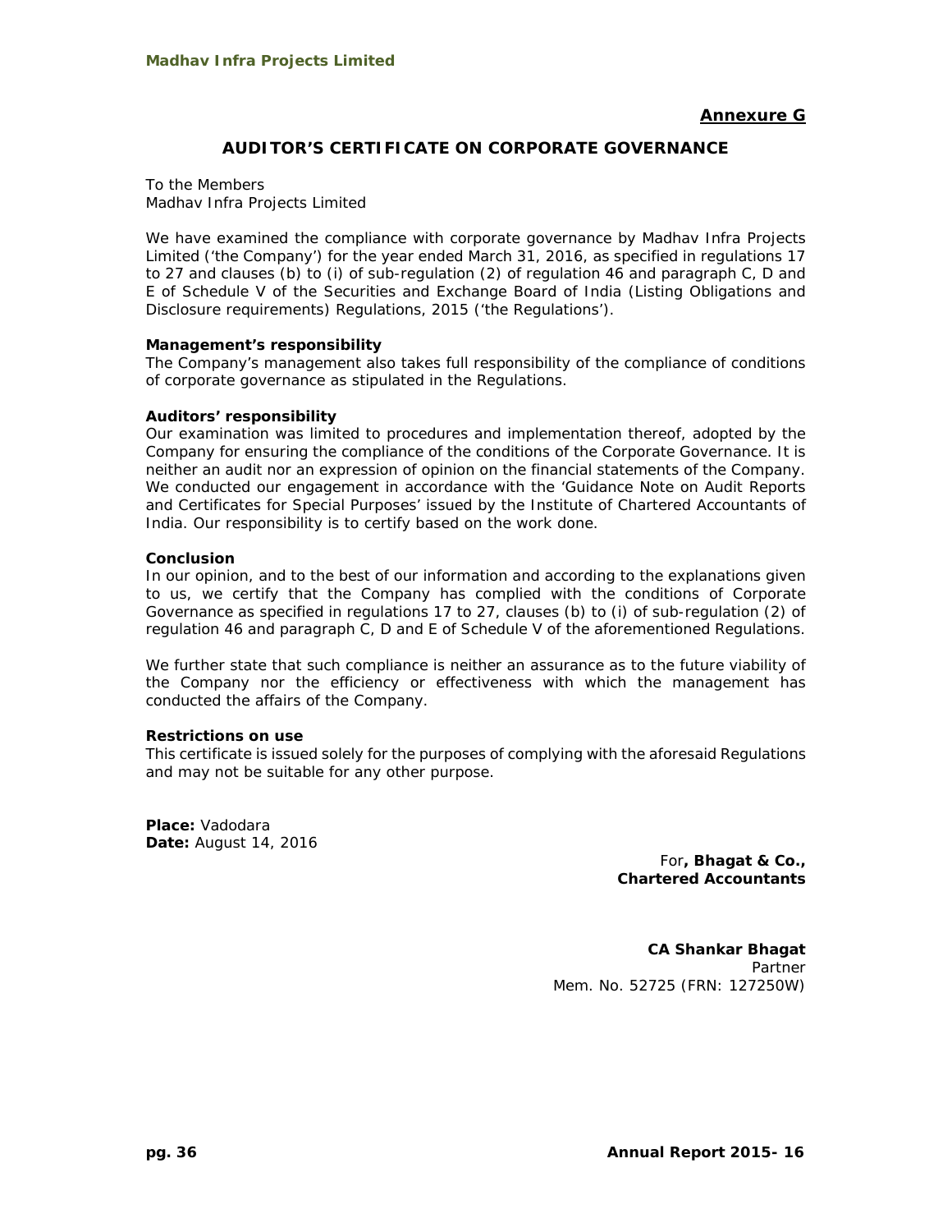**Annexure G**

## AUDITOR'S CERTIFICATE ON CORPORATE GOVERNANCE

To the Members
Madhav Infra Projects Limited

We have examined the compliance with corporate governance by Madhav Infra Projects Limited ('the Company') for the year ended March 31, 2016, as specified in regulations 17 to 27 and clauses (b) to (i) of sub-regulation (2) of regulation 46 and paragraph C, D and E of Schedule V of the Securities and Exchange Board of India (Listing Obligations and Disclosure requirements) Regulations, 2015 ('the Regulations').

**Management's responsibility**
The Company's management also takes full responsibility of the compliance of conditions of corporate governance as stipulated in the Regulations.

**Auditors' responsibility**
Our examination was limited to procedures and implementation thereof, adopted by the Company for ensuring the compliance of the conditions of the Corporate Governance. It is neither an audit nor an expression of opinion on the financial statements of the Company. We conducted our engagement in accordance with the 'Guidance Note on Audit Reports and Certificates for Special Purposes' issued by the Institute of Chartered Accountants of India. Our responsibility is to certify based on the work done.

**Conclusion**
In our opinion, and to the best of our information and according to the explanations given to us, we certify that the Company has complied with the conditions of Corporate Governance as specified in regulations 17 to 27, clauses (b) to (i) of sub-regulation (2) of regulation 46 and paragraph C, D and E of Schedule V of the aforementioned Regulations.

We further state that such compliance is neither an assurance as to the future viability of the Company nor the efficiency or effectiveness with which the management has conducted the affairs of the Company.

**Restrictions on use**
This certificate is issued solely for the purposes of complying with the aforesaid Regulations and may not be suitable for any other purpose.

**Place:** Vadodara
**Date:** August 14, 2016

For**, Bhagat & Co.,**
**Chartered Accountants**

**CA Shankar Bhagat**
Partner
Mem. No. 52725 (FRN: 127250W)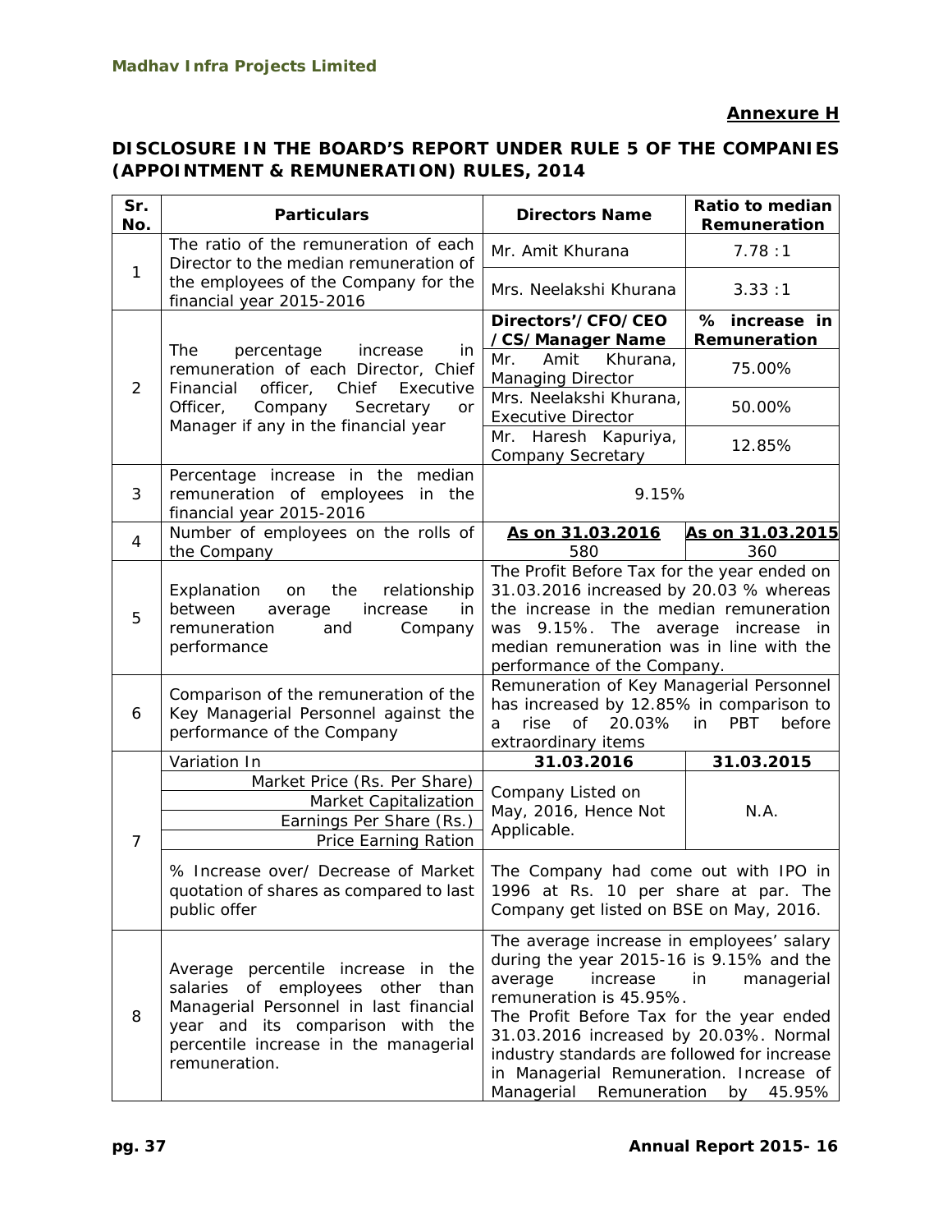**Annexure H**

## DISCLOSURE IN THE BOARD'S REPORT UNDER RULE 5 OF THE COMPANIES (APPOINTMENT & REMUNERATION) RULES, 2014

| Sr. No. | Particulars | Directors Name | Ratio to median Remuneration |
|---|---|---|---|
| 1 | The ratio of the remuneration of each Director to the median remuneration of the employees of the Company for the financial year 2015-2016 | Mr. Amit Khurana | 7.78 :1 |
| | | Mrs. Neelakshi Khurana | 3.33 :1 |
| 2 | The percentage increase in remuneration of each Director, Chief Financial officer, Chief Executive Officer, Company Secretary or Manager if any in the financial year | **Directors'/CFO/CEO /CS/Manager Name** | **% increase in Remuneration** |
| | | Mr. Amit Khurana, Managing Director | 75.00% |
| | | Mrs. Neelakshi Khurana, Executive Director | 50.00% |
| | | Mr. Haresh Kapuriya, Company Secretary | 12.85% |
| 3 | Percentage increase in the median remuneration of employees in the financial year 2015-2016 | 9.15% | |
| 4 | Number of employees on the rolls of the Company | **As on 31.03.2016** 580 | **As on 31.03.2015** 360 |
| 5 | Explanation on the relationship between average increase in remuneration and Company performance | The Profit Before Tax for the year ended on 31.03.2016 increased by 20.03 % whereas the increase in the median remuneration was 9.15%. The average increase in median remuneration was in line with the performance of the Company. | |
| 6 | Comparison of the remuneration of the Key Managerial Personnel against the performance of the Company | Remuneration of Key Managerial Personnel has increased by 12.85% in comparison to a rise of 20.03% in PBT before extraordinary items | |
| 7 | Variation In | **31.03.2016** | **31.03.2015** |
| | Market Price (Rs. Per Share)<br>Market Capitalization<br>Earnings Per Share (Rs.)<br>Price Earning Ration | Company Listed on May, 2016, Hence Not Applicable. | N.A. |
| | % Increase over/ Decrease of Market quotation of shares as compared to last public offer | The Company had come out with IPO in 1996 at Rs. 10 per share at par. The Company get listed on BSE on May, 2016. | |
| 8 | Average percentile increase in the salaries of employees other than Managerial Personnel in last financial year and its comparison with the percentile increase in the managerial remuneration. | The average increase in employees' salary during the year 2015-16 is 9.15% and the average increase in managerial remuneration is 45.95%.<br>The Profit Before Tax for the year ended 31.03.2016 increased by 20.03%. Normal industry standards are followed for increase in Managerial Remuneration. Increase of Managerial Remuneration by 45.95% | |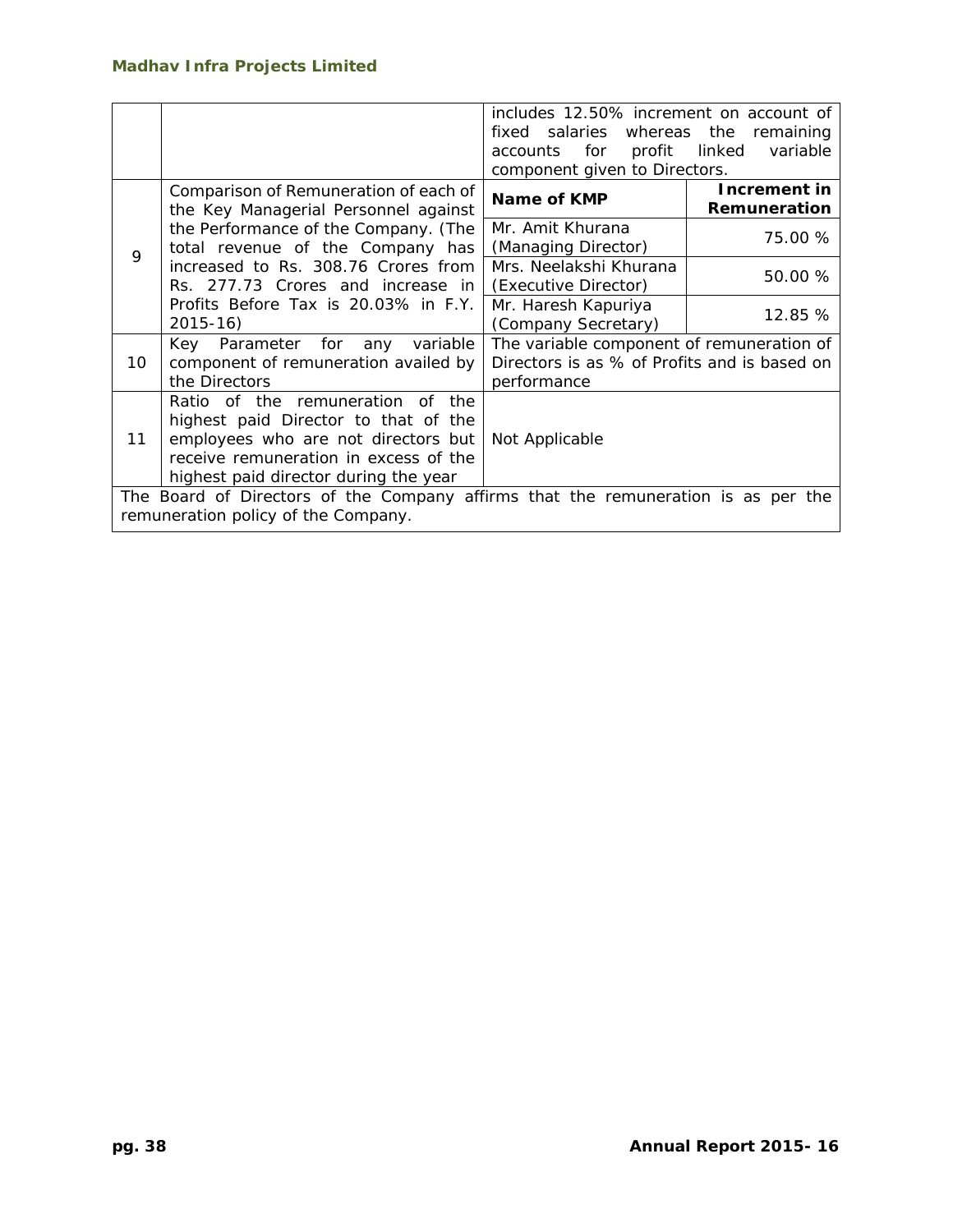| | | | |
|---|---|---|---|
| | | includes 12.50% increment on account of fixed salaries whereas the remaining accounts for profit linked variable component given to Directors. | |
| 9 | Comparison of Remuneration of each of the Key Managerial Personnel against the Performance of the Company. (The total revenue of the Company has increased to Rs. 308.76 Crores from Rs. 277.73 Crores and increase in Profits Before Tax is 20.03% in F.Y. 2015-16) | **Name of KMP** | **Increment in Remuneration** |
| | | Mr. Amit Khurana (Managing Director) | 75.00 % |
| | | Mrs. Neelakshi Khurana (Executive Director) | 50.00 % |
| | | Mr. Haresh Kapuriya (Company Secretary) | 12.85 % |
| 10 | Key Parameter for any variable component of remuneration availed by the Directors | The variable component of remuneration of Directors is as % of Profits and is based on performance | |
| 11 | Ratio of the remuneration of the highest paid Director to that of the employees who are not directors but receive remuneration in excess of the highest paid director during the year | Not Applicable | |
| The Board of Directors of the Company affirms that the remuneration is as per the remuneration policy of the Company. | | | |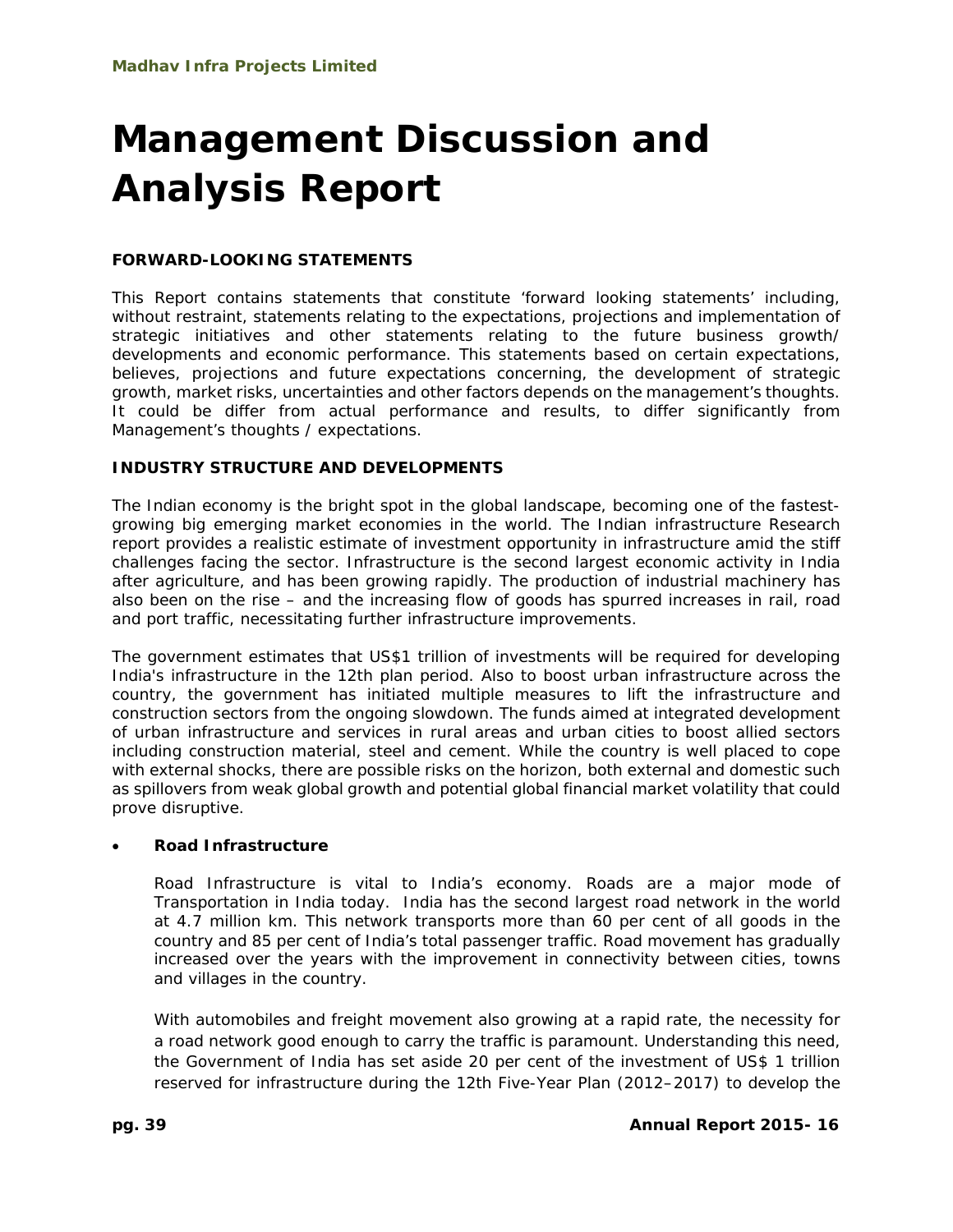# Management Discussion and Analysis Report

**FORWARD-LOOKING STATEMENTS**

This Report contains statements that constitute 'forward looking statements' including, without restraint, statements relating to the expectations, projections and implementation of strategic initiatives and other statements relating to the future business growth/ developments and economic performance. This statements based on certain expectations, believes, projections and future expectations concerning, the development of strategic growth, market risks, uncertainties and other factors depends on the management's thoughts. It could be differ from actual performance and results, to differ significantly from Management's thoughts / expectations.

**INDUSTRY STRUCTURE AND DEVELOPMENTS**

The Indian economy is the bright spot in the global landscape, becoming one of the fastest-growing big emerging market economies in the world. The Indian infrastructure Research report provides a realistic estimate of investment opportunity in infrastructure amid the stiff challenges facing the sector. Infrastructure is the second largest economic activity in India after agriculture, and has been growing rapidly. The production of industrial machinery has also been on the rise – and the increasing flow of goods has spurred increases in rail, road and port traffic, necessitating further infrastructure improvements.

The government estimates that US$1 trillion of investments will be required for developing India's infrastructure in the 12th plan period. Also to boost urban infrastructure across the country, the government has initiated multiple measures to lift the infrastructure and construction sectors from the ongoing slowdown. The funds aimed at integrated development of urban infrastructure and services in rural areas and urban cities to boost allied sectors including construction material, steel and cement. While the country is well placed to cope with external shocks, there are possible risks on the horizon, both external and domestic such as spillovers from weak global growth and potential global financial market volatility that could prove disruptive.

- **Road Infrastructure**

  Road Infrastructure is vital to India's economy. Roads are a major mode of Transportation in India today. India has the second largest road network in the world at 4.7 million km. This network transports more than 60 per cent of all goods in the country and 85 per cent of India's total passenger traffic. Road movement has gradually increased over the years with the improvement in connectivity between cities, towns and villages in the country.

  With automobiles and freight movement also growing at a rapid rate, the necessity for a road network good enough to carry the traffic is paramount. Understanding this need, the Government of India has set aside 20 per cent of the investment of US$ 1 trillion reserved for infrastructure during the 12th Five-Year Plan (2012–2017) to develop the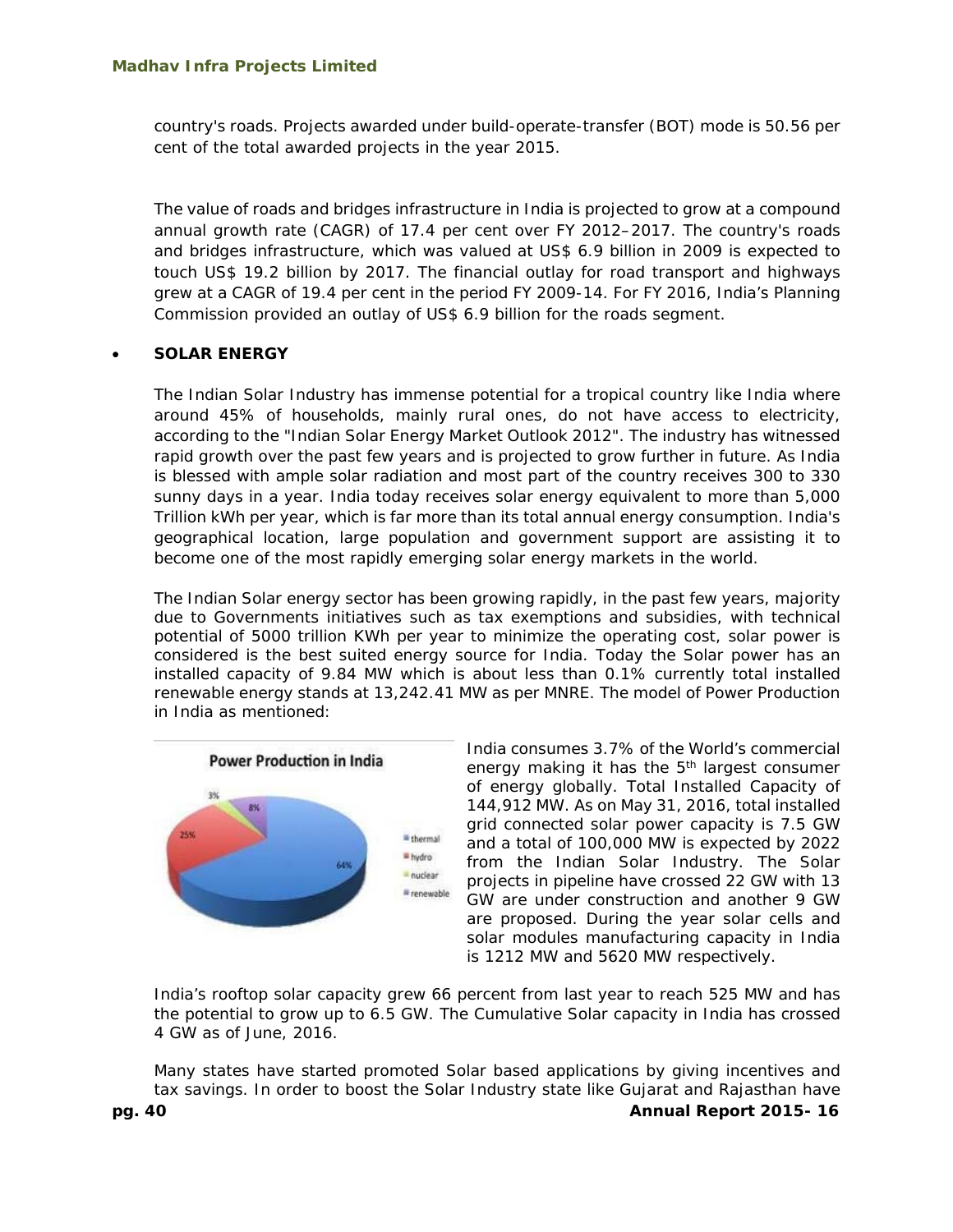country's roads. Projects awarded under build-operate-transfer (BOT) mode is 50.56 per cent of the total awarded projects in the year 2015.

The value of roads and bridges infrastructure in India is projected to grow at a compound annual growth rate (CAGR) of 17.4 per cent over FY 2012–2017. The country's roads and bridges infrastructure, which was valued at US$ 6.9 billion in 2009 is expected to touch US$ 19.2 billion by 2017. The financial outlay for road transport and highways grew at a CAGR of 19.4 per cent in the period FY 2009-14. For FY 2016, India's Planning Commission provided an outlay of US$ 6.9 billion for the roads segment.

- **SOLAR ENERGY**

The Indian Solar Industry has immense potential for a tropical country like India where around 45% of households, mainly rural ones, do not have access to electricity, according to the "Indian Solar Energy Market Outlook 2012". The industry has witnessed rapid growth over the past few years and is projected to grow further in future. As India is blessed with ample solar radiation and most part of the country receives 300 to 330 sunny days in a year. India today receives solar energy equivalent to more than 5,000 Trillion kWh per year, which is far more than its total annual energy consumption. India's geographical location, large population and government support are assisting it to become one of the most rapidly emerging solar energy markets in the world.

The Indian Solar energy sector has been growing rapidly, in the past few years, majority due to Governments initiatives such as tax exemptions and subsidies, with technical potential of 5000 trillion KWh per year to minimize the operating cost, solar power is considered is the best suited energy source for India. Today the Solar power has an installed capacity of 9.84 MW which is about less than 0.1% currently total installed renewable energy stands at 13,242.41 MW as per MNRE. The model of Power Production in India as mentioned:

**Power Production in India**

| Source | Share |
|---|---|
| thermal | 64% |
| hydro | 25% |
| nuclear | 3% |
| renewable | 8% |

India consumes 3.7% of the World's commercial energy making it has the 5th largest consumer of energy globally. Total Installed Capacity of 144,912 MW. As on May 31, 2016, total installed grid connected solar power capacity is 7.5 GW and a total of 100,000 MW is expected by 2022 from the Indian Solar Industry. The Solar projects in pipeline have crossed 22 GW with 13 GW are under construction and another 9 GW are proposed. During the year solar cells and solar modules manufacturing capacity in India is 1212 MW and 5620 MW respectively.

India's rooftop solar capacity grew 66 percent from last year to reach 525 MW and has the potential to grow up to 6.5 GW. The Cumulative Solar capacity in India has crossed 4 GW as of June, 2016.

Many states have started promoted Solar based applications by giving incentives and tax savings. In order to boost the Solar Industry state like Gujarat and Rajasthan have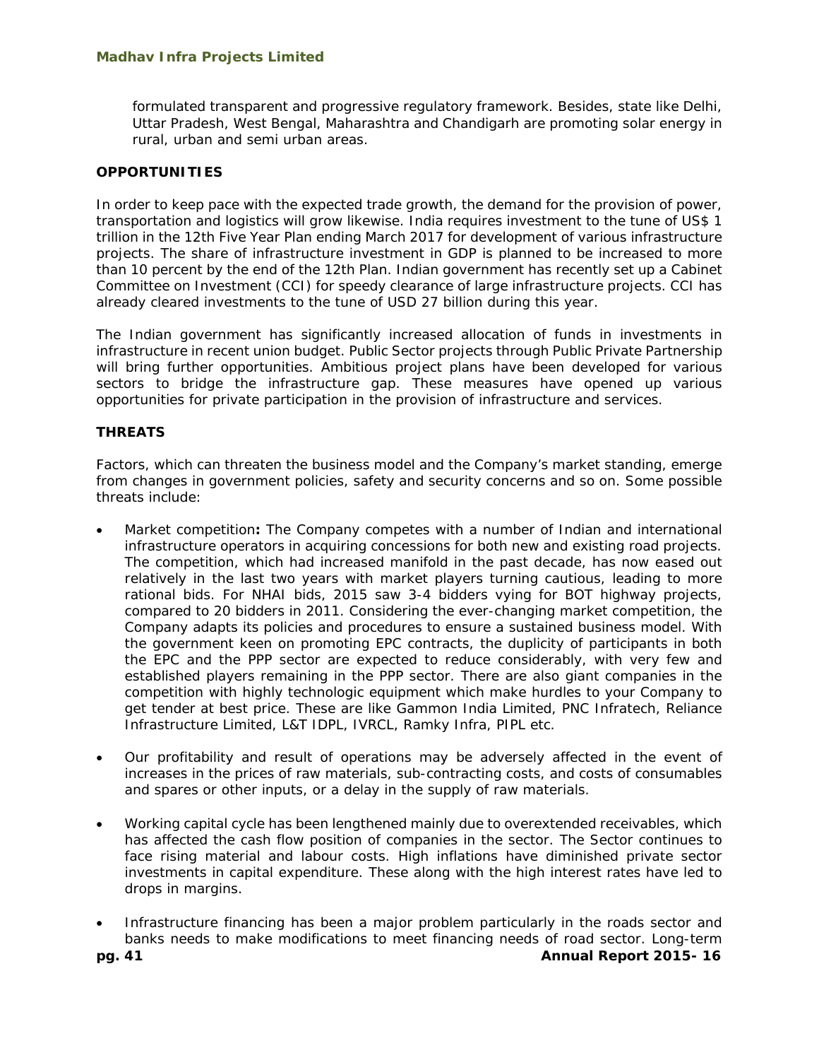formulated transparent and progressive regulatory framework. Besides, state like Delhi, Uttar Pradesh, West Bengal, Maharashtra and Chandigarh are promoting solar energy in rural, urban and semi urban areas.

**OPPORTUNITIES**

In order to keep pace with the expected trade growth, the demand for the provision of power, transportation and logistics will grow likewise. India requires investment to the tune of US$ 1 trillion in the 12th Five Year Plan ending March 2017 for development of various infrastructure projects. The share of infrastructure investment in GDP is planned to be increased to more than 10 percent by the end of the 12th Plan. Indian government has recently set up a Cabinet Committee on Investment (CCI) for speedy clearance of large infrastructure projects. CCI has already cleared investments to the tune of USD 27 billion during this year.

The Indian government has significantly increased allocation of funds in investments in infrastructure in recent union budget. Public Sector projects through Public Private Partnership will bring further opportunities. Ambitious project plans have been developed for various sectors to bridge the infrastructure gap. These measures have opened up various opportunities for private participation in the provision of infrastructure and services.

**THREATS**

Factors, which can threaten the business model and the Company's market standing, emerge from changes in government policies, safety and security concerns and so on. Some possible threats include:

- Market competition**:** The Company competes with a number of Indian and international infrastructure operators in acquiring concessions for both new and existing road projects. The competition, which had increased manifold in the past decade, has now eased out relatively in the last two years with market players turning cautious, leading to more rational bids. For NHAI bids, 2015 saw 3-4 bidders vying for BOT highway projects, compared to 20 bidders in 2011. Considering the ever-changing market competition, the Company adapts its policies and procedures to ensure a sustained business model. With the government keen on promoting EPC contracts, the duplicity of participants in both the EPC and the PPP sector are expected to reduce considerably, with very few and established players remaining in the PPP sector. There are also giant companies in the competition with highly technologic equipment which make hurdles to your Company to get tender at best price. These are like Gammon India Limited, PNC Infratech, Reliance Infrastructure Limited, L&T IDPL, IVRCL, Ramky Infra, PIPL etc.

- Our profitability and result of operations may be adversely affected in the event of increases in the prices of raw materials, sub-contracting costs, and costs of consumables and spares or other inputs, or a delay in the supply of raw materials.

- Working capital cycle has been lengthened mainly due to overextended receivables, which has affected the cash flow position of companies in the sector. The Sector continues to face rising material and labour costs. High inflations have diminished private sector investments in capital expenditure. These along with the high interest rates have led to drops in margins.

- Infrastructure financing has been a major problem particularly in the roads sector and banks needs to make modifications to meet financing needs of road sector. Long-term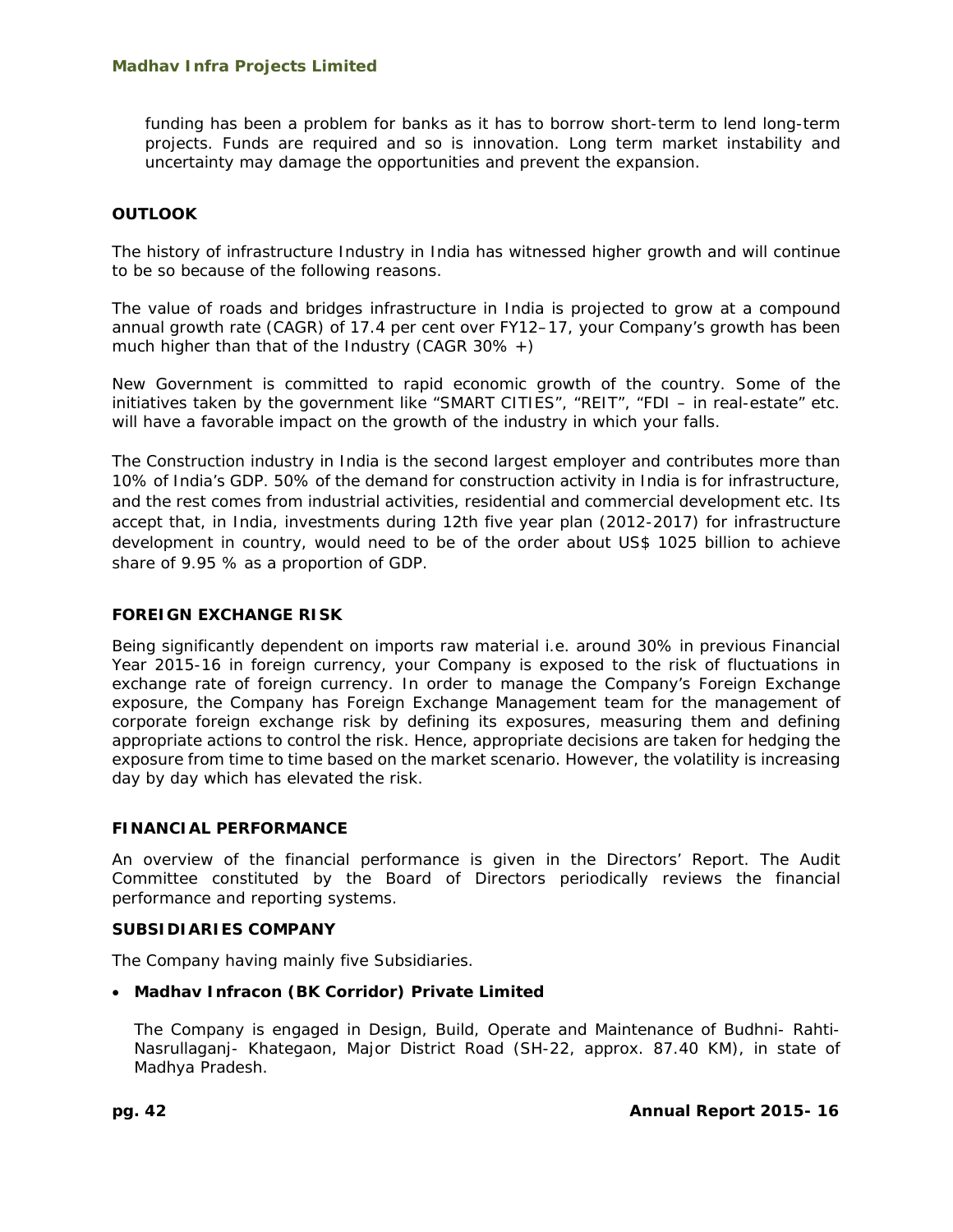funding has been a problem for banks as it has to borrow short-term to lend long-term projects. Funds are required and so is innovation. Long term market instability and uncertainty may damage the opportunities and prevent the expansion.

**OUTLOOK**

The history of infrastructure Industry in India has witnessed higher growth and will continue to be so because of the following reasons.

The value of roads and bridges infrastructure in India is projected to grow at a compound annual growth rate (CAGR) of 17.4 per cent over FY12–17, your Company's growth has been much higher than that of the Industry (CAGR 30% +)

New Government is committed to rapid economic growth of the country. Some of the initiatives taken by the government like "SMART CITIES", "REIT", "FDI – in real-estate" etc. will have a favorable impact on the growth of the industry in which your falls.

The Construction industry in India is the second largest employer and contributes more than 10% of India's GDP. 50% of the demand for construction activity in India is for infrastructure, and the rest comes from industrial activities, residential and commercial development etc. Its accept that, in India, investments during 12th five year plan (2012-2017) for infrastructure development in country, would need to be of the order about US$ 1025 billion to achieve share of 9.95 % as a proportion of GDP.

**FOREIGN EXCHANGE RISK**

Being significantly dependent on imports raw material i.e. around 30% in previous Financial Year 2015-16 in foreign currency, your Company is exposed to the risk of fluctuations in exchange rate of foreign currency. In order to manage the Company's Foreign Exchange exposure, the Company has Foreign Exchange Management team for the management of corporate foreign exchange risk by defining its exposures, measuring them and defining appropriate actions to control the risk. Hence, appropriate decisions are taken for hedging the exposure from time to time based on the market scenario. However, the volatility is increasing day by day which has elevated the risk.

**FINANCIAL PERFORMANCE**

An overview of the financial performance is given in the Directors' Report. The Audit Committee constituted by the Board of Directors periodically reviews the financial performance and reporting systems.

**SUBSIDIARIES COMPANY**

The Company having mainly five Subsidiaries.

- **Madhav Infracon (BK Corridor) Private Limited**

  The Company is engaged in Design, Build, Operate and Maintenance of Budhni- Rahti- Nasrullaganj- Khategaon, Major District Road (SH-22, approx. 87.40 KM), in state of Madhya Pradesh.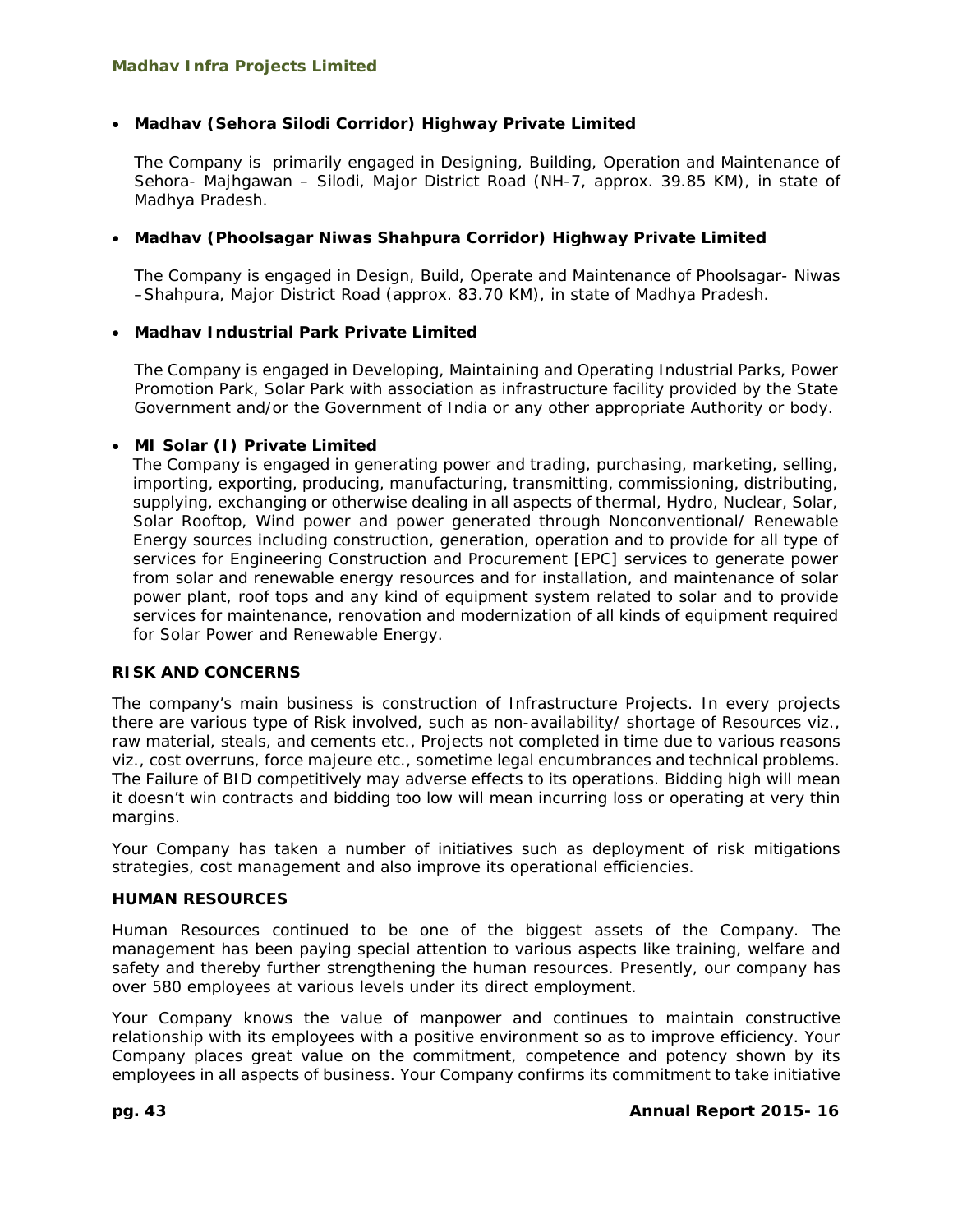- **Madhav (Sehora Silodi Corridor) Highway Private Limited**

  The Company is primarily engaged in Designing, Building, Operation and Maintenance of Sehora- Majhgawan – Silodi, Major District Road (NH-7, approx. 39.85 KM), in state of Madhya Pradesh.

- **Madhav (Phoolsagar Niwas Shahpura Corridor) Highway Private Limited**

  The Company is engaged in Design, Build, Operate and Maintenance of Phoolsagar- Niwas –Shahpura, Major District Road (approx. 83.70 KM), in state of Madhya Pradesh.

- **Madhav Industrial Park Private Limited**

  The Company is engaged in Developing, Maintaining and Operating Industrial Parks, Power Promotion Park, Solar Park with association as infrastructure facility provided by the State Government and/or the Government of India or any other appropriate Authority or body.

- **MI Solar (I) Private Limited**

  The Company is engaged in generating power and trading, purchasing, marketing, selling, importing, exporting, producing, manufacturing, transmitting, commissioning, distributing, supplying, exchanging or otherwise dealing in all aspects of thermal, Hydro, Nuclear, Solar, Solar Rooftop, Wind power and power generated through Nonconventional/ Renewable Energy sources including construction, generation, operation and to provide for all type of services for Engineering Construction and Procurement [EPC] services to generate power from solar and renewable energy resources and for installation, and maintenance of solar power plant, roof tops and any kind of equipment system related to solar and to provide services for maintenance, renovation and modernization of all kinds of equipment required for Solar Power and Renewable Energy.

**RISK AND CONCERNS**

The company's main business is construction of Infrastructure Projects. In every projects there are various type of Risk involved, such as non-availability/ shortage of Resources viz., raw material, steals, and cements etc., Projects not completed in time due to various reasons viz., cost overruns, force majeure etc., sometime legal encumbrances and technical problems. The Failure of BID competitively may adverse effects to its operations. Bidding high will mean it doesn't win contracts and bidding too low will mean incurring loss or operating at very thin margins.

Your Company has taken a number of initiatives such as deployment of risk mitigations strategies, cost management and also improve its operational efficiencies.

**HUMAN RESOURCES**

Human Resources continued to be one of the biggest assets of the Company. The management has been paying special attention to various aspects like training, welfare and safety and thereby further strengthening the human resources. Presently, our company has over 580 employees at various levels under its direct employment.

Your Company knows the value of manpower and continues to maintain constructive relationship with its employees with a positive environment so as to improve efficiency. Your Company places great value on the commitment, competence and potency shown by its employees in all aspects of business. Your Company confirms its commitment to take initiative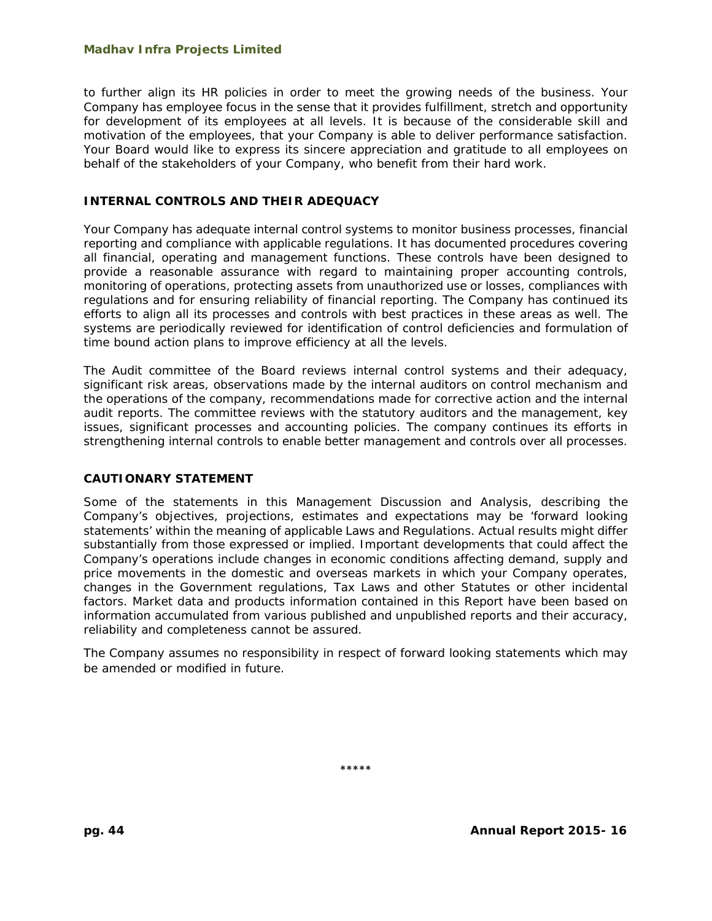to further align its HR policies in order to meet the growing needs of the business. Your Company has employee focus in the sense that it provides fulfillment, stretch and opportunity for development of its employees at all levels. It is because of the considerable skill and motivation of the employees, that your Company is able to deliver performance satisfaction. Your Board would like to express its sincere appreciation and gratitude to all employees on behalf of the stakeholders of your Company, who benefit from their hard work.

## INTERNAL CONTROLS AND THEIR ADEQUACY

Your Company has adequate internal control systems to monitor business processes, financial reporting and compliance with applicable regulations. It has documented procedures covering all financial, operating and management functions. These controls have been designed to provide a reasonable assurance with regard to maintaining proper accounting controls, monitoring of operations, protecting assets from unauthorized use or losses, compliances with regulations and for ensuring reliability of financial reporting. The Company has continued its efforts to align all its processes and controls with best practices in these areas as well. The systems are periodically reviewed for identification of control deficiencies and formulation of time bound action plans to improve efficiency at all the levels.

The Audit committee of the Board reviews internal control systems and their adequacy, significant risk areas, observations made by the internal auditors on control mechanism and the operations of the company, recommendations made for corrective action and the internal audit reports. The committee reviews with the statutory auditors and the management, key issues, significant processes and accounting policies. The company continues its efforts in strengthening internal controls to enable better management and controls over all processes.

## CAUTIONARY STATEMENT

Some of the statements in this Management Discussion and Analysis, describing the Company's objectives, projections, estimates and expectations may be 'forward looking statements' within the meaning of applicable Laws and Regulations. Actual results might differ substantially from those expressed or implied. Important developments that could affect the Company's operations include changes in economic conditions affecting demand, supply and price movements in the domestic and overseas markets in which your Company operates, changes in the Government regulations, Tax Laws and other Statutes or other incidental factors. Market data and products information contained in this Report have been based on information accumulated from various published and unpublished reports and their accuracy, reliability and completeness cannot be assured.

The Company assumes no responsibility in respect of forward looking statements which may be amended or modified in future.

*****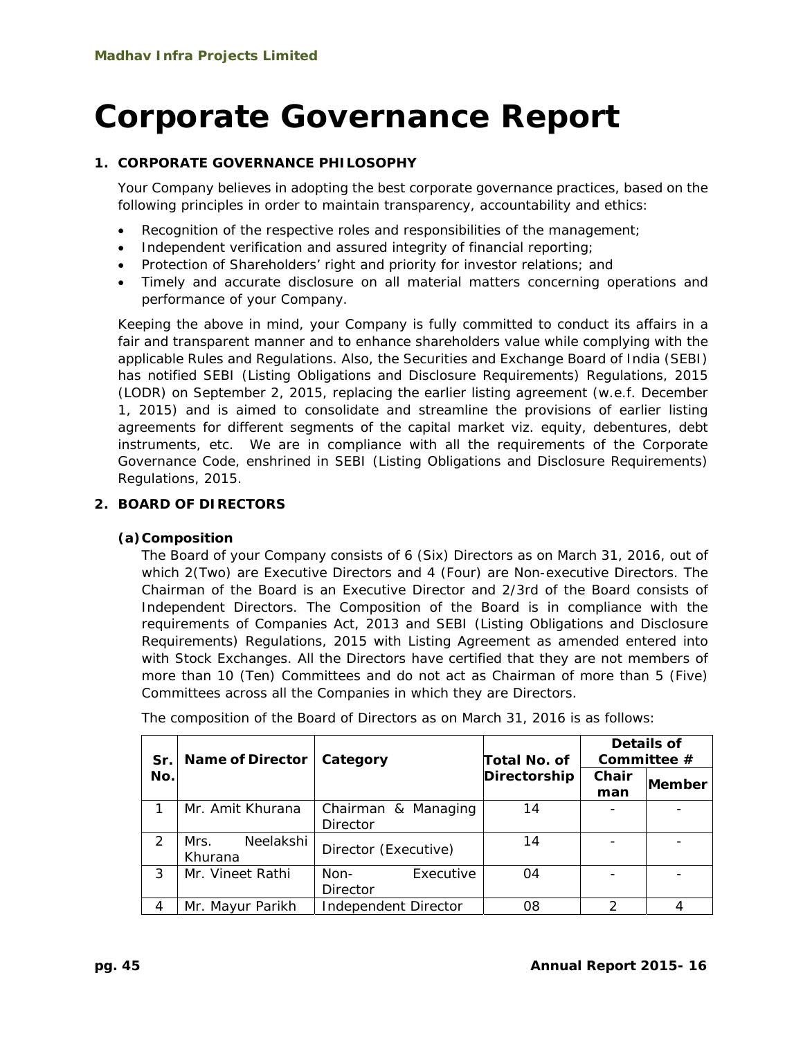Madhav Infra Projects Limited

# Corporate Governance Report

## 1. CORPORATE GOVERNANCE PHILOSOPHY

Your Company believes in adopting the best corporate governance practices, based on the following principles in order to maintain transparency, accountability and ethics:

- Recognition of the respective roles and responsibilities of the management;
- Independent verification and assured integrity of financial reporting;
- Protection of Shareholders' right and priority for investor relations; and
- Timely and accurate disclosure on all material matters concerning operations and performance of your Company.

Keeping the above in mind, your Company is fully committed to conduct its affairs in a fair and transparent manner and to enhance shareholders value while complying with the applicable Rules and Regulations. Also, the Securities and Exchange Board of India (SEBI) has notified SEBI (Listing Obligations and Disclosure Requirements) Regulations, 2015 (LODR) on September 2, 2015, replacing the earlier listing agreement (w.e.f. December 1, 2015) and is aimed to consolidate and streamline the provisions of earlier listing agreements for different segments of the capital market viz. equity, debentures, debt instruments, etc. We are in compliance with all the requirements of the Corporate Governance Code, enshrined in SEBI (Listing Obligations and Disclosure Requirements) Regulations, 2015.

## 2. BOARD OF DIRECTORS

### (a) Composition

The Board of your Company consists of 6 (Six) Directors as on March 31, 2016, out of which 2(Two) are Executive Directors and 4 (Four) are Non-executive Directors. The Chairman of the Board is an Executive Director and 2/3rd of the Board consists of Independent Directors. The Composition of the Board is in compliance with the requirements of Companies Act, 2013 and SEBI (Listing Obligations and Disclosure Requirements) Regulations, 2015 with Listing Agreement as amended entered into with Stock Exchanges. All the Directors have certified that they are not members of more than 10 (Ten) Committees and do not act as Chairman of more than 5 (Five) Committees across all the Companies in which they are Directors.

The composition of the Board of Directors as on March 31, 2016 is as follows:

| Sr. No. | Name of Director | Category | Total No. of Directorship | Details of Committee # | |
|---|---|---|---|---|---|
| | | | | Chairman | Member |
| 1 | Mr. Amit Khurana | Chairman & Managing Director | 14 | - | - |
| 2 | Mrs. Neelakshi Khurana | Director (Executive) | 14 | - | - |
| 3 | Mr. Vineet Rathi | Non- Executive Director | 04 | - | - |
| 4 | Mr. Mayur Parikh | Independent Director | 08 | 2 | 4 |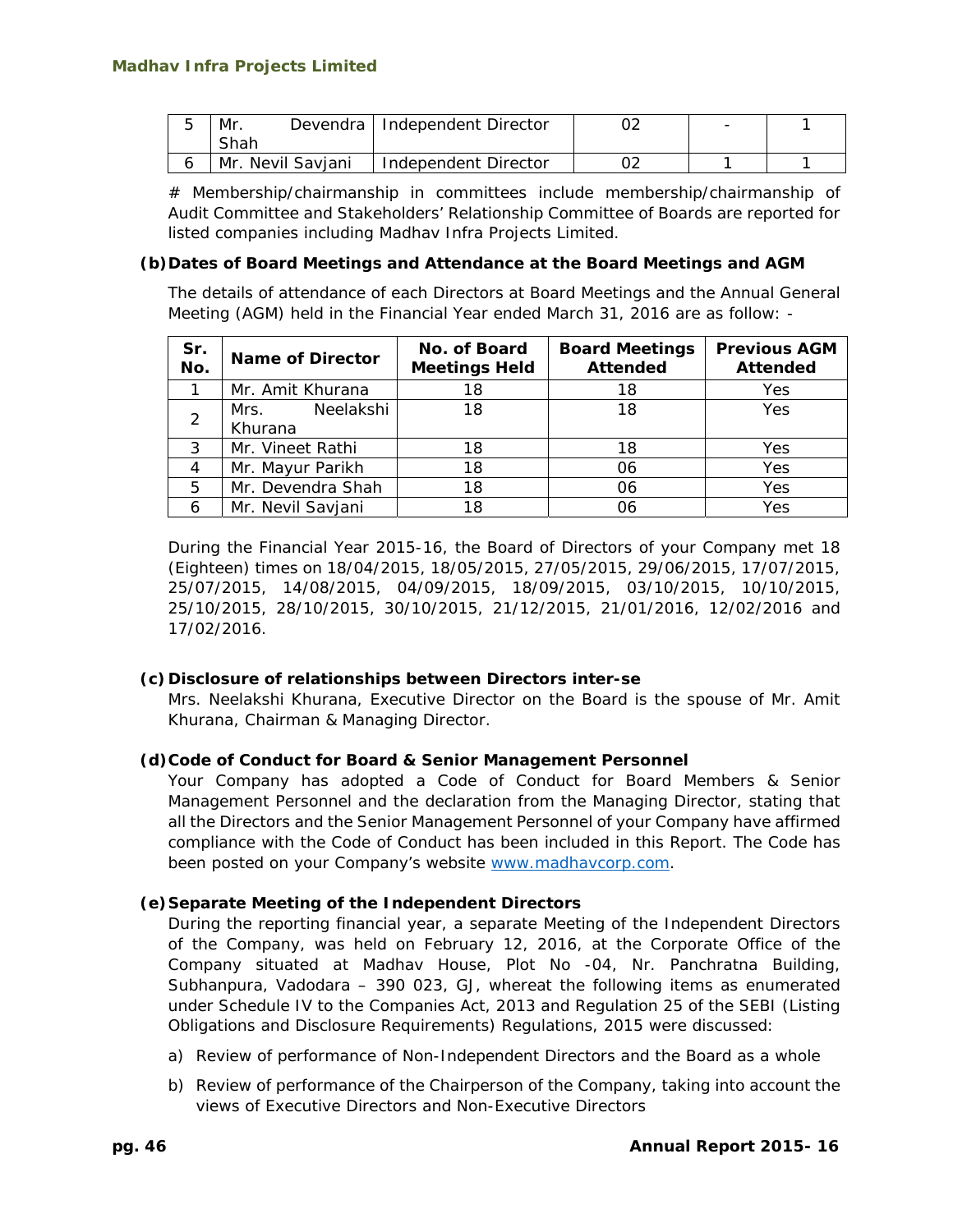| 5 | Mr. Devendra Shah | Independent Director | 02 | - | 1 |
|---|---|---|---|---|---|
| 6 | Mr. Nevil Savjani | Independent Director | 02 | 1 | 1 |

# Membership/chairmanship in committees include membership/chairmanship of Audit Committee and Stakeholders' Relationship Committee of Boards are reported for listed companies including Madhav Infra Projects Limited.

**(b) Dates of Board Meetings and Attendance at the Board Meetings and AGM**

The details of attendance of each Directors at Board Meetings and the Annual General Meeting (AGM) held in the Financial Year ended March 31, 2016 are as follow: -

| Sr. No. | Name of Director | No. of Board Meetings Held | Board Meetings Attended | Previous AGM Attended |
|---|---|---|---|---|
| 1 | Mr. Amit Khurana | 18 | 18 | Yes |
| 2 | Mrs. Neelakshi Khurana | 18 | 18 | Yes |
| 3 | Mr. Vineet Rathi | 18 | 18 | Yes |
| 4 | Mr. Mayur Parikh | 18 | 06 | Yes |
| 5 | Mr. Devendra Shah | 18 | 06 | Yes |
| 6 | Mr. Nevil Savjani | 18 | 06 | Yes |

During the Financial Year 2015-16, the Board of Directors of your Company met 18 (Eighteen) times on 18/04/2015, 18/05/2015, 27/05/2015, 29/06/2015, 17/07/2015, 25/07/2015, 14/08/2015, 04/09/2015, 18/09/2015, 03/10/2015, 10/10/2015, 25/10/2015, 28/10/2015, 30/10/2015, 21/12/2015, 21/01/2016, 12/02/2016 and 17/02/2016.

**(c) Disclosure of relationships between Directors inter-se**

Mrs. Neelakshi Khurana, Executive Director on the Board is the spouse of Mr. Amit Khurana, Chairman & Managing Director.

**(d) Code of Conduct for Board & Senior Management Personnel**

Your Company has adopted a Code of Conduct for Board Members & Senior Management Personnel and the declaration from the Managing Director, stating that all the Directors and the Senior Management Personnel of your Company have affirmed compliance with the Code of Conduct has been included in this Report. The Code has been posted on your Company's website www.madhavcorp.com.

**(e) Separate Meeting of the Independent Directors**

During the reporting financial year, a separate Meeting of the Independent Directors of the Company, was held on February 12, 2016, at the Corporate Office of the Company situated at Madhav House, Plot No -04, Nr. Panchratna Building, Subhanpura, Vadodara – 390 023, GJ, whereat the following items as enumerated under Schedule IV to the Companies Act, 2013 and Regulation 25 of the SEBI (Listing Obligations and Disclosure Requirements) Regulations, 2015 were discussed:

a) Review of performance of Non-Independent Directors and the Board as a whole

b) Review of performance of the Chairperson of the Company, taking into account the views of Executive Directors and Non-Executive Directors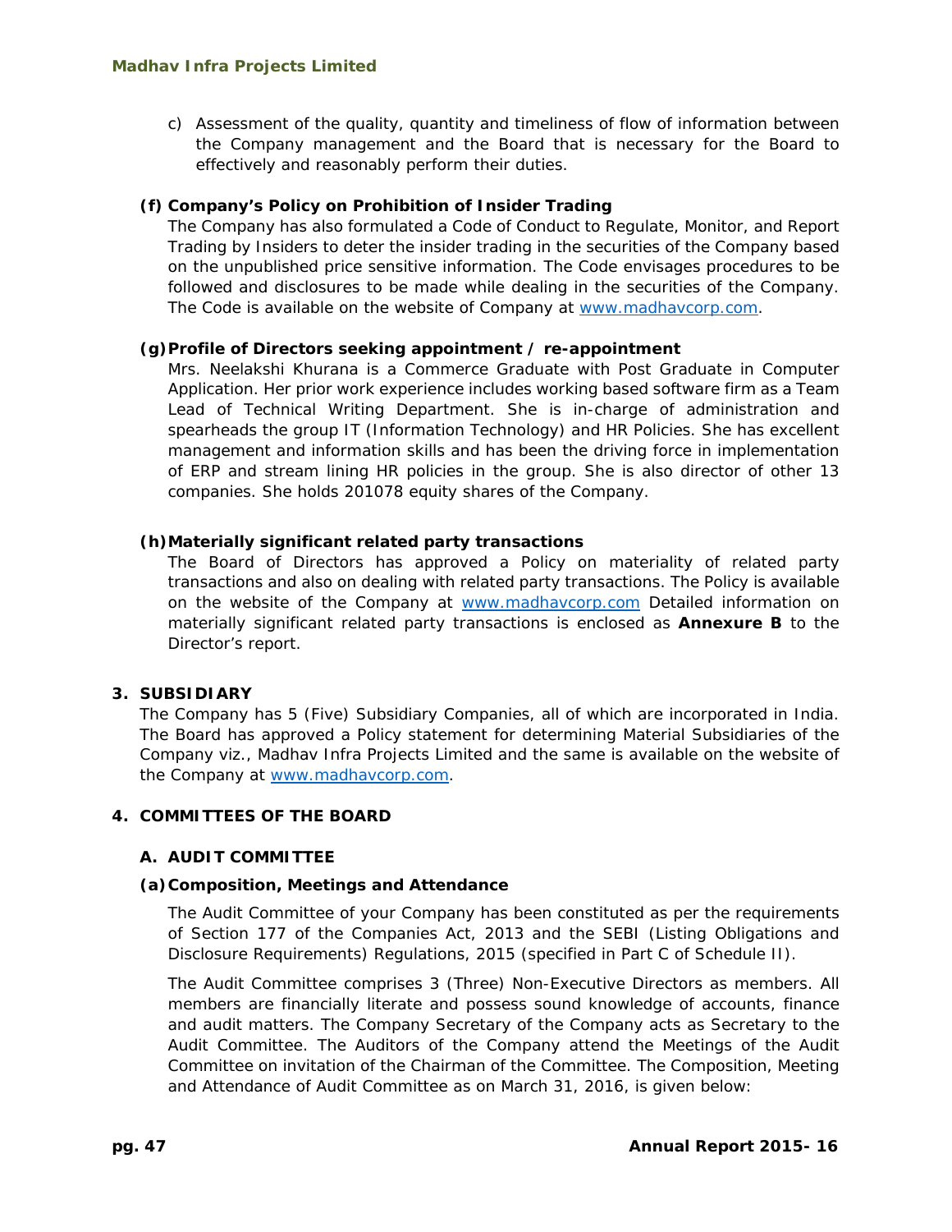c) Assessment of the quality, quantity and timeliness of flow of information between the Company management and the Board that is necessary for the Board to effectively and reasonably perform their duties.

**(f) Company's Policy on Prohibition of Insider Trading**

The Company has also formulated a Code of Conduct to Regulate, Monitor, and Report Trading by Insiders to deter the insider trading in the securities of the Company based on the unpublished price sensitive information. The Code envisages procedures to be followed and disclosures to be made while dealing in the securities of the Company. The Code is available on the website of Company at www.madhavcorp.com.

**(g) Profile of Directors seeking appointment / re-appointment**

Mrs. Neelakshi Khurana is a Commerce Graduate with Post Graduate in Computer Application. Her prior work experience includes working based software firm as a Team Lead of Technical Writing Department. She is in-charge of administration and spearheads the group IT (Information Technology) and HR Policies. She has excellent management and information skills and has been the driving force in implementation of ERP and stream lining HR policies in the group. She is also director of other 13 companies. She holds 201078 equity shares of the Company.

**(h) Materially significant related party transactions**

The Board of Directors has approved a Policy on materiality of related party transactions and also on dealing with related party transactions. The Policy is available on the website of the Company at www.madhavcorp.com Detailed information on materially significant related party transactions is enclosed as **Annexure B** to the Director's report.

## 3. SUBSIDIARY

The Company has 5 (Five) Subsidiary Companies, all of which are incorporated in India. The Board has approved a Policy statement for determining Material Subsidiaries of the Company viz., Madhav Infra Projects Limited and the same is available on the website of the Company at www.madhavcorp.com.

## 4. COMMITTEES OF THE BOARD

### A. AUDIT COMMITTEE

**(a) Composition, Meetings and Attendance**

The Audit Committee of your Company has been constituted as per the requirements of Section 177 of the Companies Act, 2013 and the SEBI (Listing Obligations and Disclosure Requirements) Regulations, 2015 (specified in Part C of Schedule II).

The Audit Committee comprises 3 (Three) Non-Executive Directors as members. All members are financially literate and possess sound knowledge of accounts, finance and audit matters. The Company Secretary of the Company acts as Secretary to the Audit Committee. The Auditors of the Company attend the Meetings of the Audit Committee on invitation of the Chairman of the Committee. The Composition, Meeting and Attendance of Audit Committee as on March 31, 2016, is given below: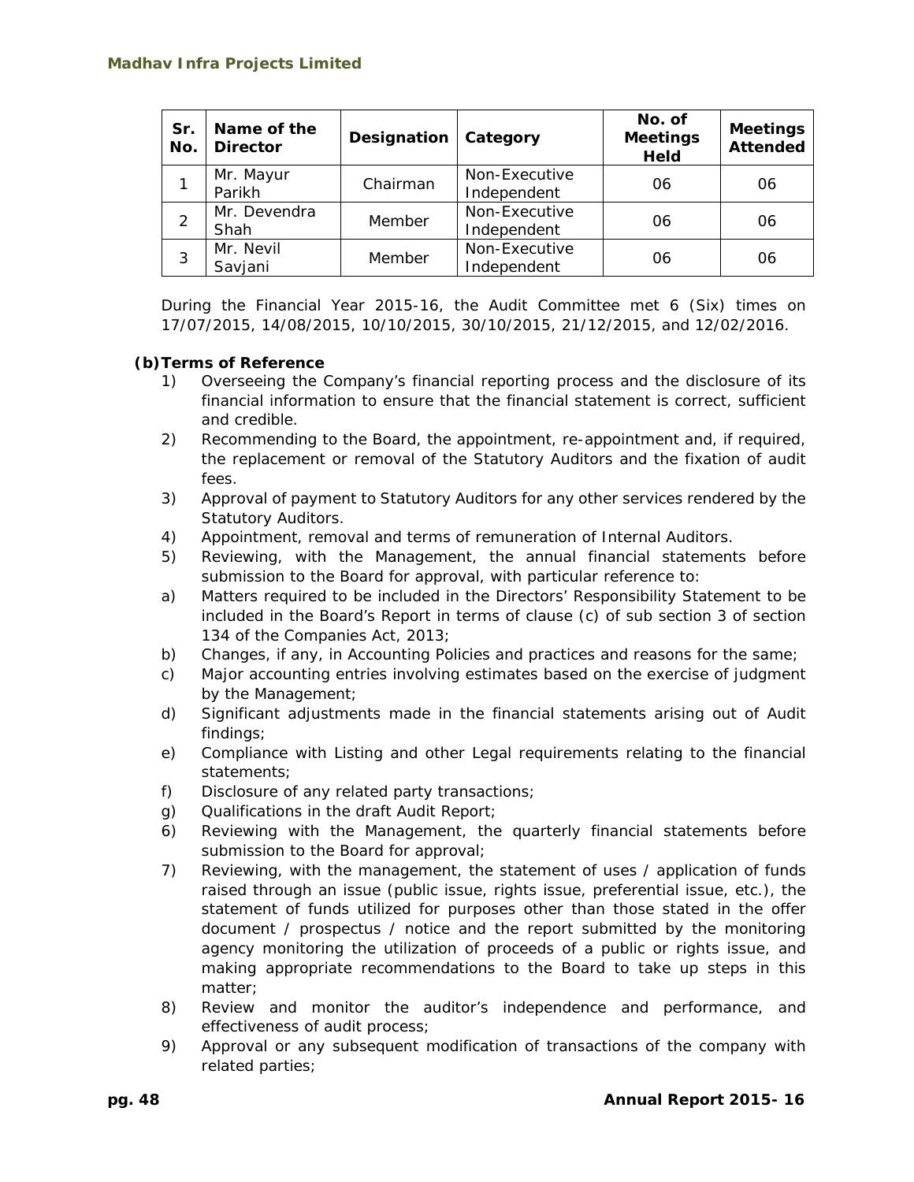| Sr. No. | Name of the Director | Designation | Category | No. of Meetings Held | Meetings Attended |
|---|---|---|---|---|---|
| 1 | Mr. Mayur Parikh | Chairman | Non-Executive Independent | 06 | 06 |
| 2 | Mr. Devendra Shah | Member | Non-Executive Independent | 06 | 06 |
| 3 | Mr. Nevil Savjani | Member | Non-Executive Independent | 06 | 06 |

During the Financial Year 2015-16, the Audit Committee met 6 (Six) times on 17/07/2015, 14/08/2015, 10/10/2015, 30/10/2015, 21/12/2015, and 12/02/2016.

**(b) Terms of Reference**

1) Overseeing the Company's financial reporting process and the disclosure of its financial information to ensure that the financial statement is correct, sufficient and credible.
2) Recommending to the Board, the appointment, re-appointment and, if required, the replacement or removal of the Statutory Auditors and the fixation of audit fees.
3) Approval of payment to Statutory Auditors for any other services rendered by the Statutory Auditors.
4) Appointment, removal and terms of remuneration of Internal Auditors.
5) Reviewing, with the Management, the annual financial statements before submission to the Board for approval, with particular reference to:
   a) Matters required to be included in the Directors' Responsibility Statement to be included in the Board's Report in terms of clause (c) of sub section 3 of section 134 of the Companies Act, 2013;
   b) Changes, if any, in Accounting Policies and practices and reasons for the same;
   c) Major accounting entries involving estimates based on the exercise of judgment by the Management;
   d) Significant adjustments made in the financial statements arising out of Audit findings;
   e) Compliance with Listing and other Legal requirements relating to the financial statements;
   f) Disclosure of any related party transactions;
   g) Qualifications in the draft Audit Report;
6) Reviewing with the Management, the quarterly financial statements before submission to the Board for approval;
7) Reviewing, with the management, the statement of uses / application of funds raised through an issue (public issue, rights issue, preferential issue, etc.), the statement of funds utilized for purposes other than those stated in the offer document / prospectus / notice and the report submitted by the monitoring agency monitoring the utilization of proceeds of a public or rights issue, and making appropriate recommendations to the Board to take up steps in this matter;
8) Review and monitor the auditor's independence and performance, and effectiveness of audit process;
9) Approval or any subsequent modification of transactions of the company with related parties;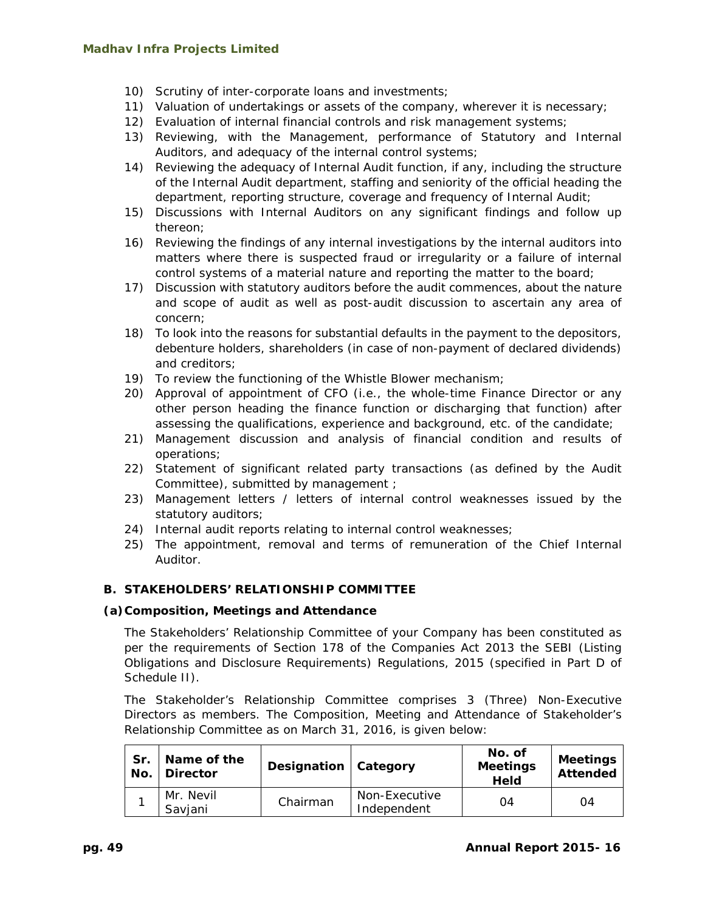10) Scrutiny of inter-corporate loans and investments;
11) Valuation of undertakings or assets of the company, wherever it is necessary;
12) Evaluation of internal financial controls and risk management systems;
13) Reviewing, with the Management, performance of Statutory and Internal Auditors, and adequacy of the internal control systems;
14) Reviewing the adequacy of Internal Audit function, if any, including the structure of the Internal Audit department, staffing and seniority of the official heading the department, reporting structure, coverage and frequency of Internal Audit;
15) Discussions with Internal Auditors on any significant findings and follow up thereon;
16) Reviewing the findings of any internal investigations by the internal auditors into matters where there is suspected fraud or irregularity or a failure of internal control systems of a material nature and reporting the matter to the board;
17) Discussion with statutory auditors before the audit commences, about the nature and scope of audit as well as post-audit discussion to ascertain any area of concern;
18) To look into the reasons for substantial defaults in the payment to the depositors, debenture holders, shareholders (in case of non-payment of declared dividends) and creditors;
19) To review the functioning of the Whistle Blower mechanism;
20) Approval of appointment of CFO (i.e., the whole-time Finance Director or any other person heading the finance function or discharging that function) after assessing the qualifications, experience and background, etc. of the candidate;
21) Management discussion and analysis of financial condition and results of operations;
22) Statement of significant related party transactions (as defined by the Audit Committee), submitted by management ;
23) Management letters / letters of internal control weaknesses issued by the statutory auditors;
24) Internal audit reports relating to internal control weaknesses;
25) The appointment, removal and terms of remuneration of the Chief Internal Auditor.

## B. STAKEHOLDERS' RELATIONSHIP COMMITTEE

### (a) Composition, Meetings and Attendance

The Stakeholders' Relationship Committee of your Company has been constituted as per the requirements of Section 178 of the Companies Act 2013 the SEBI (Listing Obligations and Disclosure Requirements) Regulations, 2015 (specified in Part D of Schedule II).

The Stakeholder's Relationship Committee comprises 3 (Three) Non-Executive Directors as members. The Composition, Meeting and Attendance of Stakeholder's Relationship Committee as on March 31, 2016, is given below:

| Sr. No. | Name of the Director | Designation | Category | No. of Meetings Held | Meetings Attended |
|---|---|---|---|---|---|
| 1 | Mr. Nevil Savjani | Chairman | Non-Executive Independent | 04 | 04 |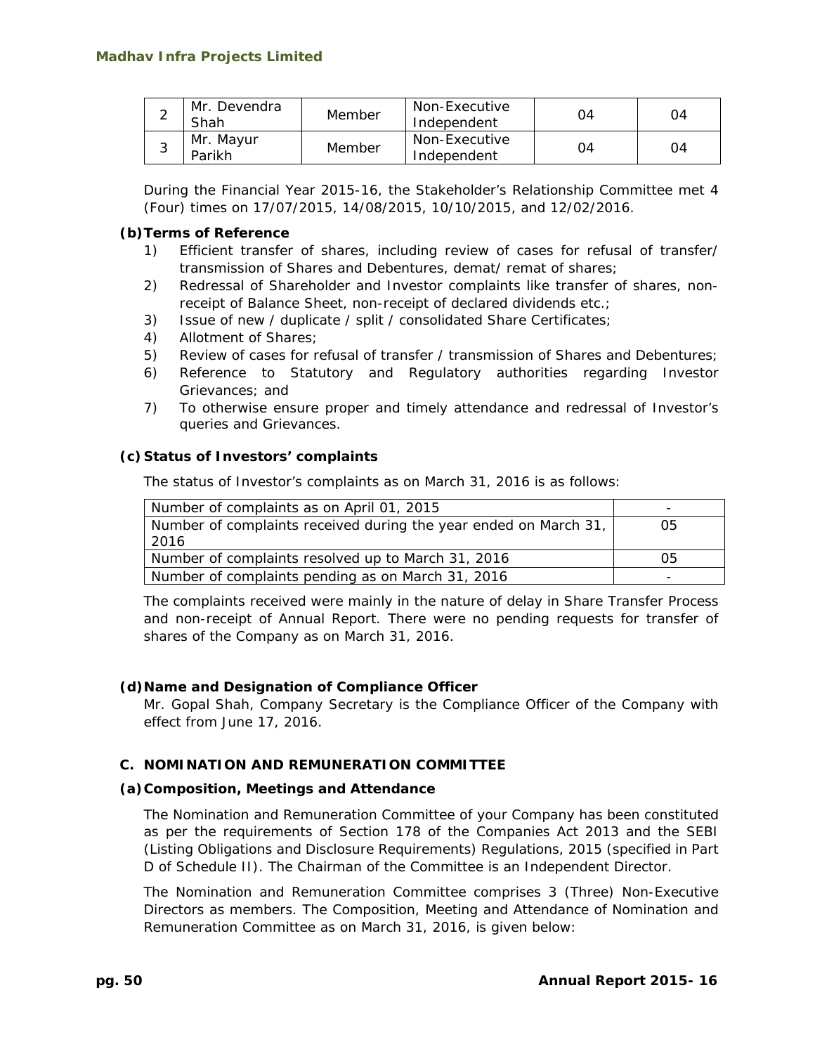| 2 | Mr. Devendra Shah | Member | Non-Executive Independent | 04 | 04 |
|---|---|---|---|---|---|
| 3 | Mr. Mayur Parikh | Member | Non-Executive Independent | 04 | 04 |

During the Financial Year 2015-16, the Stakeholder's Relationship Committee met 4 (Four) times on 17/07/2015, 14/08/2015, 10/10/2015, and 12/02/2016.

**(b) Terms of Reference**

1) Efficient transfer of shares, including review of cases for refusal of transfer/ transmission of Shares and Debentures, demat/ remat of shares;
2) Redressal of Shareholder and Investor complaints like transfer of shares, non-receipt of Balance Sheet, non-receipt of declared dividends etc.;
3) Issue of new / duplicate / split / consolidated Share Certificates;
4) Allotment of Shares;
5) Review of cases for refusal of transfer / transmission of Shares and Debentures;
6) Reference to Statutory and Regulatory authorities regarding Investor Grievances; and
7) To otherwise ensure proper and timely attendance and redressal of Investor's queries and Grievances.

**(c) Status of Investors' complaints**

The status of Investor's complaints as on March 31, 2016 is as follows:

| Number of complaints as on April 01, 2015 | - |
|---|---|
| Number of complaints received during the year ended on March 31, 2016 | 05 |
| Number of complaints resolved up to March 31, 2016 | 05 |
| Number of complaints pending as on March 31, 2016 | - |

The complaints received were mainly in the nature of delay in Share Transfer Process and non-receipt of Annual Report. There were no pending requests for transfer of shares of the Company as on March 31, 2016.

**(d) Name and Designation of Compliance Officer**

Mr. Gopal Shah, Company Secretary is the Compliance Officer of the Company with effect from June 17, 2016.

### C. NOMINATION AND REMUNERATION COMMITTEE

**(a) Composition, Meetings and Attendance**

The Nomination and Remuneration Committee of your Company has been constituted as per the requirements of Section 178 of the Companies Act 2013 and the SEBI (Listing Obligations and Disclosure Requirements) Regulations, 2015 (specified in Part D of Schedule II). The Chairman of the Committee is an Independent Director.

The Nomination and Remuneration Committee comprises 3 (Three) Non-Executive Directors as members. The Composition, Meeting and Attendance of Nomination and Remuneration Committee as on March 31, 2016, is given below: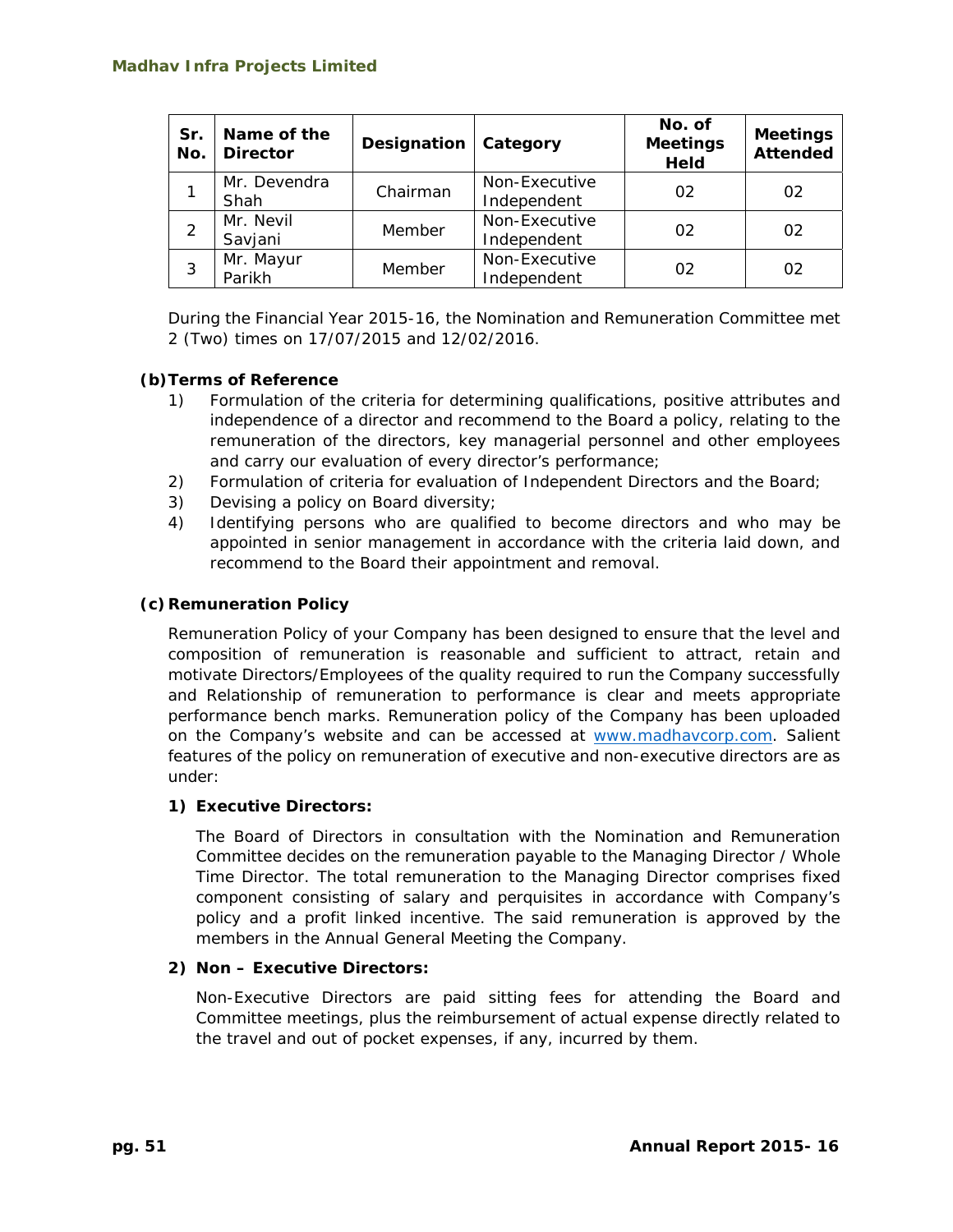| Sr. No. | Name of the Director | Designation | Category | No. of Meetings Held | Meetings Attended |
|---|---|---|---|---|---|
| 1 | Mr. Devendra Shah | Chairman | Non-Executive Independent | 02 | 02 |
| 2 | Mr. Nevil Savjani | Member | Non-Executive Independent | 02 | 02 |
| 3 | Mr. Mayur Parikh | Member | Non-Executive Independent | 02 | 02 |

During the Financial Year 2015-16, the Nomination and Remuneration Committee met 2 (Two) times on 17/07/2015 and 12/02/2016.

**(b) Terms of Reference**

1) Formulation of the criteria for determining qualifications, positive attributes and independence of a director and recommend to the Board a policy, relating to the remuneration of the directors, key managerial personnel and other employees and carry our evaluation of every director's performance;
2) Formulation of criteria for evaluation of Independent Directors and the Board;
3) Devising a policy on Board diversity;
4) Identifying persons who are qualified to become directors and who may be appointed in senior management in accordance with the criteria laid down, and recommend to the Board their appointment and removal.

**(c) Remuneration Policy**

Remuneration Policy of your Company has been designed to ensure that the level and composition of remuneration is reasonable and sufficient to attract, retain and motivate Directors/Employees of the quality required to run the Company successfully and Relationship of remuneration to performance is clear and meets appropriate performance bench marks. Remuneration policy of the Company has been uploaded on the Company's website and can be accessed at www.madhavcorp.com. Salient features of the policy on remuneration of executive and non-executive directors are as under:

**1) Executive Directors:**

The Board of Directors in consultation with the Nomination and Remuneration Committee decides on the remuneration payable to the Managing Director / Whole Time Director. The total remuneration to the Managing Director comprises fixed component consisting of salary and perquisites in accordance with Company's policy and a profit linked incentive. The said remuneration is approved by the members in the Annual General Meeting the Company.

**2) Non – Executive Directors:**

Non-Executive Directors are paid sitting fees for attending the Board and Committee meetings, plus the reimbursement of actual expense directly related to the travel and out of pocket expenses, if any, incurred by them.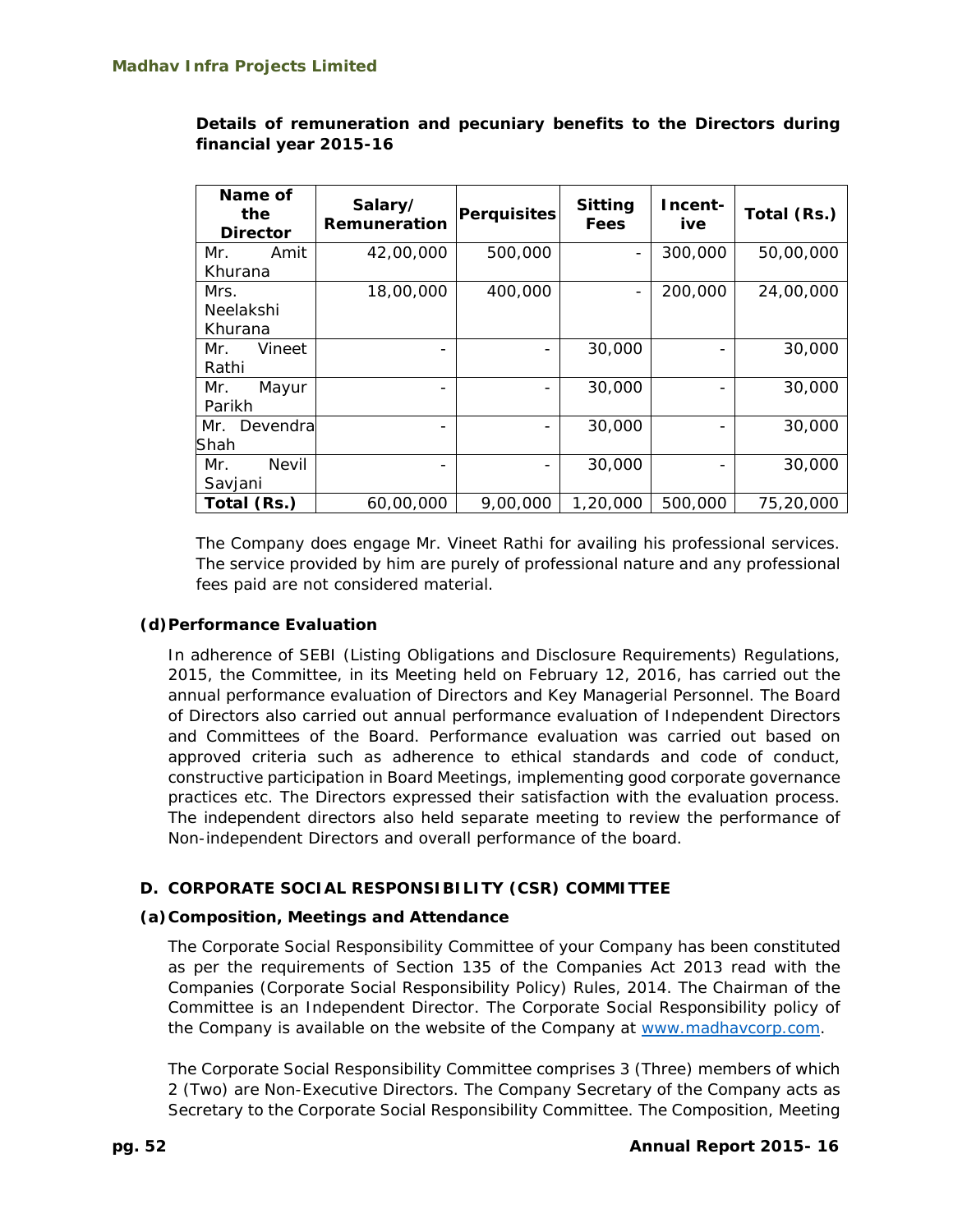**Details of remuneration and pecuniary benefits to the Directors during financial year 2015-16**

| Name of the Director | Salary/ Remuneration | Perquisites | Sitting Fees | Incent-ive | Total (Rs.) |
|---|---|---|---|---|---|
| Mr. Amit Khurana | 42,00,000 | 500,000 | - | 300,000 | 50,00,000 |
| Mrs. Neelakshi Khurana | 18,00,000 | 400,000 | - | 200,000 | 24,00,000 |
| Mr. Vineet Rathi | - | - | 30,000 | - | 30,000 |
| Mr. Mayur Parikh | - | - | 30,000 | - | 30,000 |
| Mr. Devendra Shah | - | - | 30,000 | - | 30,000 |
| Mr. Nevil Savjani | - | - | 30,000 | - | 30,000 |
| **Total (Rs.)** | 60,00,000 | 9,00,000 | 1,20,000 | 500,000 | 75,20,000 |

The Company does engage Mr. Vineet Rathi for availing his professional services. The service provided by him are purely of professional nature and any professional fees paid are not considered material.

**(d) Performance Evaluation**

In adherence of SEBI (Listing Obligations and Disclosure Requirements) Regulations, 2015, the Committee, in its Meeting held on February 12, 2016, has carried out the annual performance evaluation of Directors and Key Managerial Personnel. The Board of Directors also carried out annual performance evaluation of Independent Directors and Committees of the Board. Performance evaluation was carried out based on approved criteria such as adherence to ethical standards and code of conduct, constructive participation in Board Meetings, implementing good corporate governance practices etc. The Directors expressed their satisfaction with the evaluation process. The independent directors also held separate meeting to review the performance of Non-independent Directors and overall performance of the board.

**D. CORPORATE SOCIAL RESPONSIBILITY (CSR) COMMITTEE**

**(a) Composition, Meetings and Attendance**

The Corporate Social Responsibility Committee of your Company has been constituted as per the requirements of Section 135 of the Companies Act 2013 read with the Companies (Corporate Social Responsibility Policy) Rules, 2014. The Chairman of the Committee is an Independent Director. The Corporate Social Responsibility policy of the Company is available on the website of the Company at www.madhavcorp.com.

The Corporate Social Responsibility Committee comprises 3 (Three) members of which 2 (Two) are Non-Executive Directors. The Company Secretary of the Company acts as Secretary to the Corporate Social Responsibility Committee. The Composition, Meeting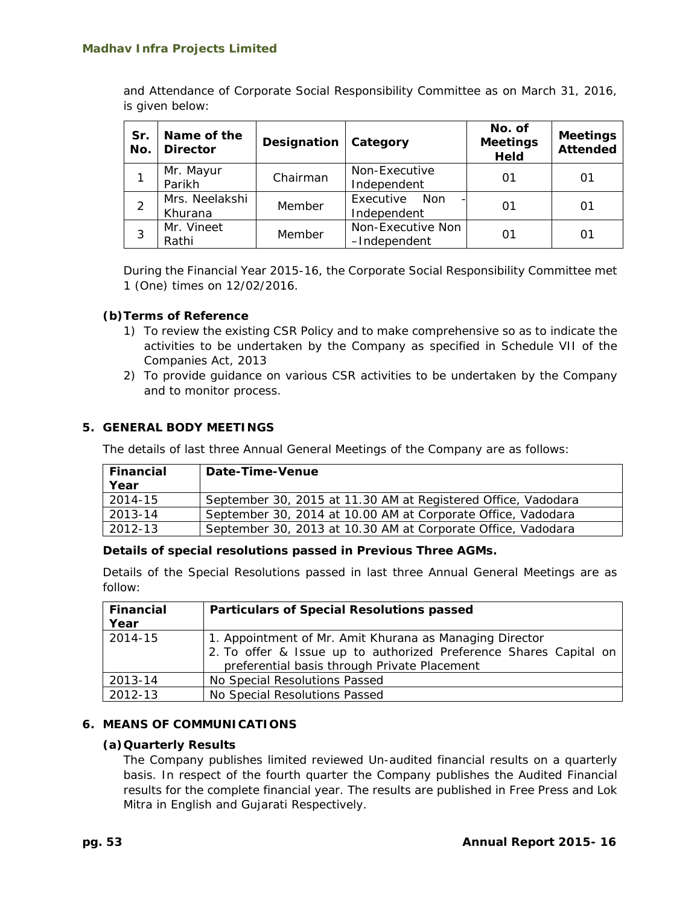and Attendance of Corporate Social Responsibility Committee as on March 31, 2016, is given below:

| Sr. No. | Name of the Director | Designation | Category | No. of Meetings Held | Meetings Attended |
|---|---|---|---|---|---|
| 1 | Mr. Mayur Parikh | Chairman | Non-Executive Independent | 01 | 01 |
| 2 | Mrs. Neelakshi Khurana | Member | Executive Non - Independent | 01 | 01 |
| 3 | Mr. Vineet Rathi | Member | Non-Executive Non –Independent | 01 | 01 |

During the Financial Year 2015-16, the Corporate Social Responsibility Committee met 1 (One) times on 12/02/2016.

**(b) Terms of Reference**

1) To review the existing CSR Policy and to make comprehensive so as to indicate the activities to be undertaken by the Company as specified in Schedule VII of the Companies Act, 2013
2) To provide guidance on various CSR activities to be undertaken by the Company and to monitor process.

## 5. GENERAL BODY MEETINGS

The details of last three Annual General Meetings of the Company are as follows:

| Financial Year | Date-Time-Venue |
|---|---|
| 2014-15 | September 30, 2015 at 11.30 AM at Registered Office, Vadodara |
| 2013-14 | September 30, 2014 at 10.00 AM at Corporate Office, Vadodara |
| 2012-13 | September 30, 2013 at 10.30 AM at Corporate Office, Vadodara |

**Details of special resolutions passed in Previous Three AGMs.**

Details of the Special Resolutions passed in last three Annual General Meetings are as follow:

| Financial Year | Particulars of Special Resolutions passed |
|---|---|
| 2014-15 | 1. Appointment of Mr. Amit Khurana as Managing Director<br>2. To offer & Issue up to authorized Preference Shares Capital on preferential basis through Private Placement |
| 2013-14 | No Special Resolutions Passed |
| 2012-13 | No Special Resolutions Passed |

## 6. MEANS OF COMMUNICATIONS

**(a) Quarterly Results**

The Company publishes limited reviewed Un-audited financial results on a quarterly basis. In respect of the fourth quarter the Company publishes the Audited Financial results for the complete financial year. The results are published in Free Press and Lok Mitra in English and Gujarati Respectively.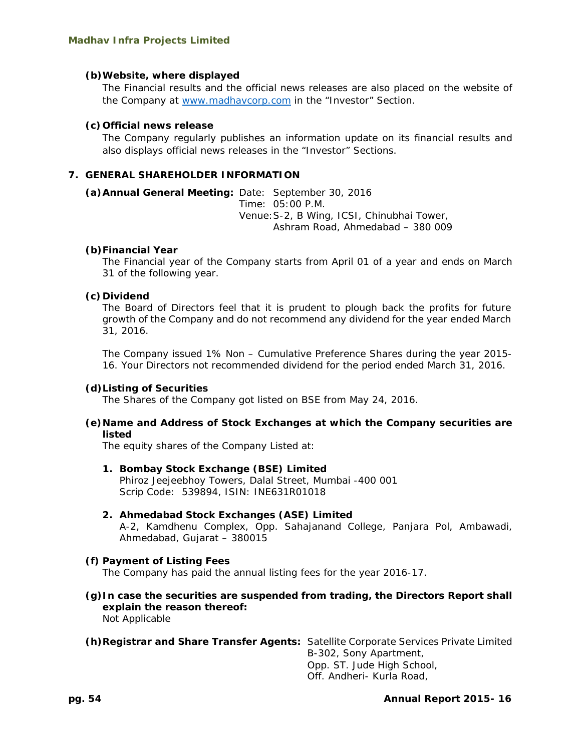**(b) Website, where displayed**

The Financial results and the official news releases are also placed on the website of the Company at www.madhavcorp.com in the "Investor" Section.

**(c) Official news release**

The Company regularly publishes an information update on its financial results and also displays official news releases in the "Investor" Sections.

## 7. GENERAL SHAREHOLDER INFORMATION

**(a) Annual General Meeting:** Date: September 30, 2016
Time: 05:00 P.M.
Venue: S-2, B Wing, ICSI, Chinubhai Tower, Ashram Road, Ahmedabad – 380 009

**(b) Financial Year**

The Financial year of the Company starts from April 01 of a year and ends on March 31 of the following year.

**(c) Dividend**

The Board of Directors feel that it is prudent to plough back the profits for future growth of the Company and do not recommend any dividend for the year ended March 31, 2016.

The Company issued 1% Non – Cumulative Preference Shares during the year 2015-16. Your Directors not recommended dividend for the period ended March 31, 2016.

**(d) Listing of Securities**

The Shares of the Company got listed on BSE from May 24, 2016.

**(e) Name and Address of Stock Exchanges at which the Company securities are listed**

The equity shares of the Company Listed at:

1. **Bombay Stock Exchange (BSE) Limited**
   Phiroz Jeejeebhoy Towers, Dalal Street, Mumbai -400 001
   Scrip Code: 539894, ISIN: INE631R01018

2. **Ahmedabad Stock Exchanges (ASE) Limited**
   A-2, Kamdhenu Complex, Opp. Sahajanand College, Panjara Pol, Ambawadi, Ahmedabad, Gujarat – 380015

**(f) Payment of Listing Fees**

The Company has paid the annual listing fees for the year 2016-17.

**(g) In case the securities are suspended from trading, the Directors Report shall explain the reason thereof:**

Not Applicable

**(h) Registrar and Share Transfer Agents:** Satellite Corporate Services Private Limited
B-302, Sony Apartment,
Opp. ST. Jude High School,
Off. Andheri- Kurla Road,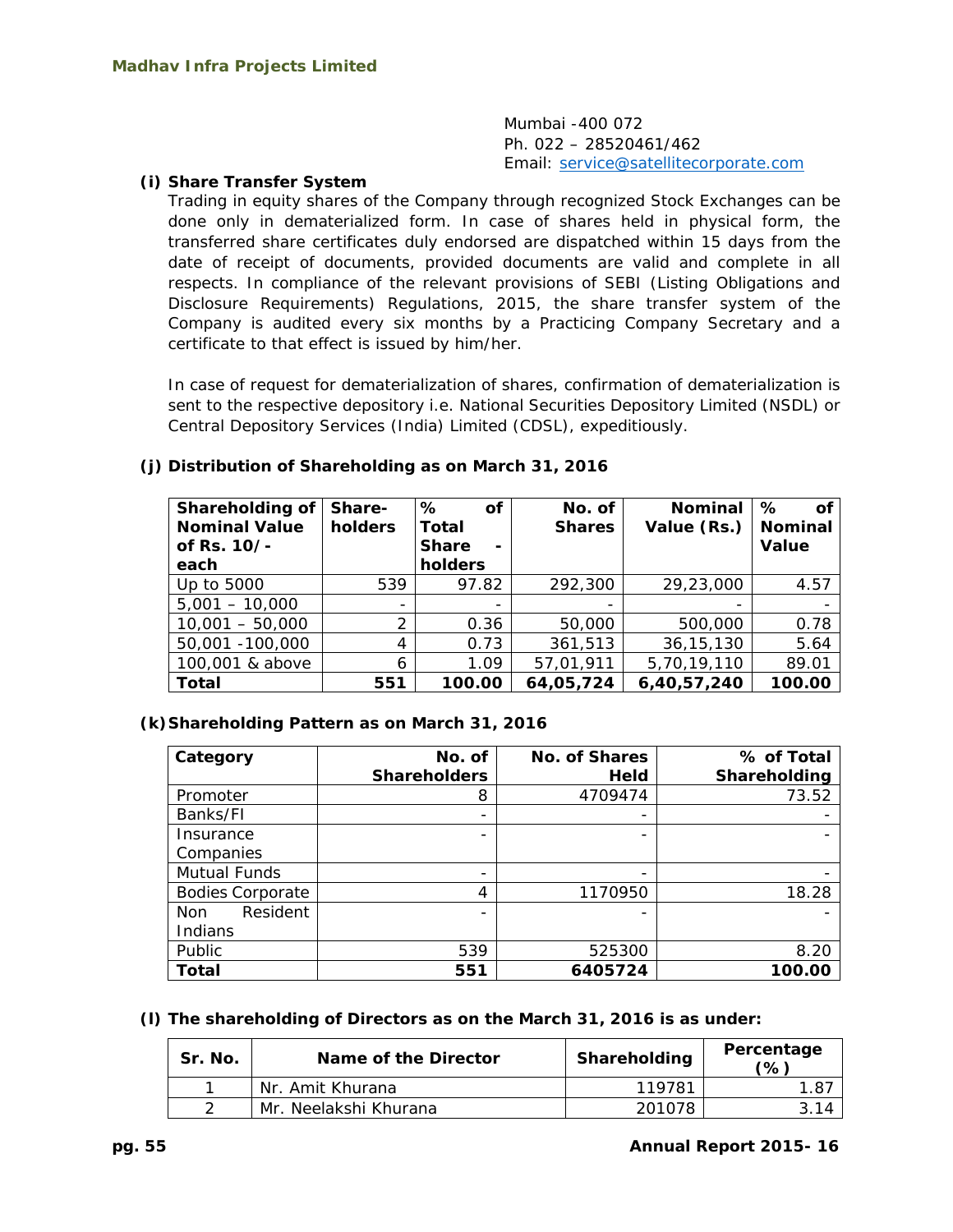Mumbai -400 072
Ph. 022 – 28520461/462
Email: service@satellitecorporate.com

**(i) Share Transfer System**

Trading in equity shares of the Company through recognized Stock Exchanges can be done only in dematerialized form. In case of shares held in physical form, the transferred share certificates duly endorsed are dispatched within 15 days from the date of receipt of documents, provided documents are valid and complete in all respects. In compliance of the relevant provisions of SEBI (Listing Obligations and Disclosure Requirements) Regulations, 2015, the share transfer system of the Company is audited every six months by a Practicing Company Secretary and a certificate to that effect is issued by him/her.

In case of request for dematerialization of shares, confirmation of dematerialization is sent to the respective depository i.e. National Securities Depository Limited (NSDL) or Central Depository Services (India) Limited (CDSL), expeditiously.

**(j) Distribution of Shareholding as on March 31, 2016**

| Shareholding of Nominal Value of Rs. 10/- each | Share-holders | % of Total Share - holders | No. of Shares | Nominal Value (Rs.) | % of Nominal Value |
|---|---|---|---|---|---|
| Up to 5000 | 539 | 97.82 | 292,300 | 29,23,000 | 4.57 |
| 5,001 – 10,000 | - | - | - | - | - |
| 10,001 – 50,000 | 2 | 0.36 | 50,000 | 500,000 | 0.78 |
| 50,001 -100,000 | 4 | 0.73 | 361,513 | 36,15,130 | 5.64 |
| 100,001 & above | 6 | 1.09 | 57,01,911 | 5,70,19,110 | 89.01 |
| **Total** | **551** | **100.00** | **64,05,724** | **6,40,57,240** | **100.00** |

**(k) Shareholding Pattern as on March 31, 2016**

| Category | No. of Shareholders | No. of Shares Held | % of Total Shareholding |
|---|---|---|---|
| Promoter | 8 | 4709474 | 73.52 |
| Banks/FI | - | - | - |
| Insurance Companies | - | - | - |
| Mutual Funds | - | - | - |
| Bodies Corporate | 4 | 1170950 | 18.28 |
| Non Resident Indians | - | - | - |
| Public | 539 | 525300 | 8.20 |
| **Total** | **551** | **6405724** | **100.00** |

**(l) The shareholding of Directors as on the March 31, 2016 is as under:**

| Sr. No. | Name of the Director | Shareholding | Percentage (%) |
|---|---|---|---|
| 1 | Nr. Amit Khurana | 119781 | 1.87 |
| 2 | Mr. Neelakshi Khurana | 201078 | 3.14 |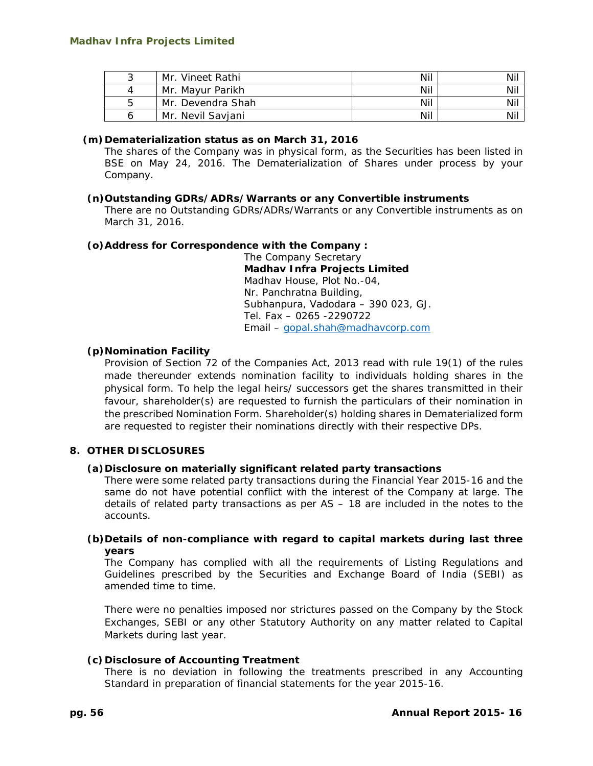| 3 | Mr. Vineet Rathi | Nil | Nil |
|---|---|---|---|
| 4 | Mr. Mayur Parikh | Nil | Nil |
| 5 | Mr. Devendra Shah | Nil | Nil |
| 6 | Mr. Nevil Savjani | Nil | Nil |

**(m) Dematerialization status as on March 31, 2016**

The shares of the Company was in physical form, as the Securities has been listed in BSE on May 24, 2016. The Dematerialization of Shares under process by your Company.

**(n) Outstanding GDRs/ADRs/Warrants or any Convertible instruments**

There are no Outstanding GDRs/ADRs/Warrants or any Convertible instruments as on March 31, 2016.

**(o) Address for Correspondence with the Company :**

The Company Secretary
**Madhav Infra Projects Limited**
Madhav House, Plot No.-04,
Nr. Panchratna Building,
Subhanpura, Vadodara – 390 023, GJ.
Tel. Fax – 0265 -2290722
Email – gopal.shah@madhavcorp.com

**(p) Nomination Facility**

Provision of Section 72 of the Companies Act, 2013 read with rule 19(1) of the rules made thereunder extends nomination facility to individuals holding shares in the physical form. To help the legal heirs/ successors get the shares transmitted in their favour, shareholder(s) are requested to furnish the particulars of their nomination in the prescribed Nomination Form. Shareholder(s) holding shares in Dematerialized form are requested to register their nominations directly with their respective DPs.

## 8. OTHER DISCLOSURES

**(a) Disclosure on materially significant related party transactions**

There were some related party transactions during the Financial Year 2015-16 and the same do not have potential conflict with the interest of the Company at large. The details of related party transactions as per AS – 18 are included in the notes to the accounts.

**(b) Details of non-compliance with regard to capital markets during last three years**

The Company has complied with all the requirements of Listing Regulations and Guidelines prescribed by the Securities and Exchange Board of India (SEBI) as amended time to time.

There were no penalties imposed nor strictures passed on the Company by the Stock Exchanges, SEBI or any other Statutory Authority on any matter related to Capital Markets during last year.

**(c) Disclosure of Accounting Treatment**

There is no deviation in following the treatments prescribed in any Accounting Standard in preparation of financial statements for the year 2015-16.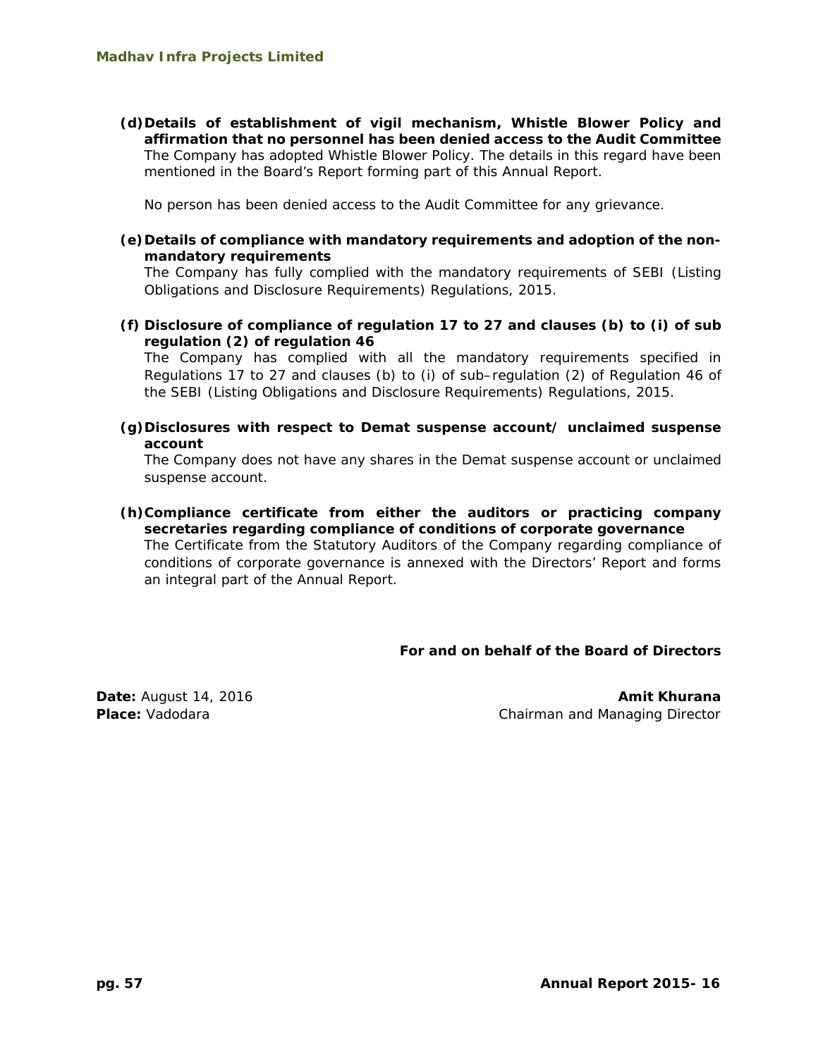**(d) Details of establishment of vigil mechanism, Whistle Blower Policy and affirmation that no personnel has been denied access to the Audit Committee**

The Company has adopted Whistle Blower Policy. The details in this regard have been mentioned in the Board's Report forming part of this Annual Report.

No person has been denied access to the Audit Committee for any grievance.

**(e) Details of compliance with mandatory requirements and adoption of the non-mandatory requirements**

The Company has fully complied with the mandatory requirements of SEBI (Listing Obligations and Disclosure Requirements) Regulations, 2015.

**(f) Disclosure of compliance of regulation 17 to 27 and clauses (b) to (i) of sub regulation (2) of regulation 46**

The Company has complied with all the mandatory requirements specified in Regulations 17 to 27 and clauses (b) to (i) of sub–regulation (2) of Regulation 46 of the SEBI (Listing Obligations and Disclosure Requirements) Regulations, 2015.

**(g) Disclosures with respect to Demat suspense account/ unclaimed suspense account**

The Company does not have any shares in the Demat suspense account or unclaimed suspense account.

**(h) Compliance certificate from either the auditors or practicing company secretaries regarding compliance of conditions of corporate governance**

The Certificate from the Statutory Auditors of the Company regarding compliance of conditions of corporate governance is annexed with the Directors' Report and forms an integral part of the Annual Report.

**For and on behalf of the Board of Directors**

**Date:** August 14, 2016
**Place:** Vadodara

**Amit Khurana**
Chairman and Managing Director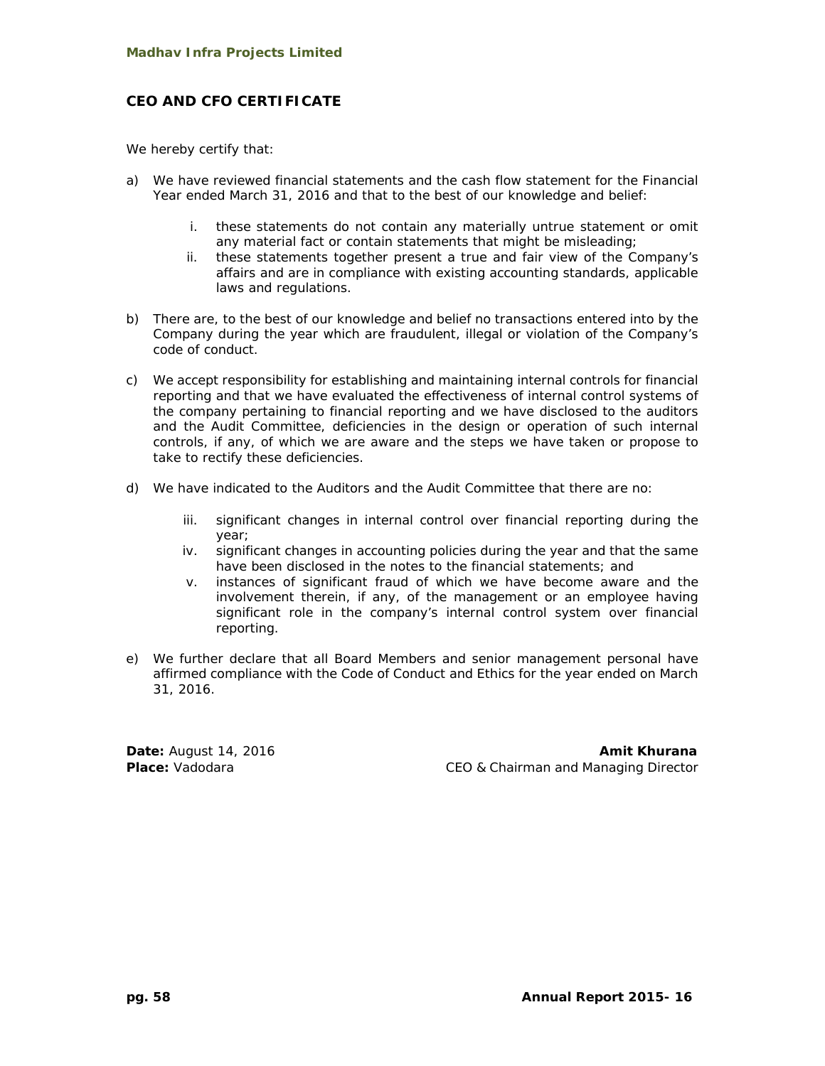## CEO AND CFO CERTIFICATE

We hereby certify that:

a) We have reviewed financial statements and the cash flow statement for the Financial Year ended March 31, 2016 and that to the best of our knowledge and belief:

   i. these statements do not contain any materially untrue statement or omit any material fact or contain statements that might be misleading;
   ii. these statements together present a true and fair view of the Company's affairs and are in compliance with existing accounting standards, applicable laws and regulations.

b) There are, to the best of our knowledge and belief no transactions entered into by the Company during the year which are fraudulent, illegal or violation of the Company's code of conduct.

c) We accept responsibility for establishing and maintaining internal controls for financial reporting and that we have evaluated the effectiveness of internal control systems of the company pertaining to financial reporting and we have disclosed to the auditors and the Audit Committee, deficiencies in the design or operation of such internal controls, if any, of which we are aware and the steps we have taken or propose to take to rectify these deficiencies.

d) We have indicated to the Auditors and the Audit Committee that there are no:

   iii. significant changes in internal control over financial reporting during the year;
   iv. significant changes in accounting policies during the year and that the same have been disclosed in the notes to the financial statements; and
   v. instances of significant fraud of which we have become aware and the involvement therein, if any, of the management or an employee having significant role in the company's internal control system over financial reporting.

e) We further declare that all Board Members and senior management personal have affirmed compliance with the Code of Conduct and Ethics for the year ended on March 31, 2016.

**Date:** August 14, 2016
**Place:** Vadodara

**Amit Khurana**
CEO & Chairman and Managing Director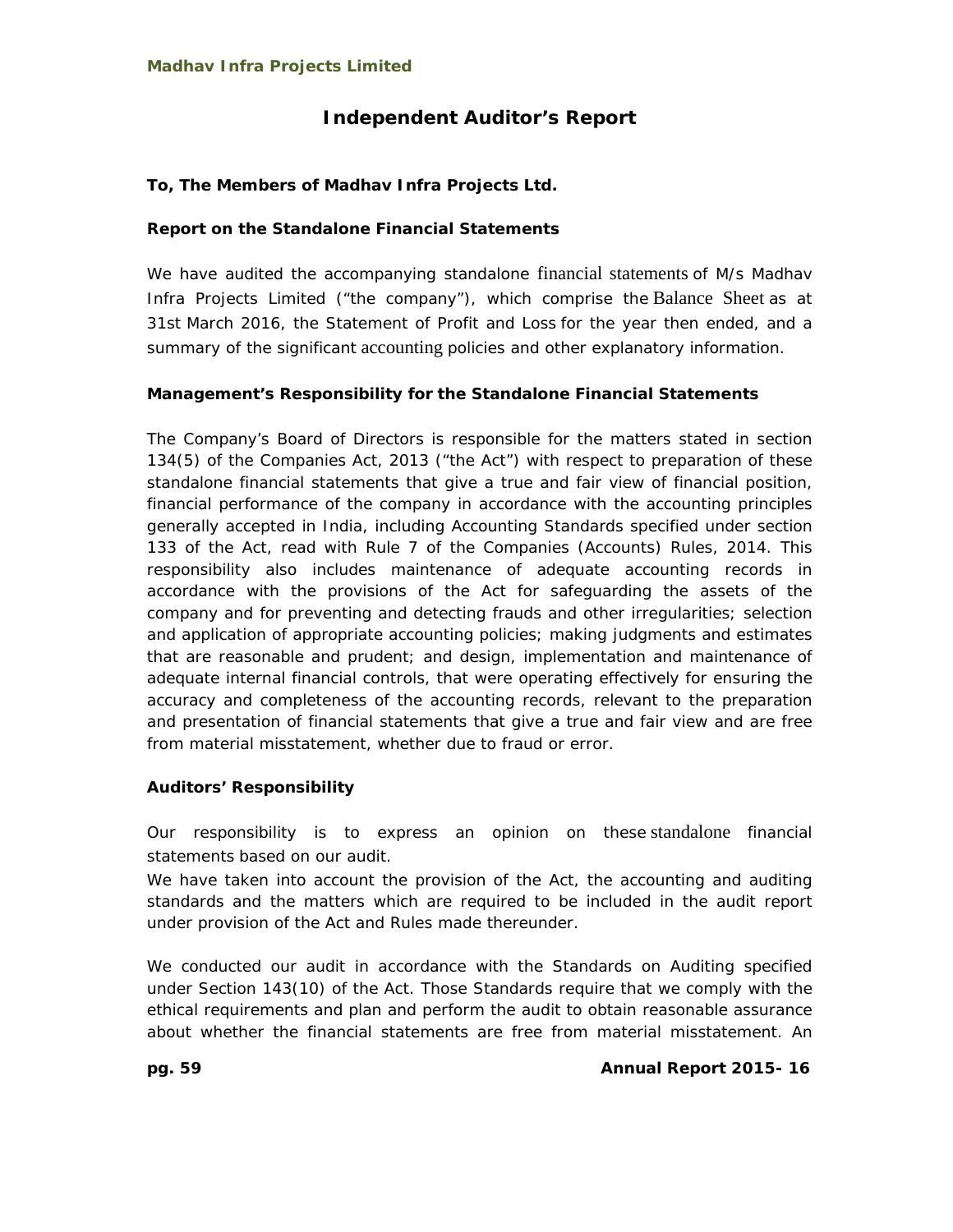# Independent Auditor's Report

**To, The Members of Madhav Infra Projects Ltd.**

**Report on the Standalone Financial Statements**

We have audited the accompanying standalone financial statements of M/s Madhav Infra Projects Limited ("the company"), which comprise the Balance Sheet as at 31st March 2016, the Statement of Profit and Loss for the year then ended, and a summary of the significant accounting policies and other explanatory information.

**Management's Responsibility for the Standalone Financial Statements**

The Company's Board of Directors is responsible for the matters stated in section 134(5) of the Companies Act, 2013 ("the Act") with respect to preparation of these standalone financial statements that give a true and fair view of financial position, financial performance of the company in accordance with the accounting principles generally accepted in India, including Accounting Standards specified under section 133 of the Act, read with Rule 7 of the Companies (Accounts) Rules, 2014. This responsibility also includes maintenance of adequate accounting records in accordance with the provisions of the Act for safeguarding the assets of the company and for preventing and detecting frauds and other irregularities; selection and application of appropriate accounting policies; making judgments and estimates that are reasonable and prudent; and design, implementation and maintenance of adequate internal financial controls, that were operating effectively for ensuring the accuracy and completeness of the accounting records, relevant to the preparation and presentation of financial statements that give a true and fair view and are free from material misstatement, whether due to fraud or error.

**Auditors' Responsibility**

Our responsibility is to express an opinion on these standalone financial statements based on our audit.

We have taken into account the provision of the Act, the accounting and auditing standards and the matters which are required to be included in the audit report under provision of the Act and Rules made thereunder.

We conducted our audit in accordance with the Standards on Auditing specified under Section 143(10) of the Act. Those Standards require that we comply with the ethical requirements and plan and perform the audit to obtain reasonable assurance about whether the financial statements are free from material misstatement. An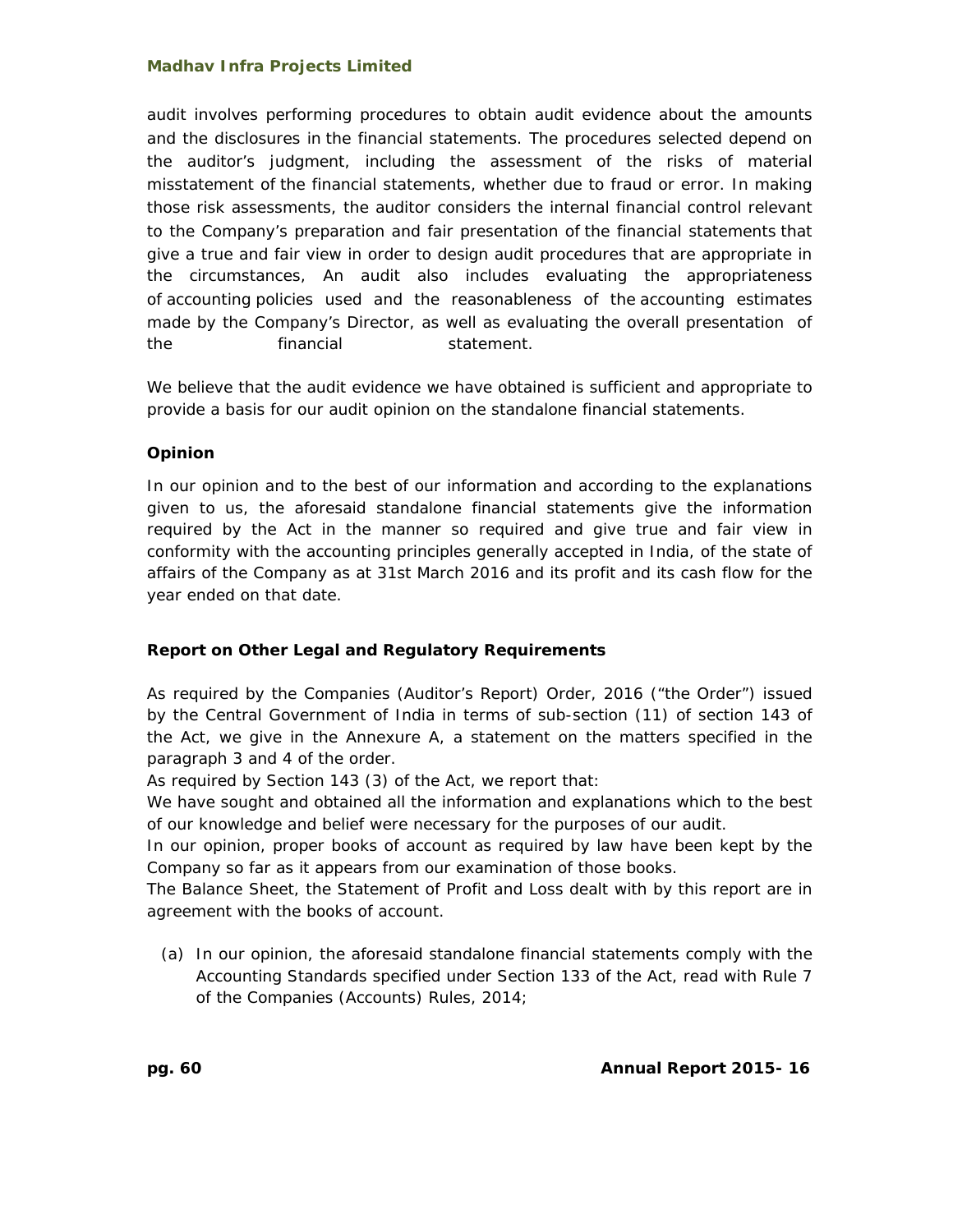audit involves performing procedures to obtain audit evidence about the amounts and the disclosures in the financial statements. The procedures selected depend on the auditor's judgment, including the assessment of the risks of material misstatement of the financial statements, whether due to fraud or error. In making those risk assessments, the auditor considers the internal financial control relevant to the Company's preparation and fair presentation of the financial statements that give a true and fair view in order to design audit procedures that are appropriate in the circumstances, An audit also includes evaluating the appropriateness of accounting policies used and the reasonableness of the accounting estimates made by the Company's Director, as well as evaluating the overall presentation of the financial statement.

We believe that the audit evidence we have obtained is sufficient and appropriate to provide a basis for our audit opinion on the standalone financial statements.

**Opinion**

In our opinion and to the best of our information and according to the explanations given to us, the aforesaid standalone financial statements give the information required by the Act in the manner so required and give true and fair view in conformity with the accounting principles generally accepted in India, of the state of affairs of the Company as at 31st March 2016 and its profit and its cash flow for the year ended on that date.

**Report on Other Legal and Regulatory Requirements**

As required by the Companies (Auditor's Report) Order, 2016 ("the Order") issued by the Central Government of India in terms of sub-section (11) of section 143 of the Act, we give in the Annexure A, a statement on the matters specified in the paragraph 3 and 4 of the order.

As required by Section 143 (3) of the Act, we report that:

We have sought and obtained all the information and explanations which to the best of our knowledge and belief were necessary for the purposes of our audit.

In our opinion, proper books of account as required by law have been kept by the Company so far as it appears from our examination of those books.

The Balance Sheet, the Statement of Profit and Loss dealt with by this report are in agreement with the books of account.

(a) In our opinion, the aforesaid standalone financial statements comply with the Accounting Standards specified under Section 133 of the Act, read with Rule 7 of the Companies (Accounts) Rules, 2014;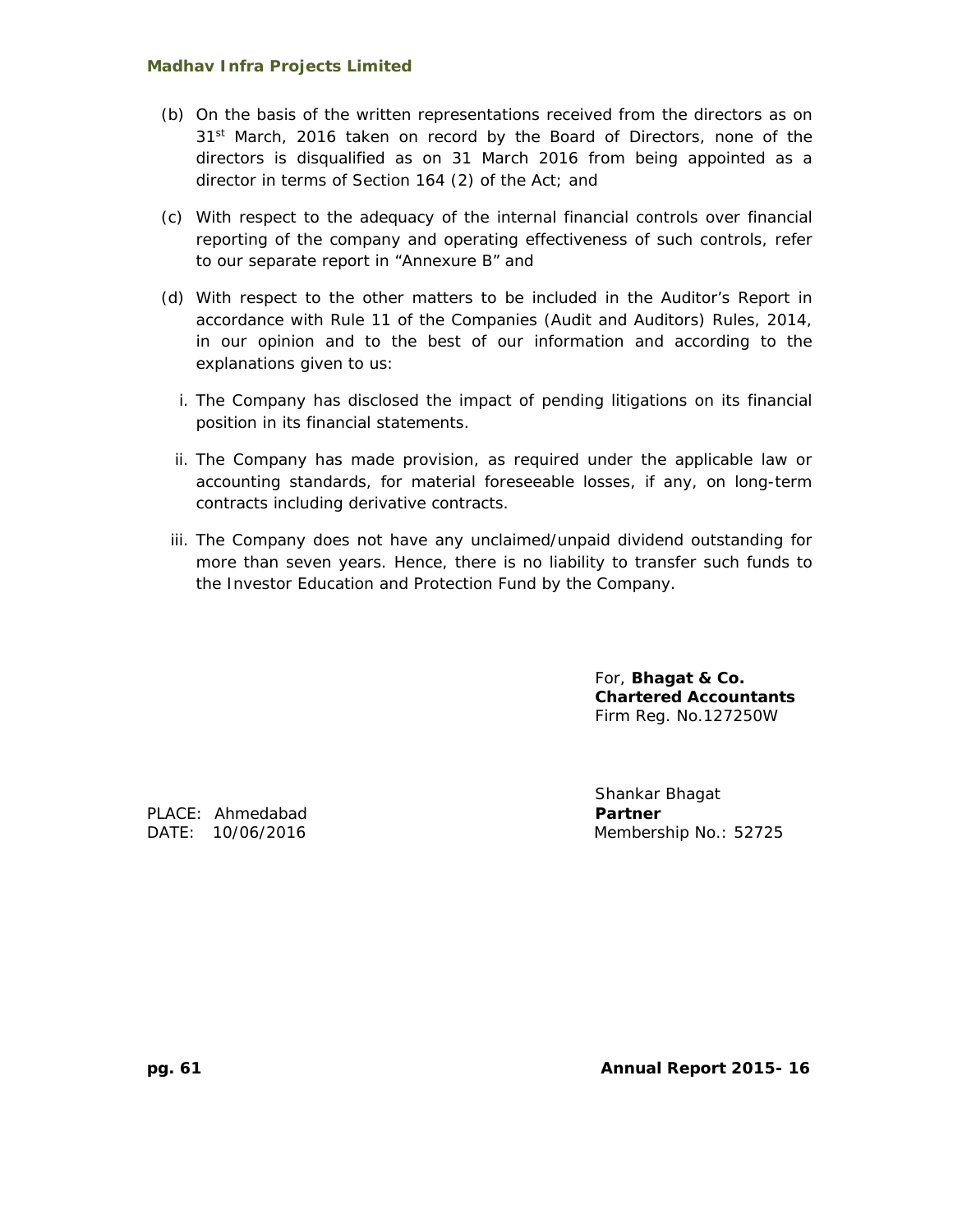(b) On the basis of the written representations received from the directors as on 31st March, 2016 taken on record by the Board of Directors, none of the directors is disqualified as on 31 March 2016 from being appointed as a director in terms of Section 164 (2) of the Act; and

(c) With respect to the adequacy of the internal financial controls over financial reporting of the company and operating effectiveness of such controls, refer to our separate report in “Annexure B” and

(d) With respect to the other matters to be included in the Auditor’s Report in accordance with Rule 11 of the Companies (Audit and Auditors) Rules, 2014, in our opinion and to the best of our information and according to the explanations given to us:

   i. The Company has disclosed the impact of pending litigations on its financial position in its financial statements.

   ii. The Company has made provision, as required under the applicable law or accounting standards, for material foreseeable losses, if any, on long-term contracts including derivative contracts.

   iii. The Company does not have any unclaimed/unpaid dividend outstanding for more than seven years. Hence, there is no liability to transfer such funds to the Investor Education and Protection Fund by the Company.

For, **Bhagat & Co.**
**Chartered Accountants**
Firm Reg. No.127250W

Shankar Bhagat
**Partner**
Membership No.: 52725

PLACE: Ahmedabad
DATE: 10/06/2016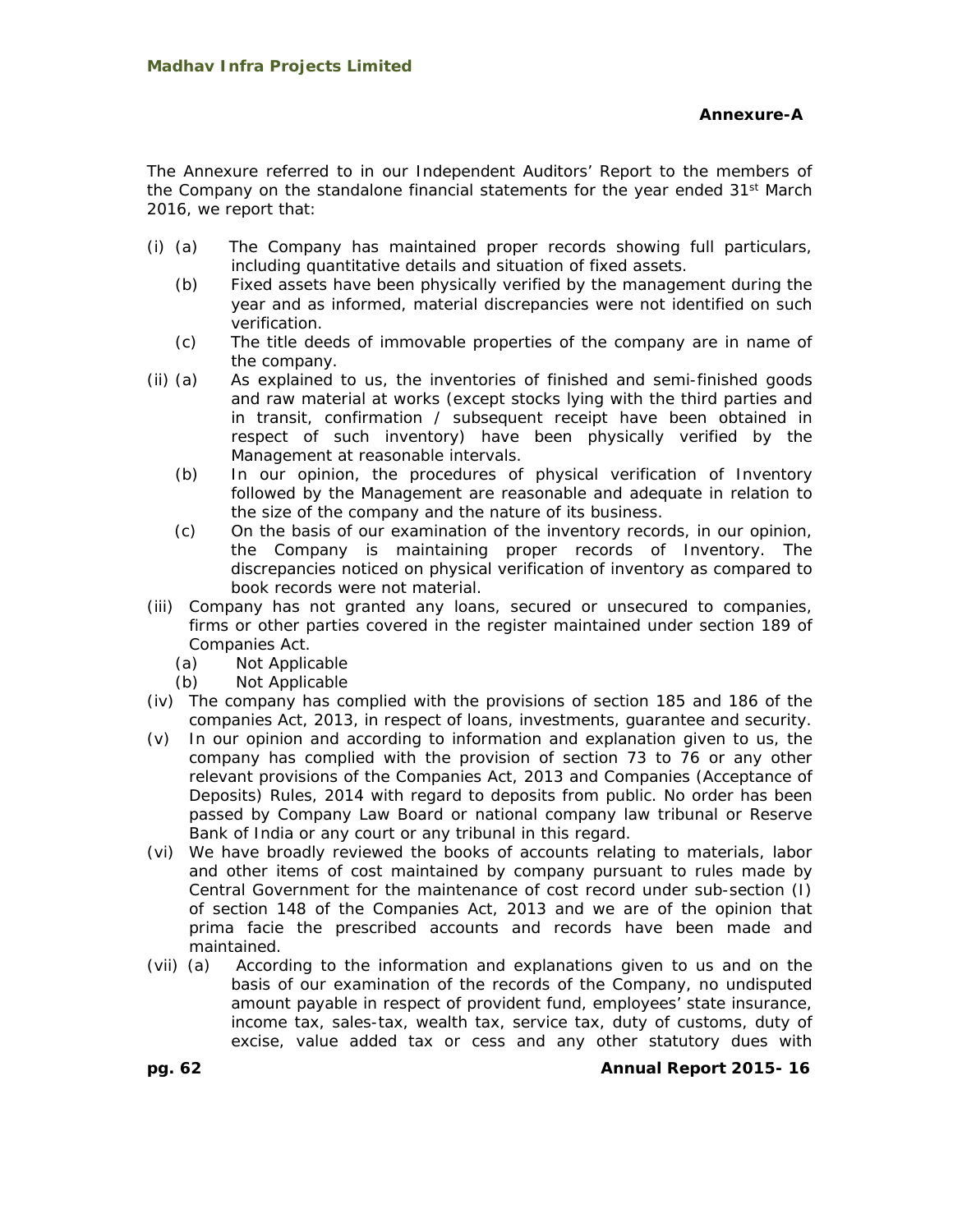**Annexure-A**

The Annexure referred to in our Independent Auditors' Report to the members of the Company on the standalone financial statements for the year ended 31st March 2016, we report that:

- (i) (a) The Company has maintained proper records showing full particulars, including quantitative details and situation of fixed assets.
  - (b) Fixed assets have been physically verified by the management during the year and as informed, material discrepancies were not identified on such verification.
  - (c) The title deeds of immovable properties of the company are in name of the company.
- (ii) (a) As explained to us, the inventories of finished and semi-finished goods and raw material at works (except stocks lying with the third parties and in transit, confirmation / subsequent receipt have been obtained in respect of such inventory) have been physically verified by the Management at reasonable intervals.
  - (b) In our opinion, the procedures of physical verification of Inventory followed by the Management are reasonable and adequate in relation to the size of the company and the nature of its business.
  - (c) On the basis of our examination of the inventory records, in our opinion, the Company is maintaining proper records of Inventory. The discrepancies noticed on physical verification of inventory as compared to book records were not material.
- (iii) Company has not granted any loans, secured or unsecured to companies, firms or other parties covered in the register maintained under section 189 of Companies Act.
  - (a) Not Applicable
  - (b) Not Applicable
- (iv) The company has complied with the provisions of section 185 and 186 of the companies Act, 2013, in respect of loans, investments, guarantee and security.
- (v) In our opinion and according to information and explanation given to us, the company has complied with the provision of section 73 to 76 or any other relevant provisions of the Companies Act, 2013 and Companies (Acceptance of Deposits) Rules, 2014 with regard to deposits from public. No order has been passed by Company Law Board or national company law tribunal or Reserve Bank of India or any court or any tribunal in this regard.
- (vi) We have broadly reviewed the books of accounts relating to materials, labor and other items of cost maintained by company pursuant to rules made by Central Government for the maintenance of cost record under sub-section (I) of section 148 of the Companies Act, 2013 and we are of the opinion that prima facie the prescribed accounts and records have been made and maintained.
- (vii) (a) According to the information and explanations given to us and on the basis of our examination of the records of the Company, no undisputed amount payable in respect of provident fund, employees' state insurance, income tax, sales-tax, wealth tax, service tax, duty of customs, duty of excise, value added tax or cess and any other statutory dues with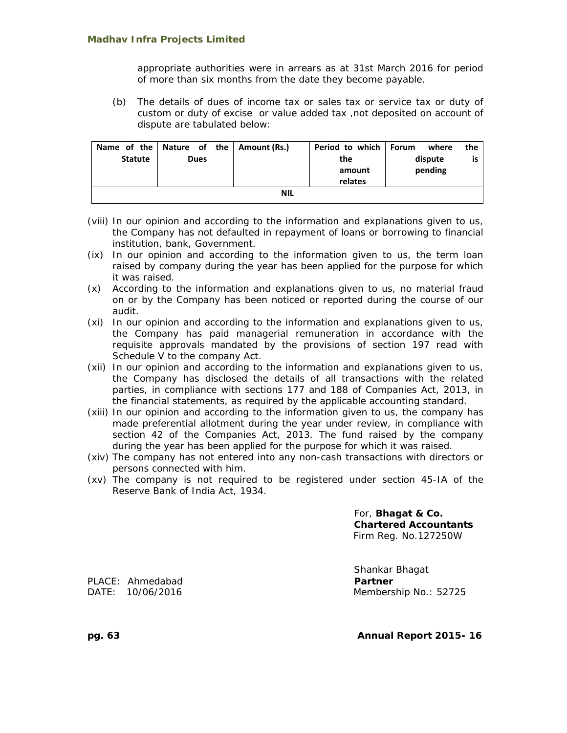appropriate authorities were in arrears as at 31st March 2016 for period of more than six months from the date they become payable.

(b) The details of dues of income tax or sales tax or service tax or duty of custom or duty of excise or value added tax ,not deposited on account of dispute are tabulated below:

| Name of the Statute | Nature of the Dues | Amount (Rs.) | Period to which the amount relates | Forum where the dispute is pending |
|---|---|---|---|---|
| NIL | | | | |

(viii) In our opinion and according to the information and explanations given to us, the Company has not defaulted in repayment of loans or borrowing to financial institution, bank, Government.

(ix) In our opinion and according to the information given to us, the term loan raised by company during the year has been applied for the purpose for which it was raised.

(x) According to the information and explanations given to us, no material fraud on or by the Company has been noticed or reported during the course of our audit.

(xi) In our opinion and according to the information and explanations given to us, the Company has paid managerial remuneration in accordance with the requisite approvals mandated by the provisions of section 197 read with Schedule V to the company Act.

(xii) In our opinion and according to the information and explanations given to us, the Company has disclosed the details of all transactions with the related parties, in compliance with sections 177 and 188 of Companies Act, 2013, in the financial statements, as required by the applicable accounting standard.

(xiii) In our opinion and according to the information given to us, the company has made preferential allotment during the year under review, in compliance with section 42 of the Companies Act, 2013. The fund raised by the company during the year has been applied for the purpose for which it was raised.

(xiv) The company has not entered into any non-cash transactions with directors or persons connected with him.

(xv) The company is not required to be registered under section 45-IA of the Reserve Bank of India Act, 1934.

For, **Bhagat & Co.**
**Chartered Accountants**
Firm Reg. No.127250W

Shankar Bhagat
**Partner**
Membership No.: 52725

PLACE: Ahmedabad
DATE: 10/06/2016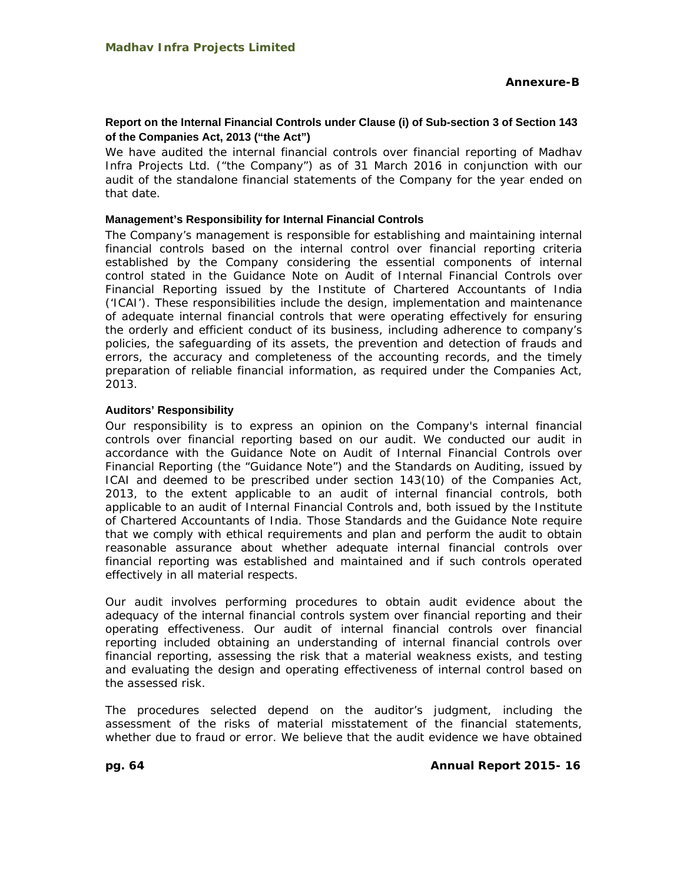**Annexure-B**

### Report on the Internal Financial Controls under Clause (i) of Sub-section 3 of Section 143 of the Companies Act, 2013 ("the Act")

We have audited the internal financial controls over financial reporting of Madhav Infra Projects Ltd. ("the Company") as of 31 March 2016 in conjunction with our audit of the standalone financial statements of the Company for the year ended on that date.

#### Management's Responsibility for Internal Financial Controls

The Company's management is responsible for establishing and maintaining internal financial controls based on the internal control over financial reporting criteria established by the Company considering the essential components of internal control stated in the Guidance Note on Audit of Internal Financial Controls over Financial Reporting issued by the Institute of Chartered Accountants of India ('ICAI'). These responsibilities include the design, implementation and maintenance of adequate internal financial controls that were operating effectively for ensuring the orderly and efficient conduct of its business, including adherence to company's policies, the safeguarding of its assets, the prevention and detection of frauds and errors, the accuracy and completeness of the accounting records, and the timely preparation of reliable financial information, as required under the Companies Act, 2013.

#### Auditors' Responsibility

Our responsibility is to express an opinion on the Company's internal financial controls over financial reporting based on our audit. We conducted our audit in accordance with the Guidance Note on Audit of Internal Financial Controls over Financial Reporting (the "Guidance Note") and the Standards on Auditing, issued by ICAI and deemed to be prescribed under section 143(10) of the Companies Act, 2013, to the extent applicable to an audit of internal financial controls, both applicable to an audit of Internal Financial Controls and, both issued by the Institute of Chartered Accountants of India. Those Standards and the Guidance Note require that we comply with ethical requirements and plan and perform the audit to obtain reasonable assurance about whether adequate internal financial controls over financial reporting was established and maintained and if such controls operated effectively in all material respects.

Our audit involves performing procedures to obtain audit evidence about the adequacy of the internal financial controls system over financial reporting and their operating effectiveness. Our audit of internal financial controls over financial reporting included obtaining an understanding of internal financial controls over financial reporting, assessing the risk that a material weakness exists, and testing and evaluating the design and operating effectiveness of internal control based on the assessed risk.

The procedures selected depend on the auditor's judgment, including the assessment of the risks of material misstatement of the financial statements, whether due to fraud or error. We believe that the audit evidence we have obtained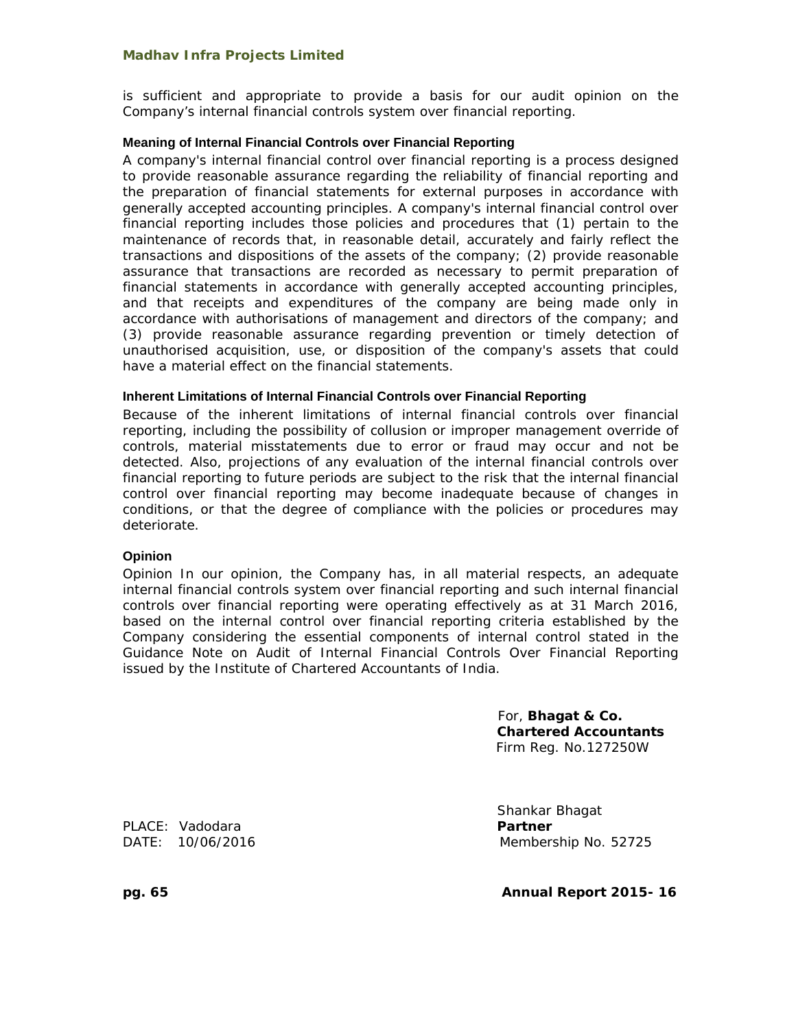is sufficient and appropriate to provide a basis for our audit opinion on the Company's internal financial controls system over financial reporting.

### Meaning of Internal Financial Controls over Financial Reporting

A company's internal financial control over financial reporting is a process designed to provide reasonable assurance regarding the reliability of financial reporting and the preparation of financial statements for external purposes in accordance with generally accepted accounting principles. A company's internal financial control over financial reporting includes those policies and procedures that (1) pertain to the maintenance of records that, in reasonable detail, accurately and fairly reflect the transactions and dispositions of the assets of the company; (2) provide reasonable assurance that transactions are recorded as necessary to permit preparation of financial statements in accordance with generally accepted accounting principles, and that receipts and expenditures of the company are being made only in accordance with authorisations of management and directors of the company; and (3) provide reasonable assurance regarding prevention or timely detection of unauthorised acquisition, use, or disposition of the company's assets that could have a material effect on the financial statements.

### Inherent Limitations of Internal Financial Controls over Financial Reporting

Because of the inherent limitations of internal financial controls over financial reporting, including the possibility of collusion or improper management override of controls, material misstatements due to error or fraud may occur and not be detected. Also, projections of any evaluation of the internal financial controls over financial reporting to future periods are subject to the risk that the internal financial control over financial reporting may become inadequate because of changes in conditions, or that the degree of compliance with the policies or procedures may deteriorate.

### Opinion

Opinion In our opinion, the Company has, in all material respects, an adequate internal financial controls system over financial reporting and such internal financial controls over financial reporting were operating effectively as at 31 March 2016, based on the internal control over financial reporting criteria established by the Company considering the essential components of internal control stated in the Guidance Note on Audit of Internal Financial Controls Over Financial Reporting issued by the Institute of Chartered Accountants of India.

For, **Bhagat & Co.**
**Chartered Accountants**
Firm Reg. No.127250W

Shankar Bhagat
**Partner**
Membership No. 52725

PLACE: Vadodara
DATE: 10/06/2016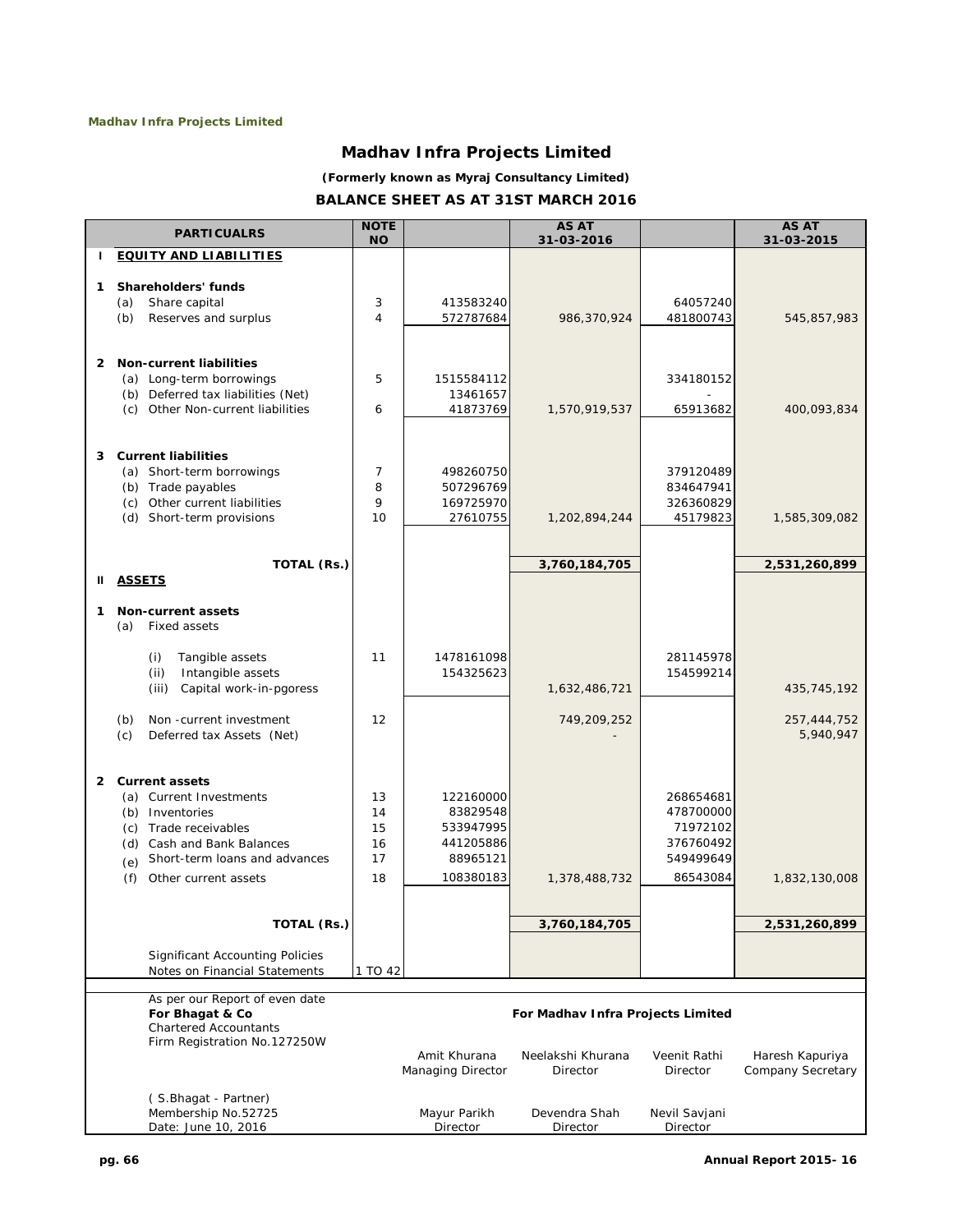# Madhav Infra Projects Limited

***(Formerly known as Myraj Consultancy Limited)***

## BALANCE SHEET AS AT 31ST MARCH 2016

| | PARTICUALRS | NOTE NO | | AS AT 31-03-2016 | | AS AT 31-03-2015 |
|---|---|---|---|---|---|---|
| I | **EQUITY AND LIABILITIES** | | | | | |
| 1 | **Shareholders' funds** | | | | | |
| | (a) Share capital | 3 | 413583240 | | 64057240 | |
| | (b) Reserves and surplus | 4 | 572787684 | 986,370,924 | 481800743 | 545,857,983 |
| 2 | **Non-current liabilities** | | | | | |
| | (a) Long-term borrowings | 5 | 1515584112 | | 334180152 | |
| | (b) Deferred tax liabilities (Net) | | 13461657 | | - | |
| | (c) Other Non-current liabilities | 6 | 41873769 | 1,570,919,537 | 65913682 | 400,093,834 |
| 3 | **Current liabilities** | | | | | |
| | (a) Short-term borrowings | 7 | 498260750 | | 379120489 | |
| | (b) Trade payables | 8 | 507296769 | | 834647941 | |
| | (c) Other current liabilities | 9 | 169725970 | | 326360829 | |
| | (d) Short-term provisions | 10 | 27610755 | 1,202,894,244 | 45179823 | 1,585,309,082 |
| | **TOTAL (Rs.)** | | | **3,760,184,705** | | **2,531,260,899** |
| II | **ASSETS** | | | | | |
| 1 | **Non-current assets** | | | | | |
| | (a) Fixed assets | | | | | |
| | (i) Tangible assets | 11 | 1478161098 | | 281145978 | |
| | (ii) Intangible assets | | 154325623 | | 154599214 | |
| | (iii) Capital work-in-pgoress | | | 1,632,486,721 | | 435,745,192 |
| | (b) Non -current investment | 12 | | 749,209,252 | | 257,444,752 |
| | (c) Deferred tax Assets (Net) | | | - | | 5,940,947 |
| 2 | **Current assets** | | | | | |
| | (a) Current Investments | 13 | 122160000 | | 268654681 | |
| | (b) Inventories | 14 | 83829548 | | 478700000 | |
| | (c) Trade receivables | 15 | 533947995 | | 71972102 | |
| | (d) Cash and Bank Balances | 16 | 441205886 | | 376760492 | |
| | (e) Short-term loans and advances | 17 | 88965121 | | 549499649 | |
| | (f) Other current assets | 18 | 108380183 | 1,378,488,732 | 86543084 | 1,832,130,008 |
| | **TOTAL (Rs.)** | | | **3,760,184,705** | | **2,531,260,899** |
| | Significant Accounting Policies | | | | | |
| | Notes on Financial Statements | 1 TO 42 | | | | |

As per our Report of even date
**For Bhagat & Co**
Chartered Accountants
Firm Registration No.127250W

( S.Bhagat - Partner)
Membership No.52725
Date: June 10, 2016

**For Madhav Infra Projects Limited**

| | | | |
|---|---|---|---|
| Amit Khurana<br>Managing Director | Neelakshi Khurana<br>Director | Veenit Rathi<br>Director | Haresh Kapuriya<br>Company Secretary |
| Mayur Parikh<br>Director | Devendra Shah<br>Director | Nevil Savjani<br>Director | |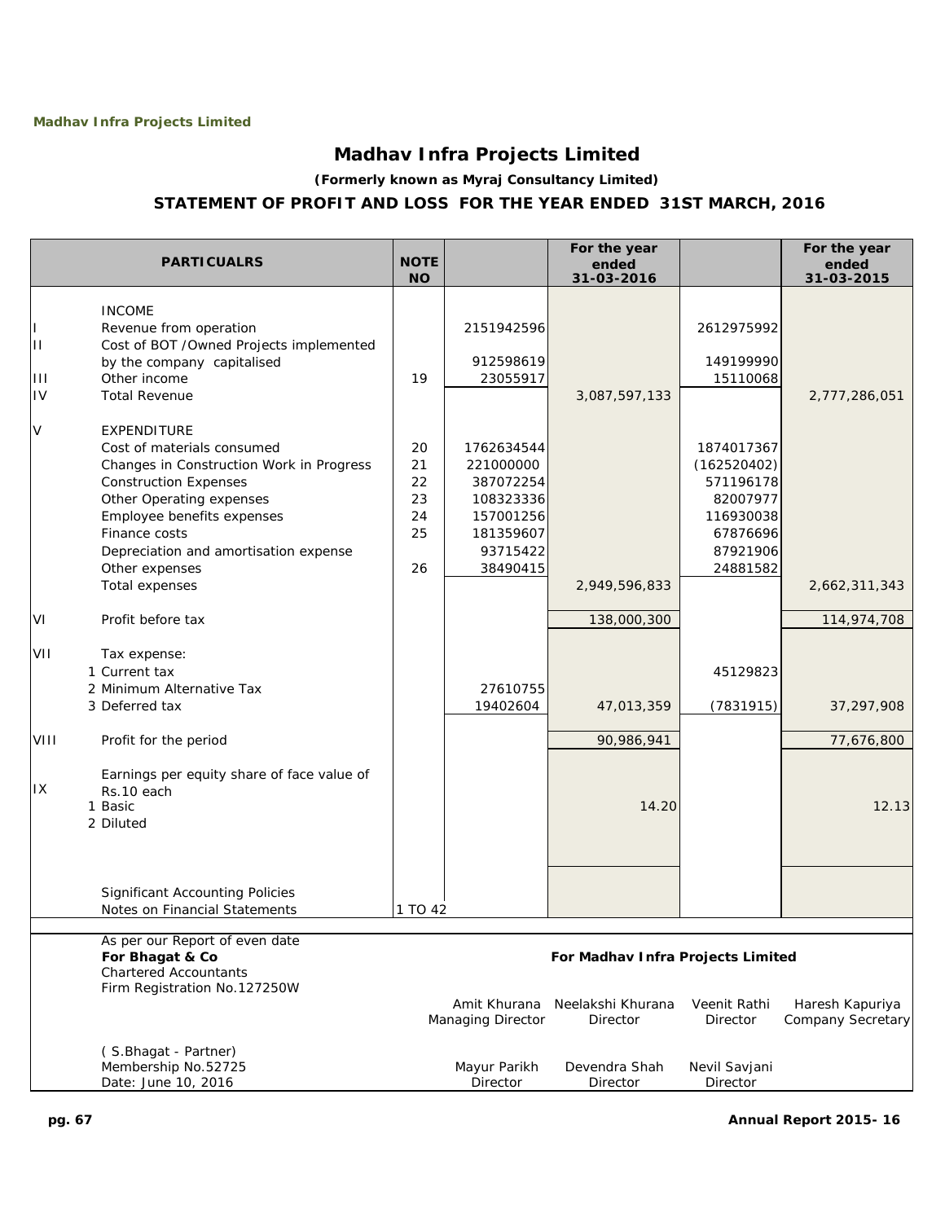# Madhav Infra Projects Limited

***(Formerly known as Myraj Consultancy Limited)***

## STATEMENT OF PROFIT AND LOSS FOR THE YEAR ENDED 31ST MARCH, 2016

| | PARTICUALRS | NOTE NO | | For the year ended 31-03-2016 | | For the year ended 31-03-2015 |
|---|---|---|---|---|---|---|
| | INCOME | | | | | |
| I | Revenue from operation | | 2151942596 | | 2612975992 | |
| II | Cost of BOT /Owned Projects implemented by the company capitalised | | 912598619 | | 149199990 | |
| III | Other income | 19 | 23055917 | | 15110068 | |
| IV | Total Revenue | | | 3,087,597,133 | | 2,777,286,051 |
| V | EXPENDITURE | | | | | |
| | Cost of materials consumed | 20 | 1762634544 | | 1874017367 | |
| | Changes in Construction Work in Progress | 21 | 221000000 | | (162520402) | |
| | Construction Expenses | 22 | 387072254 | | 571196178 | |
| | Other Operating expenses | 23 | 108323336 | | 82007977 | |
| | Employee benefits expenses | 24 | 157001256 | | 116930038 | |
| | Finance costs | 25 | 181359607 | | 67876696 | |
| | Depreciation and amortisation expense | | 93715422 | | 87921906 | |
| | Other expenses | 26 | 38490415 | | 24881582 | |
| | Total expenses | | | 2,949,596,833 | | 2,662,311,343 |
| VI | Profit before tax | | | 138,000,300 | | 114,974,708 |
| VII | Tax expense: | | | | | |
| | 1 Current tax | | | | 45129823 | |
| | 2 Minimum Alternative Tax | | 27610755 | | | |
| | 3 Deferred tax | | 19402604 | 47,013,359 | (7831915) | 37,297,908 |
| VIII | Profit for the period | | | 90,986,941 | | 77,676,800 |
| IX | Earnings per equity share of face value of Rs.10 each | | | | | |
| | 1 Basic | | | 14.20 | | 12.13 |
| | 2 Diluted | | | | | |
| | Significant Accounting Policies | | | | | |
| | Notes on Financial Statements | 1 TO 42 | | | | |

As per our Report of even date
**For Bhagat & Co**
Chartered Accountants
Firm Registration No.127250W

( S.Bhagat - Partner)
Membership No.52725
Date: June 10, 2016

**For Madhav Infra Projects Limited**

| | | | |
|---|---|---|---|
| Amit Khurana<br>Managing Director | Neelakshi Khurana<br>Director | Veenit Rathi<br>Director | Haresh Kapuriya<br>Company Secretary |
| Mayur Parikh<br>Director | Devendra Shah<br>Director | Nevil Savjani<br>Director | |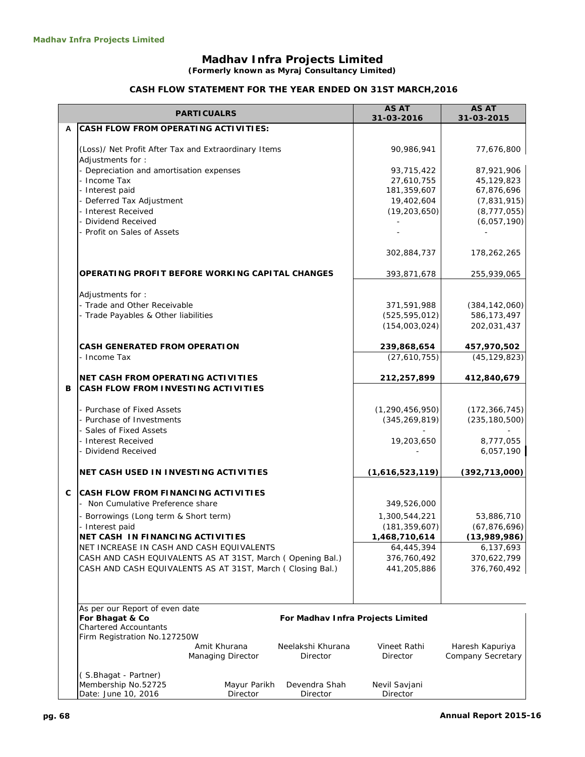# Madhav Infra Projects Limited

***(Formerly known as Myraj Consultancy Limited)***

## CASH FLOW STATEMENT FOR THE YEAR ENDED ON 31ST MARCH,2016

| | PARTICUALRS | AS AT 31-03-2016 | AS AT 31-03-2015 |
|---|---|---|---|
| **A** | **CASH FLOW FROM OPERATING ACTIVITIES:** | | |
| | (Loss)/ Net Profit After Tax and Extraordinary Items | 90,986,941 | 77,676,800 |
| | Adjustments for : | | |
| | - Depreciation and amortisation expenses | 93,715,422 | 87,921,906 |
| | - Income Tax | 27,610,755 | 45,129,823 |
| | - Interest paid | 181,359,607 | 67,876,696 |
| | - Deferred Tax Adjustment | 19,402,604 | (7,831,915) |
| | - Interest Received | (19,203,650) | (8,777,055) |
| | - Dividend Received | - | (6,057,190) |
| | - Profit on Sales of Assets | - | - |
| | | 302,884,737 | 178,262,265 |
| | **OPERATING PROFIT BEFORE WORKING CAPITAL CHANGES** | 393,871,678 | 255,939,065 |
| | Adjustments for : | | |
| | - Trade and Other Receivable | 371,591,988 | (384,142,060) |
| | - Trade Payables & Other liabilities | (525,595,012) | 586,173,497 |
| | | (154,003,024) | 202,031,437 |
| | **CASH GENERATED FROM OPERATION** | **239,868,654** | **457,970,502** |
| | - Income Tax | (27,610,755) | (45,129,823) |
| | **NET CASH FROM OPERATING ACTIVITIES** | **212,257,899** | **412,840,679** |
| **B** | **CASH FLOW FROM INVESTING ACTIVITIES** | | |
| | - Purchase of Fixed Assets | (1,290,456,950) | (172,366,745) |
| | - Purchase of Investments | (345,269,819) | (235,180,500) |
| | - Sales of Fixed Assets | - | - |
| | - Interest Received | 19,203,650 | 8,777,055 |
| | - Dividend Received | - | 6,057,190 |
| | **NET CASH USED IN INVESTING ACTIVITIES** | **(1,616,523,119)** | **(392,713,000)** |
| **C** | **CASH FLOW FROM FINANCING ACTIVITIES** | | |
| | - Non Cumulative Preference share | 349,526,000 | |
| | - Borrowings (Long term & Short term) | 1,300,544,221 | 53,886,710 |
| | - Interest paid | (181,359,607) | (67,876,696) |
| | **NET CASH IN FINANCING ACTIVITIES** | **1,468,710,614** | **(13,989,986)** |
| | NET INCREASE IN CASH AND CASH EQUIVALENTS | 64,445,394 | 6,137,693 |
| | CASH AND CASH EQUIVALENTS AS AT 31ST, March ( Opening Bal.) | 376,760,492 | 370,622,799 |
| | CASH AND CASH EQUIVALENTS AS AT 31ST, March ( Closing Bal.) | 441,205,886 | 376,760,492 |

As per our Report of even date

**For Bhagat & Co**
Chartered Accountants
Firm Registration No.127250W

( S.Bhagat - Partner)
Membership No.52725
Date: June 10, 2016

**For Madhav Infra Projects Limited**

| Amit Khurana | Neelakshi Khurana | Vineet Rathi | Haresh Kapuriya |
|---|---|---|---|
| Managing Director | Director | Director | Company Secretary |
| Mayur Parikh | Devendra Shah | Nevil Savjani | |
| Director | Director | Director | |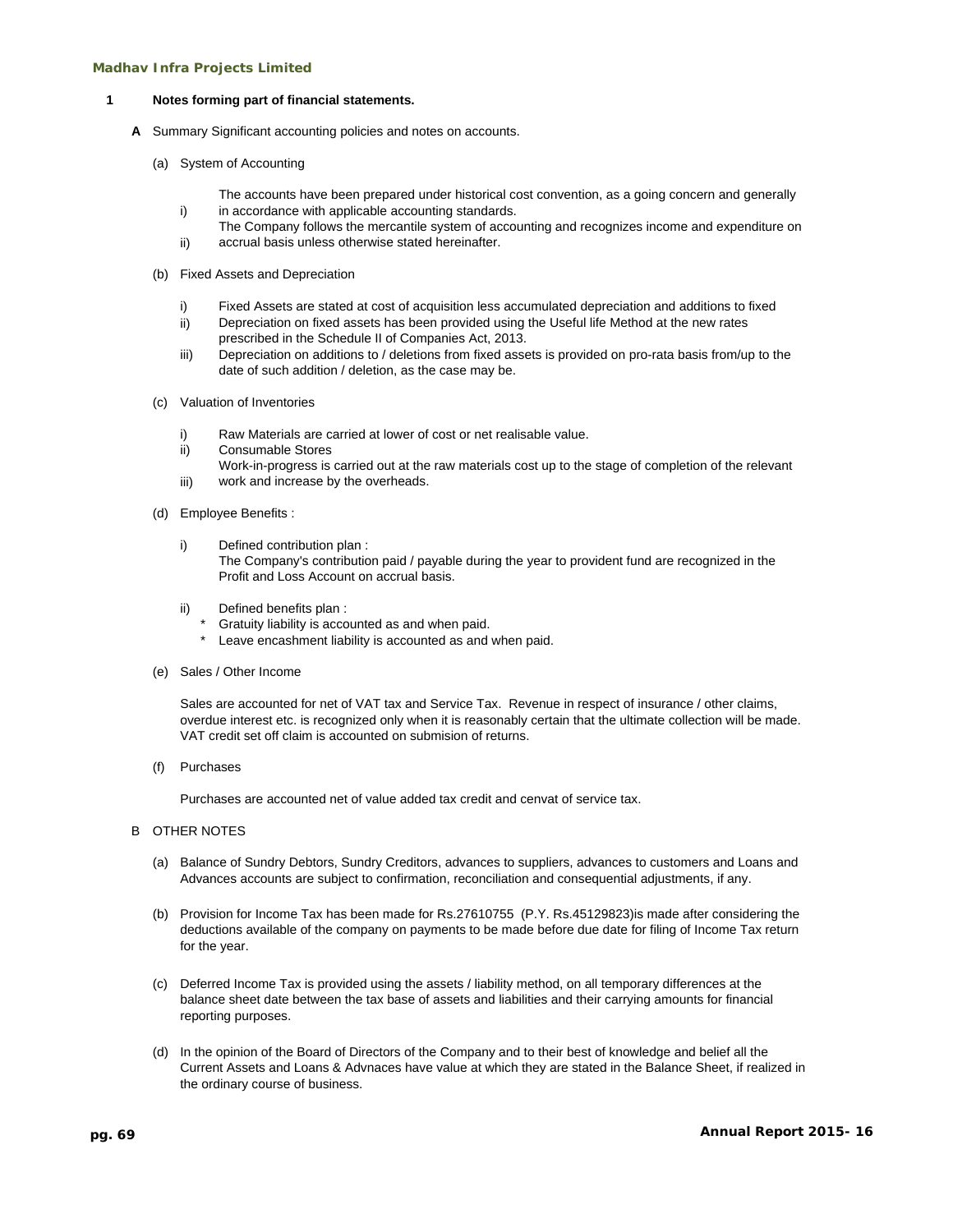## 1 Notes forming part of financial statements.

**A** Summary Significant accounting policies and notes on accounts.

(a) System of Accounting

i) The accounts have been prepared under historical cost convention, as a going concern and generally in accordance with applicable accounting standards.

ii) The Company follows the mercantile system of accounting and recognizes income and expenditure on accrual basis unless otherwise stated hereinafter.

(b) Fixed Assets and Depreciation

i) Fixed Assets are stated at cost of acquisition less accumulated depreciation and additions to fixed

ii) Depreciation on fixed assets has been provided using the Useful life Method at the new rates prescribed in the Schedule II of Companies Act, 2013.

iii) Depreciation on additions to / deletions from fixed assets is provided on pro-rata basis from/up to the date of such addition / deletion, as the case may be.

(c) Valuation of Inventories

i) Raw Materials are carried at lower of cost or net realisable value.

ii) Consumable Stores

iii) Work-in-progress is carried out at the raw materials cost up to the stage of completion of the relevant work and increase by the overheads.

(d) Employee Benefits :

i) Defined contribution plan :
The Company's contribution paid / payable during the year to provident fund are recognized in the Profit and Loss Account on accrual basis.

ii) Defined benefits plan :
- Gratuity liability is accounted as and when paid.
- Leave encashment liability is accounted as and when paid.

(e) Sales / Other Income

Sales are accounted for net of VAT tax and Service Tax. Revenue in respect of insurance / other claims, overdue interest etc. is recognized only when it is reasonably certain that the ultimate collection will be made. VAT credit set off claim is accounted on submision of returns.

(f) Purchases

Purchases are accounted net of value added tax credit and cenvat of service tax.

B OTHER NOTES

(a) Balance of Sundry Debtors, Sundry Creditors, advances to suppliers, advances to customers and Loans and Advances accounts are subject to confirmation, reconciliation and consequential adjustments, if any.

(b) Provision for Income Tax has been made for Rs.27610755 (P.Y. Rs.45129823)is made after considering the deductions available of the company on payments to be made before due date for filing of Income Tax return for the year.

(c) Deferred Income Tax is provided using the assets / liability method, on all temporary differences at the balance sheet date between the tax base of assets and liabilities and their carrying amounts for financial reporting purposes.

(d) In the opinion of the Board of Directors of the Company and to their best of knowledge and belief all the Current Assets and Loans & Advnaces have value at which they are stated in the Balance Sheet, if realized in the ordinary course of business.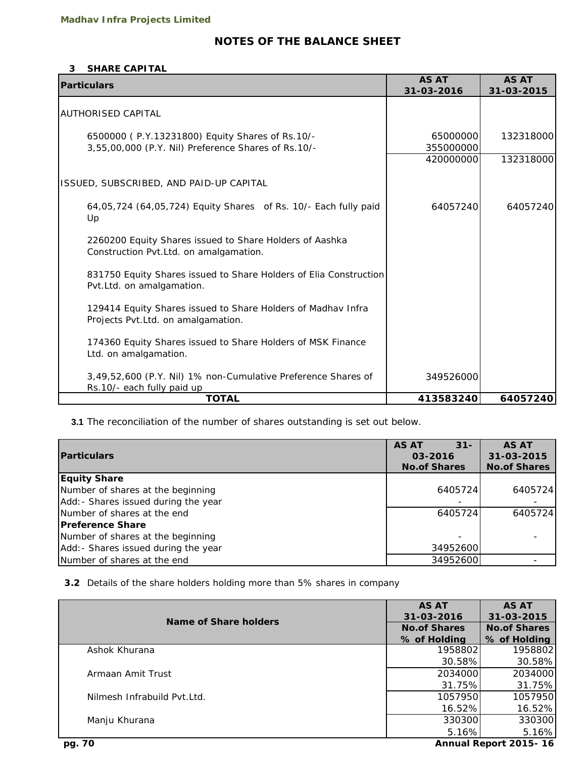# NOTES OF THE BALANCE SHEET

### 3 SHARE CAPITAL

| Particulars | AS AT 31-03-2016 | AS AT 31-03-2015 |
|---|---|---|
| AUTHORISED CAPITAL | | |
| 6500000 ( P.Y.13231800) Equity Shares of Rs.10/- | 65000000 | 132318000 |
| 3,55,00,000 (P.Y. Nil) Preference Shares of Rs.10/- | 355000000 | |
| | 420000000 | 132318000 |
| ISSUED, SUBSCRIBED, AND PAID-UP CAPITAL | | |
| 64,05,724 (64,05,724) Equity Shares of Rs. 10/- Each fully paid Up | 64057240 | 64057240 |
| 2260200 Equity Shares issued to Share Holders of Aashka Construction Pvt.Ltd. on amalgamation. | | |
| 831750 Equity Shares issued to Share Holders of Elia Construction Pvt.Ltd. on amalgamation. | | |
| 129414 Equity Shares issued to Share Holders of Madhav Infra Projects Pvt.Ltd. on amalgamation. | | |
| 174360 Equity Shares issued to Share Holders of MSK Finance Ltd. on amalgamation. | | |
| 3,49,52,600 (P.Y. Nil) 1% non-Cumulative Preference Shares of Rs.10/- each fully paid up | 349526000 | |
| **TOTAL** | **413583240** | **64057240** |

**3.1** The reconciliation of the number of shares outstanding is set out below.

| Particulars | AS AT 31-03-2016 No.of Shares | AS AT 31-03-2015 No.of Shares |
|---|---|---|
| **Equity Share** | | |
| Number of shares at the beginning | 6405724 | 6405724 |
| Add:- Shares issued during the year | - | - |
| Number of shares at the end | 6405724 | 6405724 |
| **Preference Share** | | |
| Number of shares at the beginning | - | - |
| Add:- Shares issued during the year | 34952600 | |
| Number of shares at the end | 34952600 | - |

**3.2** Details of the share holders holding more than 5% shares in company

| Name of Share holders | AS AT 31-03-2016 No.of Shares % of Holding | AS AT 31-03-2015 No.of Shares % of Holding |
|---|---|---|
| Ashok Khurana | 1958802 | 1958802 |
| | 30.58% | 30.58% |
| Armaan Amit Trust | 2034000 | 2034000 |
| | 31.75% | 31.75% |
| Nilmesh Infrabuild Pvt.Ltd. | 1057950 | 1057950 |
| | 16.52% | 16.52% |
| Manju Khurana | 330300 | 330300 |
| | 5.16% | 5.16% |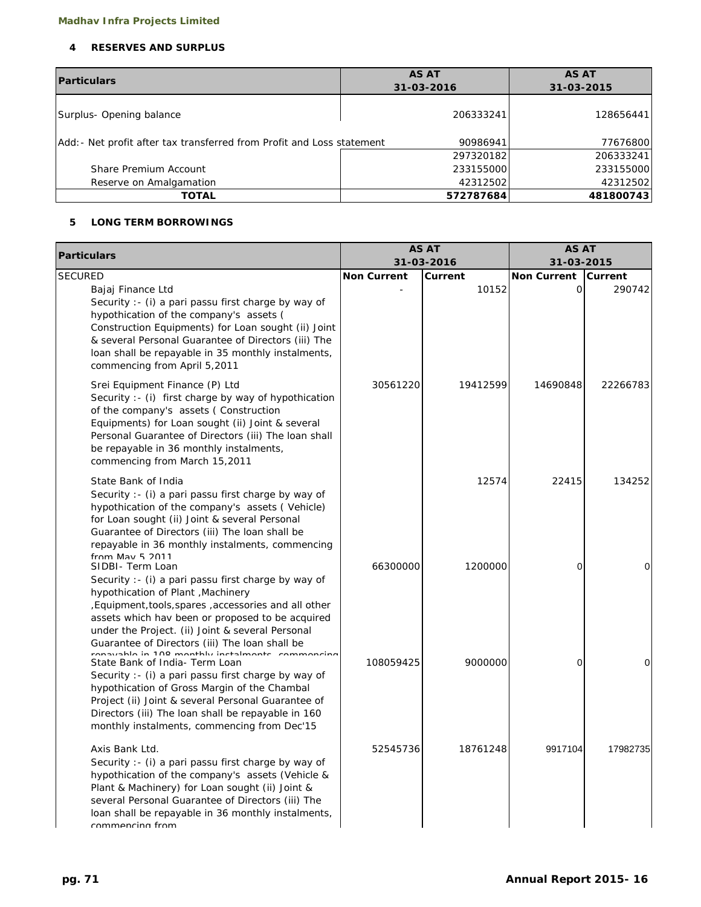### 4 RESERVES AND SURPLUS

| Particulars | AS AT 31-03-2016 | AS AT 31-03-2015 |
|---|---|---|
| Surplus- Opening balance | 206333241 | 128656441 |
| Add:- Net profit after tax transferred from Profit and Loss statement | 90986941 | 77676800 |
| | 297320182 | 206333241 |
| Share Premium Account | 233155000 | 233155000 |
| Reserve on Amalgamation | 42312502 | 42312502 |
| **TOTAL** | **572787684** | **481800743** |

### 5 LONG TERM BORROWINGS

| Particulars | AS AT 31-03-2016 | | AS AT 31-03-2015 | |
|---|---|---|---|---|
| SECURED | Non Current | Current | Non Current | Current |
| Bajaj Finance Ltd<br>Security :- (i) a pari passu first charge by way of hypothication of the company's assets ( Construction Equipments) for Loan sought (ii) Joint & several Personal Guarantee of Directors (iii) The loan shall be repayable in 35 monthly instalments, commencing from April 5,2011 | - | 10152 | 0 | 290742 |
| Srei Equipment Finance (P) Ltd<br>Security :- (i) first charge by way of hypothication of the company's assets ( Construction Equipments) for Loan sought (ii) Joint & several Personal Guarantee of Directors (iii) The loan shall be repayable in 36 monthly instalments, commencing from March 15,2011 | 30561220 | 19412599 | 14690848 | 22266783 |
| State Bank of India<br>Security :- (i) a pari passu first charge by way of hypothication of the company's assets ( Vehicle) for Loan sought (ii) Joint & several Personal Guarantee of Directors (iii) The loan shall be repayable in 36 monthly instalments, commencing from May 5 2011 | | 12574 | 22415 | 134252 |
| SIDBI- Term Loan<br>Security :- (i) a pari passu first charge by way of hypothication of Plant ,Machinery ,Equipment,tools,spares ,accessories and all other assets which hav been or proposed to be acquired under the Project. (ii) Joint & several Personal Guarantee of Directors (iii) The loan shall be repayable in 108 monthly instalments commencing | 66300000 | 1200000 | 0 | 0 |
| State Bank of India- Term Loan<br>Security :- (i) a pari passu first charge by way of hypothication of Gross Margin of the Chambal Project (ii) Joint & several Personal Guarantee of Directors (iii) The loan shall be repayable in 160 monthly instalments, commencing from Dec'15 | 108059425 | 9000000 | 0 | 0 |
| Axis Bank Ltd.<br>Security :- (i) a pari passu first charge by way of hypothication of the company's assets (Vehicle & Plant & Machinery) for Loan sought (ii) Joint & several Personal Guarantee of Directors (iii) The loan shall be repayable in 36 monthly instalments, commencing from | 52545736 | 18761248 | 9917104 | 17982735 |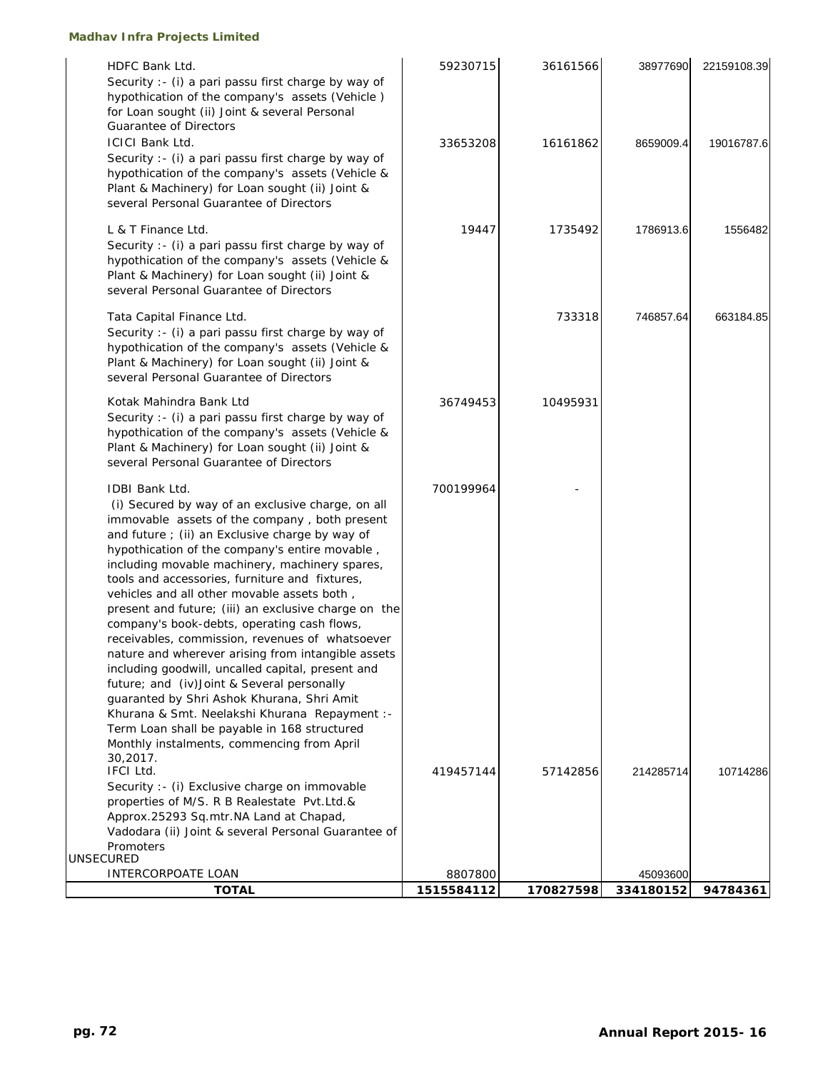| | | | | |
|---|---|---|---|---|
| HDFC Bank Ltd.<br>Security :- (i) a pari passu first charge by way of hypothication of the company's assets (Vehicle ) for Loan sought (ii) Joint & several Personal Guarantee of Directors | 59230715 | 36161566 | 38977690 | 22159108.39 |
| ICICI Bank Ltd.<br>Security :- (i) a pari passu first charge by way of hypothication of the company's assets (Vehicle & Plant & Machinery) for Loan sought (ii) Joint & several Personal Guarantee of Directors | 33653208 | 16161862 | 8659009.4 | 19016787.6 |
| L & T Finance Ltd.<br>Security :- (i) a pari passu first charge by way of hypothication of the company's assets (Vehicle & Plant & Machinery) for Loan sought (ii) Joint & several Personal Guarantee of Directors | 19447 | 1735492 | 1786913.6 | 1556482 |
| Tata Capital Finance Ltd.<br>Security :- (i) a pari passu first charge by way of hypothication of the company's assets (Vehicle & Plant & Machinery) for Loan sought (ii) Joint & several Personal Guarantee of Directors | | 733318 | 746857.64 | 663184.85 |
| Kotak Mahindra Bank Ltd<br>Security :- (i) a pari passu first charge by way of hypothication of the company's assets (Vehicle & Plant & Machinery) for Loan sought (ii) Joint & several Personal Guarantee of Directors | 36749453 | 10495931 | | |
| IDBI Bank Ltd.<br>(i) Secured by way of an exclusive charge, on all immovable assets of the company , both present and future ; (ii) an Exclusive charge by way of hypothication of the company's entire movable , including movable machinery, machinery spares, tools and accessories, furniture and fixtures, vehicles and all other movable assets both , present and future; (iii) an exclusive charge on the company's book-debts, operating cash flows, receivables, commission, revenues of whatsoever nature and wherever arising from intangible assets including goodwill, uncalled capital, present and future; and (iv)Joint & Several personally guaranted by Shri Ashok Khurana, Shri Amit Khurana & Smt. Neelakshi Khurana Repayment :- Term Loan shall be payable in 168 structured Monthly instalments, commencing from April 30,2017. | 700199964 | - | | |
| IFCI Ltd.<br>Security :- (i) Exclusive charge on immovable properties of M/S. R B Realestate Pvt.Ltd.& Approx.25293 Sq.mtr.NA Land at Chapad, Vadodara (ii) Joint & several Personal Guarantee of Promoters | 419457144 | 57142856 | 214285714 | 10714286 |
| UNSECURED | | | | |
| INTERCORPOATE LOAN | 8807800 | | 45093600 | |
| **TOTAL** | **1515584112** | **170827598** | **334180152** | **94784361** |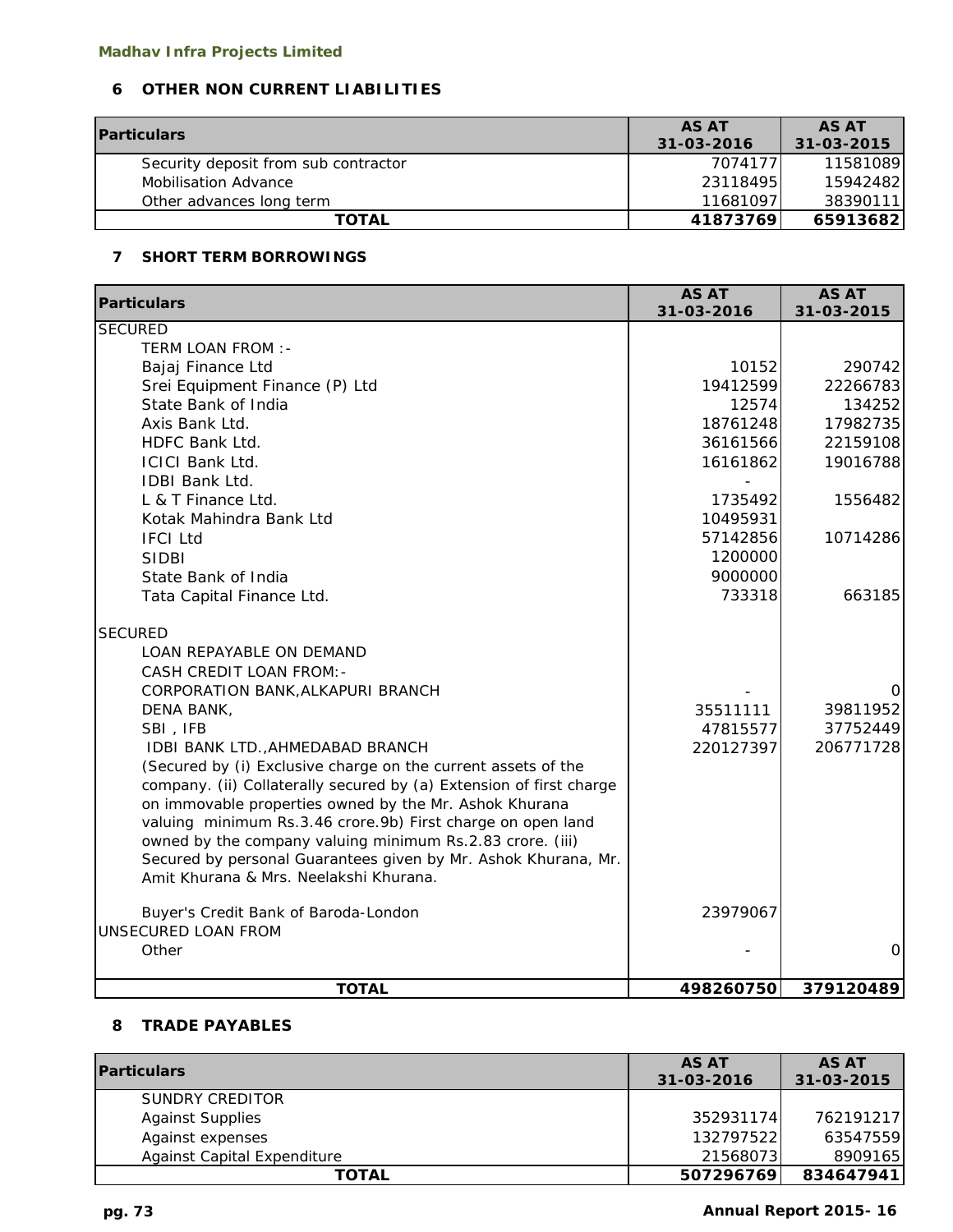**Madhav Infra Projects Limited**

## 6 OTHER NON CURRENT LIABILITIES

| Particulars | AS AT 31-03-2016 | AS AT 31-03-2015 |
|---|---|---|
| Security deposit from sub contractor | 7074177 | 11581089 |
| Mobilisation Advance | 23118495 | 15942482 |
| Other advances long term | 11681097 | 38390111 |
| **TOTAL** | **41873769** | **65913682** |

## 7 SHORT TERM BORROWINGS

| Particulars | AS AT 31-03-2016 | AS AT 31-03-2015 |
|---|---|---|
| SECURED | | |
| TERM LOAN FROM :- | | |
| Bajaj Finance Ltd | 10152 | 290742 |
| Srei Equipment Finance (P) Ltd | 19412599 | 22266783 |
| State Bank of India | 12574 | 134252 |
| Axis Bank Ltd. | 18761248 | 17982735 |
| HDFC Bank Ltd. | 36161566 | 22159108 |
| ICICI Bank Ltd. | 16161862 | 19016788 |
| IDBI Bank Ltd. | - | |
| L & T Finance Ltd. | 1735492 | 1556482 |
| Kotak Mahindra Bank Ltd | 10495931 | |
| IFCI Ltd | 57142856 | 10714286 |
| SIDBI | 1200000 | |
| State Bank of India | 9000000 | |
| Tata Capital Finance Ltd. | 733318 | 663185 |
| SECURED | | |
| LOAN REPAYABLE ON DEMAND | | |
| CASH CREDIT LOAN FROM:- | | |
| CORPORATION BANK,ALKAPURI BRANCH | - | 0 |
| DENA BANK, | 35511111 | 39811952 |
| SBI , IFB | 47815577 | 37752449 |
| IDBI BANK LTD.,AHMEDABAD BRANCH | 220127397 | 206771728 |
| (Secured by (i) Exclusive charge on the current assets of the company. (ii) Collaterally secured by (a) Extension of first charge on immovable properties owned by the Mr. Ashok Khurana valuing minimum Rs.3.46 crore.9b) First charge on open land owned by the company valuing minimum Rs.2.83 crore. (iii) Secured by personal Guarantees given by Mr. Ashok Khurana, Mr. Amit Khurana & Mrs. Neelakshi Khurana. | | |
| Buyer's Credit Bank of Baroda-London | 23979067 | |
| UNSECURED LOAN FROM | | |
| Other | - | 0 |
| **TOTAL** | **498260750** | **379120489** |

## 8 TRADE PAYABLES

| Particulars | AS AT 31-03-2016 | AS AT 31-03-2015 |
|---|---|---|
| SUNDRY CREDITOR | | |
| Against Supplies | 352931174 | 762191217 |
| Against expenses | 132797522 | 63547559 |
| Against Capital Expenditure | 21568073 | 8909165 |
| **TOTAL** | **507296769** | **834647941** |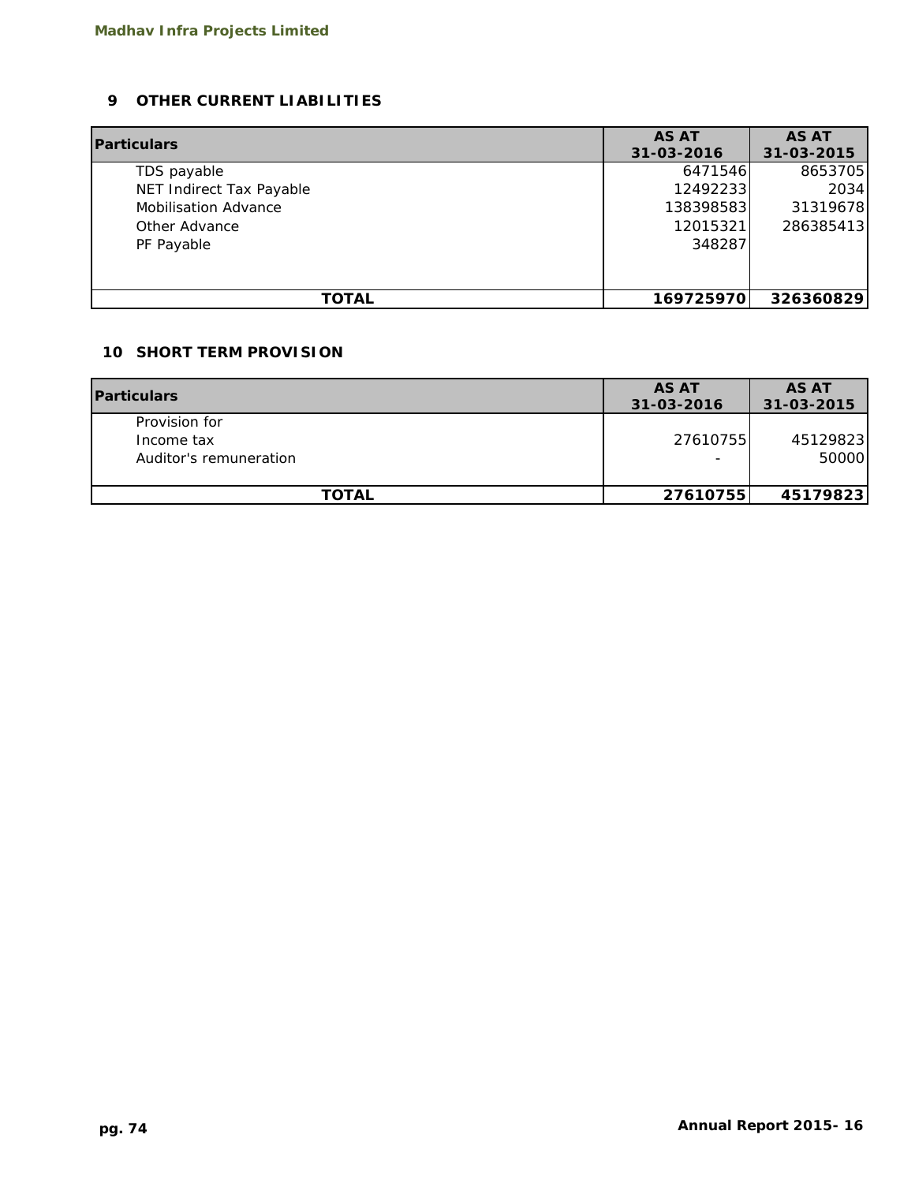## 9 OTHER CURRENT LIABILITIES

| Particulars | AS AT 31-03-2016 | AS AT 31-03-2015 |
|---|---|---|
| TDS payable | 6471546 | 8653705 |
| NET Indirect Tax Payable | 12492233 | 2034 |
| Mobilisation Advance | 138398583 | 31319678 |
| Other Advance | 12015321 | 286385413 |
| PF Payable | 348287 | |
| **TOTAL** | **169725970** | **326360829** |

## 10 SHORT TERM PROVISION

| Particulars | AS AT 31-03-2016 | AS AT 31-03-2015 |
|---|---|---|
| Provision for | | |
| Income tax | 27610755 | 45129823 |
| Auditor's remuneration | - | 50000 |
| **TOTAL** | **27610755** | **45179823** |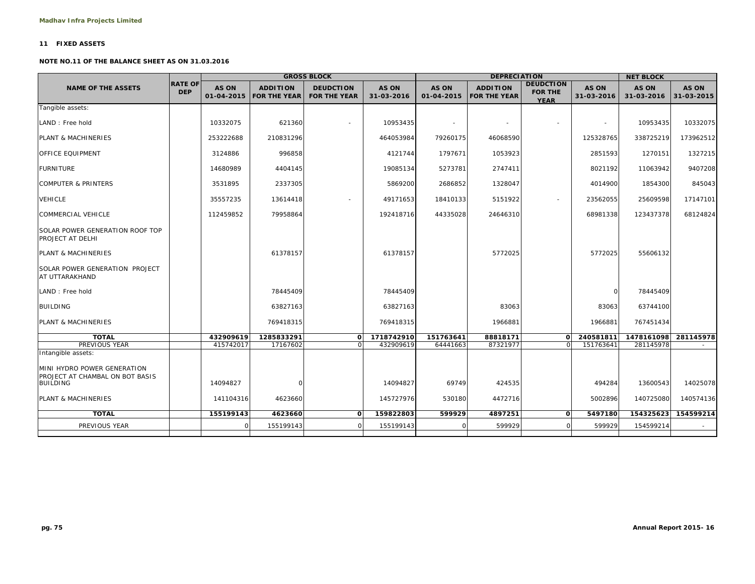**Madhav Infra Projects Limited**

**11 FIXED ASSETS**

**NOTE NO.11 OF THE BALANCE SHEET AS ON 31.03.2016**

| NAME OF THE ASSETS | RATE OF DEP | GROSS BLOCK | | | | DEPRECIATION | | | | NET BLOCK | |
|---|---|---|---|---|---|---|---|---|---|---|---|
| | | AS ON 01-04-2015 | ADDITION FOR THE YEAR | DEUDCTION FOR THE YEAR | AS ON 31-03-2016 | AS ON 01-04-2015 | ADDITION FOR THE YEAR | DEUDCTION FOR THE YEAR | AS ON 31-03-2016 | AS ON 31-03-2016 | AS ON 31-03-2015 |
| Tangible assets: | | | | | | | | | | | |
| LAND : Free hold | | 10332075 | 621360 | - | 10953435 | - | - | - | - | 10953435 | 10332075 |
| PLANT & MACHINERIES | | 253222688 | 210831296 | | 464053984 | 79260175 | 46068590 | | 125328765 | 338725219 | 173962512 |
| OFFICE EQUIPMENT | | 3124886 | 996858 | | 4121744 | 1797671 | 1053923 | | 2851593 | 1270151 | 1327215 |
| FURNITURE | | 14680989 | 4404145 | | 19085134 | 5273781 | 2747411 | | 8021192 | 11063942 | 9407208 |
| COMPUTER & PRINTERS | | 3531895 | 2337305 | | 5869200 | 2686852 | 1328047 | | 4014900 | 1854300 | 845043 |
| VEHICLE | | 35557235 | 13614418 | - | 49171653 | 18410133 | 5151922 | - | 23562055 | 25609598 | 17147101 |
| COMMERCIAL VEHICLE | | 112459852 | 79958864 | | 192418716 | 44335028 | 24646310 | | 68981338 | 123437378 | 68124824 |
| SOLAR POWER GENERATION ROOF TOP PROJECT AT DELHI | | | | | | | | | | | |
| PLANT & MACHINERIES | | | 61378157 | | 61378157 | | 5772025 | | 5772025 | 55606132 | |
| SOLAR POWER GENERATION PROJECT AT UTTARAKHAND | | | | | | | | | | | |
| LAND : Free hold | | | 78445409 | | 78445409 | | | | 0 | 78445409 | |
| BUILDING | | | 63827163 | | 63827163 | | 83063 | | 83063 | 63744100 | |
| PLANT & MACHINERIES | | | 769418315 | | 769418315 | | 1966881 | | 1966881 | 767451434 | |
| **TOTAL** | | **432909619** | **1285833291** | **0** | **1718742910** | **151763641** | **88818171** | **0** | **240581811** | **1478161098** | **281145978** |
| PREVIOUS YEAR | | 415742017 | 17167602 | 0 | 432909619 | 64441663 | 87321977 | 0 | 151763641 | 281145978 | - |
| Intangible assets: | | | | | | | | | | | |
| MINI HYDRO POWER GENERATION PROJECT AT CHAMBAL ON BOT BASIS BUILDING | | 14094827 | 0 | | 14094827 | 69749 | 424535 | | 494284 | 13600543 | 14025078 |
| PLANT & MACHINERIES | | 141104316 | 4623660 | | 145727976 | 530180 | 4472716 | | 5002896 | 140725080 | 140574136 |
| **TOTAL** | | **155199143** | **4623660** | **0** | **159822803** | **599929** | **4897251** | **0** | **5497180** | **154325623** | **154599214** |
| PREVIOUS YEAR | | 0 | 155199143 | 0 | 155199143 | 0 | 599929 | 0 | 599929 | 154599214 | - |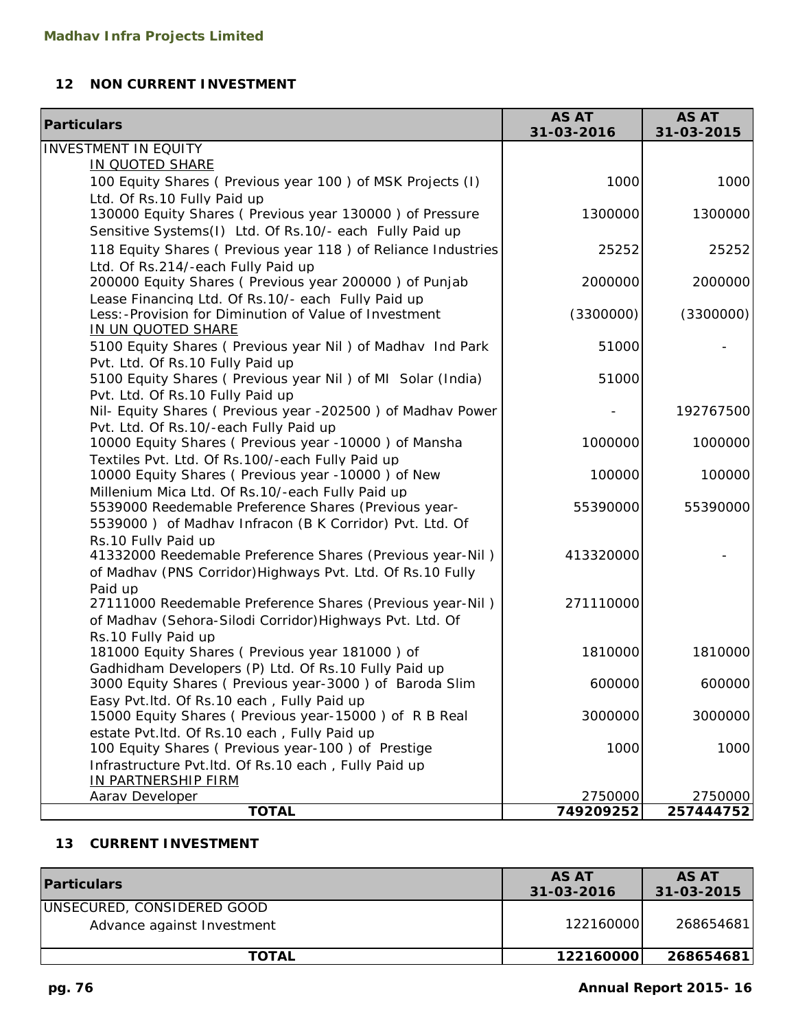**Madhav Infra Projects Limited**

### 12 NON CURRENT INVESTMENT

| Particulars | AS AT 31-03-2016 | AS AT 31-03-2015 |
|---|---|---|
| INVESTMENT IN EQUITY | | |
| IN QUOTED SHARE | | |
| 100 Equity Shares ( Previous year 100 ) of MSK Projects (I) Ltd. Of Rs.10 Fully Paid up | 1000 | 1000 |
| 130000 Equity Shares ( Previous year 130000 ) of Pressure Sensitive Systems(I) Ltd. Of Rs.10/- each Fully Paid up | 1300000 | 1300000 |
| 118 Equity Shares ( Previous year 118 ) of Reliance Industries Ltd. Of Rs.214/-each Fully Paid up | 25252 | 25252 |
| 200000 Equity Shares ( Previous year 200000 ) of Punjab Lease Financing Ltd. Of Rs.10/- each Fully Paid up | 2000000 | 2000000 |
| Less:-Provision for Diminution of Value of Investment | (3300000) | (3300000) |
| IN UN QUOTED SHARE | | |
| 5100 Equity Shares ( Previous year Nil ) of Madhav Ind Park Pvt. Ltd. Of Rs.10 Fully Paid up | 51000 | - |
| 5100 Equity Shares ( Previous year Nil ) of MI Solar (India) Pvt. Ltd. Of Rs.10 Fully Paid up | 51000 | |
| Nil- Equity Shares ( Previous year -202500 ) of Madhav Power Pvt. Ltd. Of Rs.10/-each Fully Paid up | - | 192767500 |
| 10000 Equity Shares ( Previous year -10000 ) of Mansha Textiles Pvt. Ltd. Of Rs.100/-each Fully Paid up | 1000000 | 1000000 |
| 10000 Equity Shares ( Previous year -10000 ) of New Millenium Mica Ltd. Of Rs.10/-each Fully Paid up | 100000 | 100000 |
| 5539000 Reedemable Preference Shares (Previous year-5539000 ) of Madhav Infracon (B K Corridor) Pvt. Ltd. Of Rs.10 Fully Paid up | 55390000 | 55390000 |
| 41332000 Reedemable Preference Shares (Previous year-Nil ) of Madhav (PNS Corridor)Highways Pvt. Ltd. Of Rs.10 Fully Paid up | 413320000 | - |
| 27111000 Reedemable Preference Shares (Previous year-Nil ) of Madhav (Sehora-Silodi Corridor)Highways Pvt. Ltd. Of Rs.10 Fully Paid up | 271110000 | |
| 181000 Equity Shares ( Previous year 181000 ) of Gadhidham Developers (P) Ltd. Of Rs.10 Fully Paid up | 1810000 | 1810000 |
| 3000 Equity Shares ( Previous year-3000 ) of Baroda Slim Easy Pvt.ltd. Of Rs.10 each , Fully Paid up | 600000 | 600000 |
| 15000 Equity Shares ( Previous year-15000 ) of R B Real estate Pvt.ltd. Of Rs.10 each , Fully Paid up | 3000000 | 3000000 |
| 100 Equity Shares ( Previous year-100 ) of Prestige Infrastructure Pvt.ltd. Of Rs.10 each , Fully Paid up | 1000 | 1000 |
| IN PARTNERSHIP FIRM | | |
| Aarav Developer | 2750000 | 2750000 |
| **TOTAL** | **749209252** | **257444752** |

### 13 CURRENT INVESTMENT

| Particulars | AS AT 31-03-2016 | AS AT 31-03-2015 |
|---|---|---|
| UNSECURED, CONSIDERED GOOD | | |
| Advance against Investment | 122160000 | 268654681 |
| **TOTAL** | **122160000** | **268654681** |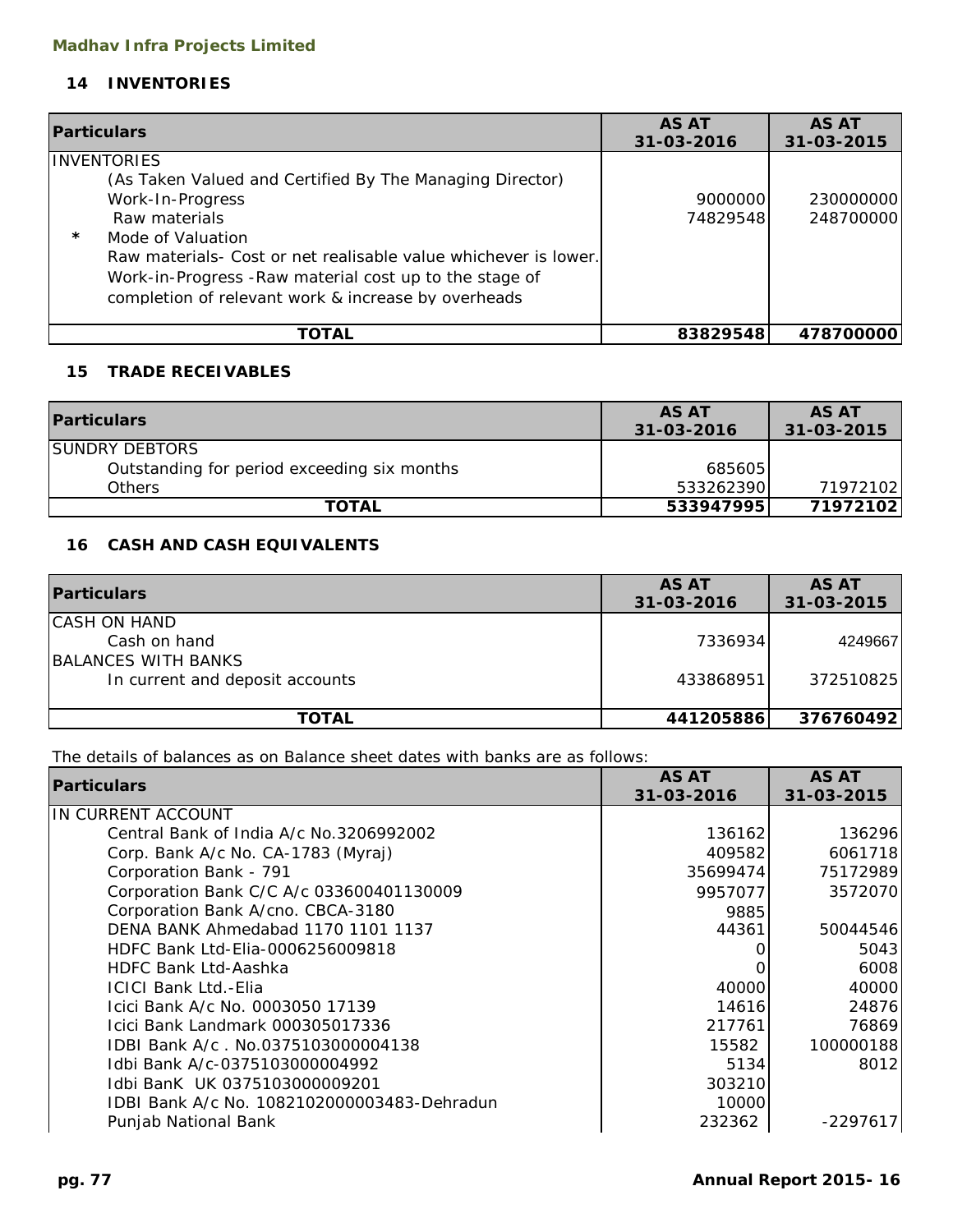**Madhav Infra Projects Limited**

## 14 INVENTORIES

| Particulars | AS AT 31-03-2016 | AS AT 31-03-2015 |
|---|---|---|
| INVENTORIES | | |
| (As Taken Valued and Certified By The Managing Director) | | |
| Work-In-Progress | 9000000 | 230000000 |
| Raw materials | 74829548 | 248700000 |
| * Mode of Valuation | | |
| Raw materials- Cost or net realisable value whichever is lower. | | |
| Work-in-Progress -Raw material cost up to the stage of completion of relevant work & increase by overheads | | |
| **TOTAL** | **83829548** | **478700000** |

## 15 TRADE RECEIVABLES

| Particulars | AS AT 31-03-2016 | AS AT 31-03-2015 |
|---|---|---|
| SUNDRY DEBTORS | | |
| Outstanding for period exceeding six months | 685605 | |
| Others | 533262390 | 71972102 |
| **TOTAL** | **533947995** | **71972102** |

## 16 CASH AND CASH EQUIVALENTS

| Particulars | AS AT 31-03-2016 | AS AT 31-03-2015 |
|---|---|---|
| CASH ON HAND | | |
| Cash on hand | 7336934 | 4249667 |
| BALANCES WITH BANKS | | |
| In current and deposit accounts | 433868951 | 372510825 |
| **TOTAL** | **441205886** | **376760492** |

The details of balances as on Balance sheet dates with banks are as follows:

| Particulars | AS AT 31-03-2016 | AS AT 31-03-2015 |
|---|---|---|
| IN CURRENT ACCOUNT | | |
| Central Bank of India A/c No.3206992002 | 136162 | 136296 |
| Corp. Bank A/c No. CA-1783 (Myraj) | 409582 | 6061718 |
| Corporation Bank - 791 | 35699474 | 75172989 |
| Corporation Bank C/C A/c 033600401130009 | 9957077 | 3572070 |
| Corporation Bank A/cno. CBCA-3180 | 9885 | |
| DENA BANK Ahmedabad 1170 1101 1137 | 44361 | 50044546 |
| HDFC Bank Ltd-Elia-0006256009818 | 0 | 5043 |
| HDFC Bank Ltd-Aashka | 0 | 6008 |
| ICICI Bank Ltd.-Elia | 40000 | 40000 |
| Icici Bank A/c No. 0003050 17139 | 14616 | 24876 |
| Icici Bank Landmark 000305017336 | 217761 | 76869 |
| IDBI Bank A/c . No.0375103000004138 | 15582 | 100000188 |
| Idbi Bank A/c-0375103000004992 | 5134 | 8012 |
| Idbi BanK UK 0375103000009201 | 303210 | |
| IDBI Bank A/c No. 1082102000003483-Dehradun | 10000 | |
| Punjab National Bank | 232362 | -2297617 |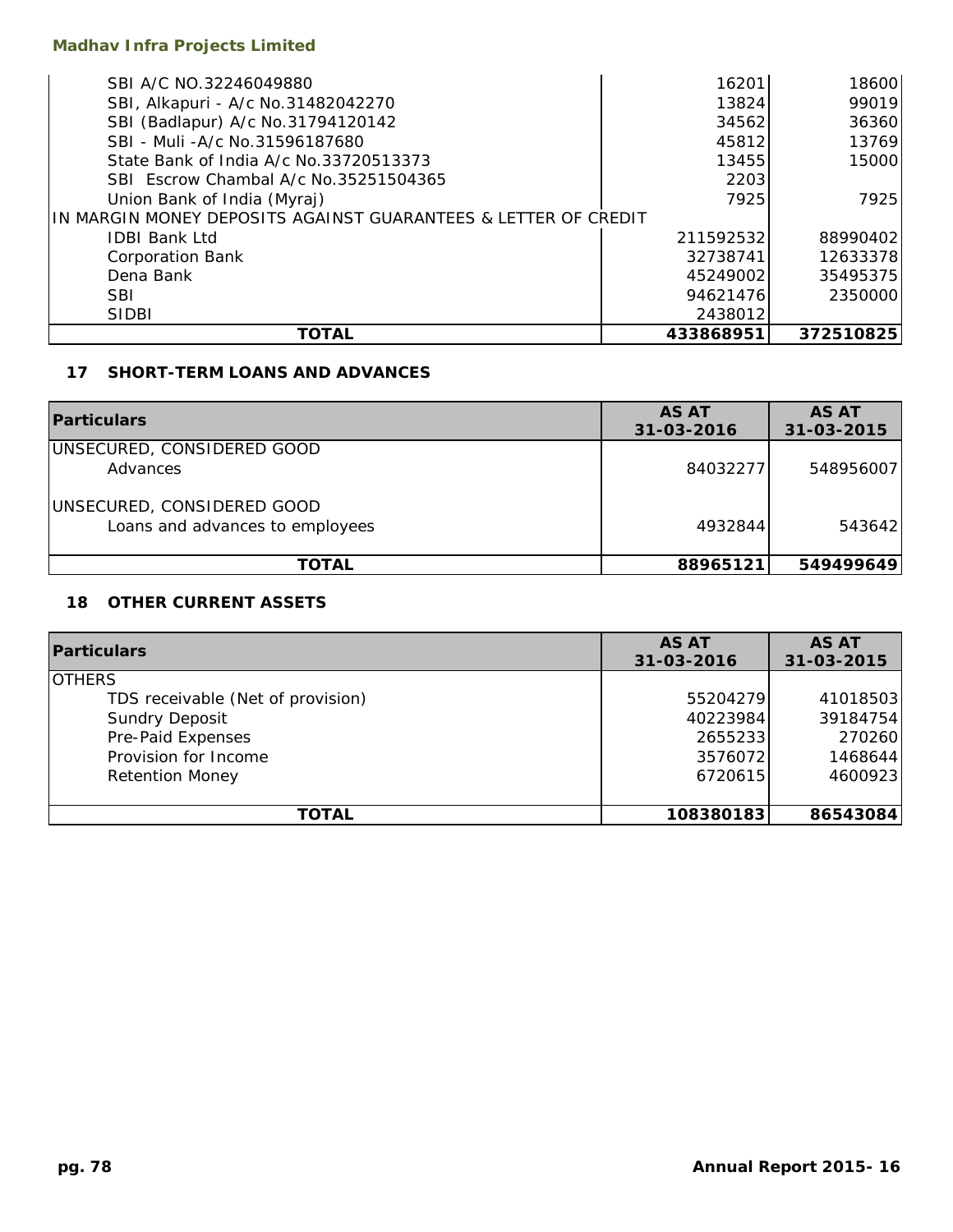| | | |
|---|---|---|
| SBI A/C NO.32246049880 | 16201 | 18600 |
| SBI, Alkapuri - A/c No.31482042270 | 13824 | 99019 |
| SBI (Badlapur) A/c No.31794120142 | 34562 | 36360 |
| SBI - Muli -A/c No.31596187680 | 45812 | 13769 |
| State Bank of India A/c No.33720513373 | 13455 | 15000 |
| SBI Escrow Chambal A/c No.35251504365 | 2203 | |
| Union Bank of India (Myraj) | 7925 | 7925 |
| IN MARGIN MONEY DEPOSITS AGAINST GUARANTEES & LETTER OF CREDIT | | |
| IDBI Bank Ltd | 211592532 | 88990402 |
| Corporation Bank | 32738741 | 12633378 |
| Dena Bank | 45249002 | 35495375 |
| SBI | 94621476 | 2350000 |
| SIDBI | 2438012 | |
| **TOTAL** | **433868951** | **372510825** |

## 17 SHORT-TERM LOANS AND ADVANCES

| Particulars | AS AT 31-03-2016 | AS AT 31-03-2015 |
|---|---|---|
| UNSECURED, CONSIDERED GOOD | | |
| Advances | 84032277 | 548956007 |
| UNSECURED, CONSIDERED GOOD | | |
| Loans and advances to employees | 4932844 | 543642 |
| **TOTAL** | **88965121** | **549499649** |

## 18 OTHER CURRENT ASSETS

| Particulars | AS AT 31-03-2016 | AS AT 31-03-2015 |
|---|---|---|
| OTHERS | | |
| TDS receivable (Net of provision) | 55204279 | 41018503 |
| Sundry Deposit | 40223984 | 39184754 |
| Pre-Paid Expenses | 2655233 | 270260 |
| Provision for Income | 3576072 | 1468644 |
| Retention Money | 6720615 | 4600923 |
| **TOTAL** | **108380183** | **86543084** |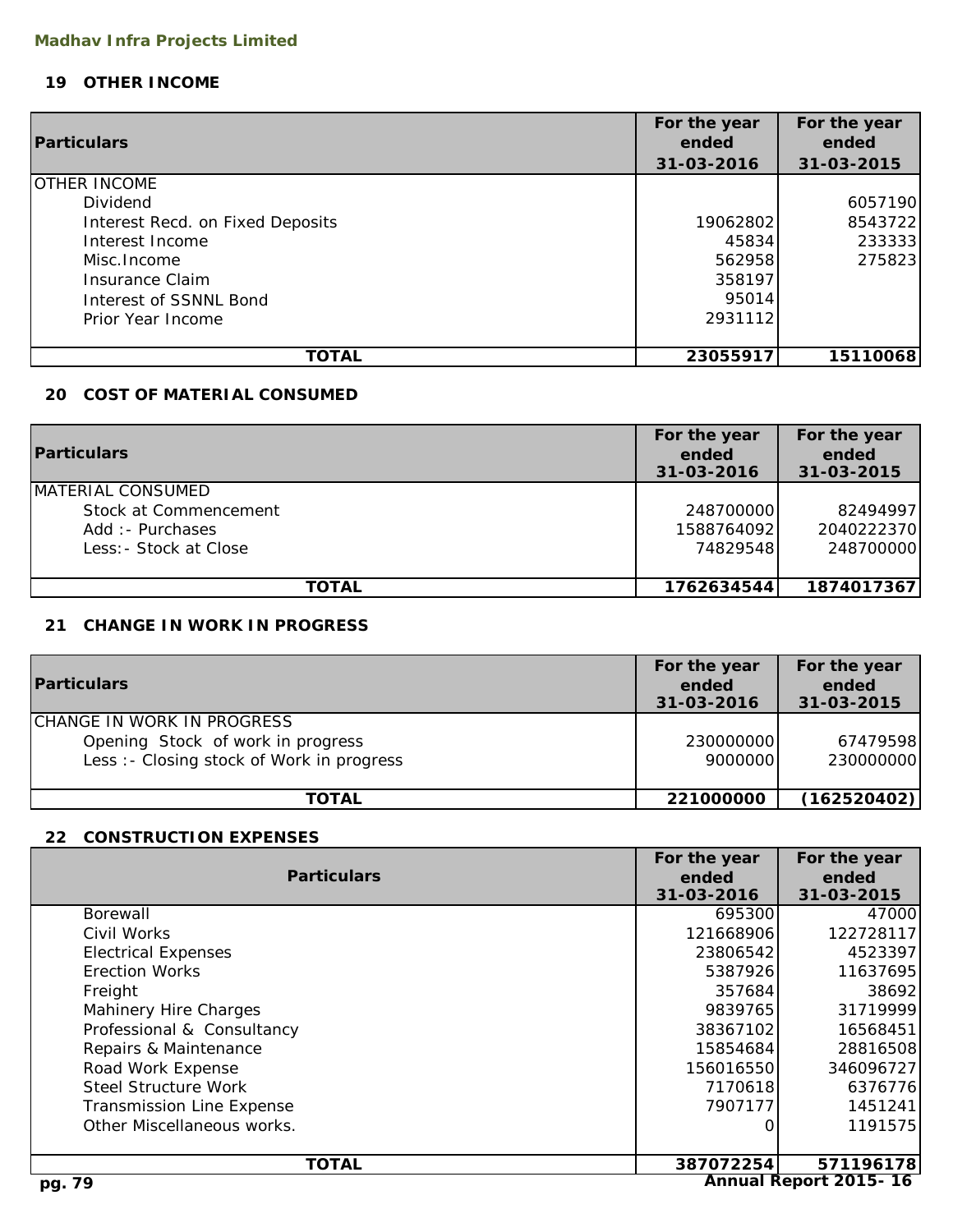## 19 OTHER INCOME

| Particulars | For the year ended 31-03-2016 | For the year ended 31-03-2015 |
|---|---|---|
| OTHER INCOME | | |
| Dividend | | 6057190 |
| Interest Recd. on Fixed Deposits | 19062802 | 8543722 |
| Interest Income | 45834 | 233333 |
| Misc.Income | 562958 | 275823 |
| Insurance Claim | 358197 | |
| Interest of SSNNL Bond | 95014 | |
| Prior Year Income | 2931112 | |
| **TOTAL** | **23055917** | **15110068** |

## 20 COST OF MATERIAL CONSUMED

| Particulars | For the year ended 31-03-2016 | For the year ended 31-03-2015 |
|---|---|---|
| MATERIAL CONSUMED | | |
| Stock at Commencement | 248700000 | 82494997 |
| Add :- Purchases | 1588764092 | 2040222370 |
| Less:- Stock at Close | 74829548 | 248700000 |
| **TOTAL** | **1762634544** | **1874017367** |

## 21 CHANGE IN WORK IN PROGRESS

| Particulars | For the year ended 31-03-2016 | For the year ended 31-03-2015 |
|---|---|---|
| CHANGE IN WORK IN PROGRESS | | |
| Opening Stock of work in progress | 230000000 | 67479598 |
| Less :- Closing stock of Work in progress | 9000000 | 230000000 |
| **TOTAL** | **221000000** | **(162520402)** |

## 22 CONSTRUCTION EXPENSES

| Particulars | For the year ended 31-03-2016 | For the year ended 31-03-2015 |
|---|---|---|
| Borewall | 695300 | 47000 |
| Civil Works | 121668906 | 122728117 |
| Electrical Expenses | 23806542 | 4523397 |
| Erection Works | 5387926 | 11637695 |
| Freight | 357684 | 38692 |
| Mahinery Hire Charges | 9839765 | 31719999 |
| Professional & Consultancy | 38367102 | 16568451 |
| Repairs & Maintenance | 15854684 | 28816508 |
| Road Work Expense | 156016550 | 346096727 |
| Steel Structure Work | 7170618 | 6376776 |
| Transmission Line Expense | 7907177 | 1451241 |
| Other Miscellaneous works. | 0 | 1191575 |
| **TOTAL** | **387072254** | **571196178** |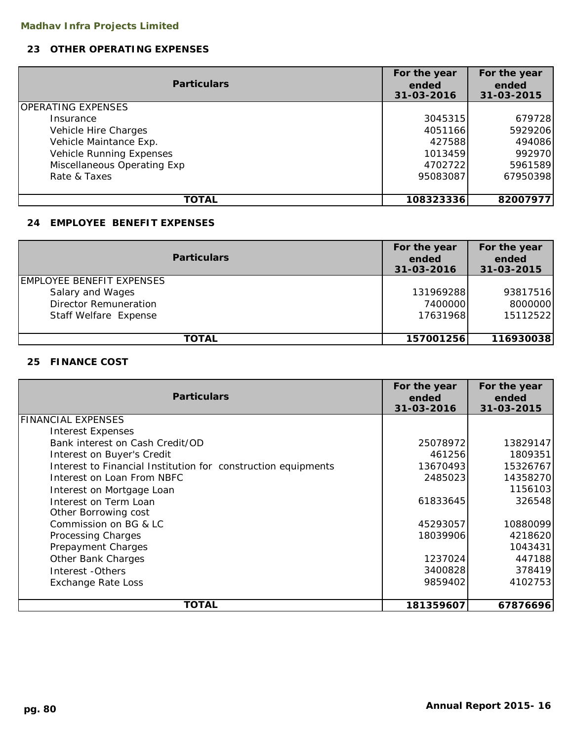## 23 OTHER OPERATING EXPENSES

| Particulars | For the year ended 31-03-2016 | For the year ended 31-03-2015 |
|---|---|---|
| OPERATING EXPENSES | | |
| Insurance | 3045315 | 679728 |
| Vehicle Hire Charges | 4051166 | 5929206 |
| Vehicle Maintance Exp. | 427588 | 494086 |
| Vehicle Running Expenses | 1013459 | 992970 |
| Miscellaneous Operating Exp | 4702722 | 5961589 |
| Rate & Taxes | 95083087 | 67950398 |
| **TOTAL** | **108323336** | **82007977** |

## 24 EMPLOYEE BENEFIT EXPENSES

| Particulars | For the year ended 31-03-2016 | For the year ended 31-03-2015 |
|---|---|---|
| EMPLOYEE BENEFIT EXPENSES | | |
| Salary and Wages | 131969288 | 93817516 |
| Director Remuneration | 7400000 | 8000000 |
| Staff Welfare Expense | 17631968 | 15112522 |
| **TOTAL** | **157001256** | **116930038** |

## 25 FINANCE COST

| Particulars | For the year ended 31-03-2016 | For the year ended 31-03-2015 |
|---|---|---|
| FINANCIAL EXPENSES | | |
| Interest Expenses | | |
| Bank interest on Cash Credit/OD | 25078972 | 13829147 |
| Interest on Buyer's Credit | 461256 | 1809351 |
| Interest to Financial Institution for construction equipments | 13670493 | 15326767 |
| Interest on Loan From NBFC | 2485023 | 14358270 |
| Interest on Mortgage Loan | | 1156103 |
| Interest on Term Loan | 61833645 | 326548 |
| Other Borrowing cost | | |
| Commission on BG & LC | 45293057 | 10880099 |
| Processing Charges | 18039906 | 4218620 |
| Prepayment Charges | | 1043431 |
| Other Bank Charges | 1237024 | 447188 |
| Interest -Others | 3400828 | 378419 |
| Exchange Rate Loss | 9859402 | 4102753 |
| **TOTAL** | **181359607** | **67876696** |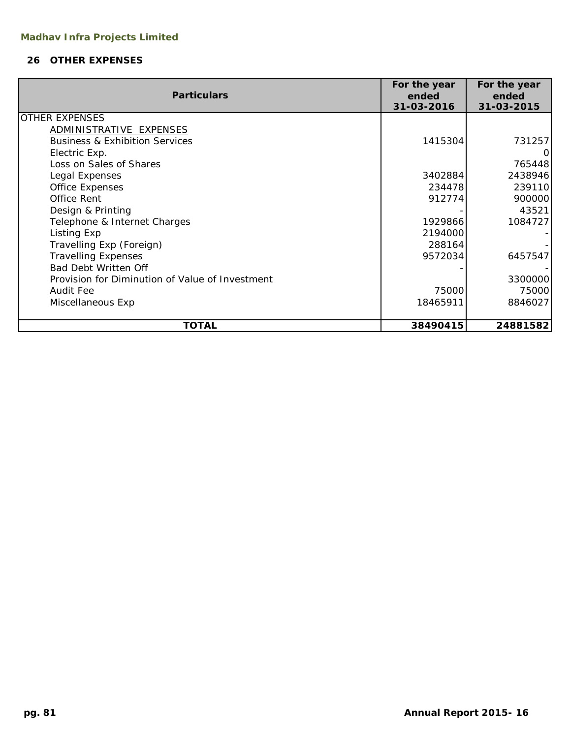## 26 OTHER EXPENSES

| Particulars | For the year ended 31-03-2016 | For the year ended 31-03-2015 |
|---|---|---|
| OTHER EXPENSES | | |
| ADMINISTRATIVE EXPENSES | | |
| Business & Exhibition Services | 1415304 | 731257 |
| Electric Exp. | | 0 |
| Loss on Sales of Shares | | 765448 |
| Legal Expenses | 3402884 | 2438946 |
| Office Expenses | 234478 | 239110 |
| Office Rent | 912774 | 900000 |
| Design & Printing | - | 43521 |
| Telephone & Internet Charges | 1929866 | 1084727 |
| Listing Exp | 2194000 | - |
| Travelling Exp (Foreign) | 288164 | - |
| Travelling Expenses | 9572034 | 6457547 |
| Bad Debt Written Off | - | - |
| Provision for Diminution of Value of Investment | | 3300000 |
| Audit Fee | 75000 | 75000 |
| Miscellaneous Exp | 18465911 | 8846027 |
| **TOTAL** | **38490415** | **24881582** |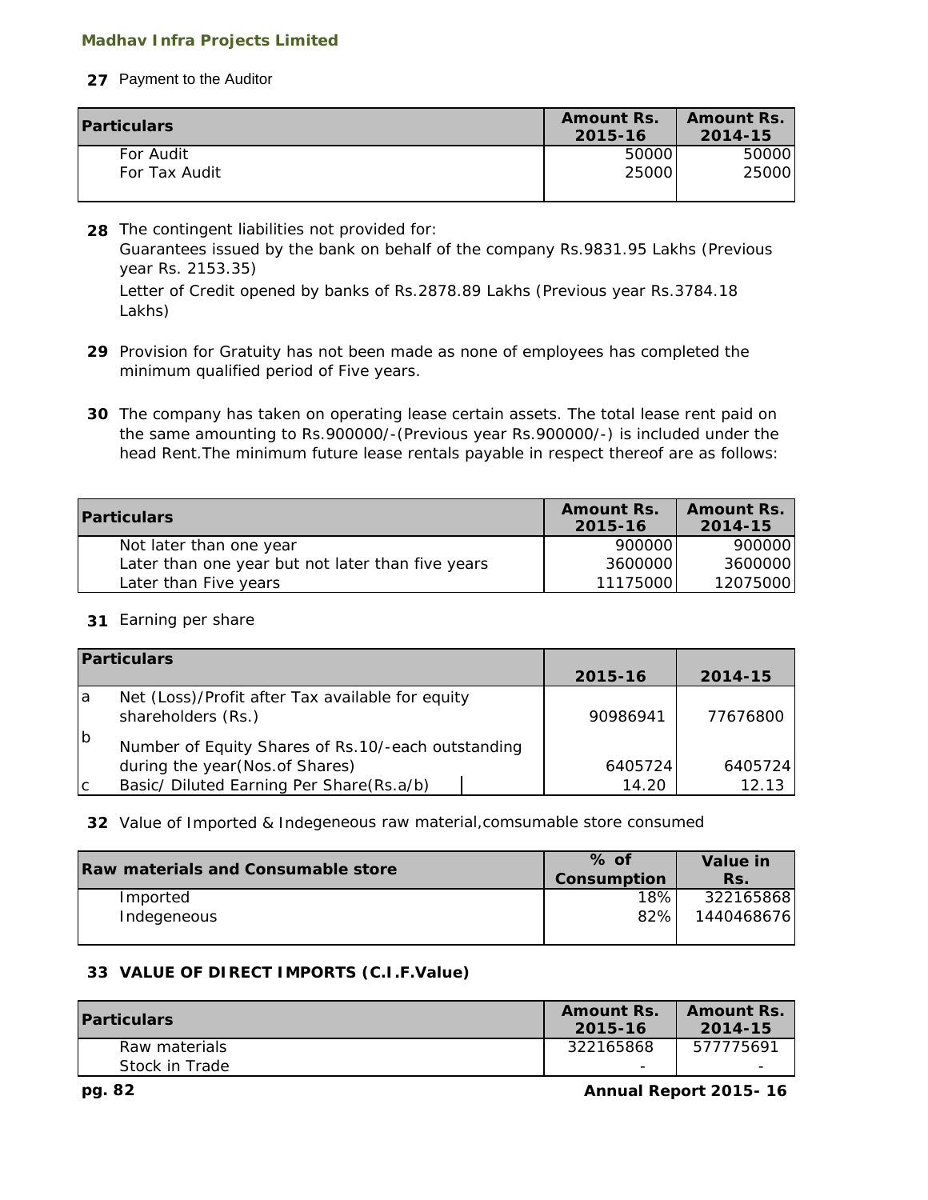**27** Payment to the Auditor

| Particulars | Amount Rs. 2015-16 | Amount Rs. 2014-15 |
|---|---|---|
| For Audit | 50000 | 50000 |
| For Tax Audit | 25000 | 25000 |

**28** The contingent liabilities not provided for:

Guarantees issued by the bank on behalf of the company Rs.9831.95 Lakhs (Previous year Rs. 2153.35)

Letter of Credit opened by banks of Rs.2878.89 Lakhs (Previous year Rs.3784.18 Lakhs)

**29** Provision for Gratuity has not been made as none of employees has completed the minimum qualified period of Five years.

**30** The company has taken on operating lease certain assets. The total lease rent paid on the same amounting to Rs.900000/-(Previous year Rs.900000/-) is included under the head Rent.The minimum future lease rentals payable in respect thereof are as follows:

| Particulars | Amount Rs. 2015-16 | Amount Rs. 2014-15 |
|---|---|---|
| Not later than one year | 900000 | 900000 |
| Later than one year but not later than five years | 3600000 | 3600000 |
| Later than Five years | 11175000 | 12075000 |

**31** Earning per share

| | Particulars | 2015-16 | 2014-15 |
|---|---|---|---|
| a | Net (Loss)/Profit after Tax available for equity shareholders (Rs.) | 90986941 | 77676800 |
| b | Number of Equity Shares of Rs.10/-each outstanding during the year(Nos.of Shares) | 6405724 | 6405724 |
| c | Basic/ Diluted Earning Per Share(Rs.a/b) | 14.20 | 12.13 |

**32** Value of Imported & Indegeneous raw material,comsumable store consumed

| Raw materials and Consumable store | % of Consumption | Value in Rs. |
|---|---|---|
| Imported | 18% | 322165868 |
| Indegeneous | 82% | 1440468676 |

**33 VALUE OF DIRECT IMPORTS (C.I.F.Value)**

| Particulars | Amount Rs. 2015-16 | Amount Rs. 2014-15 |
|---|---|---|
| Raw materials | 322165868 | 577775691 |
| Stock in Trade | - | - |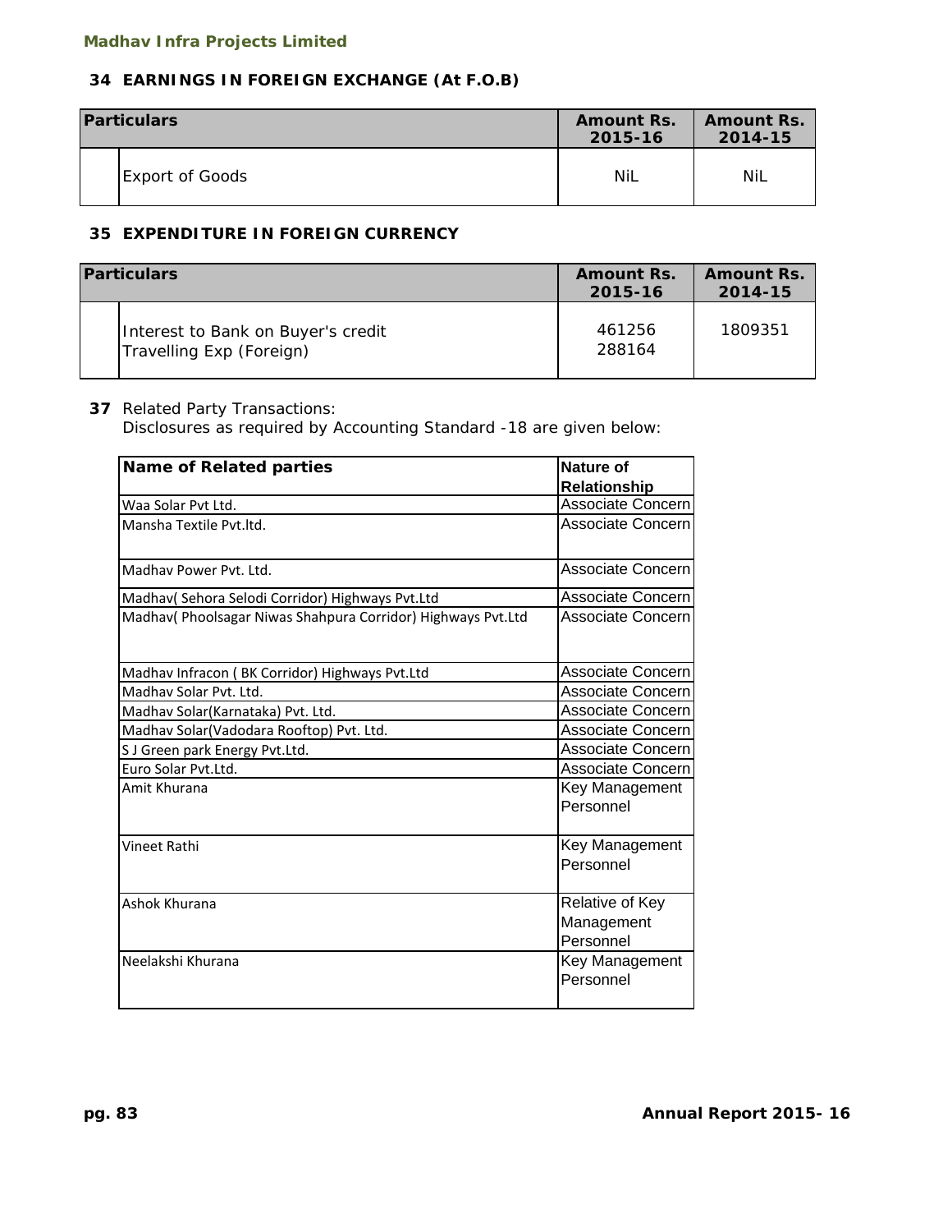## 34 EARNINGS IN FOREIGN EXCHANGE (At F.O.B)

| Particulars | Amount Rs. 2015-16 | Amount Rs. 2014-15 |
|---|---|---|
| Export of Goods | NiL | NiL |

## 35 EXPENDITURE IN FOREIGN CURRENCY

| Particulars | Amount Rs. 2015-16 | Amount Rs. 2014-15 |
|---|---|---|
| Interest to Bank on Buyer's credit | 461256 | 1809351 |
| Travelling Exp (Foreign) | 288164 | |

**37** Related Party Transactions:

Disclosures as required by Accounting Standard -18 are given below:

| Name of Related parties | Nature of Relationship |
|---|---|
| Waa Solar Pvt Ltd. | Associate Concern |
| Mansha Textile Pvt.ltd. | Associate Concern |
| Madhav Power Pvt. Ltd. | Associate Concern |
| Madhav( Sehora Selodi Corridor) Highways Pvt.Ltd | Associate Concern |
| Madhav( Phoolsagar Niwas Shahpura Corridor) Highways Pvt.Ltd | Associate Concern |
| Madhav Infracon ( BK Corridor) Highways Pvt.Ltd | Associate Concern |
| Madhav Solar Pvt. Ltd. | Associate Concern |
| Madhav Solar(Karnataka) Pvt. Ltd. | Associate Concern |
| Madhav Solar(Vadodara Rooftop) Pvt. Ltd. | Associate Concern |
| S J Green park Energy Pvt.Ltd. | Associate Concern |
| Euro Solar Pvt.Ltd. | Associate Concern |
| Amit Khurana | Key Management Personnel |
| Vineet Rathi | Key Management Personnel |
| Ashok Khurana | Relative of Key Management Personnel |
| Neelakshi Khurana | Key Management Personnel |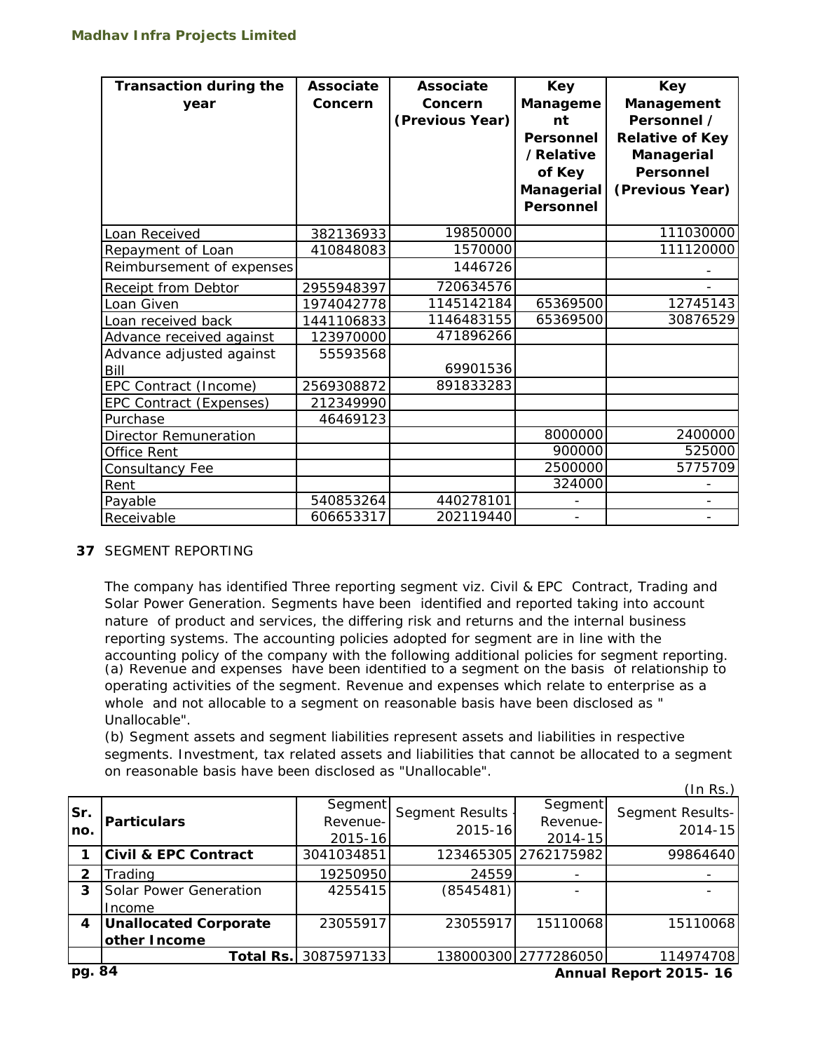| Transaction during the year | Associate Concern | Associate Concern (Previous Year) | Key Management Personnel / Relative of Key Managerial Personnel | Key Management Personnel / Relative of Key Managerial Personnel (Previous Year) |
|---|---|---|---|---|
| Loan Received | 382136933 | 19850000 | | 111030000 |
| Repayment of Loan | 410848083 | 1570000 | | 111120000 |
| Reimbursement of expenses | | 1446726 | | - |
| Receipt from Debtor | 2955948397 | 720634576 | | - |
| Loan Given | 1974042778 | 1145142184 | 65369500 | 12745143 |
| Loan received back | 1441106833 | 1146483155 | 65369500 | 30876529 |
| Advance received against | 123970000 | 471896266 | | |
| Advance adjusted against Bill | 55593568 | 69901536 | | |
| EPC Contract (Income) | 2569308872 | 891833283 | | |
| EPC Contract (Expenses) | 212349990 | | | |
| Purchase | 46469123 | | | |
| Director Remuneration | | | 8000000 | 2400000 |
| Office Rent | | | 900000 | 525000 |
| Consultancy Fee | | | 2500000 | 5775709 |
| Rent | | | 324000 | - |
| Payable | 540853264 | 440278101 | - | - |
| Receivable | 606653317 | 202119440 | - | - |

**37** SEGMENT REPORTING

The company has identified Three reporting segment viz. Civil & EPC Contract, Trading and Solar Power Generation. Segments have been identified and reported taking into account nature of product and services, the differing risk and returns and the internal business reporting systems. The accounting policies adopted for segment are in line with the accounting policy of the company with the following additional policies for segment reporting.

(a) Revenue and expenses have been identified to a segment on the basis of relationship to operating activities of the segment. Revenue and expenses which relate to enterprise as a whole and not allocable to a segment on reasonable basis have been disclosed as " Unallocable".

(b) Segment assets and segment liabilities represent assets and liabilities in respective segments. Investment, tax related assets and liabilities that cannot be allocated to a segment on reasonable basis have been disclosed as "Unallocable".

(In Rs.)

| Sr. no. | Particulars | Segment Revenue- 2015-16 | Segment Results - 2015-16 | Segment Revenue- 2014-15 | Segment Results- 2014-15 |
|---|---|---|---|---|---|
| 1 | **Civil & EPC Contract** | 3041034851 | 123465305 | 2762175982 | 99864640 |
| 2 | Trading | 19250950 | 24559 | - | - |
| 3 | Solar Power Generation Income | 4255415 | (8545481) | - | - |
| 4 | **Unallocated Corporate other Income** | 23055917 | 23055917 | 15110068 | 15110068 |
| | **Total Rs.** | 3087597133 | 138000300 | 2777286050 | 114974708 |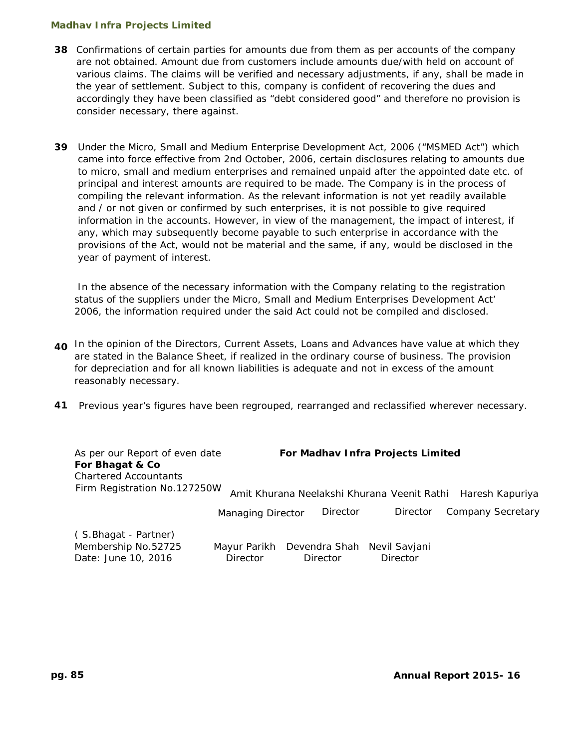**38** Confirmations of certain parties for amounts due from them as per accounts of the company are not obtained. Amount due from customers include amounts due/with held on account of various claims. The claims will be verified and necessary adjustments, if any, shall be made in the year of settlement. Subject to this, company is confident of recovering the dues and accordingly they have been classified as "debt considered good" and therefore no provision is consider necessary, there against.

**39** Under the Micro, Small and Medium Enterprise Development Act, 2006 ("MSMED Act") which came into force effective from 2nd October, 2006, certain disclosures relating to amounts due to micro, small and medium enterprises and remained unpaid after the appointed date etc. of principal and interest amounts are required to be made. The Company is in the process of compiling the relevant information. As the relevant information is not yet readily available and / or not given or confirmed by such enterprises, it is not possible to give required information in the accounts. However, in view of the management, the impact of interest, if any, which may subsequently become payable to such enterprise in accordance with the provisions of the Act, would not be material and the same, if any, would be disclosed in the year of payment of interest.

In the absence of the necessary information with the Company relating to the registration status of the suppliers under the Micro, Small and Medium Enterprises Development Act' 2006, the information required under the said Act could not be compiled and disclosed.

**40** In the opinion of the Directors, Current Assets, Loans and Advances have value at which they are stated in the Balance Sheet, if realized in the ordinary course of business. The provision for depreciation and for all known liabilities is adequate and not in excess of the amount reasonably necessary.

**41** Previous year's figures have been regrouped, rearranged and reclassified wherever necessary.

As per our Report of even date
**For Bhagat & Co**
Chartered Accountants
Firm Registration No.127250W

( S.Bhagat - Partner)
Membership No.52725
Date: June 10, 2016

**For Madhav Infra Projects Limited**

| Amit Khurana | Neelakshi Khurana | Veenit Rathi | Haresh Kapuriya |
|---|---|---|---|
| Managing Director | Director | Director | Company Secretary |
| Mayur Parikh | Devendra Shah | Nevil Savjani | |
| Director | Director | Director | |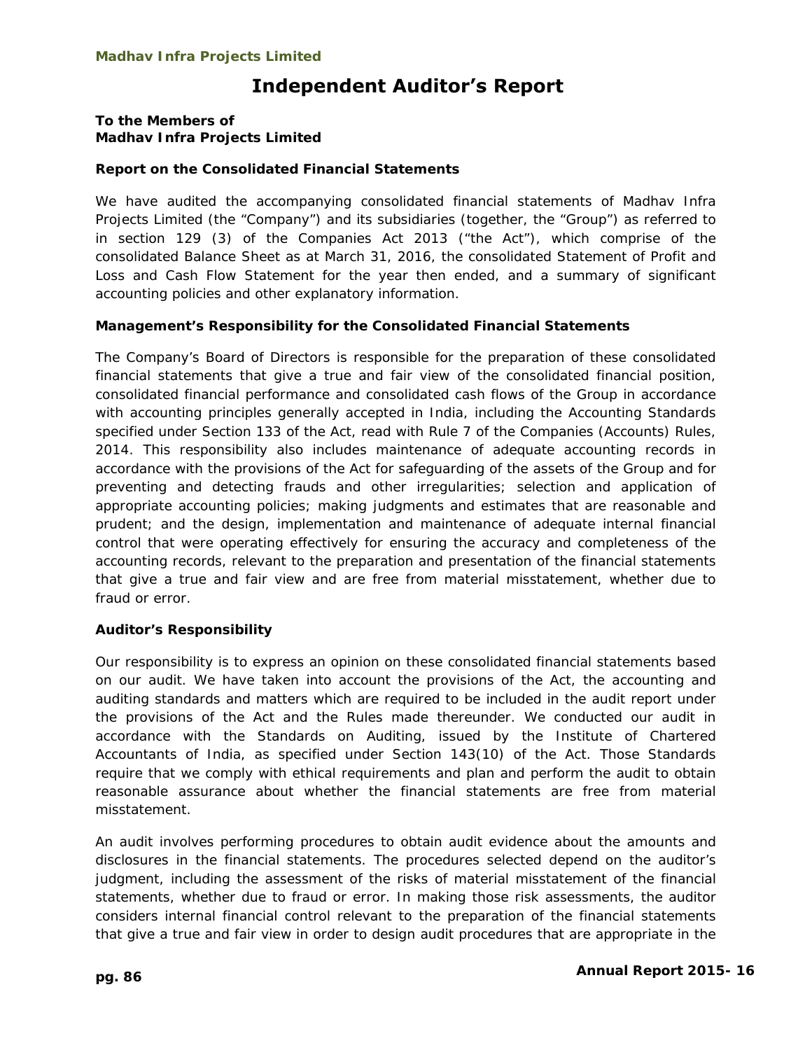# Independent Auditor's Report

**To the Members of**
**Madhav Infra Projects Limited**

**Report on the Consolidated Financial Statements**

We have audited the accompanying consolidated financial statements of Madhav Infra Projects Limited (the "Company") and its subsidiaries (together, the "Group") as referred to in section 129 (3) of the Companies Act 2013 ("the Act"), which comprise of the consolidated Balance Sheet as at March 31, 2016, the consolidated Statement of Profit and Loss and Cash Flow Statement for the year then ended, and a summary of significant accounting policies and other explanatory information.

**Management's Responsibility for the Consolidated Financial Statements**

The Company's Board of Directors is responsible for the preparation of these consolidated financial statements that give a true and fair view of the consolidated financial position, consolidated financial performance and consolidated cash flows of the Group in accordance with accounting principles generally accepted in India, including the Accounting Standards specified under Section 133 of the Act, read with Rule 7 of the Companies (Accounts) Rules, 2014. This responsibility also includes maintenance of adequate accounting records in accordance with the provisions of the Act for safeguarding of the assets of the Group and for preventing and detecting frauds and other irregularities; selection and application of appropriate accounting policies; making judgments and estimates that are reasonable and prudent; and the design, implementation and maintenance of adequate internal financial control that were operating effectively for ensuring the accuracy and completeness of the accounting records, relevant to the preparation and presentation of the financial statements that give a true and fair view and are free from material misstatement, whether due to fraud or error.

**Auditor's Responsibility**

Our responsibility is to express an opinion on these consolidated financial statements based on our audit. We have taken into account the provisions of the Act, the accounting and auditing standards and matters which are required to be included in the audit report under the provisions of the Act and the Rules made thereunder. We conducted our audit in accordance with the Standards on Auditing, issued by the Institute of Chartered Accountants of India, as specified under Section 143(10) of the Act. Those Standards require that we comply with ethical requirements and plan and perform the audit to obtain reasonable assurance about whether the financial statements are free from material misstatement.

An audit involves performing procedures to obtain audit evidence about the amounts and disclosures in the financial statements. The procedures selected depend on the auditor's judgment, including the assessment of the risks of material misstatement of the financial statements, whether due to fraud or error. In making those risk assessments, the auditor considers internal financial control relevant to the preparation of the financial statements that give a true and fair view in order to design audit procedures that are appropriate in the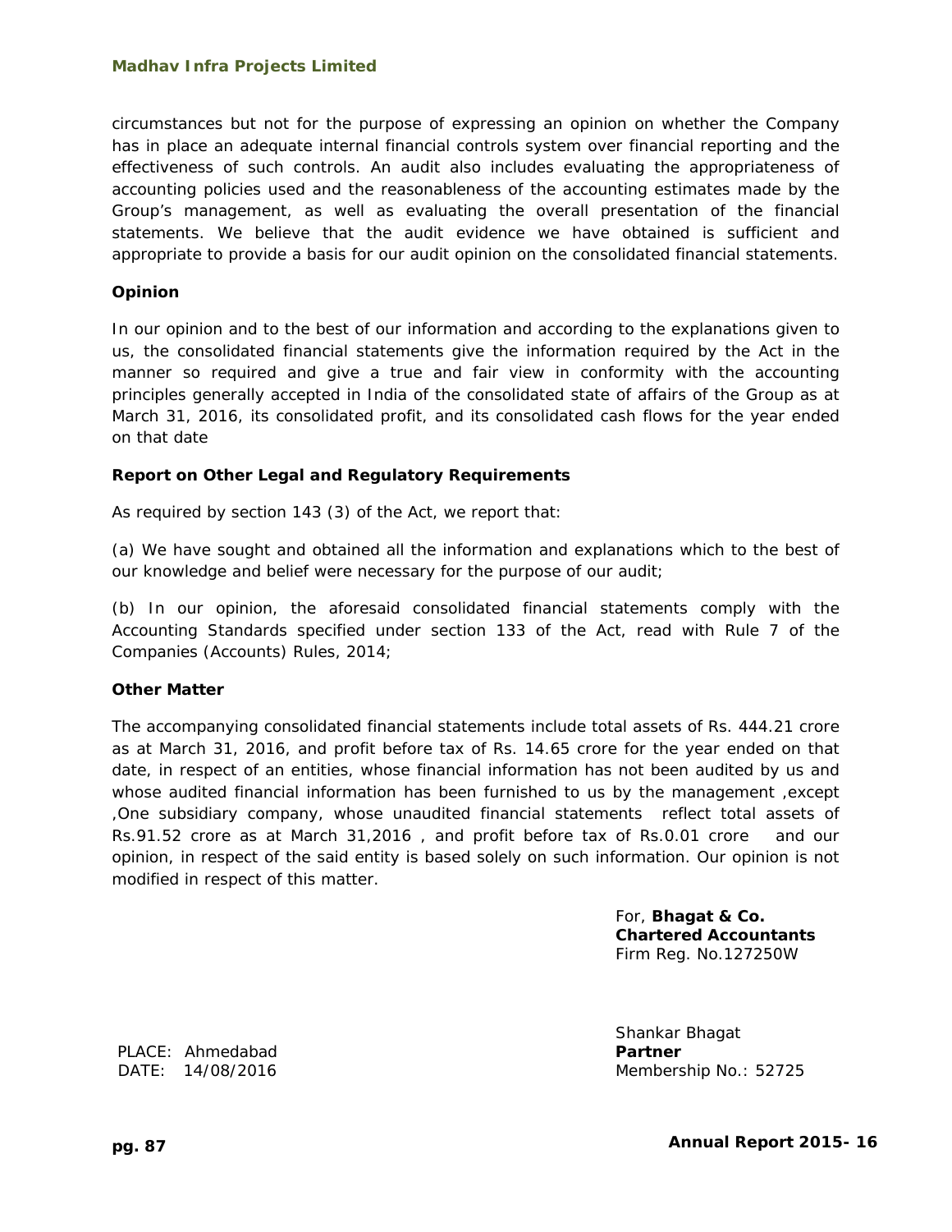circumstances but not for the purpose of expressing an opinion on whether the Company has in place an adequate internal financial controls system over financial reporting and the effectiveness of such controls. An audit also includes evaluating the appropriateness of accounting policies used and the reasonableness of the accounting estimates made by the Group's management, as well as evaluating the overall presentation of the financial statements. We believe that the audit evidence we have obtained is sufficient and appropriate to provide a basis for our audit opinion on the consolidated financial statements.

**Opinion**

In our opinion and to the best of our information and according to the explanations given to us, the consolidated financial statements give the information required by the Act in the manner so required and give a true and fair view in conformity with the accounting principles generally accepted in India of the consolidated state of affairs of the Group as at March 31, 2016, its consolidated profit, and its consolidated cash flows for the year ended on that date

**Report on Other Legal and Regulatory Requirements**

As required by section 143 (3) of the Act, we report that:

(a) We have sought and obtained all the information and explanations which to the best of our knowledge and belief were necessary for the purpose of our audit;

(b) In our opinion, the aforesaid consolidated financial statements comply with the Accounting Standards specified under section 133 of the Act, read with Rule 7 of the Companies (Accounts) Rules, 2014;

**Other Matter**

The accompanying consolidated financial statements include total assets of Rs. 444.21 crore as at March 31, 2016, and profit before tax of Rs. 14.65 crore for the year ended on that date, in respect of an entities, whose financial information has not been audited by us and whose audited financial information has been furnished to us by the management ,except ,One subsidiary company, whose unaudited financial statements reflect total assets of Rs.91.52 crore as at March 31,2016 , and profit before tax of Rs.0.01 crore and our opinion, in respect of the said entity is based solely on such information. Our opinion is not modified in respect of this matter.

For, **Bhagat & Co.**
**Chartered Accountants**
Firm Reg. No.127250W

Shankar Bhagat
**Partner**
Membership No.: 52725

PLACE: Ahmedabad
DATE: 14/08/2016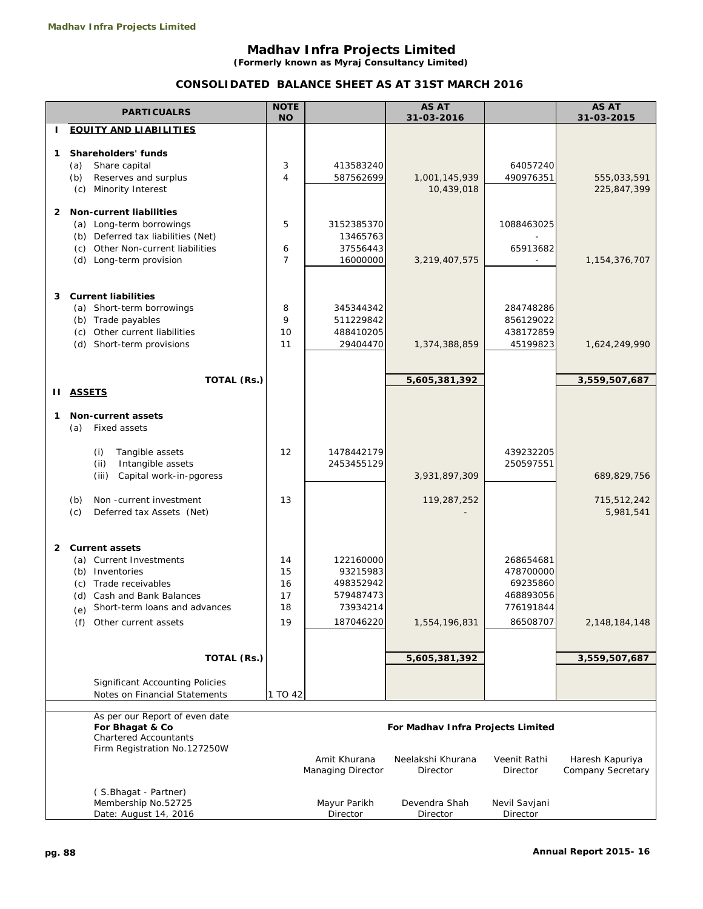# Madhav Infra Projects Limited

***(Formerly known as Myraj Consultancy Limited)***

## CONSOLIDATED BALANCE SHEET AS AT 31ST MARCH 2016

| PARTICUALRS | NOTE NO | | AS AT 31-03-2016 | | AS AT 31-03-2015 |
|---|---|---|---|---|---|
| **I EQUITY AND LIABILITIES** | | | | | |
| **1 Shareholders' funds** | | | | | |
| (a) Share capital | 3 | 413583240 | | 64057240 | |
| (b) Reserves and surplus | 4 | 587562699 | 1,001,145,939 | 490976351 | 555,033,591 |
| (c) Minority Interest | | | 10,439,018 | | 225,847,399 |
| **2 Non-current liabilities** | | | | | |
| (a) Long-term borrowings | 5 | 3152385370 | | 1088463025 | |
| (b) Deferred tax liabilities (Net) | | 13465763 | | - | |
| (c) Other Non-current liabilities | 6 | 37556443 | | 65913682 | |
| (d) Long-term provision | 7 | 16000000 | 3,219,407,575 | - | 1,154,376,707 |
| **3 Current liabilities** | | | | | |
| (a) Short-term borrowings | 8 | 345344342 | | 284748286 | |
| (b) Trade payables | 9 | 511229842 | | 856129022 | |
| (c) Other current liabilities | 10 | 488410205 | | 438172859 | |
| (d) Short-term provisions | 11 | 29404470 | 1,374,388,859 | 45199823 | 1,624,249,990 |
| **TOTAL (Rs.)** | | | **5,605,381,392** | | **3,559,507,687** |
| **II ASSETS** | | | | | |
| **1 Non-current assets** | | | | | |
| (a) Fixed assets | | | | | |
| (i) Tangible assets | 12 | 1478442179 | | 439232205 | |
| (ii) Intangible assets | | 2453455129 | | 250597551 | |
| (iii) Capital work-in-pgoress | | | 3,931,897,309 | | 689,829,756 |
| (b) Non -current investment | 13 | | 119,287,252 | | 715,512,242 |
| (c) Deferred tax Assets (Net) | | | - | | 5,981,541 |
| **2 Current assets** | | | | | |
| (a) Current Investments | 14 | 122160000 | | 268654681 | |
| (b) Inventories | 15 | 93215983 | | 478700000 | |
| (c) Trade receivables | 16 | 498352942 | | 69235860 | |
| (d) Cash and Bank Balances | 17 | 579487473 | | 468893056 | |
| (e) Short-term loans and advances | 18 | 73934214 | | 776191844 | |
| (f) Other current assets | 19 | 187046220 | 1,554,196,831 | 86508707 | 2,148,184,148 |
| **TOTAL (Rs.)** | | | **5,605,381,392** | | **3,559,507,687** |
| Significant Accounting Policies | | | | | |
| Notes on Financial Statements | 1 TO 42 | | | | |

As per our Report of even date
**For Bhagat & Co**
Chartered Accountants
Firm Registration No.127250W

( S.Bhagat - Partner)
Membership No.52725
Date: August 14, 2016

**For Madhav Infra Projects Limited**

| | | | |
|---|---|---|---|
| Amit Khurana<br>Managing Director | Neelakshi Khurana<br>Director | Veenit Rathi<br>Director | Haresh Kapuriya<br>Company Secretary |
| Mayur Parikh<br>Director | Devendra Shah<br>Director | Nevil Savjani<br>Director | |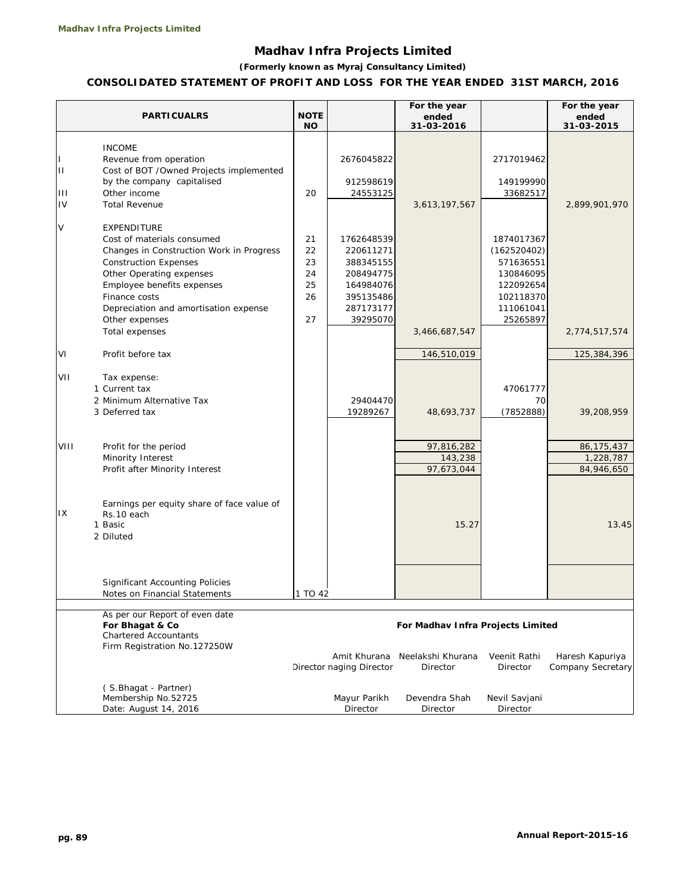# Madhav Infra Projects Limited

***(Formerly known as Myraj Consultancy Limited)***

## CONSOLIDATED STATEMENT OF PROFIT AND LOSS FOR THE YEAR ENDED 31ST MARCH, 2016

| | PARTICUALRS | NOTE NO | | For the year ended 31-03-2016 | | For the year ended 31-03-2015 |
|---|---|---|---|---|---|---|
| | INCOME | | | | | |
| I | Revenue from operation | | 2676045822 | | 2717019462 | |
| II | Cost of BOT /Owned Projects implemented by the company capitalised | | 912598619 | | 149199990 | |
| III | Other income | 20 | 24553125 | | 33682517 | |
| IV | Total Revenue | | | 3,613,197,567 | | 2,899,901,970 |
| V | EXPENDITURE | | | | | |
| | Cost of materials consumed | 21 | 1762648539 | | 1874017367 | |
| | Changes in Construction Work in Progress | 22 | 220611271 | | (162520402) | |
| | Construction Expenses | 23 | 388345155 | | 571636551 | |
| | Other Operating expenses | 24 | 208494775 | | 130846095 | |
| | Employee benefits expenses | 25 | 164984076 | | 122092654 | |
| | Finance costs | 26 | 395135486 | | 102118370 | |
| | Depreciation and amortisation expense | | 287173177 | | 111061041 | |
| | Other expenses | 27 | 39295070 | | 25265897 | |
| | Total expenses | | | 3,466,687,547 | | 2,774,517,574 |
| VI | Profit before tax | | | 146,510,019 | | 125,384,396 |
| VII | Tax expense: | | | | | |
| | 1 Current tax | | | | 47061777 | |
| | 2 Minimum Alternative Tax | | 29404470 | | 70 | |
| | 3 Deferred tax | | 19289267 | 48,693,737 | (7852888) | 39,208,959 |
| VIII | Profit for the period | | | 97,816,282 | | 86,175,437 |
| | Minority Interest | | | 143,238 | | 1,228,787 |
| | Profit after Minority Interest | | | 97,673,044 | | 84,946,650 |
| IX | Earnings per equity share of face value of Rs.10 each | | | | | |
| | 1 Basic | | | 15.27 | | 13.45 |
| | 2 Diluted | | | | | |
| | Significant Accounting Policies | | | | | |
| | Notes on Financial Statements | 1 TO 42 | | | | |

As per our Report of even date
**For Bhagat & Co**
Chartered Accountants
Firm Registration No.127250W

( S.Bhagat - Partner)
Membership No.52725
Date: August 14, 2016

**For Madhav Infra Projects Limited**

| Amit Khurana | Neelakshi Khurana | Veenit Rathi | Haresh Kapuriya |
|---|---|---|---|
| Director naging Director | Director | Director | Company Secretary |
| Mayur Parikh | Devendra Shah | Nevil Savjani | |
| Director | Director | Director | |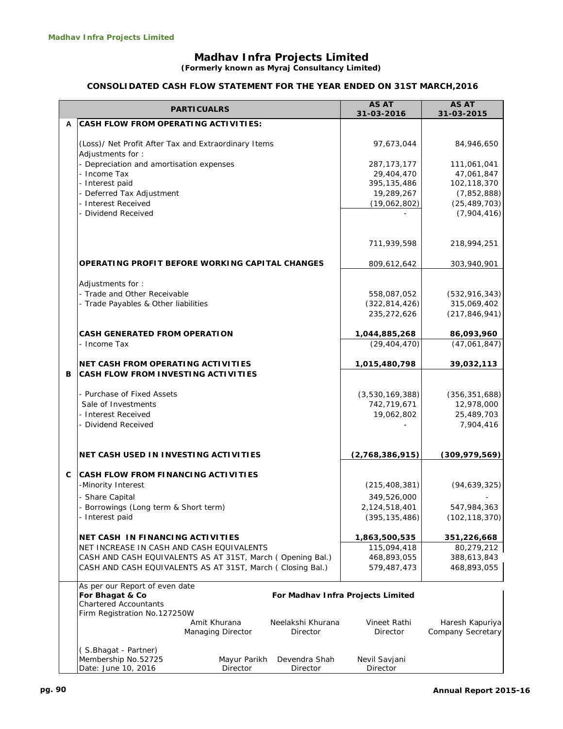# Madhav Infra Projects Limited

***(Formerly known as Myraj Consultancy Limited)***

## CONSOLIDATED CASH FLOW STATEMENT FOR THE YEAR ENDED ON 31ST MARCH,2016

| | PARTICUALRS | AS AT 31-03-2016 | AS AT 31-03-2015 |
|---|---|---|---|
| **A** | **CASH FLOW FROM OPERATING ACTIVITIES:** | | |
| | (Loss)/ Net Profit After Tax and Extraordinary Items | 97,673,044 | 84,946,650 |
| | Adjustments for : | | |
| | - Depreciation and amortisation expenses | 287,173,177 | 111,061,041 |
| | - Income Tax | 29,404,470 | 47,061,847 |
| | - Interest paid | 395,135,486 | 102,118,370 |
| | - Deferred Tax Adjustment | 19,289,267 | (7,852,888) |
| | - Interest Received | (19,062,802) | (25,489,703) |
| | - Dividend Received | - | (7,904,416) |
| | | 711,939,598 | 218,994,251 |
| | **OPERATING PROFIT BEFORE WORKING CAPITAL CHANGES** | 809,612,642 | 303,940,901 |
| | Adjustments for : | | |
| | - Trade and Other Receivable | 558,087,052 | (532,916,343) |
| | - Trade Payables & Other liabilities | (322,814,426) | 315,069,402 |
| | | 235,272,626 | (217,846,941) |
| | **CASH GENERATED FROM OPERATION** | **1,044,885,268** | **86,093,960** |
| | - Income Tax | (29,404,470) | (47,061,847) |
| | **NET CASH FROM OPERATING ACTIVITIES** | **1,015,480,798** | **39,032,113** |
| **B** | **CASH FLOW FROM INVESTING ACTIVITIES** | | |
| | - Purchase of Fixed Assets | (3,530,169,388) | (356,351,688) |
| | Sale of Investments | 742,719,671 | 12,978,000 |
| | - Interest Received | 19,062,802 | 25,489,703 |
| | - Dividend Received | - | 7,904,416 |
| | **NET CASH USED IN INVESTING ACTIVITIES** | **(2,768,386,915)** | **(309,979,569)** |
| **C** | **CASH FLOW FROM FINANCING ACTIVITIES** | | |
| | -Minority Interest | (215,408,381) | (94,639,325) |
| | - Share Capital | 349,526,000 | - |
| | - Borrowings (Long term & Short term) | 2,124,518,401 | 547,984,363 |
| | - Interest paid | (395,135,486) | (102,118,370) |
| | **NET CASH IN FINANCING ACTIVITIES** | **1,863,500,535** | **351,226,668** |
| | NET INCREASE IN CASH AND CASH EQUIVALENTS | 115,094,418 | 80,279,212 |
| | CASH AND CASH EQUIVALENTS AS AT 31ST, March ( Opening Bal.) | 468,893,055 | 388,613,843 |
| | CASH AND CASH EQUIVALENTS AS AT 31ST, March ( Closing Bal.) | 579,487,473 | 468,893,055 |

As per our Report of even date
**For Bhagat & Co**
Chartered Accountants
Firm Registration No.127250W

**For Madhav Infra Projects Limited**

| Amit Khurana | Neelakshi Khurana | Vineet Rathi | Haresh Kapuriya |
|---|---|---|---|
| Managing Director | Director | Director | Company Secretary |

( S.Bhagat - Partner)
Membership No.52725
Date: June 10, 2016

| Mayur Parikh | Devendra Shah | Nevil Savjani |
|---|---|---|
| Director | Director | Director |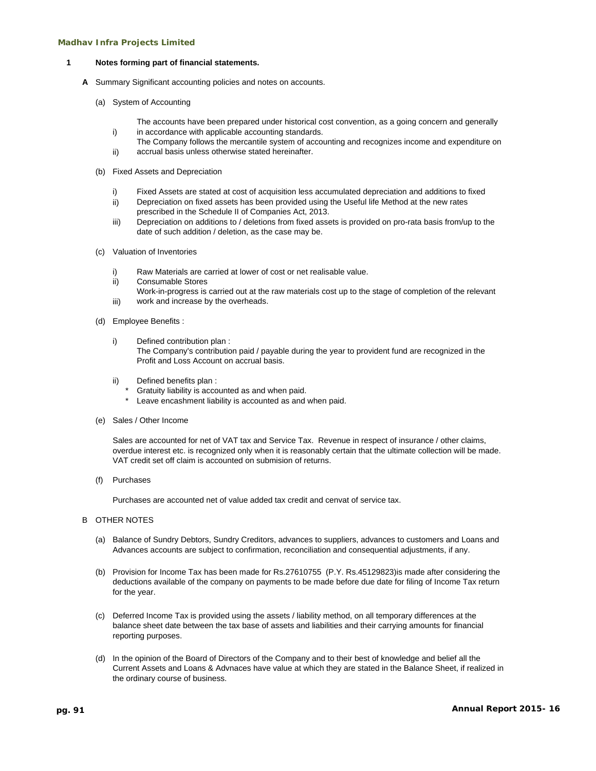## 1 Notes forming part of financial statements.

**A** Summary Significant accounting policies and notes on accounts.

(a) System of Accounting

i) The accounts have been prepared under historical cost convention, as a going concern and generally in accordance with applicable accounting standards.

ii) The Company follows the mercantile system of accounting and recognizes income and expenditure on accrual basis unless otherwise stated hereinafter.

(b) Fixed Assets and Depreciation

i) Fixed Assets are stated at cost of acquisition less accumulated depreciation and additions to fixed

ii) Depreciation on fixed assets has been provided using the Useful life Method at the new rates prescribed in the Schedule II of Companies Act, 2013.

iii) Depreciation on additions to / deletions from fixed assets is provided on pro-rata basis from/up to the date of such addition / deletion, as the case may be.

(c) Valuation of Inventories

i) Raw Materials are carried at lower of cost or net realisable value.

ii) Consumable Stores

iii) Work-in-progress is carried out at the raw materials cost up to the stage of completion of the relevant work and increase by the overheads.

(d) Employee Benefits :

i) Defined contribution plan :
The Company's contribution paid / payable during the year to provident fund are recognized in the Profit and Loss Account on accrual basis.

ii) Defined benefits plan :

* Gratuity liability is accounted as and when paid.
* Leave encashment liability is accounted as and when paid.

(e) Sales / Other Income

Sales are accounted for net of VAT tax and Service Tax. Revenue in respect of insurance / other claims, overdue interest etc. is recognized only when it is reasonably certain that the ultimate collection will be made. VAT credit set off claim is accounted on submision of returns.

(f) Purchases

Purchases are accounted net of value added tax credit and cenvat of service tax.

B OTHER NOTES

(a) Balance of Sundry Debtors, Sundry Creditors, advances to suppliers, advances to customers and Loans and Advances accounts are subject to confirmation, reconciliation and consequential adjustments, if any.

(b) Provision for Income Tax has been made for Rs.27610755 (P.Y. Rs.45129823)is made after considering the deductions available of the company on payments to be made before due date for filing of Income Tax return for the year.

(c) Deferred Income Tax is provided using the assets / liability method, on all temporary differences at the balance sheet date between the tax base of assets and liabilities and their carrying amounts for financial reporting purposes.

(d) In the opinion of the Board of Directors of the Company and to their best of knowledge and belief all the Current Assets and Loans & Advnaces have value at which they are stated in the Balance Sheet, if realized in the ordinary course of business.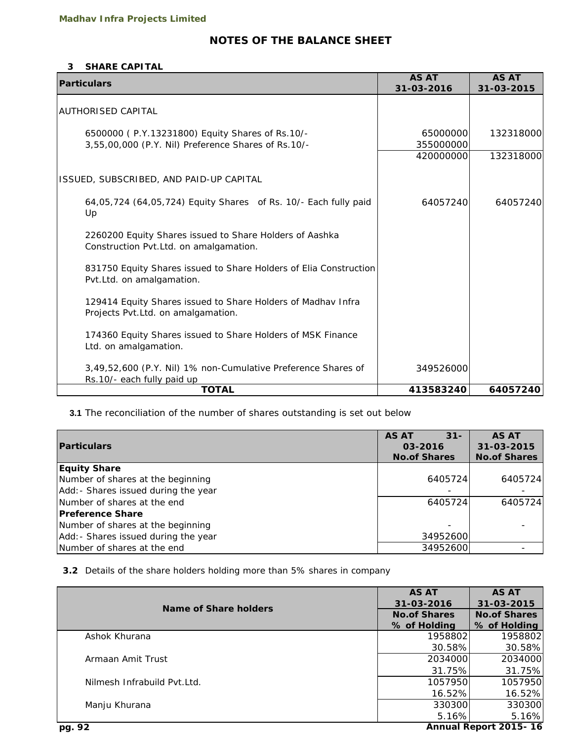# NOTES OF THE BALANCE SHEET

### 3 SHARE CAPITAL

| Particulars | AS AT 31-03-2016 | AS AT 31-03-2015 |
|---|---|---|
| AUTHORISED CAPITAL | | |
| 6500000 ( P.Y.13231800) Equity Shares of Rs.10/- | 65000000 | 132318000 |
| 3,55,00,000 (P.Y. Nil) Preference Shares of Rs.10/- | 355000000 | |
| | 420000000 | 132318000 |
| ISSUED, SUBSCRIBED, AND PAID-UP CAPITAL | | |
| 64,05,724 (64,05,724) Equity Shares of Rs. 10/- Each fully paid Up | 64057240 | 64057240 |
| 2260200 Equity Shares issued to Share Holders of Aashka Construction Pvt.Ltd. on amalgamation. | | |
| 831750 Equity Shares issued to Share Holders of Elia Construction Pvt.Ltd. on amalgamation. | | |
| 129414 Equity Shares issued to Share Holders of Madhav Infra Projects Pvt.Ltd. on amalgamation. | | |
| 174360 Equity Shares issued to Share Holders of MSK Finance Ltd. on amalgamation. | | |
| 3,49,52,600 (P.Y. Nil) 1% non-Cumulative Preference Shares of Rs.10/- each fully paid up | 349526000 | |
| **TOTAL** | **413583240** | **64057240** |

**3.1** The reconciliation of the number of shares outstanding is set out below

| Particulars | AS AT 31-03-2016 No.of Shares | AS AT 31-03-2015 No.of Shares |
|---|---|---|
| **Equity Share** | | |
| Number of shares at the beginning | 6405724 | 6405724 |
| Add:- Shares issued during the year | - | - |
| Number of shares at the end | 6405724 | 6405724 |
| **Preference Share** | | |
| Number of shares at the beginning | - | - |
| Add:- Shares issued during the year | 34952600 | |
| Number of shares at the end | 34952600 | - |

**3.2** Details of the share holders holding more than 5% shares in company

| Name of Share holders | AS AT 31-03-2016 No.of Shares % of Holding | AS AT 31-03-2015 No.of Shares % of Holding |
|---|---|---|
| Ashok Khurana | 1958802 | 1958802 |
| | 30.58% | 30.58% |
| Armaan Amit Trust | 2034000 | 2034000 |
| | 31.75% | 31.75% |
| Nilmesh Infrabuild Pvt.Ltd. | 1057950 | 1057950 |
| | 16.52% | 16.52% |
| Manju Khurana | 330300 | 330300 |
| | 5.16% | 5.16% |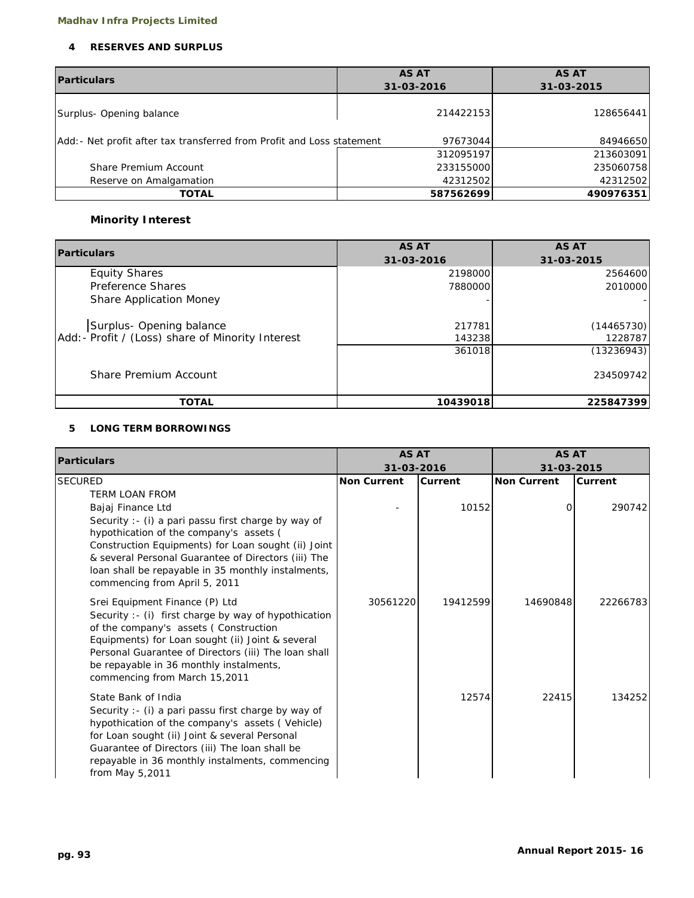## 4 RESERVES AND SURPLUS

| Particulars | AS AT 31-03-2016 | AS AT 31-03-2015 |
|---|---|---|
| Surplus- Opening balance | 214422153 | 128656441 |
| Add:- Net profit after tax transferred from Profit and Loss statement | 97673044 | 84946650 |
| | 312095197 | 213603091 |
| Share Premium Account | 233155000 | 235060758 |
| Reserve on Amalgamation | 42312502 | 42312502 |
| **TOTAL** | **587562699** | **490976351** |

### Minority Interest

| Particulars | AS AT 31-03-2016 | AS AT 31-03-2015 |
|---|---|---|
| Equity Shares | 2198000 | 2564600 |
| Preference Shares | 7880000 | 2010000 |
| Share Application Money | - | - |
| Surplus- Opening balance | 217781 | (14465730) |
| Add:- Profit / (Loss) share of Minority Interest | 143238 | 1228787 |
| | 361018 | (13236943) |
| Share Premium Account | | 234509742 |
| **TOTAL** | **10439018** | **225847399** |

## 5 LONG TERM BORROWINGS

| Particulars | AS AT 31-03-2016 | | AS AT 31-03-2015 | |
|---|---|---|---|---|
| SECURED | Non Current | Current | Non Current | Current |
| TERM LOAN FROM | | | | |
| Bajaj Finance Ltd<br>Security :- (i) a pari passu first charge by way of hypothication of the company's assets ( Construction Equipments) for Loan sought (ii) Joint & several Personal Guarantee of Directors (iii) The loan shall be repayable in 35 monthly instalments, commencing from April 5, 2011 | - | 10152 | 0 | 290742 |
| Srei Equipment Finance (P) Ltd<br>Security :- (i) first charge by way of hypothication of the company's assets ( Construction Equipments) for Loan sought (ii) Joint & several Personal Guarantee of Directors (iii) The loan shall be repayable in 36 monthly instalments, commencing from March 15,2011 | 30561220 | 19412599 | 14690848 | 22266783 |
| State Bank of India<br>Security :- (i) a pari passu first charge by way of hypothication of the company's assets ( Vehicle) for Loan sought (ii) Joint & several Personal Guarantee of Directors (iii) The loan shall be repayable in 36 monthly instalments, commencing from May 5,2011 | | 12574 | 22415 | 134252 |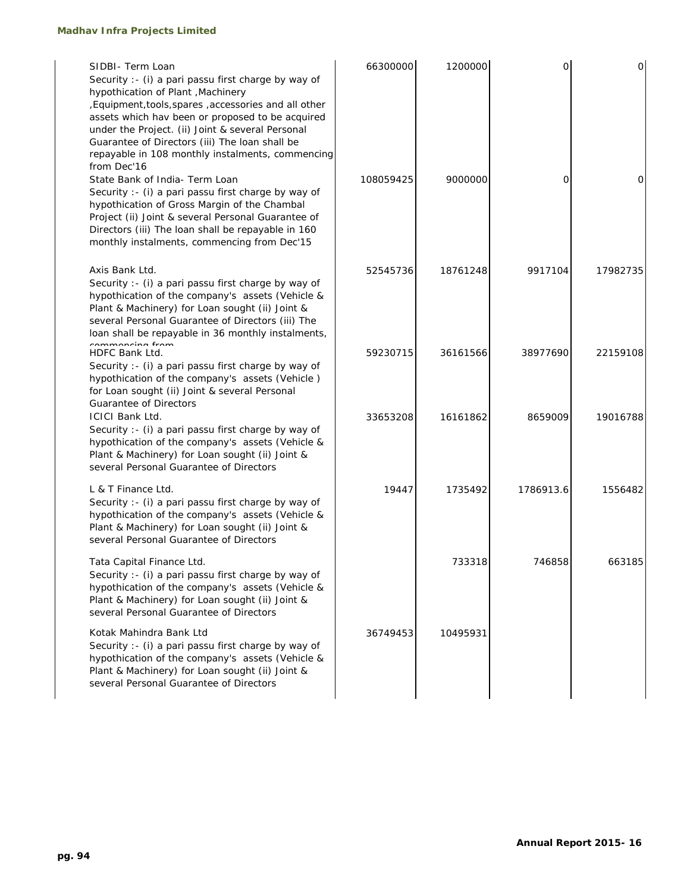| | | | | |
|---|---|---|---|---|
| SIDBI- Term Loan<br>Security :- (i) a pari passu first charge by way of hypothication of Plant ,Machinery ,Equipment,tools,spares ,accessories and all other assets which hav been or proposed to be acquired under the Project. (ii) Joint & several Personal Guarantee of Directors (iii) The loan shall be repayable in 108 monthly instalments, commencing from Dec'16 | 66300000 | 1200000 | 0 | 0 |
| State Bank of India- Term Loan<br>Security :- (i) a pari passu first charge by way of hypothication of Gross Margin of the Chambal Project (ii) Joint & several Personal Guarantee of Directors (iii) The loan shall be repayable in 160 monthly instalments, commencing from Dec'15 | 108059425 | 9000000 | 0 | 0 |
| Axis Bank Ltd.<br>Security :- (i) a pari passu first charge by way of hypothication of the company's assets (Vehicle & Plant & Machinery) for Loan sought (ii) Joint & several Personal Guarantee of Directors (iii) The loan shall be repayable in 36 monthly instalments, commencing from | 52545736 | 18761248 | 9917104 | 17982735 |
| HDFC Bank Ltd.<br>Security :- (i) a pari passu first charge by way of hypothication of the company's assets (Vehicle ) for Loan sought (ii) Joint & several Personal Guarantee of Directors | 59230715 | 36161566 | 38977690 | 22159108 |
| ICICI Bank Ltd.<br>Security :- (i) a pari passu first charge by way of hypothication of the company's assets (Vehicle & Plant & Machinery) for Loan sought (ii) Joint & several Personal Guarantee of Directors | 33653208 | 16161862 | 8659009 | 19016788 |
| L & T Finance Ltd.<br>Security :- (i) a pari passu first charge by way of hypothication of the company's assets (Vehicle & Plant & Machinery) for Loan sought (ii) Joint & several Personal Guarantee of Directors | 19447 | 1735492 | 1786913.6 | 1556482 |
| Tata Capital Finance Ltd.<br>Security :- (i) a pari passu first charge by way of hypothication of the company's assets (Vehicle & Plant & Machinery) for Loan sought (ii) Joint & several Personal Guarantee of Directors | | 733318 | 746858 | 663185 |
| Kotak Mahindra Bank Ltd<br>Security :- (i) a pari passu first charge by way of hypothication of the company's assets (Vehicle & Plant & Machinery) for Loan sought (ii) Joint & several Personal Guarantee of Directors | 36749453 | 10495931 | | |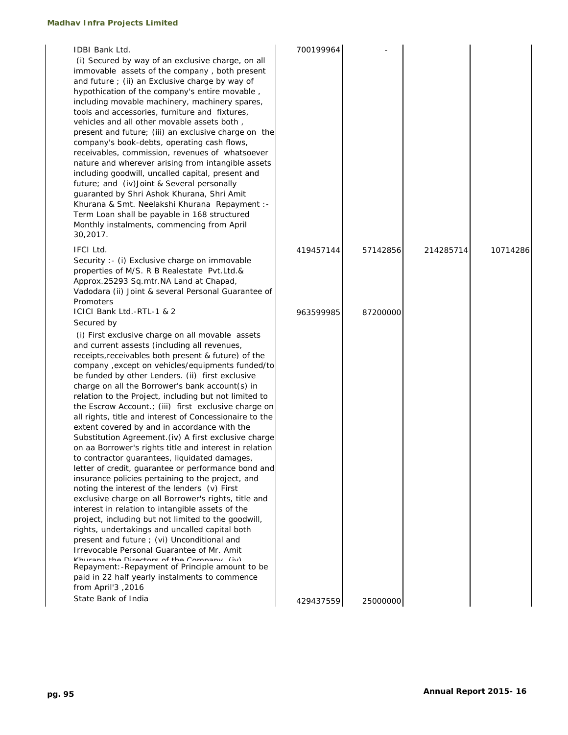| | | | | |
|---|---|---|---|---|
| IDBI Bank Ltd. (i) Secured by way of an exclusive charge, on all immovable assets of the company , both present and future ; (ii) an Exclusive charge by way of hypothication of the company's entire movable , including movable machinery, machinery spares, tools and accessories, furniture and fixtures, vehicles and all other movable assets both , present and future; (iii) an exclusive charge on the company's book-debts, operating cash flows, receivables, commission, revenues of whatsoever nature and wherever arising from intangible assets including goodwill, uncalled capital, present and future; and (iv)Joint & Several personally guaranted by Shri Ashok Khurana, Shri Amit Khurana & Smt. Neelakshi Khurana Repayment :- Term Loan shall be payable in 168 structured Monthly instalments, commencing from April 30,2017. | 700199964 | - | | |
| IFCI Ltd. Security :- (i) Exclusive charge on immovable properties of M/S. R B Realestate Pvt.Ltd.& Approx.25293 Sq.mtr.NA Land at Chapad, Vadodara (ii) Joint & several Personal Guarantee of Promoters | 419457144 | 57142856 | 214285714 | 10714286 |
| ICICI Bank Ltd.-RTL-1 & 2 Secured by (i) First exclusive charge on all movable assets and current assests (including all revenues, receipts,receivables both present & future) of the company ,except on vehicles/equipments funded/to be funded by other Lenders. (ii) first exclusive charge on all the Borrower's bank account(s) in relation to the Project, including but not limited to the Escrow Account.; (iii) first exclusive charge on all rights, title and interest of Concessionaire to the extent covered by and in accordance with the Substitution Agreement.(iv) A first exclusive charge on aa Borrower's rights title and interest in relation to contractor guarantees, liquidated damages, letter of credit, guarantee or performance bond and insurance policies pertaining to the project, and noting the interest of the lenders (v) First exclusive charge on all Borrower's rights, title and interest in relation to intangible assets of the project, including but not limited to the goodwill, rights, undertakings and uncalled capital both present and future ; (vi) Unconditional and Irrevocable Personal Guarantee of Mr. Amit Khurana the Directors of the Company (iv) Repayment:-Repayment of Principle amount to be paid in 22 half yearly instalments to commence from April'3 ,2016 | 963599985 | 87200000 | | |
| State Bank of India | 429437559 | 25000000 | | |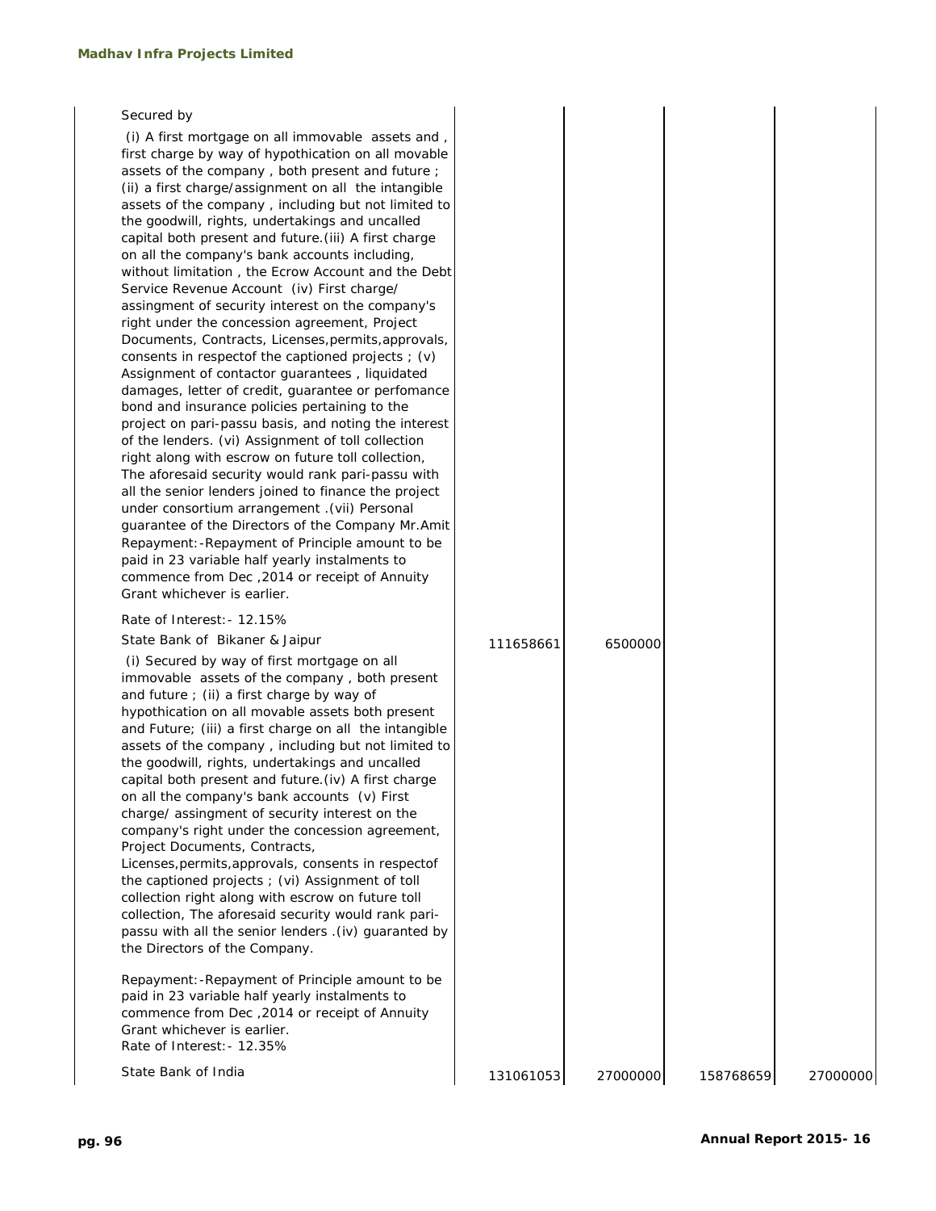| | | | | |
|---|---|---|---|---|
| Secured by<br><br>(i) A first mortgage on all immovable assets and , first charge by way of hypothication on all movable assets of the company , both present and future ; (ii) a first charge/assignment on all the intangible assets of the company , including but not limited to the goodwill, rights, undertakings and uncalled capital both present and future.(iii) A first charge on all the company's bank accounts including, without limitation , the Ecrow Account and the Debt Service Revenue Account (iv) First charge/ assingment of security interest on the company's right under the concession agreement, Project Documents, Contracts, Licenses,permits,approvals, consents in respectof the captioned projects ; (v) Assignment of contactor guarantees , liquidated damages, letter of credit, guarantee or perfomance bond and insurance policies pertaining to the project on pari-passu basis, and noting the interest of the lenders. (vi) Assignment of toll collection right along with escrow on future toll collection, The aforesaid security would rank pari-passu with all the senior lenders joined to finance the project under consortium arrangement .(vii) Personal guarantee of the Directors of the Company Mr.Amit Repayment:-Repayment of Principle amount to be paid in 23 variable half yearly instalments to commence from Dec ,2014 or receipt of Annuity Grant whichever is earlier.<br><br>Rate of Interest:- 12.15% | | | | |
| State Bank of Bikaner & Jaipur | 111658661 | 6500000 | | |
| (i) Secured by way of first mortgage on all immovable assets of the company , both present and future ; (ii) a first charge by way of hypothication on all movable assets both present and Future; (iii) a first charge on all the intangible assets of the company , including but not limited to the goodwill, rights, undertakings and uncalled capital both present and future.(iv) A first charge on all the company's bank accounts (v) First charge/ assingment of security interest on the company's right under the concession agreement, Project Documents, Contracts, Licenses,permits,approvals, consents in respectof the captioned projects ; (vi) Assignment of toll collection right along with escrow on future toll collection, The aforesaid security would rank pari-passu with all the senior lenders .(iv) guaranted by the Directors of the Company.<br><br>Repayment:-Repayment of Principle amount to be paid in 23 variable half yearly instalments to commence from Dec ,2014 or receipt of Annuity Grant whichever is earlier.<br>Rate of Interest:- 12.35% | | | | |
| State Bank of India | 131061053 | 27000000 | 158768659 | 27000000 |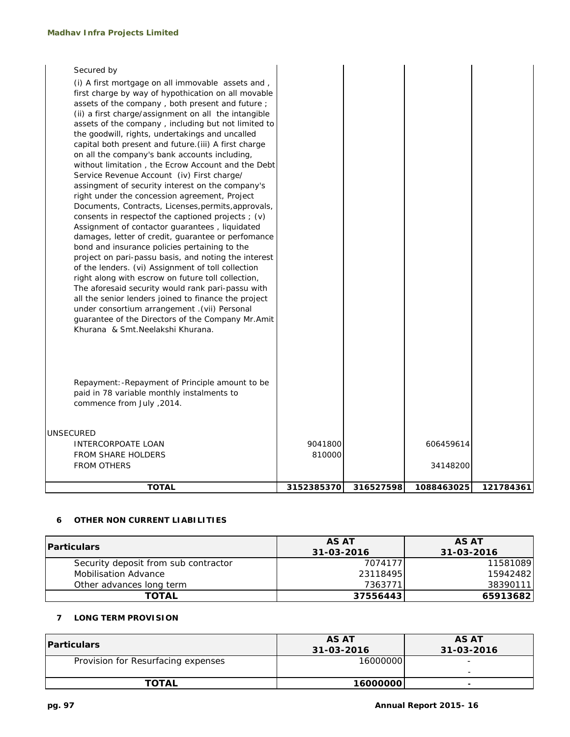| | | | | |
|---|---|---|---|---|
| Secured by<br>(i) A first mortgage on all immovable assets and , first charge by way of hypothication on all movable assets of the company , both present and future ; (ii) a first charge/assignment on all the intangible assets of the company , including but not limited to the goodwill, rights, undertakings and uncalled capital both present and future.(iii) A first charge on all the company's bank accounts including, without limitation , the Ecrow Account and the Debt Service Revenue Account (iv) First charge/ assingment of security interest on the company's right under the concession agreement, Project Documents, Contracts, Licenses,permits,approvals, consents in respectof the captioned projects ; (v) Assignment of contactor guarantees , liquidated damages, letter of credit, guarantee or perfomance bond and insurance policies pertaining to the project on pari-passu basis, and noting the interest of the lenders. (vi) Assignment of toll collection right along with escrow on future toll collection, The aforesaid security would rank pari-passu with all the senior lenders joined to finance the project under consortium arrangement .(vii) Personal guarantee of the Directors of the Company Mr.Amit Khurana & Smt.Neelakshi Khurana. | | | | |
| Repayment:-Repayment of Principle amount to be paid in 78 variable monthly instalments to commence from July ,2014. | | | | |
| UNSECURED | | | | |
| INTERCORPOATE LOAN | 9041800 | | 606459614 | |
| FROM SHARE HOLDERS | 810000 | | | |
| FROM OTHERS | | | 34148200 | |
| **TOTAL** | **3152385370** | **316527598** | **1088463025** | **121784361** |

**6 OTHER NON CURRENT LIABILITIES**

| Particulars | AS AT 31-03-2016 | AS AT 31-03-2016 |
|---|---|---|
| Security deposit from sub contractor | 7074177 | 11581089 |
| Mobilisation Advance | 23118495 | 15942482 |
| Other advances long term | 7363771 | 38390111 |
| **TOTAL** | **37556443** | **65913682** |

**7 LONG TERM PROVISION**

| Particulars | AS AT 31-03-2016 | AS AT 31-03-2016 |
|---|---|---|
| Provision for Resurfacing expenses | 16000000 | - |
| | | - |
| **TOTAL** | **16000000** | **-** |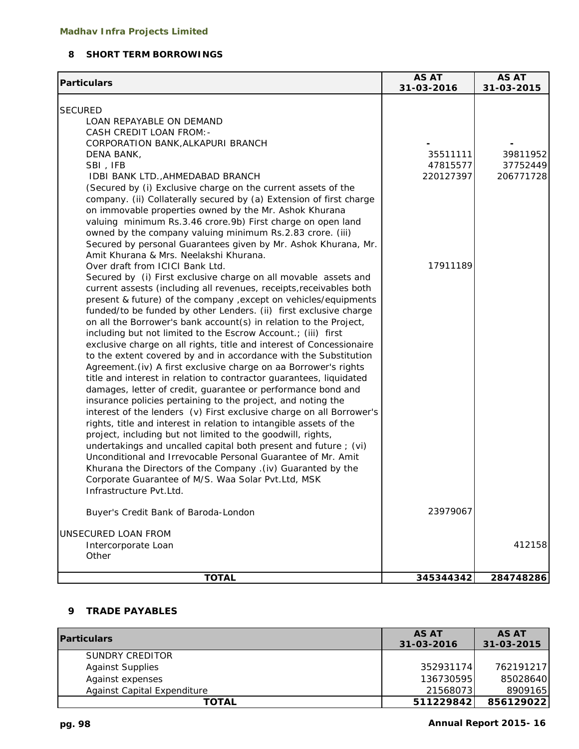**Madhav Infra Projects Limited**

## 8 SHORT TERM BORROWINGS

| Particulars | AS AT 31-03-2016 | AS AT 31-03-2015 |
|---|---|---|
| SECURED | | |
| LOAN REPAYABLE ON DEMAND | | |
| CASH CREDIT LOAN FROM:- | | |
| CORPORATION BANK,ALKAPURI BRANCH | - | - |
| DENA BANK, | 35511111 | 39811952 |
| SBI , IFB | 47815577 | 37752449 |
| IDBI BANK LTD.,AHMEDABAD BRANCH | 220127397 | 206771728 |
| (Secured by (i) Exclusive charge on the current assets of the company. (ii) Collaterally secured by (a) Extension of first charge on immovable properties owned by the Mr. Ashok Khurana valuing minimum Rs.3.46 crore.9b) First charge on open land owned by the company valuing minimum Rs.2.83 crore. (iii) Secured by personal Guarantees given by Mr. Ashok Khurana, Mr. Amit Khurana & Mrs. Neelakshi Khurana. | | |
| Over draft from ICICI Bank Ltd. | 17911189 | |
| Secured by (i) First exclusive charge on all movable assets and current assests (including all revenues, receipts,receivables both present & future) of the company ,except on vehicles/equipments funded/to be funded by other Lenders. (ii) first exclusive charge on all the Borrower's bank account(s) in relation to the Project, including but not limited to the Escrow Account.; (iii) first exclusive charge on all rights, title and interest of Concessionaire to the extent covered by and in accordance with the Substitution Agreement.(iv) A first exclusive charge on aa Borrower's rights title and interest in relation to contractor guarantees, liquidated damages, letter of credit, guarantee or performance bond and insurance policies pertaining to the project, and noting the interest of the lenders (v) First exclusive charge on all Borrower's rights, title and interest in relation to intangible assets of the project, including but not limited to the goodwill, rights, undertakings and uncalled capital both present and future ; (vi) Unconditional and Irrevocable Personal Guarantee of Mr. Amit Khurana the Directors of the Company .(iv) Guaranted by the Corporate Guarantee of M/S. Waa Solar Pvt.Ltd, MSK Infrastructure Pvt.Ltd. | | |
| Buyer's Credit Bank of Baroda-London | 23979067 | |
| UNSECURED LOAN FROM | | |
| Intercorporate Loan | | 412158 |
| Other | | |
| **TOTAL** | **345344342** | **284748286** |

## 9 TRADE PAYABLES

| Particulars | AS AT 31-03-2016 | AS AT 31-03-2015 |
|---|---|---|
| SUNDRY CREDITOR | | |
| Against Supplies | 352931174 | 762191217 |
| Against expenses | 136730595 | 85028640 |
| Against Capital Expenditure | 21568073 | 8909165 |
| **TOTAL** | **511229842** | **856129022** |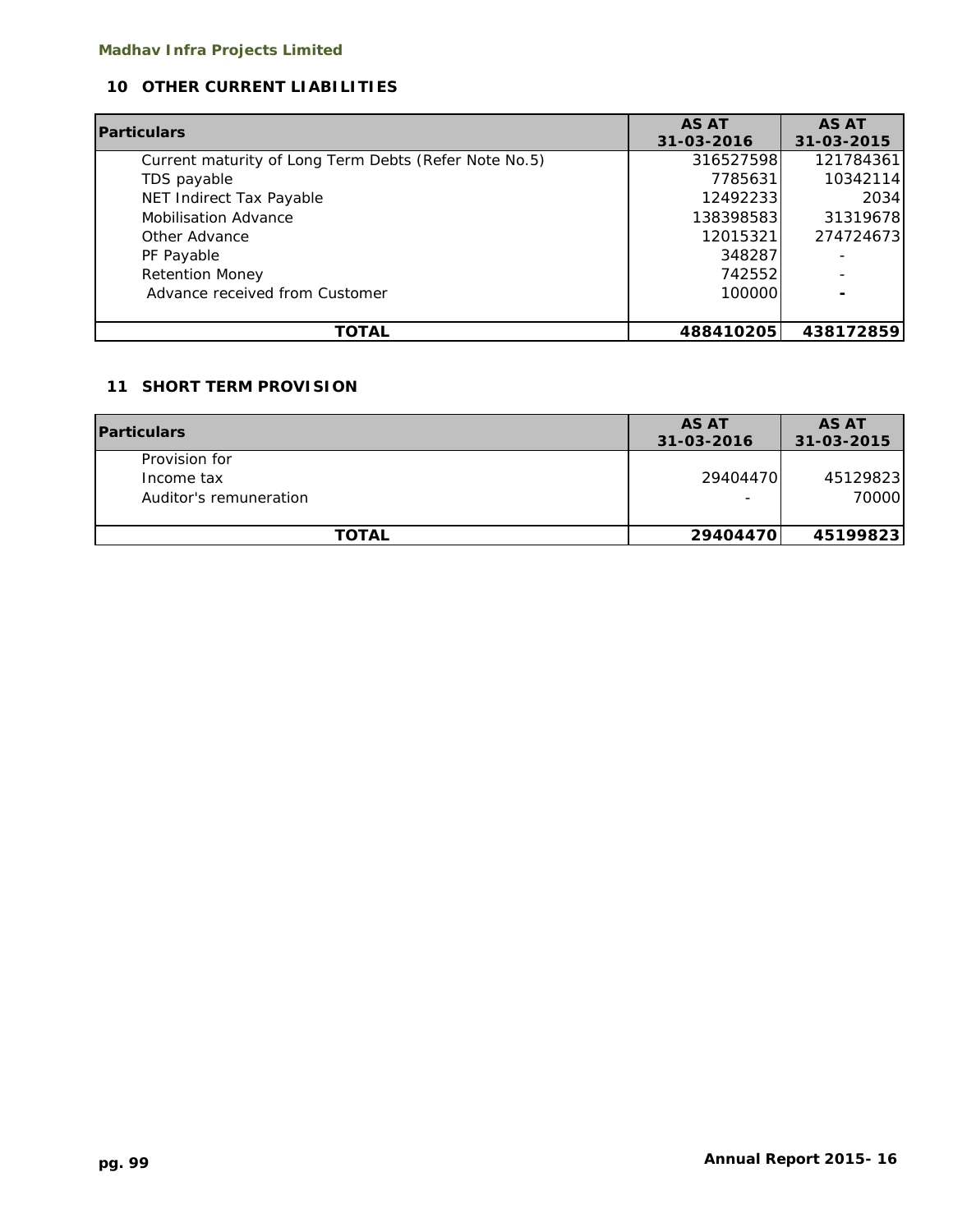## 10 OTHER CURRENT LIABILITIES

| Particulars | AS AT 31-03-2016 | AS AT 31-03-2015 |
|---|---|---|
| Current maturity of Long Term Debts (Refer Note No.5) | 316527598 | 121784361 |
| TDS payable | 7785631 | 10342114 |
| NET Indirect Tax Payable | 12492233 | 2034 |
| Mobilisation Advance | 138398583 | 31319678 |
| Other Advance | 12015321 | 274724673 |
| PF Payable | 348287 | - |
| Retention Money | 742552 | - |
| Advance received from Customer | 100000 | - |
| **TOTAL** | **488410205** | **438172859** |

## 11 SHORT TERM PROVISION

| Particulars | AS AT 31-03-2016 | AS AT 31-03-2015 |
|---|---|---|
| Provision for | | |
| Income tax | 29404470 | 45129823 |
| Auditor's remuneration | - | 70000 |
| **TOTAL** | **29404470** | **45199823** |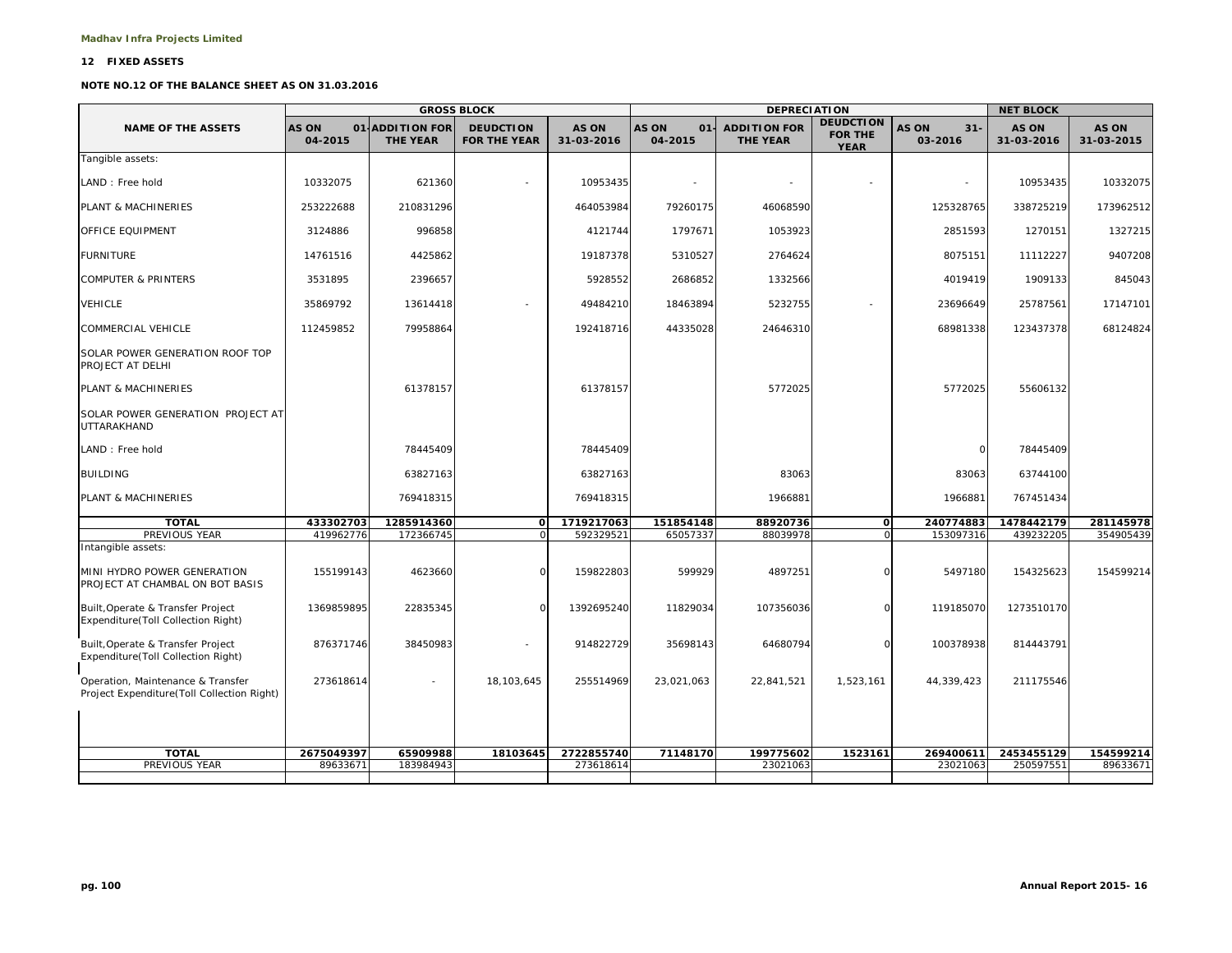Madhav Infra Projects Limited

## 12 FIXED ASSETS

### NOTE NO.12 OF THE BALANCE SHEET AS ON 31.03.2016

| NAME OF THE ASSETS | GROSS BLOCK | | | | DEPRECIATION | | | | NET BLOCK | |
|---|---|---|---|---|---|---|---|---|---|---|
| | AS ON 01-04-2015 | ADDITION FOR THE YEAR | DEUDCTION FOR THE YEAR | AS ON 31-03-2016 | AS ON 01-04-2015 | ADDITION FOR THE YEAR | DEUDCTION FOR THE YEAR | AS ON 31-03-2016 | AS ON 31-03-2016 | AS ON 31-03-2015 |
| Tangible assets: | | | | | | | | | | |
| LAND : Free hold | 10332075 | 621360 | - | 10953435 | - | - | - | - | 10953435 | 10332075 |
| PLANT & MACHINERIES | 253222688 | 210831296 | | 464053984 | 79260175 | 46068590 | | 125328765 | 338725219 | 173962512 |
| OFFICE EQUIPMENT | 3124886 | 996858 | | 4121744 | 1797671 | 1053923 | | 2851593 | 1270151 | 1327215 |
| FURNITURE | 14761516 | 4425862 | | 19187378 | 5310527 | 2764624 | | 8075151 | 11112227 | 9407208 |
| COMPUTER & PRINTERS | 3531895 | 2396657 | | 5928552 | 2686852 | 1332566 | | 4019419 | 1909133 | 845043 |
| VEHICLE | 35869792 | 13614418 | - | 49484210 | 18463894 | 5232755 | - | 23696649 | 25787561 | 17147101 |
| COMMERCIAL VEHICLE | 112459852 | 79958864 | | 192418716 | 44335028 | 24646310 | | 68981338 | 123437378 | 68124824 |
| SOLAR POWER GENERATION ROOF TOP PROJECT AT DELHI | | | | | | | | | | |
| PLANT & MACHINERIES | | 61378157 | | 61378157 | | 5772025 | | 5772025 | 55606132 | |
| SOLAR POWER GENERATION PROJECT AT UTTARAKHAND | | | | | | | | | | |
| LAND : Free hold | | 78445409 | | 78445409 | | | | 0 | 78445409 | |
| BUILDING | | 63827163 | | 63827163 | | 83063 | | 83063 | 63744100 | |
| PLANT & MACHINERIES | | 769418315 | | 769418315 | | 1966881 | | 1966881 | 767451434 | |
| **TOTAL** | **433302703** | **1285914360** | **0** | **1719217063** | **151854148** | **88920736** | **0** | **240774883** | **1478442179** | **281145978** |
| PREVIOUS YEAR | 419962776 | 172366745 | 0 | 592329521 | 65057337 | 88039978 | 0 | 153097316 | 439232205 | 354905439 |
| Intangible assets: | | | | | | | | | | |
| MINI HYDRO POWER GENERATION PROJECT AT CHAMBAL ON BOT BASIS | 155199143 | 4623660 | 0 | 159822803 | 599929 | 4897251 | 0 | 5497180 | 154325623 | 154599214 |
| Built,Operate & Transfer Project Expenditure(Toll Collection Right) | 1369859895 | 22835345 | 0 | 1392695240 | 11829034 | 107356036 | 0 | 119185070 | 1273510170 | |
| Built,Operate & Transfer Project Expenditure(Toll Collection Right) | 876371746 | 38450983 | - | 914822729 | 35698143 | 64680794 | 0 | 100378938 | 814443791 | |
| Operation, Maintenance & Transfer Project Expenditure(Toll Collection Right) | 273618614 | - | 18,103,645 | 255514969 | 23,021,063 | 22,841,521 | 1,523,161 | 44,339,423 | 211175546 | |
| **TOTAL** | **2675049397** | **65909988** | **18103645** | **2722855740** | **71148170** | **199775602** | **1523161** | **269400611** | **2453455129** | **154599214** |
| PREVIOUS YEAR | 89633671 | 183984943 | | 273618614 | | 23021063 | | 23021063 | 250597551 | 89633671 |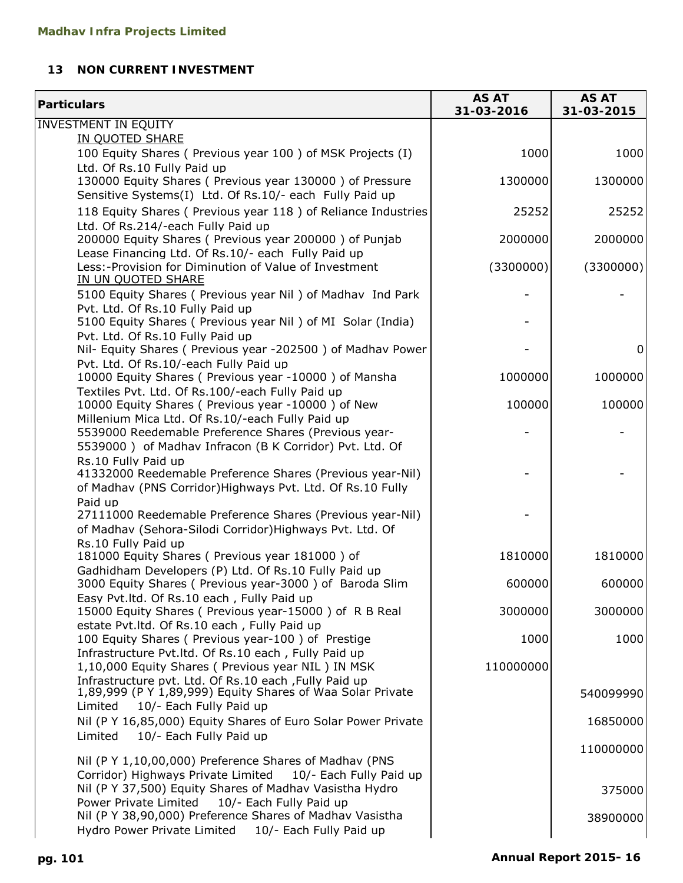**Madhav Infra Projects Limited**

## 13 NON CURRENT INVESTMENT

| Particulars | AS AT 31-03-2016 | AS AT 31-03-2015 |
|---|---|---|
| INVESTMENT IN EQUITY | | |
| IN QUOTED SHARE | | |
| 100 Equity Shares ( Previous year 100 ) of MSK Projects (I) Ltd. Of Rs.10 Fully Paid up | 1000 | 1000 |
| 130000 Equity Shares ( Previous year 130000 ) of Pressure Sensitive Systems(I) Ltd. Of Rs.10/- each Fully Paid up | 1300000 | 1300000 |
| 118 Equity Shares ( Previous year 118 ) of Reliance Industries Ltd. Of Rs.214/-each Fully Paid up | 25252 | 25252 |
| 200000 Equity Shares ( Previous year 200000 ) of Punjab Lease Financing Ltd. Of Rs.10/- each Fully Paid up | 2000000 | 2000000 |
| Less:-Provision for Diminution of Value of Investment | (3300000) | (3300000) |
| IN UN QUOTED SHARE | | |
| 5100 Equity Shares ( Previous year Nil ) of Madhav Ind Park Pvt. Ltd. Of Rs.10 Fully Paid up | - | - |
| 5100 Equity Shares ( Previous year Nil ) of MI Solar (India) Pvt. Ltd. Of Rs.10 Fully Paid up | - | |
| Nil- Equity Shares ( Previous year -202500 ) of Madhav Power Pvt. Ltd. Of Rs.10/-each Fully Paid up | - | 0 |
| 10000 Equity Shares ( Previous year -10000 ) of Mansha Textiles Pvt. Ltd. Of Rs.100/-each Fully Paid up | 1000000 | 1000000 |
| 10000 Equity Shares ( Previous year -10000 ) of New Millenium Mica Ltd. Of Rs.10/-each Fully Paid up | 100000 | 100000 |
| 5539000 Reedemable Preference Shares (Previous year-5539000 ) of Madhav Infracon (B K Corridor) Pvt. Ltd. Of Rs.10 Fully Paid up | - | - |
| 41332000 Reedemable Preference Shares (Previous year-Nil) of Madhav (PNS Corridor)Highways Pvt. Ltd. Of Rs.10 Fully Paid up | - | - |
| 27111000 Reedemable Preference Shares (Previous year-Nil) of Madhav (Sehora-Silodi Corridor)Highways Pvt. Ltd. Of Rs.10 Fully Paid up | - | |
| 181000 Equity Shares ( Previous year 181000 ) of Gadhidham Developers (P) Ltd. Of Rs.10 Fully Paid up | 1810000 | 1810000 |
| 3000 Equity Shares ( Previous year-3000 ) of Baroda Slim Easy Pvt.ltd. Of Rs.10 each , Fully Paid up | 600000 | 600000 |
| 15000 Equity Shares ( Previous year-15000 ) of R B Real estate Pvt.ltd. Of Rs.10 each , Fully Paid up | 3000000 | 3000000 |
| 100 Equity Shares ( Previous year-100 ) of Prestige Infrastructure Pvt.ltd. Of Rs.10 each , Fully Paid up | 1000 | 1000 |
| 1,10,000 Equity Shares ( Previous year NIL ) IN MSK Infrastructure pvt. Ltd. Of Rs.10 each ,Fully Paid up | 110000000 | |
| 1,89,999 (P Y 1,89,999) Equity Shares of Waa Solar Private Limited 10/- Each Fully Paid up | | 540099990 |
| Nil (P Y 16,85,000) Equity Shares of Euro Solar Power Private Limited 10/- Each Fully Paid up | | 16850000 |
| Nil (P Y 1,10,00,000) Preference Shares of Madhav (PNS Corridor) Highways Private Limited 10/- Each Fully Paid up | | 110000000 |
| Nil (P Y 37,500) Equity Shares of Madhav Vasistha Hydro Power Private Limited 10/- Each Fully Paid up | | 375000 |
| Nil (P Y 38,90,000) Preference Shares of Madhav Vasistha Hydro Power Private Limited 10/- Each Fully Paid up | | 38900000 |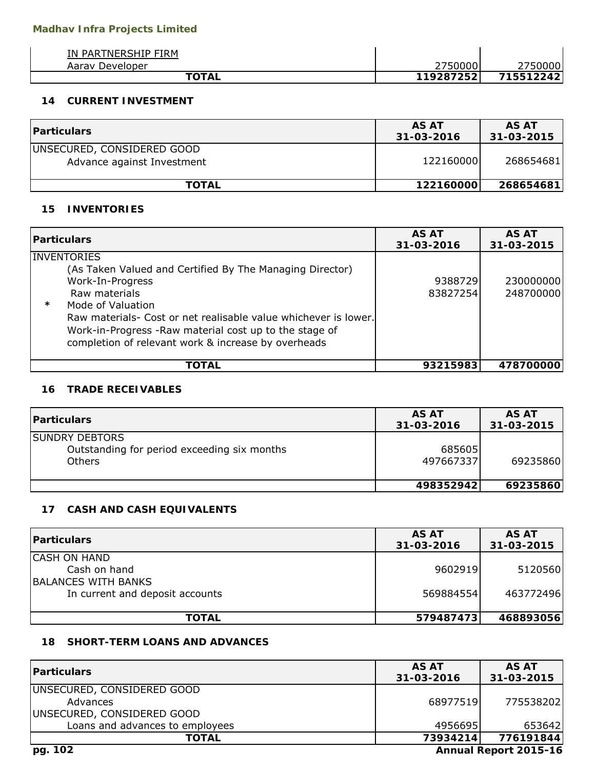| | | |
|---|---|---|
| IN PARTNERSHIP FIRM | | |
| Aarav Developer | 2750000 | 2750000 |
| **TOTAL** | **119287252** | **715512242** |

### 14 CURRENT INVESTMENT

| Particulars | AS AT 31-03-2016 | AS AT 31-03-2015 |
|---|---|---|
| UNSECURED, CONSIDERED GOOD | | |
| Advance against Investment | 122160000 | 268654681 |
| **TOTAL** | **122160000** | **268654681** |

### 15 INVENTORIES

| Particulars | AS AT 31-03-2016 | AS AT 31-03-2015 |
|---|---|---|
| INVENTORIES | | |
| (As Taken Valued and Certified By The Managing Director) | | |
| Work-In-Progress | 9388729 | 230000000 |
| Raw materials | 83827254 | 248700000 |
| * Mode of Valuation | | |
| Raw materials- Cost or net realisable value whichever is lower. | | |
| Work-in-Progress -Raw material cost up to the stage of completion of relevant work & increase by overheads | | |
| **TOTAL** | **93215983** | **478700000** |

### 16 TRADE RECEIVABLES

| Particulars | AS AT 31-03-2016 | AS AT 31-03-2015 |
|---|---|---|
| SUNDRY DEBTORS | | |
| Outstanding for period exceeding six months | 685605 | |
| Others | 497667337 | 69235860 |
| | **498352942** | **69235860** |

### 17 CASH AND CASH EQUIVALENTS

| Particulars | AS AT 31-03-2016 | AS AT 31-03-2015 |
|---|---|---|
| CASH ON HAND | | |
| Cash on hand | 9602919 | 5120560 |
| BALANCES WITH BANKS | | |
| In current and deposit accounts | 569884554 | 463772496 |
| **TOTAL** | **579487473** | **468893056** |

### 18 SHORT-TERM LOANS AND ADVANCES

| Particulars | AS AT 31-03-2016 | AS AT 31-03-2015 |
|---|---|---|
| UNSECURED, CONSIDERED GOOD | | |
| Advances | 68977519 | 775538202 |
| UNSECURED, CONSIDERED GOOD | | |
| Loans and advances to employees | 4956695 | 653642 |
| **TOTAL** | **73934214** | **776191844** |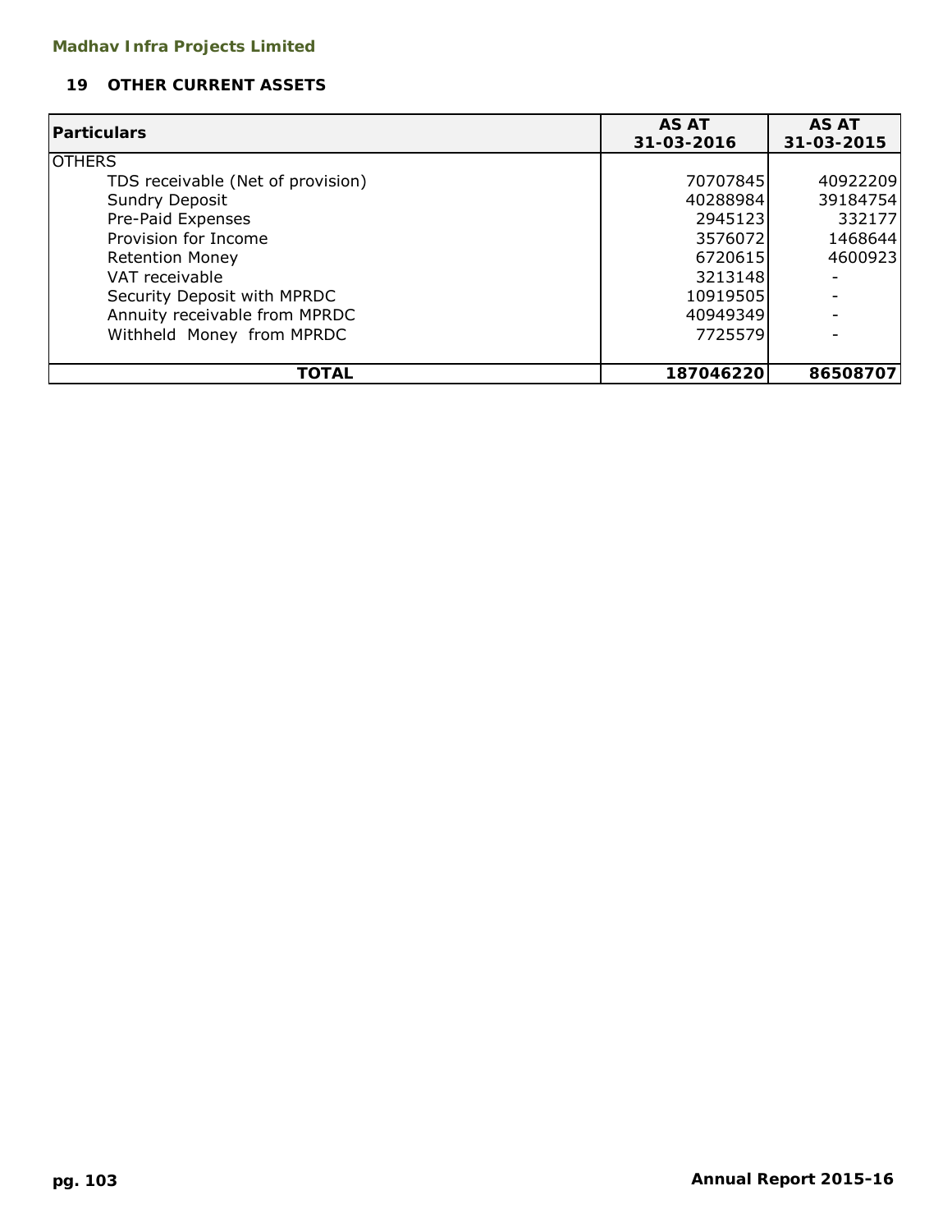**Madhav Infra Projects Limited**

## 19 OTHER CURRENT ASSETS

| Particulars | AS AT 31-03-2016 | AS AT 31-03-2015 |
|---|---|---|
| OTHERS | | |
| TDS receivable (Net of provision) | 70707845 | 40922209 |
| Sundry Deposit | 40288984 | 39184754 |
| Pre-Paid Expenses | 2945123 | 332177 |
| Provision for Income | 3576072 | 1468644 |
| Retention Money | 6720615 | 4600923 |
| VAT receivable | 3213148 | - |
| Security Deposit with MPRDC | 10919505 | - |
| Annuity receivable from MPRDC | 40949349 | - |
| Withheld Money from MPRDC | 7725579 | - |
| **TOTAL** | **187046220** | **86508707** |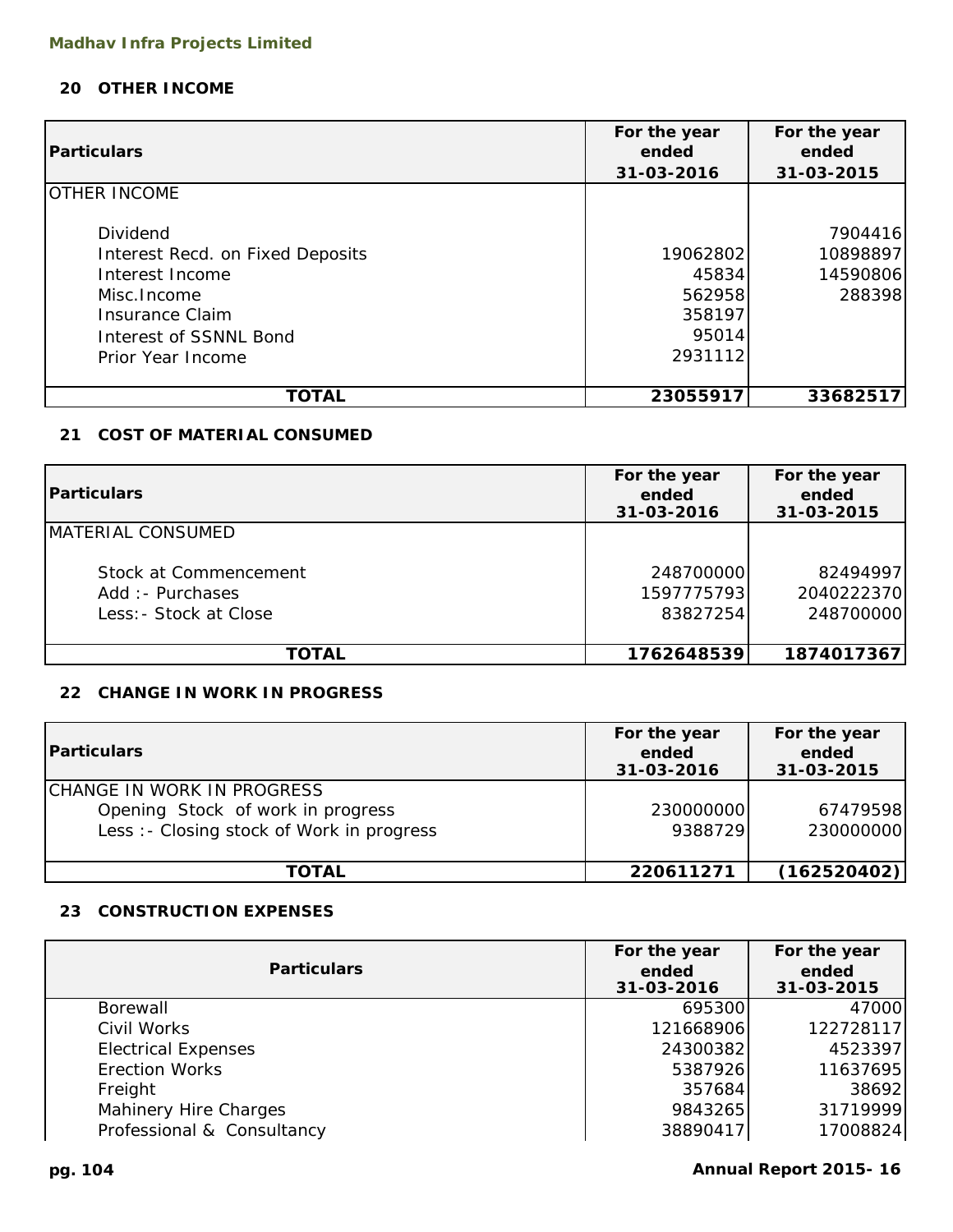### 20 OTHER INCOME

| Particulars | For the year ended 31-03-2016 | For the year ended 31-03-2015 |
|---|---|---|
| OTHER INCOME | | |
| Dividend | | 7904416 |
| Interest Recd. on Fixed Deposits | 19062802 | 10898897 |
| Interest Income | 45834 | 14590806 |
| Misc.Income | 562958 | 288398 |
| Insurance Claim | 358197 | |
| Interest of SSNNL Bond | 95014 | |
| Prior Year Income | 2931112 | |
| **TOTAL** | **23055917** | **33682517** |

### 21 COST OF MATERIAL CONSUMED

| Particulars | For the year ended 31-03-2016 | For the year ended 31-03-2015 |
|---|---|---|
| MATERIAL CONSUMED | | |
| Stock at Commencement | 248700000 | 82494997 |
| Add :- Purchases | 1597775793 | 2040222370 |
| Less:- Stock at Close | 83827254 | 248700000 |
| **TOTAL** | **1762648539** | **1874017367** |

### 22 CHANGE IN WORK IN PROGRESS

| Particulars | For the year ended 31-03-2016 | For the year ended 31-03-2015 |
|---|---|---|
| CHANGE IN WORK IN PROGRESS | | |
| Opening Stock of work in progress | 230000000 | 67479598 |
| Less :- Closing stock of Work in progress | 9388729 | 230000000 |
| **TOTAL** | **220611271** | **(162520402)** |

### 23 CONSTRUCTION EXPENSES

| Particulars | For the year ended 31-03-2016 | For the year ended 31-03-2015 |
|---|---|---|
| Borewall | 695300 | 47000 |
| Civil Works | 121668906 | 122728117 |
| Electrical Expenses | 24300382 | 4523397 |
| Erection Works | 5387926 | 11637695 |
| Freight | 357684 | 38692 |
| Mahinery Hire Charges | 9843265 | 31719999 |
| Professional & Consultancy | 38890417 | 17008824 |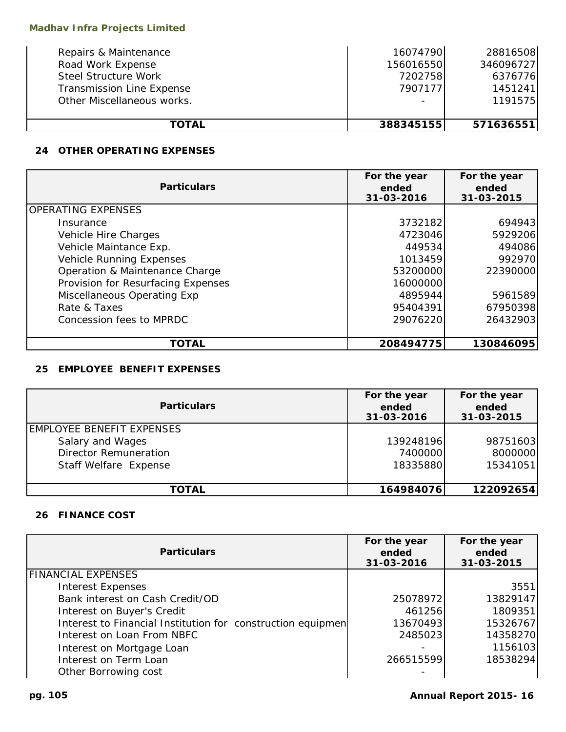| | | |
|---|---|---|
| Repairs & Maintenance | 16074790 | 28816508 |
| Road Work Expense | 156016550 | 346096727 |
| Steel Structure Work | 7202758 | 6376776 |
| Transmission Line Expense | 7907177 | 1451241 |
| Other Miscellaneous works. | - | 1191575 |
| **TOTAL** | **388345155** | **571636551** |

## 24 OTHER OPERATING EXPENSES

| Particulars | For the year ended 31-03-2016 | For the year ended 31-03-2015 |
|---|---|---|
| OPERATING EXPENSES | | |
| Insurance | 3732182 | 694943 |
| Vehicle Hire Charges | 4723046 | 5929206 |
| Vehicle Maintance Exp. | 449534 | 494086 |
| Vehicle Running Expenses | 1013459 | 992970 |
| Operation & Maintenance Charge | 53200000 | 22390000 |
| Provision for Resurfacing Expenses | 16000000 | |
| Miscellaneous Operating Exp | 4895944 | 5961589 |
| Rate & Taxes | 95404391 | 67950398 |
| Concession fees to MPRDC | 29076220 | 26432903 |
| **TOTAL** | **208494775** | **130846095** |

## 25 EMPLOYEE BENEFIT EXPENSES

| Particulars | For the year ended 31-03-2016 | For the year ended 31-03-2015 |
|---|---|---|
| EMPLOYEE BENEFIT EXPENSES | | |
| Salary and Wages | 139248196 | 98751603 |
| Director Remuneration | 7400000 | 8000000 |
| Staff Welfare Expense | 18335880 | 15341051 |
| **TOTAL** | **164984076** | **122092654** |

## 26 FINANCE COST

| Particulars | For the year ended 31-03-2016 | For the year ended 31-03-2015 |
|---|---|---|
| FINANCIAL EXPENSES | | |
| Interest Expenses | | 3551 |
| Bank interest on Cash Credit/OD | 25078972 | 13829147 |
| Interest on Buyer's Credit | 461256 | 1809351 |
| Interest to Financial Institution for construction equipment | 13670493 | 15326767 |
| Interest on Loan From NBFC | 2485023 | 14358270 |
| Interest on Mortgage Loan | - | 1156103 |
| Interest on Term Loan | 266515599 | 18538294 |
| Other Borrowing cost | - | |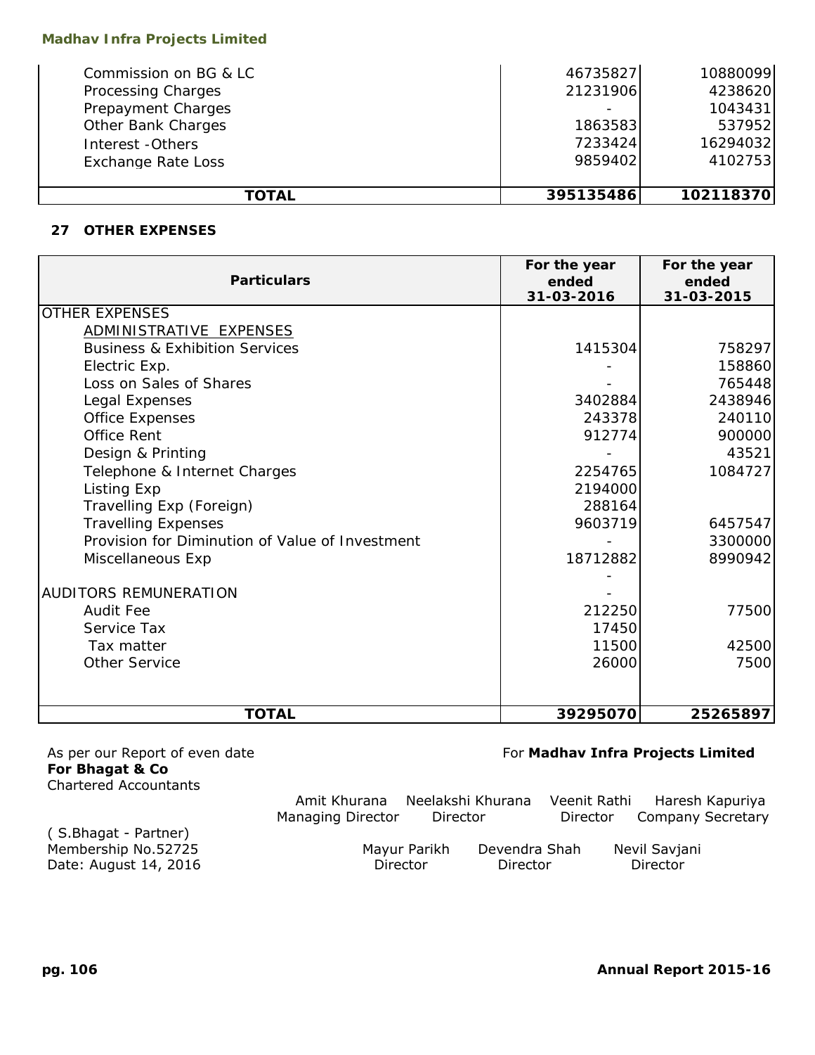| | | |
|---|---|---|
| Commission on BG & LC | 46735827 | 10880099 |
| Processing Charges | 21231906 | 4238620 |
| Prepayment Charges | - | 1043431 |
| Other Bank Charges | 1863583 | 537952 |
| Interest -Others | 7233424 | 16294032 |
| Exchange Rate Loss | 9859402 | 4102753 |
| **TOTAL** | **395135486** | **102118370** |

**27 OTHER EXPENSES**

| Particulars | For the year ended 31-03-2016 | For the year ended 31-03-2015 |
|---|---|---|
| OTHER EXPENSES | | |
| ADMINISTRATIVE EXPENSES | | |
| Business & Exhibition Services | 1415304 | 758297 |
| Electric Exp. | - | 158860 |
| Loss on Sales of Shares | - | 765448 |
| Legal Expenses | 3402884 | 2438946 |
| Office Expenses | 243378 | 240110 |
| Office Rent | 912774 | 900000 |
| Design & Printing | - | 43521 |
| Telephone & Internet Charges | 2254765 | 1084727 |
| Listing Exp | 2194000 | |
| Travelling Exp (Foreign) | 288164 | |
| Travelling Expenses | 9603719 | 6457547 |
| Provision for Diminution of Value of Investment | - | 3300000 |
| Miscellaneous Exp | 18712882 | 8990942 |
| | - | |
| AUDITORS REMUNERATION | - | |
| Audit Fee | 212250 | 77500 |
| Service Tax | 17450 | |
| Tax matter | 11500 | 42500 |
| Other Service | 26000 | 7500 |
| **TOTAL** | **39295070** | **25265897** |

As per our Report of even date
**For Bhagat & Co**
Chartered Accountants

( S.Bhagat - Partner)
Membership No.52725
Date: August 14, 2016

For **Madhav Infra Projects Limited**

Amit Khurana, Managing Director
Neelakshi Khurana, Director
Veenit Rathi, Director
Haresh Kapuriya, Company Secretary

Mayur Parikh, Director
Devendra Shah, Director
Nevil Savjani, Director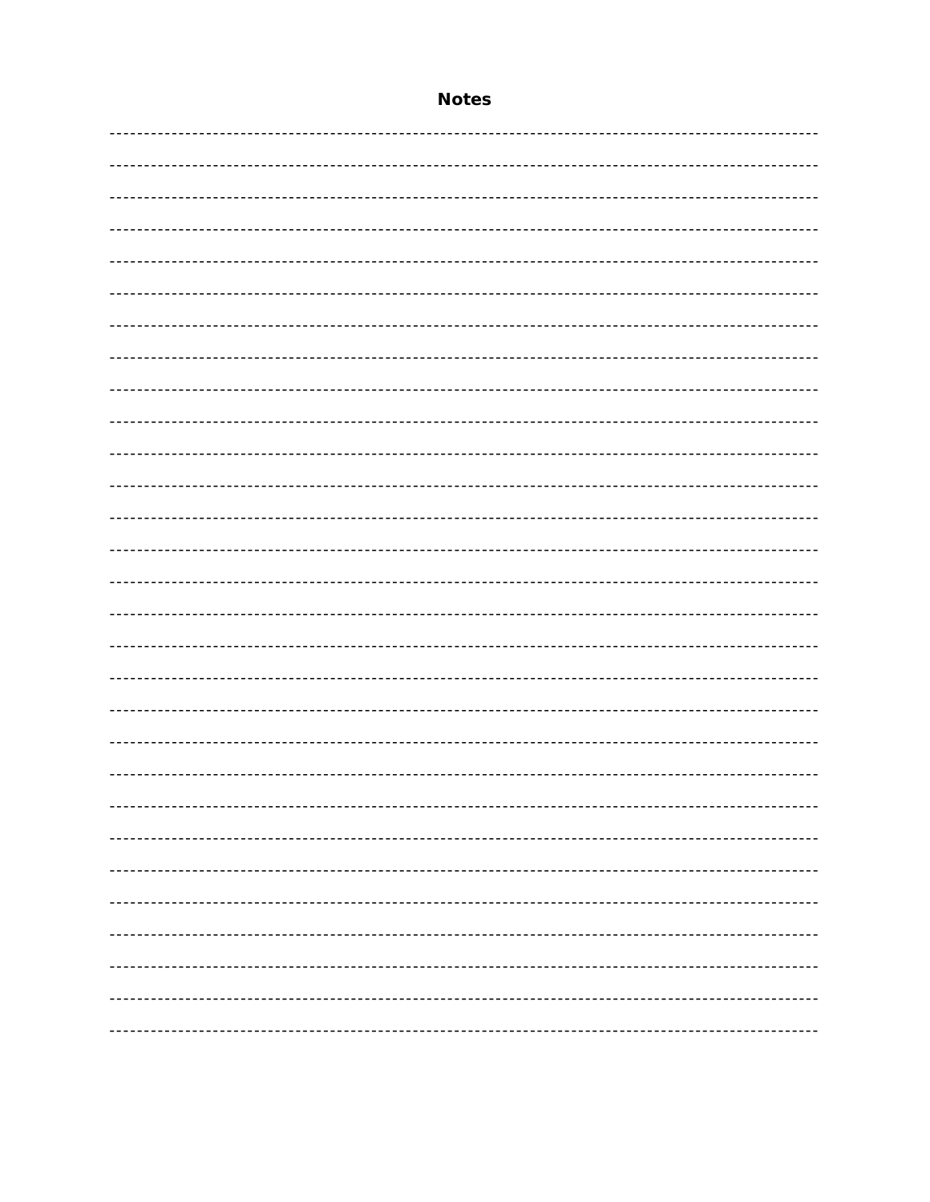**Notes**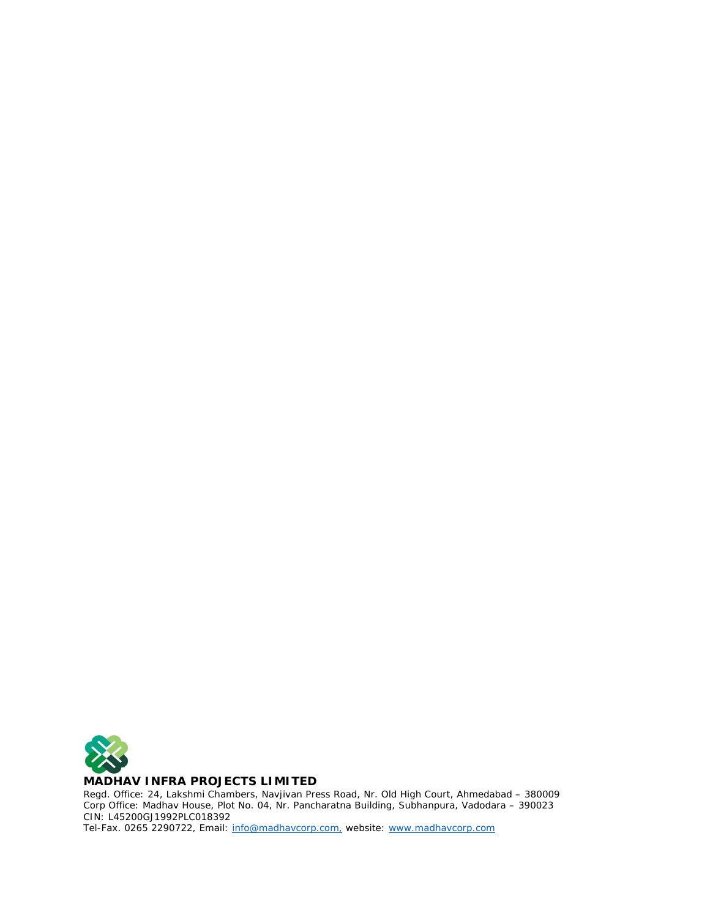**MADHAV INFRA PROJECTS LIMITED**

Regd. Office: 24, Lakshmi Chambers, Navjivan Press Road, Nr. Old High Court, Ahmedabad – 380009
Corp Office: Madhav House, Plot No. 04, Nr. Pancharatna Building, Subhanpura, Vadodara – 390023
CIN: L45200GJ1992PLC018392
Tel-Fax. 0265 2290722, Email: info@madhavcorp.com, website: www.madhavcorp.com